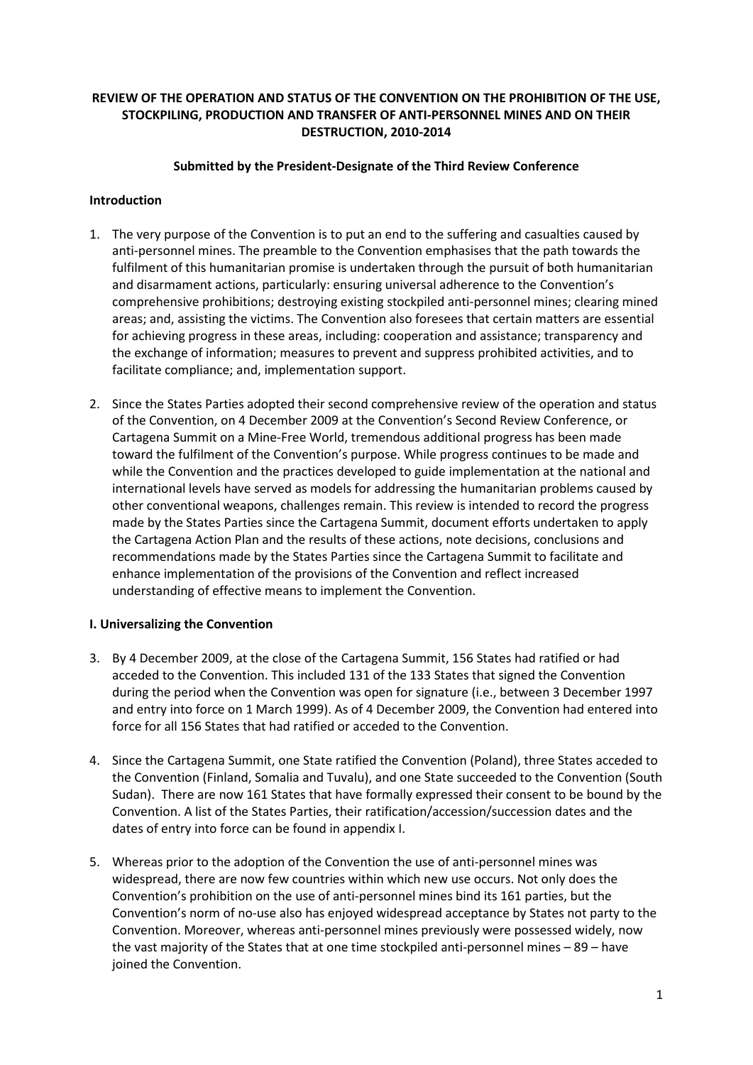# REVIEW OF THE OPERATION AND STATUS OF THE CONVENTION ON THE PROHIBITION OF THE USE, STOCKPILING, PRODUCTION AND TRANSFER OF ANTI-PERSONNEL MINES AND ON THEIR DESTRUCTION, 2010-2014

**Submitted by the President-Designate of the Third Review Conference**

## Introduction

1. The very purpose of the Convention is to put an end to the suffering and casualties caused by anti-personnel mines. The preamble to the Convention emphasises that the path towards the fulfilment of this humanitarian promise is undertaken through the pursuit of both humanitarian and disarmament actions, particularly: ensuring universal adherence to the Convention's comprehensive prohibitions; destroying existing stockpiled anti-personnel mines; clearing mined areas; and, assisting the victims. The Convention also foresees that certain matters are essential for achieving progress in these areas, including: cooperation and assistance; transparency and the exchange of information; measures to prevent and suppress prohibited activities, and to facilitate compliance; and, implementation support.

2. Since the States Parties adopted their second comprehensive review of the operation and status of the Convention, on 4 December 2009 at the Convention's Second Review Conference, or Cartagena Summit on a Mine-Free World, tremendous additional progress has been made toward the fulfilment of the Convention's purpose. While progress continues to be made and while the Convention and the practices developed to guide implementation at the national and international levels have served as models for addressing the humanitarian problems caused by other conventional weapons, challenges remain. This review is intended to record the progress made by the States Parties since the Cartagena Summit, document efforts undertaken to apply the Cartagena Action Plan and the results of these actions, note decisions, conclusions and recommendations made by the States Parties since the Cartagena Summit to facilitate and enhance implementation of the provisions of the Convention and reflect increased understanding of effective means to implement the Convention.

## I. Universalizing the Convention

3. By 4 December 2009, at the close of the Cartagena Summit, 156 States had ratified or had acceded to the Convention. This included 131 of the 133 States that signed the Convention during the period when the Convention was open for signature (i.e., between 3 December 1997 and entry into force on 1 March 1999). As of 4 December 2009, the Convention had entered into force for all 156 States that had ratified or acceded to the Convention.

4. Since the Cartagena Summit, one State ratified the Convention (Poland), three States acceded to the Convention (Finland, Somalia and Tuvalu), and one State succeeded to the Convention (South Sudan). There are now 161 States that have formally expressed their consent to be bound by the Convention. A list of the States Parties, their ratification/accession/succession dates and the dates of entry into force can be found in appendix I.

5. Whereas prior to the adoption of the Convention the use of anti-personnel mines was widespread, there are now few countries within which new use occurs. Not only does the Convention's prohibition on the use of anti-personnel mines bind its 161 parties, but the Convention's norm of no-use also has enjoyed widespread acceptance by States not party to the Convention. Moreover, whereas anti-personnel mines previously were possessed widely, now the vast majority of the States that at one time stockpiled anti-personnel mines – 89 – have joined the Convention.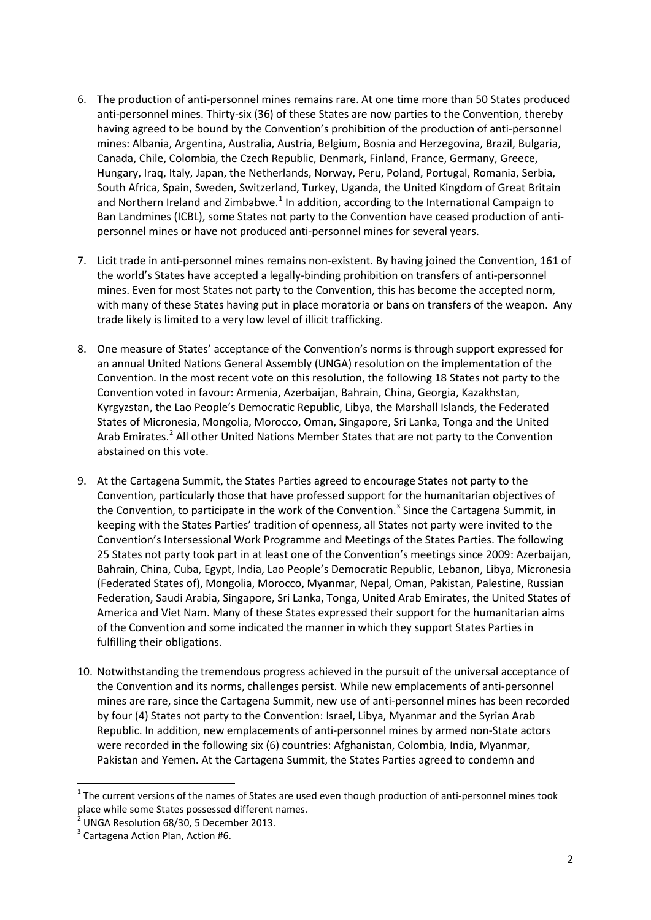6. The production of anti-personnel mines remains rare. At one time more than 50 States produced anti-personnel mines. Thirty-six (36) of these States are now parties to the Convention, thereby having agreed to be bound by the Convention's prohibition of the production of anti-personnel mines: Albania, Argentina, Australia, Austria, Belgium, Bosnia and Herzegovina, Brazil, Bulgaria, Canada, Chile, Colombia, the Czech Republic, Denmark, Finland, France, Germany, Greece, Hungary, Iraq, Italy, Japan, the Netherlands, Norway, Peru, Poland, Portugal, Romania, Serbia, South Africa, Spain, Sweden, Switzerland, Turkey, Uganda, the United Kingdom of Great Britain and Northern Ireland and Zimbabwe.[1] In addition, according to the International Campaign to Ban Landmines (ICBL), some States not party to the Convention have ceased production of anti-personnel mines or have not produced anti-personnel mines for several years.

7. Licit trade in anti-personnel mines remains non-existent. By having joined the Convention, 161 of the world's States have accepted a legally-binding prohibition on transfers of anti-personnel mines. Even for most States not party to the Convention, this has become the accepted norm, with many of these States having put in place moratoria or bans on transfers of the weapon. Any trade likely is limited to a very low level of illicit trafficking.

8. One measure of States' acceptance of the Convention's norms is through support expressed for an annual United Nations General Assembly (UNGA) resolution on the implementation of the Convention. In the most recent vote on this resolution, the following 18 States not party to the Convention voted in favour: Armenia, Azerbaijan, Bahrain, China, Georgia, Kazakhstan, Kyrgyzstan, the Lao People's Democratic Republic, Libya, the Marshall Islands, the Federated States of Micronesia, Mongolia, Morocco, Oman, Singapore, Sri Lanka, Tonga and the United Arab Emirates.[2] All other United Nations Member States that are not party to the Convention abstained on this vote.

9. At the Cartagena Summit, the States Parties agreed to encourage States not party to the Convention, particularly those that have professed support for the humanitarian objectives of the Convention, to participate in the work of the Convention.[3] Since the Cartagena Summit, in keeping with the States Parties' tradition of openness, all States not party were invited to the Convention's Intersessional Work Programme and Meetings of the States Parties. The following 25 States not party took part in at least one of the Convention's meetings since 2009: Azerbaijan, Bahrain, China, Cuba, Egypt, India, Lao People's Democratic Republic, Lebanon, Libya, Micronesia (Federated States of), Mongolia, Morocco, Myanmar, Nepal, Oman, Pakistan, Palestine, Russian Federation, Saudi Arabia, Singapore, Sri Lanka, Tonga, United Arab Emirates, the United States of America and Viet Nam. Many of these States expressed their support for the humanitarian aims of the Convention and some indicated the manner in which they support States Parties in fulfilling their obligations.

10. Notwithstanding the tremendous progress achieved in the pursuit of the universal acceptance of the Convention and its norms, challenges persist. While new emplacements of anti-personnel mines are rare, since the Cartagena Summit, new use of anti-personnel mines has been recorded by four (4) States not party to the Convention: Israel, Libya, Myanmar and the Syrian Arab Republic. In addition, new emplacements of anti-personnel mines by armed non-State actors were recorded in the following six (6) countries: Afghanistan, Colombia, India, Myanmar, Pakistan and Yemen. At the Cartagena Summit, the States Parties agreed to condemn and

---

[1] The current versions of the names of States are used even though production of anti-personnel mines took place while some States possessed different names.

[2] UNGA Resolution 68/30, 5 December 2013.

[3] Cartagena Action Plan, Action #6.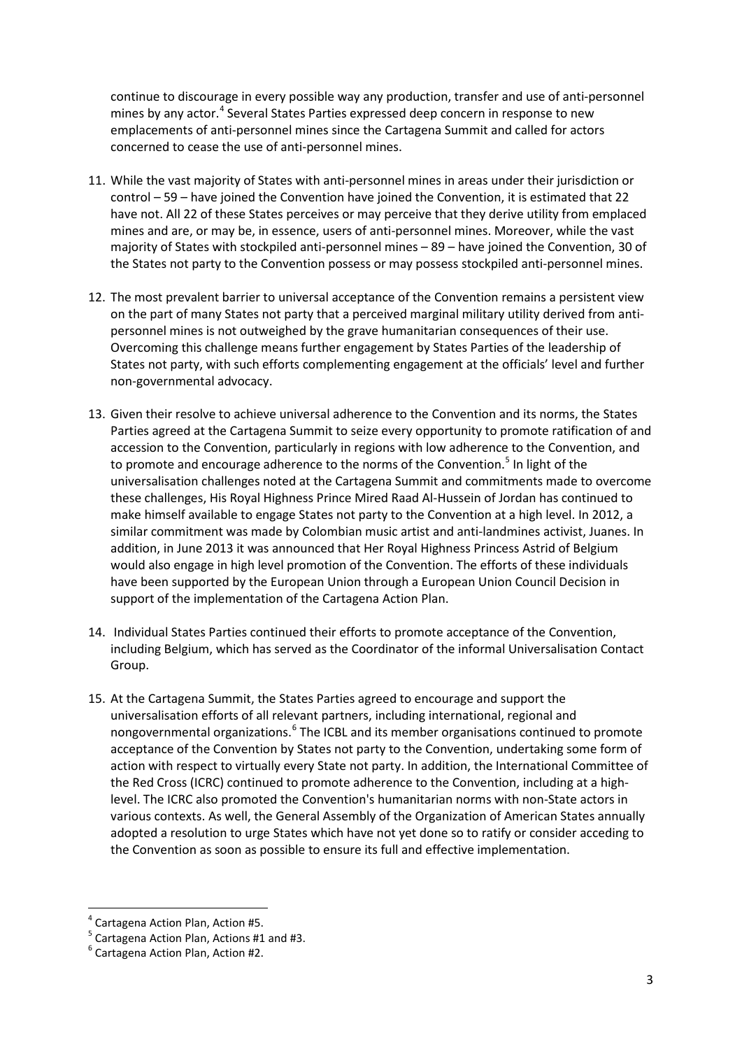continue to discourage in every possible way any production, transfer and use of anti-personnel mines by any actor.[4] Several States Parties expressed deep concern in response to new emplacements of anti-personnel mines since the Cartagena Summit and called for actors concerned to cease the use of anti-personnel mines.

11. While the vast majority of States with anti-personnel mines in areas under their jurisdiction or control – 59 – have joined the Convention have joined the Convention, it is estimated that 22 have not. All 22 of these States perceives or may perceive that they derive utility from emplaced mines and are, or may be, in essence, users of anti-personnel mines. Moreover, while the vast majority of States with stockpiled anti-personnel mines – 89 – have joined the Convention, 30 of the States not party to the Convention possess or may possess stockpiled anti-personnel mines.

12. The most prevalent barrier to universal acceptance of the Convention remains a persistent view on the part of many States not party that a perceived marginal military utility derived from anti-personnel mines is not outweighed by the grave humanitarian consequences of their use. Overcoming this challenge means further engagement by States Parties of the leadership of States not party, with such efforts complementing engagement at the officials' level and further non-governmental advocacy.

13. Given their resolve to achieve universal adherence to the Convention and its norms, the States Parties agreed at the Cartagena Summit to seize every opportunity to promote ratification of and accession to the Convention, particularly in regions with low adherence to the Convention, and to promote and encourage adherence to the norms of the Convention.[5] In light of the universalisation challenges noted at the Cartagena Summit and commitments made to overcome these challenges, His Royal Highness Prince Mired Raad Al-Hussein of Jordan has continued to make himself available to engage States not party to the Convention at a high level. In 2012, a similar commitment was made by Colombian music artist and anti-landmines activist, Juanes. In addition, in June 2013 it was announced that Her Royal Highness Princess Astrid of Belgium would also engage in high level promotion of the Convention. The efforts of these individuals have been supported by the European Union through a European Union Council Decision in support of the implementation of the Cartagena Action Plan.

14. Individual States Parties continued their efforts to promote acceptance of the Convention, including Belgium, which has served as the Coordinator of the informal Universalisation Contact Group.

15. At the Cartagena Summit, the States Parties agreed to encourage and support the universalisation efforts of all relevant partners, including international, regional and nongovernmental organizations.[6] The ICBL and its member organisations continued to promote acceptance of the Convention by States not party to the Convention, undertaking some form of action with respect to virtually every State not party. In addition, the International Committee of the Red Cross (ICRC) continued to promote adherence to the Convention, including at a high-level. The ICRC also promoted the Convention's humanitarian norms with non-State actors in various contexts. As well, the General Assembly of the Organization of American States annually adopted a resolution to urge States which have not yet done so to ratify or consider acceding to the Convention as soon as possible to ensure its full and effective implementation.

---

[4] Cartagena Action Plan, Action #5.

[5] Cartagena Action Plan, Actions #1 and #3.

[6] Cartagena Action Plan, Action #2.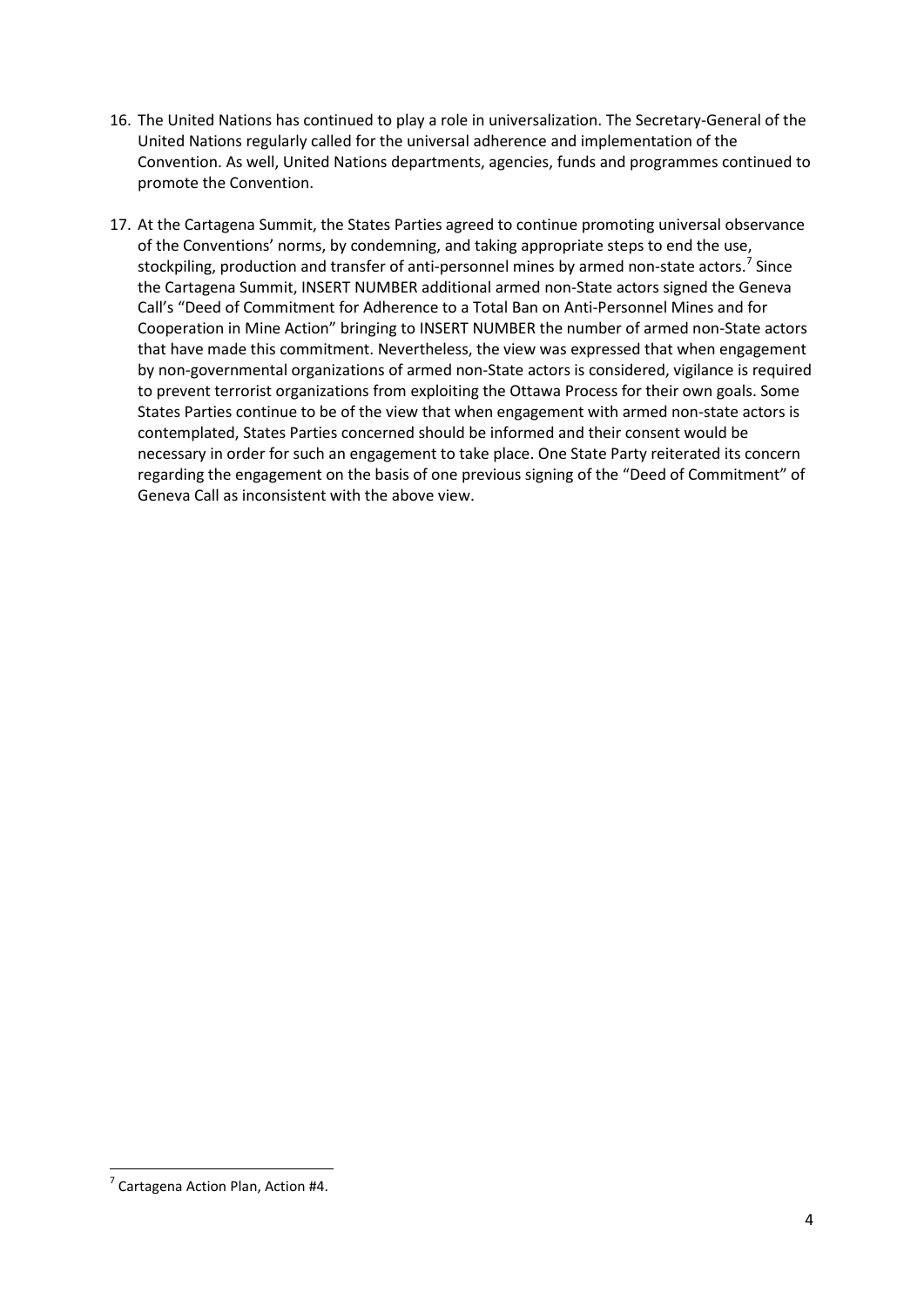16. The United Nations has continued to play a role in universalization. The Secretary-General of the United Nations regularly called for the universal adherence and implementation of the Convention. As well, United Nations departments, agencies, funds and programmes continued to promote the Convention.

17. At the Cartagena Summit, the States Parties agreed to continue promoting universal observance of the Conventions' norms, by condemning, and taking appropriate steps to end the use, stockpiling, production and transfer of anti-personnel mines by armed non-state actors.[7] Since the Cartagena Summit, INSERT NUMBER additional armed non-State actors signed the Geneva Call's "Deed of Commitment for Adherence to a Total Ban on Anti-Personnel Mines and for Cooperation in Mine Action" bringing to INSERT NUMBER the number of armed non-State actors that have made this commitment. Nevertheless, the view was expressed that when engagement by non-governmental organizations of armed non-State actors is considered, vigilance is required to prevent terrorist organizations from exploiting the Ottawa Process for their own goals. Some States Parties continue to be of the view that when engagement with armed non-state actors is contemplated, States Parties concerned should be informed and their consent would be necessary in order for such an engagement to take place. One State Party reiterated its concern regarding the engagement on the basis of one previous signing of the "Deed of Commitment" of Geneva Call as inconsistent with the above view.

[7] Cartagena Action Plan, Action #4.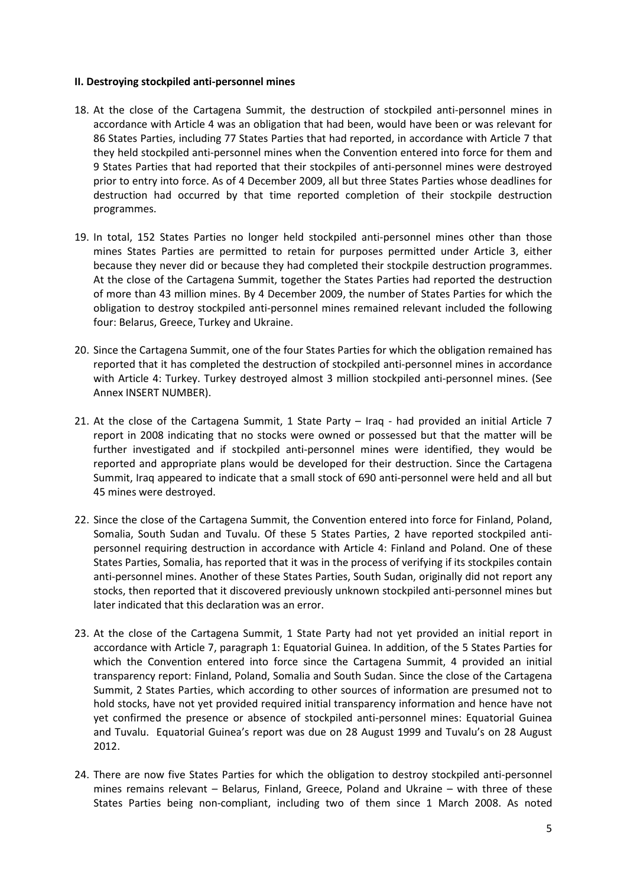**II. Destroying stockpiled anti-personnel mines**

18. At the close of the Cartagena Summit, the destruction of stockpiled anti-personnel mines in accordance with Article 4 was an obligation that had been, would have been or was relevant for 86 States Parties, including 77 States Parties that had reported, in accordance with Article 7 that they held stockpiled anti-personnel mines when the Convention entered into force for them and 9 States Parties that had reported that their stockpiles of anti-personnel mines were destroyed prior to entry into force. As of 4 December 2009, all but three States Parties whose deadlines for destruction had occurred by that time reported completion of their stockpile destruction programmes.

19. In total, 152 States Parties no longer held stockpiled anti-personnel mines other than those mines States Parties are permitted to retain for purposes permitted under Article 3, either because they never did or because they had completed their stockpile destruction programmes. At the close of the Cartagena Summit, together the States Parties had reported the destruction of more than 43 million mines. By 4 December 2009, the number of States Parties for which the obligation to destroy stockpiled anti-personnel mines remained relevant included the following four: Belarus, Greece, Turkey and Ukraine.

20. Since the Cartagena Summit, one of the four States Parties for which the obligation remained has reported that it has completed the destruction of stockpiled anti-personnel mines in accordance with Article 4: Turkey. Turkey destroyed almost 3 million stockpiled anti-personnel mines. (See Annex INSERT NUMBER).

21. At the close of the Cartagena Summit, 1 State Party – Iraq - had provided an initial Article 7 report in 2008 indicating that no stocks were owned or possessed but that the matter will be further investigated and if stockpiled anti-personnel mines were identified, they would be reported and appropriate plans would be developed for their destruction. Since the Cartagena Summit, Iraq appeared to indicate that a small stock of 690 anti-personnel were held and all but 45 mines were destroyed.

22. Since the close of the Cartagena Summit, the Convention entered into force for Finland, Poland, Somalia, South Sudan and Tuvalu. Of these 5 States Parties, 2 have reported stockpiled anti-personnel requiring destruction in accordance with Article 4: Finland and Poland. One of these States Parties, Somalia, has reported that it was in the process of verifying if its stockpiles contain anti-personnel mines. Another of these States Parties, South Sudan, originally did not report any stocks, then reported that it discovered previously unknown stockpiled anti-personnel mines but later indicated that this declaration was an error.

23. At the close of the Cartagena Summit, 1 State Party had not yet provided an initial report in accordance with Article 7, paragraph 1: Equatorial Guinea. In addition, of the 5 States Parties for which the Convention entered into force since the Cartagena Summit, 4 provided an initial transparency report: Finland, Poland, Somalia and South Sudan. Since the close of the Cartagena Summit, 2 States Parties, which according to other sources of information are presumed not to hold stocks, have not yet provided required initial transparency information and hence have not yet confirmed the presence or absence of stockpiled anti-personnel mines: Equatorial Guinea and Tuvalu. Equatorial Guinea's report was due on 28 August 1999 and Tuvalu's on 28 August 2012.

24. There are now five States Parties for which the obligation to destroy stockpiled anti-personnel mines remains relevant – Belarus, Finland, Greece, Poland and Ukraine – with three of these States Parties being non-compliant, including two of them since 1 March 2008. As noted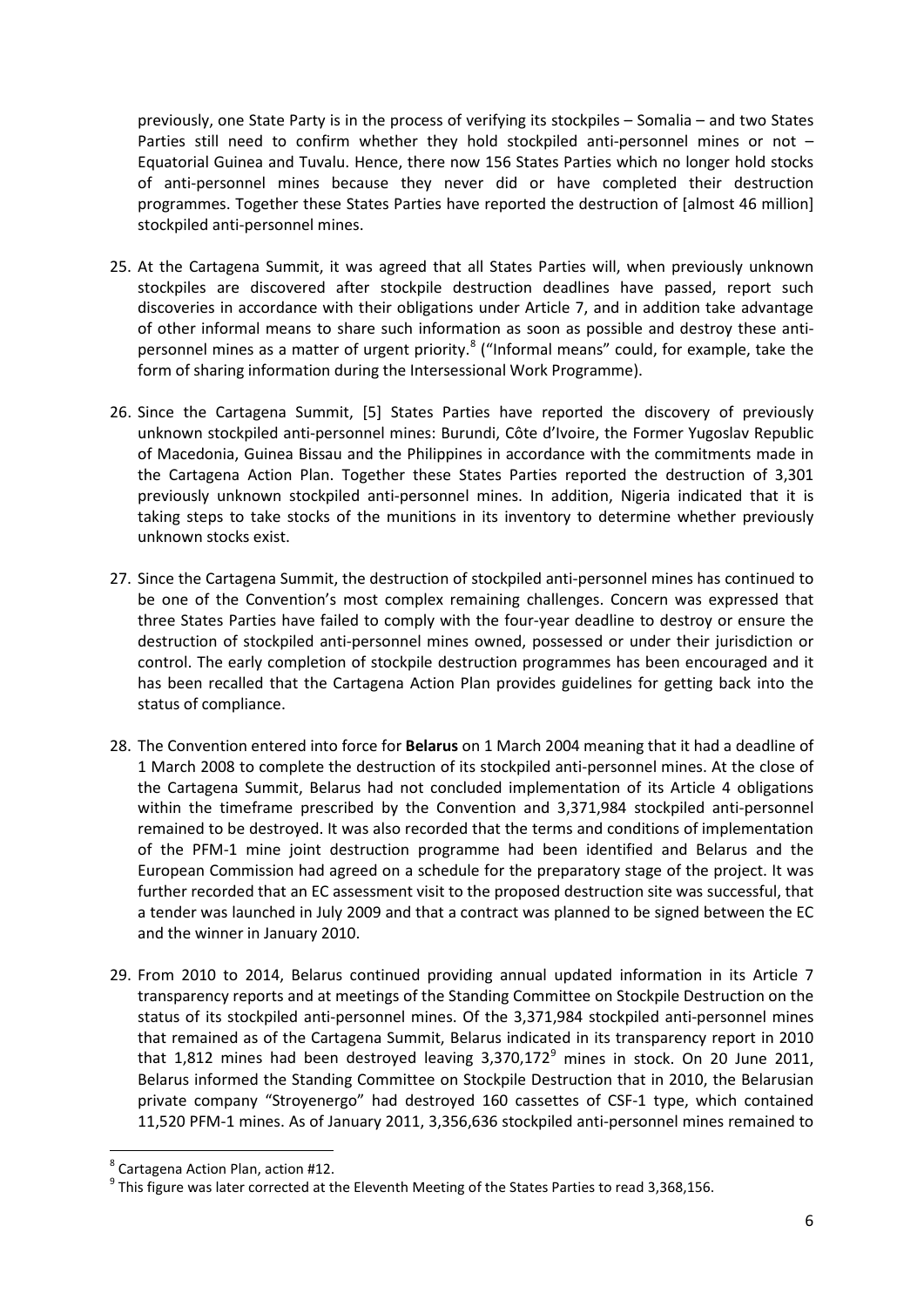previously, one State Party is in the process of verifying its stockpiles – Somalia – and two States Parties still need to confirm whether they hold stockpiled anti-personnel mines or not – Equatorial Guinea and Tuvalu. Hence, there now 156 States Parties which no longer hold stocks of anti-personnel mines because they never did or have completed their destruction programmes. Together these States Parties have reported the destruction of [almost 46 million] stockpiled anti-personnel mines.

25. At the Cartagena Summit, it was agreed that all States Parties will, when previously unknown stockpiles are discovered after stockpile destruction deadlines have passed, report such discoveries in accordance with their obligations under Article 7, and in addition take advantage of other informal means to share such information as soon as possible and destroy these anti-personnel mines as a matter of urgent priority.[8] ("Informal means" could, for example, take the form of sharing information during the Intersessional Work Programme).

26. Since the Cartagena Summit, [5] States Parties have reported the discovery of previously unknown stockpiled anti-personnel mines: Burundi, Côte d'Ivoire, the Former Yugoslav Republic of Macedonia, Guinea Bissau and the Philippines in accordance with the commitments made in the Cartagena Action Plan. Together these States Parties reported the destruction of 3,301 previously unknown stockpiled anti-personnel mines. In addition, Nigeria indicated that it is taking steps to take stocks of the munitions in its inventory to determine whether previously unknown stocks exist.

27. Since the Cartagena Summit, the destruction of stockpiled anti-personnel mines has continued to be one of the Convention's most complex remaining challenges. Concern was expressed that three States Parties have failed to comply with the four-year deadline to destroy or ensure the destruction of stockpiled anti-personnel mines owned, possessed or under their jurisdiction or control. The early completion of stockpile destruction programmes has been encouraged and it has been recalled that the Cartagena Action Plan provides guidelines for getting back into the status of compliance.

28. The Convention entered into force for **Belarus** on 1 March 2004 meaning that it had a deadline of 1 March 2008 to complete the destruction of its stockpiled anti-personnel mines. At the close of the Cartagena Summit, Belarus had not concluded implementation of its Article 4 obligations within the timeframe prescribed by the Convention and 3,371,984 stockpiled anti-personnel remained to be destroyed. It was also recorded that the terms and conditions of implementation of the PFM-1 mine joint destruction programme had been identified and Belarus and the European Commission had agreed on a schedule for the preparatory stage of the project. It was further recorded that an EC assessment visit to the proposed destruction site was successful, that a tender was launched in July 2009 and that a contract was planned to be signed between the EC and the winner in January 2010.

29. From 2010 to 2014, Belarus continued providing annual updated information in its Article 7 transparency reports and at meetings of the Standing Committee on Stockpile Destruction on the status of its stockpiled anti-personnel mines. Of the 3,371,984 stockpiled anti-personnel mines that remained as of the Cartagena Summit, Belarus indicated in its transparency report in 2010 that 1,812 mines had been destroyed leaving 3,370,172[9] mines in stock. On 20 June 2011, Belarus informed the Standing Committee on Stockpile Destruction that in 2010, the Belarusian private company "Stroyenergo" had destroyed 160 cassettes of CSF-1 type, which contained 11,520 PFM-1 mines. As of January 2011, 3,356,636 stockpiled anti-personnel mines remained to

---

[8] Cartagena Action Plan, action #12.

[9] This figure was later corrected at the Eleventh Meeting of the States Parties to read 3,368,156.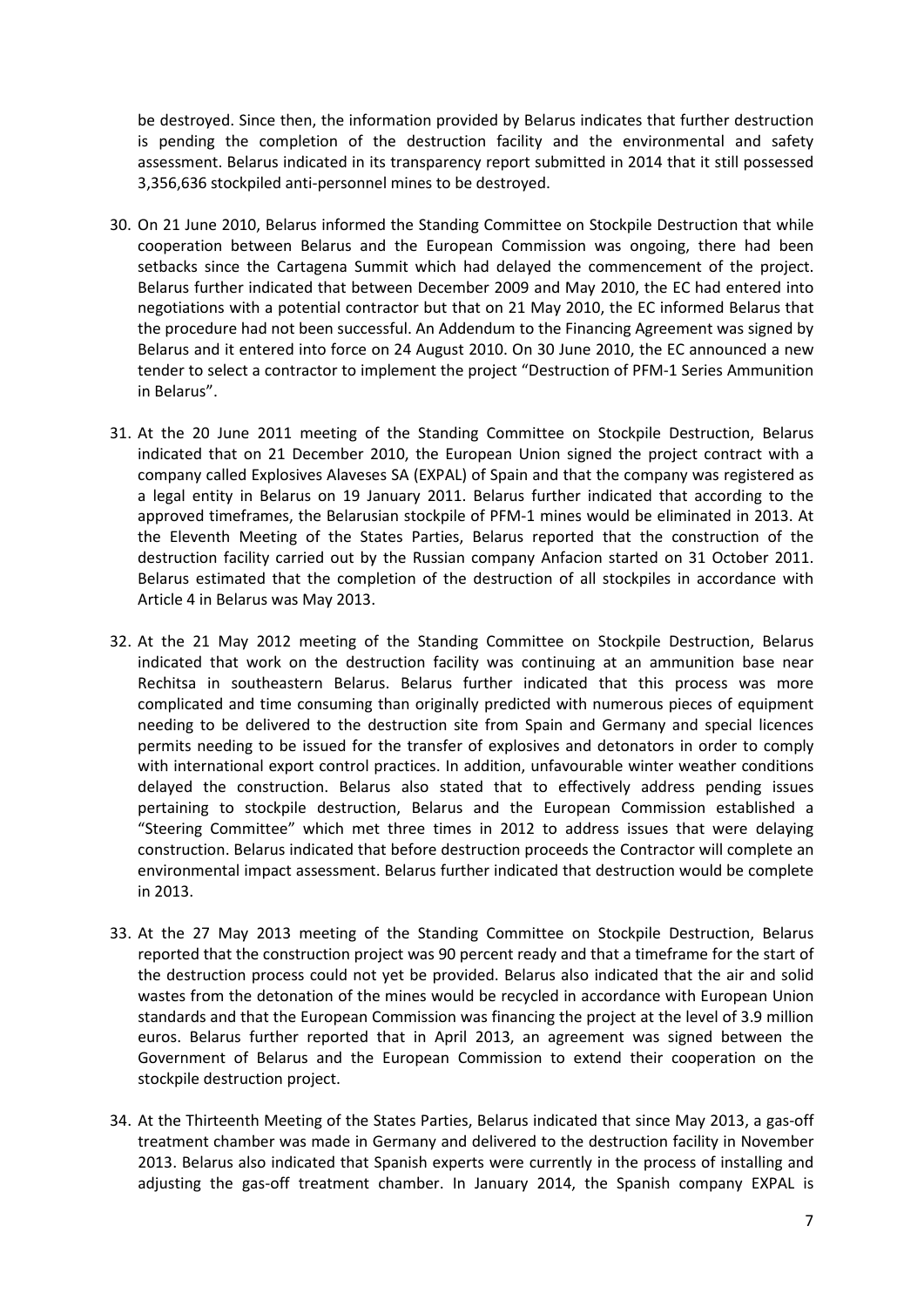be destroyed. Since then, the information provided by Belarus indicates that further destruction is pending the completion of the destruction facility and the environmental and safety assessment. Belarus indicated in its transparency report submitted in 2014 that it still possessed 3,356,636 stockpiled anti-personnel mines to be destroyed.

30. On 21 June 2010, Belarus informed the Standing Committee on Stockpile Destruction that while cooperation between Belarus and the European Commission was ongoing, there had been setbacks since the Cartagena Summit which had delayed the commencement of the project. Belarus further indicated that between December 2009 and May 2010, the EC had entered into negotiations with a potential contractor but that on 21 May 2010, the EC informed Belarus that the procedure had not been successful. An Addendum to the Financing Agreement was signed by Belarus and it entered into force on 24 August 2010. On 30 June 2010, the EC announced a new tender to select a contractor to implement the project "Destruction of PFM-1 Series Ammunition in Belarus".

31. At the 20 June 2011 meeting of the Standing Committee on Stockpile Destruction, Belarus indicated that on 21 December 2010, the European Union signed the project contract with a company called Explosives Alaveses SA (EXPAL) of Spain and that the company was registered as a legal entity in Belarus on 19 January 2011. Belarus further indicated that according to the approved timeframes, the Belarusian stockpile of PFM-1 mines would be eliminated in 2013. At the Eleventh Meeting of the States Parties, Belarus reported that the construction of the destruction facility carried out by the Russian company Anfacion started on 31 October 2011. Belarus estimated that the completion of the destruction of all stockpiles in accordance with Article 4 in Belarus was May 2013.

32. At the 21 May 2012 meeting of the Standing Committee on Stockpile Destruction, Belarus indicated that work on the destruction facility was continuing at an ammunition base near Rechitsa in southeastern Belarus. Belarus further indicated that this process was more complicated and time consuming than originally predicted with numerous pieces of equipment needing to be delivered to the destruction site from Spain and Germany and special licences permits needing to be issued for the transfer of explosives and detonators in order to comply with international export control practices. In addition, unfavourable winter weather conditions delayed the construction. Belarus also stated that to effectively address pending issues pertaining to stockpile destruction, Belarus and the European Commission established a "Steering Committee" which met three times in 2012 to address issues that were delaying construction. Belarus indicated that before destruction proceeds the Contractor will complete an environmental impact assessment. Belarus further indicated that destruction would be complete in 2013.

33. At the 27 May 2013 meeting of the Standing Committee on Stockpile Destruction, Belarus reported that the construction project was 90 percent ready and that a timeframe for the start of the destruction process could not yet be provided. Belarus also indicated that the air and solid wastes from the detonation of the mines would be recycled in accordance with European Union standards and that the European Commission was financing the project at the level of 3.9 million euros. Belarus further reported that in April 2013, an agreement was signed between the Government of Belarus and the European Commission to extend their cooperation on the stockpile destruction project.

34. At the Thirteenth Meeting of the States Parties, Belarus indicated that since May 2013, a gas-off treatment chamber was made in Germany and delivered to the destruction facility in November 2013. Belarus also indicated that Spanish experts were currently in the process of installing and adjusting the gas-off treatment chamber. In January 2014, the Spanish company EXPAL is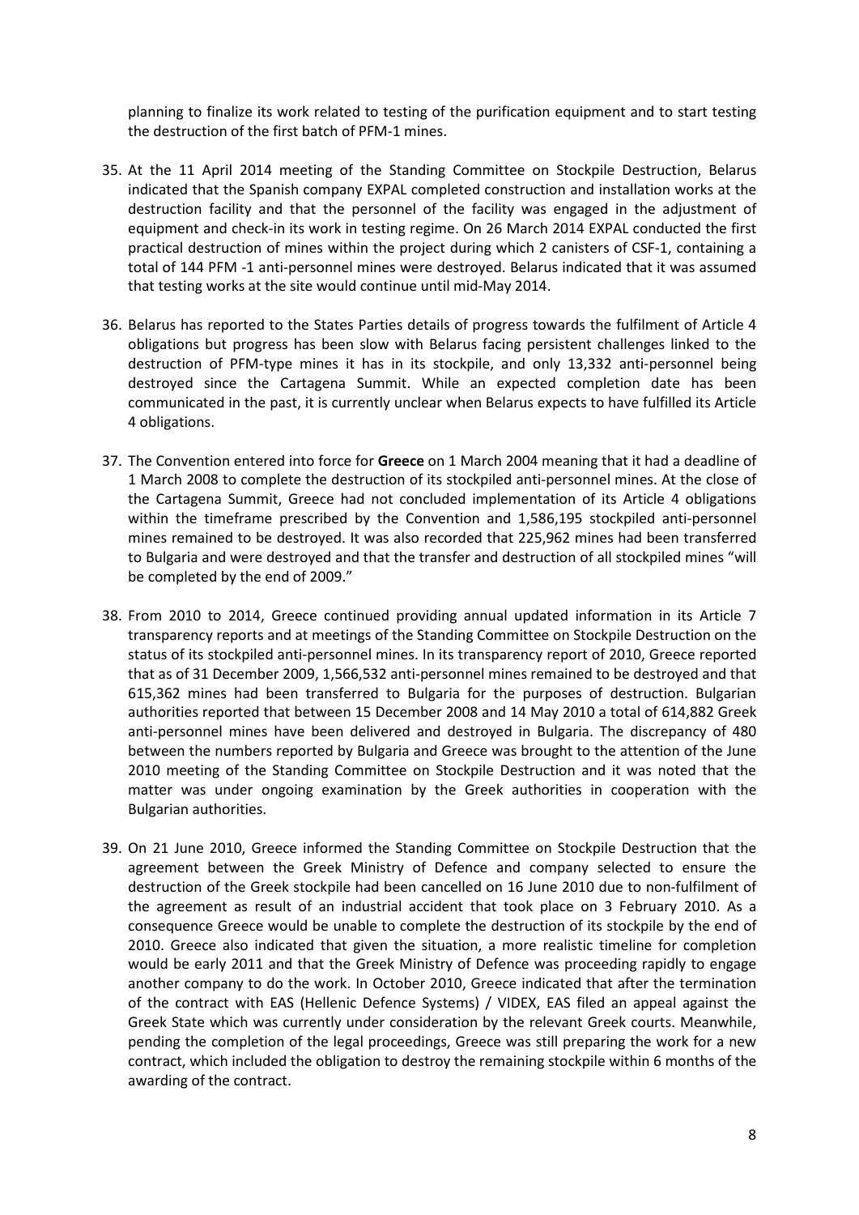planning to finalize its work related to testing of the purification equipment and to start testing the destruction of the first batch of PFM-1 mines.

35. At the 11 April 2014 meeting of the Standing Committee on Stockpile Destruction, Belarus indicated that the Spanish company EXPAL completed construction and installation works at the destruction facility and that the personnel of the facility was engaged in the adjustment of equipment and check-in its work in testing regime. On 26 March 2014 EXPAL conducted the first practical destruction of mines within the project during which 2 canisters of CSF-1, containing a total of 144 PFM -1 anti-personnel mines were destroyed. Belarus indicated that it was assumed that testing works at the site would continue until mid-May 2014.

36. Belarus has reported to the States Parties details of progress towards the fulfilment of Article 4 obligations but progress has been slow with Belarus facing persistent challenges linked to the destruction of PFM-type mines it has in its stockpile, and only 13,332 anti-personnel being destroyed since the Cartagena Summit. While an expected completion date has been communicated in the past, it is currently unclear when Belarus expects to have fulfilled its Article 4 obligations.

37. The Convention entered into force for **Greece** on 1 March 2004 meaning that it had a deadline of 1 March 2008 to complete the destruction of its stockpiled anti-personnel mines. At the close of the Cartagena Summit, Greece had not concluded implementation of its Article 4 obligations within the timeframe prescribed by the Convention and 1,586,195 stockpiled anti-personnel mines remained to be destroyed. It was also recorded that 225,962 mines had been transferred to Bulgaria and were destroyed and that the transfer and destruction of all stockpiled mines "will be completed by the end of 2009."

38. From 2010 to 2014, Greece continued providing annual updated information in its Article 7 transparency reports and at meetings of the Standing Committee on Stockpile Destruction on the status of its stockpiled anti-personnel mines. In its transparency report of 2010, Greece reported that as of 31 December 2009, 1,566,532 anti-personnel mines remained to be destroyed and that 615,362 mines had been transferred to Bulgaria for the purposes of destruction. Bulgarian authorities reported that between 15 December 2008 and 14 May 2010 a total of 614,882 Greek anti-personnel mines have been delivered and destroyed in Bulgaria. The discrepancy of 480 between the numbers reported by Bulgaria and Greece was brought to the attention of the June 2010 meeting of the Standing Committee on Stockpile Destruction and it was noted that the matter was under ongoing examination by the Greek authorities in cooperation with the Bulgarian authorities.

39. On 21 June 2010, Greece informed the Standing Committee on Stockpile Destruction that the agreement between the Greek Ministry of Defence and company selected to ensure the destruction of the Greek stockpile had been cancelled on 16 June 2010 due to non-fulfilment of the agreement as result of an industrial accident that took place on 3 February 2010. As a consequence Greece would be unable to complete the destruction of its stockpile by the end of 2010. Greece also indicated that given the situation, a more realistic timeline for completion would be early 2011 and that the Greek Ministry of Defence was proceeding rapidly to engage another company to do the work. In October 2010, Greece indicated that after the termination of the contract with EAS (Hellenic Defence Systems) / VIDEX, EAS filed an appeal against the Greek State which was currently under consideration by the relevant Greek courts. Meanwhile, pending the completion of the legal proceedings, Greece was still preparing the work for a new contract, which included the obligation to destroy the remaining stockpile within 6 months of the awarding of the contract.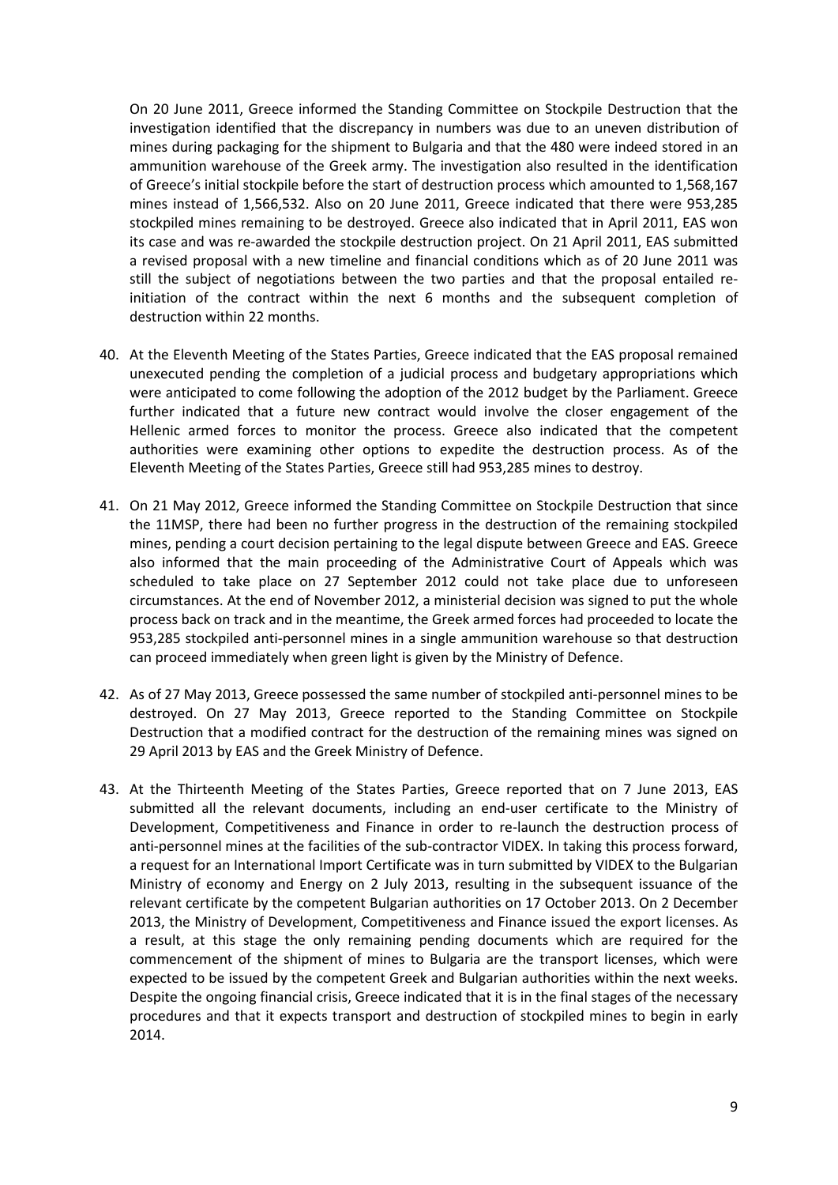On 20 June 2011, Greece informed the Standing Committee on Stockpile Destruction that the investigation identified that the discrepancy in numbers was due to an uneven distribution of mines during packaging for the shipment to Bulgaria and that the 480 were indeed stored in an ammunition warehouse of the Greek army. The investigation also resulted in the identification of Greece's initial stockpile before the start of destruction process which amounted to 1,568,167 mines instead of 1,566,532. Also on 20 June 2011, Greece indicated that there were 953,285 stockpiled mines remaining to be destroyed. Greece also indicated that in April 2011, EAS won its case and was re-awarded the stockpile destruction project. On 21 April 2011, EAS submitted a revised proposal with a new timeline and financial conditions which as of 20 June 2011 was still the subject of negotiations between the two parties and that the proposal entailed re-initiation of the contract within the next 6 months and the subsequent completion of destruction within 22 months.

40. At the Eleventh Meeting of the States Parties, Greece indicated that the EAS proposal remained unexecuted pending the completion of a judicial process and budgetary appropriations which were anticipated to come following the adoption of the 2012 budget by the Parliament. Greece further indicated that a future new contract would involve the closer engagement of the Hellenic armed forces to monitor the process. Greece also indicated that the competent authorities were examining other options to expedite the destruction process. As of the Eleventh Meeting of the States Parties, Greece still had 953,285 mines to destroy.

41. On 21 May 2012, Greece informed the Standing Committee on Stockpile Destruction that since the 11MSP, there had been no further progress in the destruction of the remaining stockpiled mines, pending a court decision pertaining to the legal dispute between Greece and EAS. Greece also informed that the main proceeding of the Administrative Court of Appeals which was scheduled to take place on 27 September 2012 could not take place due to unforeseen circumstances. At the end of November 2012, a ministerial decision was signed to put the whole process back on track and in the meantime, the Greek armed forces had proceeded to locate the 953,285 stockpiled anti-personnel mines in a single ammunition warehouse so that destruction can proceed immediately when green light is given by the Ministry of Defence.

42. As of 27 May 2013, Greece possessed the same number of stockpiled anti-personnel mines to be destroyed. On 27 May 2013, Greece reported to the Standing Committee on Stockpile Destruction that a modified contract for the destruction of the remaining mines was signed on 29 April 2013 by EAS and the Greek Ministry of Defence.

43. At the Thirteenth Meeting of the States Parties, Greece reported that on 7 June 2013, EAS submitted all the relevant documents, including an end-user certificate to the Ministry of Development, Competitiveness and Finance in order to re-launch the destruction process of anti-personnel mines at the facilities of the sub-contractor VIDEX. In taking this process forward, a request for an International Import Certificate was in turn submitted by VIDEX to the Bulgarian Ministry of economy and Energy on 2 July 2013, resulting in the subsequent issuance of the relevant certificate by the competent Bulgarian authorities on 17 October 2013. On 2 December 2013, the Ministry of Development, Competitiveness and Finance issued the export licenses. As a result, at this stage the only remaining pending documents which are required for the commencement of the shipment of mines to Bulgaria are the transport licenses, which were expected to be issued by the competent Greek and Bulgarian authorities within the next weeks. Despite the ongoing financial crisis, Greece indicated that it is in the final stages of the necessary procedures and that it expects transport and destruction of stockpiled mines to begin in early 2014.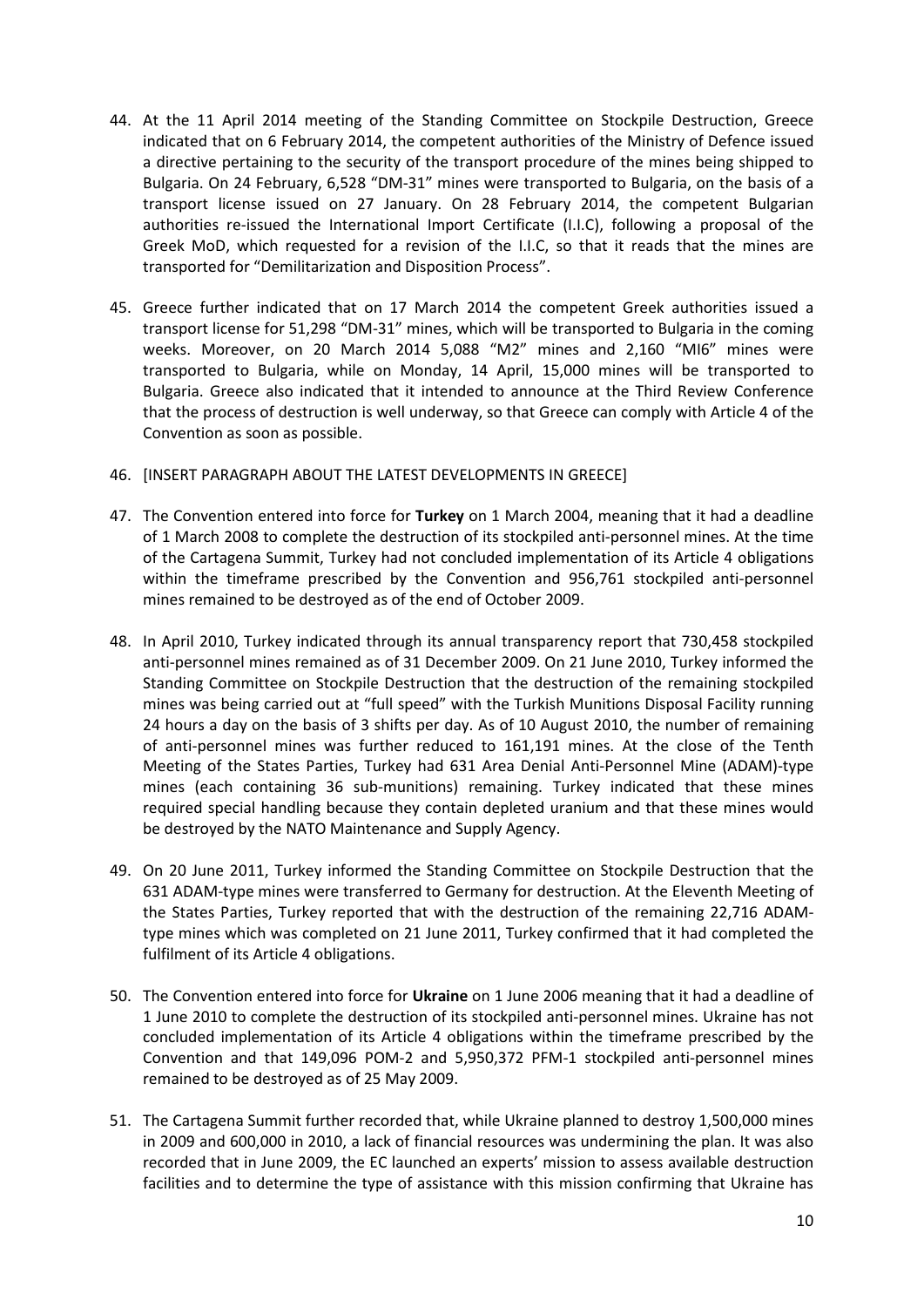44. At the 11 April 2014 meeting of the Standing Committee on Stockpile Destruction, Greece indicated that on 6 February 2014, the competent authorities of the Ministry of Defence issued a directive pertaining to the security of the transport procedure of the mines being shipped to Bulgaria. On 24 February, 6,528 "DM-31" mines were transported to Bulgaria, on the basis of a transport license issued on 27 January. On 28 February 2014, the competent Bulgarian authorities re-issued the International Import Certificate (I.I.C), following a proposal of the Greek MoD, which requested for a revision of the I.I.C, so that it reads that the mines are transported for "Demilitarization and Disposition Process".

45. Greece further indicated that on 17 March 2014 the competent Greek authorities issued a transport license for 51,298 "DM-31" mines, which will be transported to Bulgaria in the coming weeks. Moreover, on 20 March 2014 5,088 "M2" mines and 2,160 "MI6" mines were transported to Bulgaria, while on Monday, 14 April, 15,000 mines will be transported to Bulgaria. Greece also indicated that it intended to announce at the Third Review Conference that the process of destruction is well underway, so that Greece can comply with Article 4 of the Convention as soon as possible.

46. [INSERT PARAGRAPH ABOUT THE LATEST DEVELOPMENTS IN GREECE]

47. The Convention entered into force for **Turkey** on 1 March 2004, meaning that it had a deadline of 1 March 2008 to complete the destruction of its stockpiled anti-personnel mines. At the time of the Cartagena Summit, Turkey had not concluded implementation of its Article 4 obligations within the timeframe prescribed by the Convention and 956,761 stockpiled anti-personnel mines remained to be destroyed as of the end of October 2009.

48. In April 2010, Turkey indicated through its annual transparency report that 730,458 stockpiled anti-personnel mines remained as of 31 December 2009. On 21 June 2010, Turkey informed the Standing Committee on Stockpile Destruction that the destruction of the remaining stockpiled mines was being carried out at "full speed" with the Turkish Munitions Disposal Facility running 24 hours a day on the basis of 3 shifts per day. As of 10 August 2010, the number of remaining of anti-personnel mines was further reduced to 161,191 mines. At the close of the Tenth Meeting of the States Parties, Turkey had 631 Area Denial Anti-Personnel Mine (ADAM)-type mines (each containing 36 sub-munitions) remaining. Turkey indicated that these mines required special handling because they contain depleted uranium and that these mines would be destroyed by the NATO Maintenance and Supply Agency.

49. On 20 June 2011, Turkey informed the Standing Committee on Stockpile Destruction that the 631 ADAM-type mines were transferred to Germany for destruction. At the Eleventh Meeting of the States Parties, Turkey reported that with the destruction of the remaining 22,716 ADAM-type mines which was completed on 21 June 2011, Turkey confirmed that it had completed the fulfilment of its Article 4 obligations.

50. The Convention entered into force for **Ukraine** on 1 June 2006 meaning that it had a deadline of 1 June 2010 to complete the destruction of its stockpiled anti-personnel mines. Ukraine has not concluded implementation of its Article 4 obligations within the timeframe prescribed by the Convention and that 149,096 POM-2 and 5,950,372 PFM-1 stockpiled anti-personnel mines remained to be destroyed as of 25 May 2009.

51. The Cartagena Summit further recorded that, while Ukraine planned to destroy 1,500,000 mines in 2009 and 600,000 in 2010, a lack of financial resources was undermining the plan. It was also recorded that in June 2009, the EC launched an experts' mission to assess available destruction facilities and to determine the type of assistance with this mission confirming that Ukraine has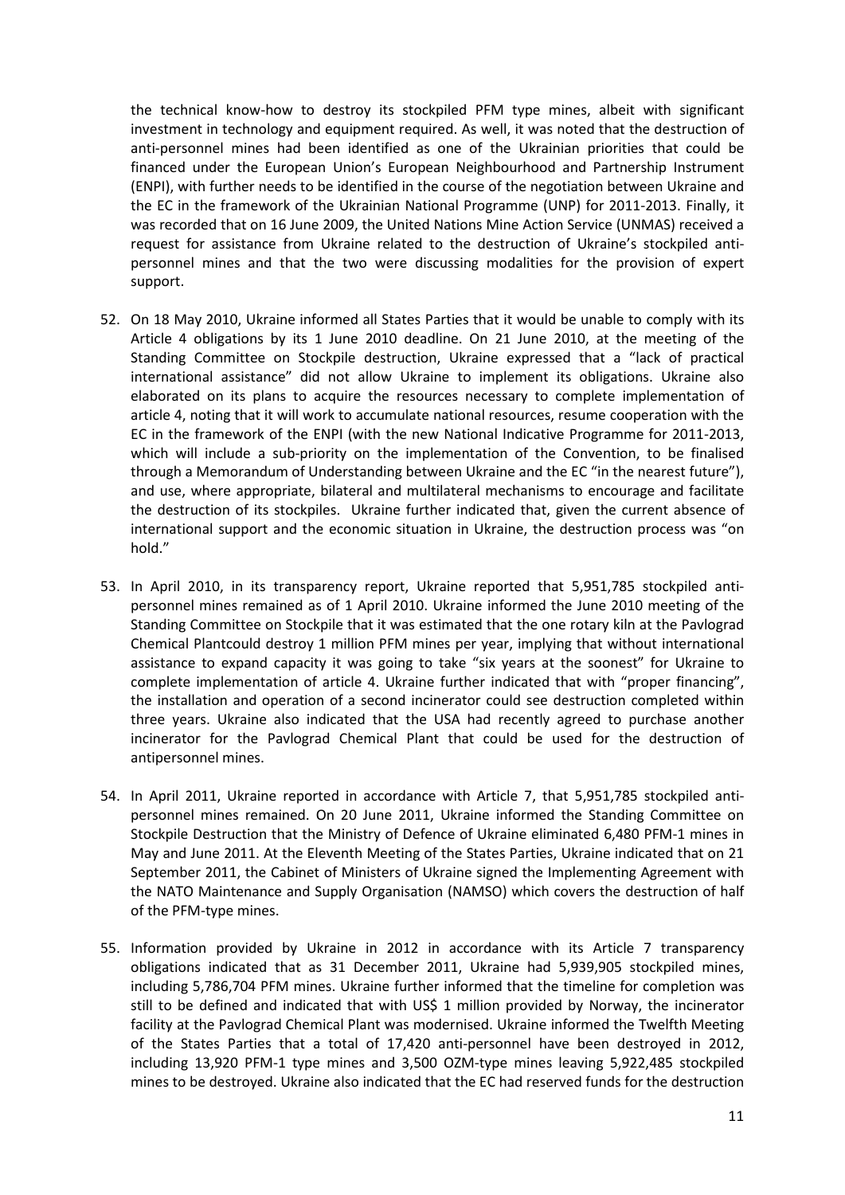the technical know-how to destroy its stockpiled PFM type mines, albeit with significant investment in technology and equipment required. As well, it was noted that the destruction of anti-personnel mines had been identified as one of the Ukrainian priorities that could be financed under the European Union's European Neighbourhood and Partnership Instrument (ENPI), with further needs to be identified in the course of the negotiation between Ukraine and the EC in the framework of the Ukrainian National Programme (UNP) for 2011-2013. Finally, it was recorded that on 16 June 2009, the United Nations Mine Action Service (UNMAS) received a request for assistance from Ukraine related to the destruction of Ukraine's stockpiled anti-personnel mines and that the two were discussing modalities for the provision of expert support.

52. On 18 May 2010, Ukraine informed all States Parties that it would be unable to comply with its Article 4 obligations by its 1 June 2010 deadline. On 21 June 2010, at the meeting of the Standing Committee on Stockpile destruction, Ukraine expressed that a "lack of practical international assistance" did not allow Ukraine to implement its obligations. Ukraine also elaborated on its plans to acquire the resources necessary to complete implementation of article 4, noting that it will work to accumulate national resources, resume cooperation with the EC in the framework of the ENPI (with the new National Indicative Programme for 2011-2013, which will include a sub-priority on the implementation of the Convention, to be finalised through a Memorandum of Understanding between Ukraine and the EC "in the nearest future"), and use, where appropriate, bilateral and multilateral mechanisms to encourage and facilitate the destruction of its stockpiles. Ukraine further indicated that, given the current absence of international support and the economic situation in Ukraine, the destruction process was "on hold."

53. In April 2010, in its transparency report, Ukraine reported that 5,951,785 stockpiled anti-personnel mines remained as of 1 April 2010. Ukraine informed the June 2010 meeting of the Standing Committee on Stockpile that it was estimated that the one rotary kiln at the Pavlograd Chemical Plantcould destroy 1 million PFM mines per year, implying that without international assistance to expand capacity it was going to take "six years at the soonest" for Ukraine to complete implementation of article 4. Ukraine further indicated that with "proper financing", the installation and operation of a second incinerator could see destruction completed within three years. Ukraine also indicated that the USA had recently agreed to purchase another incinerator for the Pavlograd Chemical Plant that could be used for the destruction of antipersonnel mines.

54. In April 2011, Ukraine reported in accordance with Article 7, that 5,951,785 stockpiled anti-personnel mines remained. On 20 June 2011, Ukraine informed the Standing Committee on Stockpile Destruction that the Ministry of Defence of Ukraine eliminated 6,480 PFM-1 mines in May and June 2011. At the Eleventh Meeting of the States Parties, Ukraine indicated that on 21 September 2011, the Cabinet of Ministers of Ukraine signed the Implementing Agreement with the NATO Maintenance and Supply Organisation (NAMSO) which covers the destruction of half of the PFM-type mines.

55. Information provided by Ukraine in 2012 in accordance with its Article 7 transparency obligations indicated that as 31 December 2011, Ukraine had 5,939,905 stockpiled mines, including 5,786,704 PFM mines. Ukraine further informed that the timeline for completion was still to be defined and indicated that with US$ 1 million provided by Norway, the incinerator facility at the Pavlograd Chemical Plant was modernised. Ukraine informed the Twelfth Meeting of the States Parties that a total of 17,420 anti-personnel have been destroyed in 2012, including 13,920 PFM-1 type mines and 3,500 OZM-type mines leaving 5,922,485 stockpiled mines to be destroyed. Ukraine also indicated that the EC had reserved funds for the destruction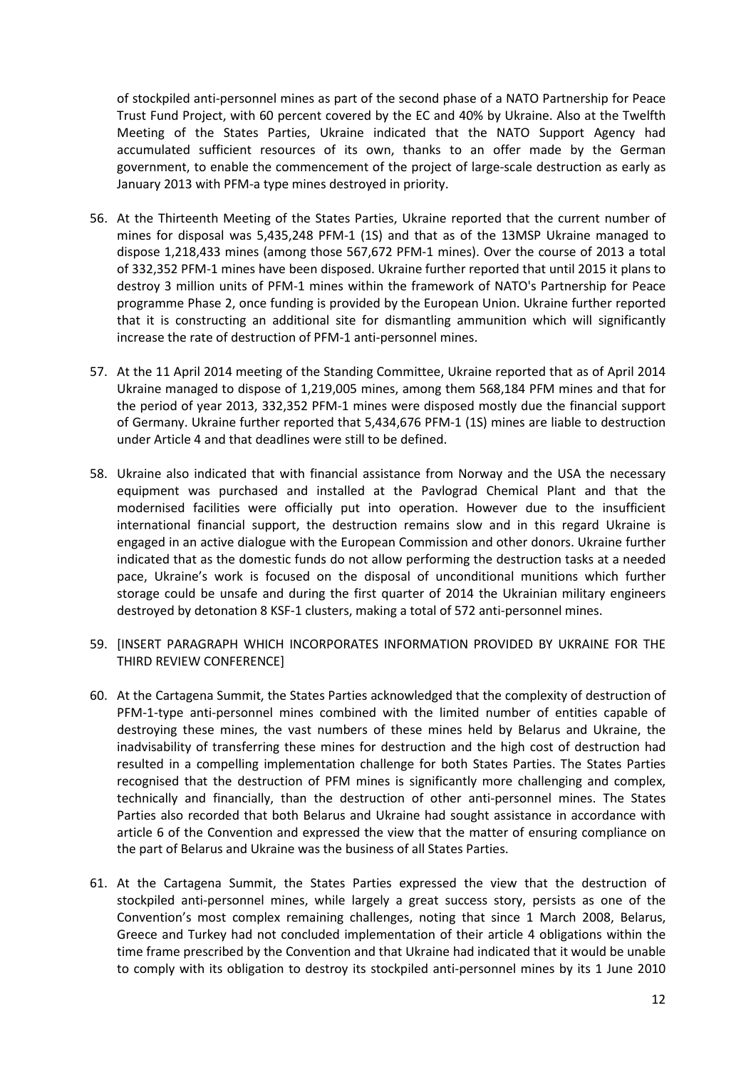of stockpiled anti-personnel mines as part of the second phase of a NATO Partnership for Peace Trust Fund Project, with 60 percent covered by the EC and 40% by Ukraine. Also at the Twelfth Meeting of the States Parties, Ukraine indicated that the NATO Support Agency had accumulated sufficient resources of its own, thanks to an offer made by the German government, to enable the commencement of the project of large-scale destruction as early as January 2013 with PFM-a type mines destroyed in priority.

56. At the Thirteenth Meeting of the States Parties, Ukraine reported that the current number of mines for disposal was 5,435,248 PFM-1 (1S) and that as of the 13MSP Ukraine managed to dispose 1,218,433 mines (among those 567,672 PFM-1 mines). Over the course of 2013 a total of 332,352 PFM-1 mines have been disposed. Ukraine further reported that until 2015 it plans to destroy 3 million units of PFM-1 mines within the framework of NATO's Partnership for Peace programme Phase 2, once funding is provided by the European Union. Ukraine further reported that it is constructing an additional site for dismantling ammunition which will significantly increase the rate of destruction of PFM-1 anti-personnel mines.

57. At the 11 April 2014 meeting of the Standing Committee, Ukraine reported that as of April 2014 Ukraine managed to dispose of 1,219,005 mines, among them 568,184 PFM mines and that for the period of year 2013, 332,352 PFM-1 mines were disposed mostly due the financial support of Germany. Ukraine further reported that 5,434,676 PFM-1 (1S) mines are liable to destruction under Article 4 and that deadlines were still to be defined.

58. Ukraine also indicated that with financial assistance from Norway and the USA the necessary equipment was purchased and installed at the Pavlograd Chemical Plant and that the modernised facilities were officially put into operation. However due to the insufficient international financial support, the destruction remains slow and in this regard Ukraine is engaged in an active dialogue with the European Commission and other donors. Ukraine further indicated that as the domestic funds do not allow performing the destruction tasks at a needed pace, Ukraine's work is focused on the disposal of unconditional munitions which further storage could be unsafe and during the first quarter of 2014 the Ukrainian military engineers destroyed by detonation 8 KSF-1 clusters, making a total of 572 anti-personnel mines.

59. [INSERT PARAGRAPH WHICH INCORPORATES INFORMATION PROVIDED BY UKRAINE FOR THE THIRD REVIEW CONFERENCE]

60. At the Cartagena Summit, the States Parties acknowledged that the complexity of destruction of PFM-1-type anti-personnel mines combined with the limited number of entities capable of destroying these mines, the vast numbers of these mines held by Belarus and Ukraine, the inadvisability of transferring these mines for destruction and the high cost of destruction had resulted in a compelling implementation challenge for both States Parties. The States Parties recognised that the destruction of PFM mines is significantly more challenging and complex, technically and financially, than the destruction of other anti-personnel mines. The States Parties also recorded that both Belarus and Ukraine had sought assistance in accordance with article 6 of the Convention and expressed the view that the matter of ensuring compliance on the part of Belarus and Ukraine was the business of all States Parties.

61. At the Cartagena Summit, the States Parties expressed the view that the destruction of stockpiled anti-personnel mines, while largely a great success story, persists as one of the Convention's most complex remaining challenges, noting that since 1 March 2008, Belarus, Greece and Turkey had not concluded implementation of their article 4 obligations within the time frame prescribed by the Convention and that Ukraine had indicated that it would be unable to comply with its obligation to destroy its stockpiled anti-personnel mines by its 1 June 2010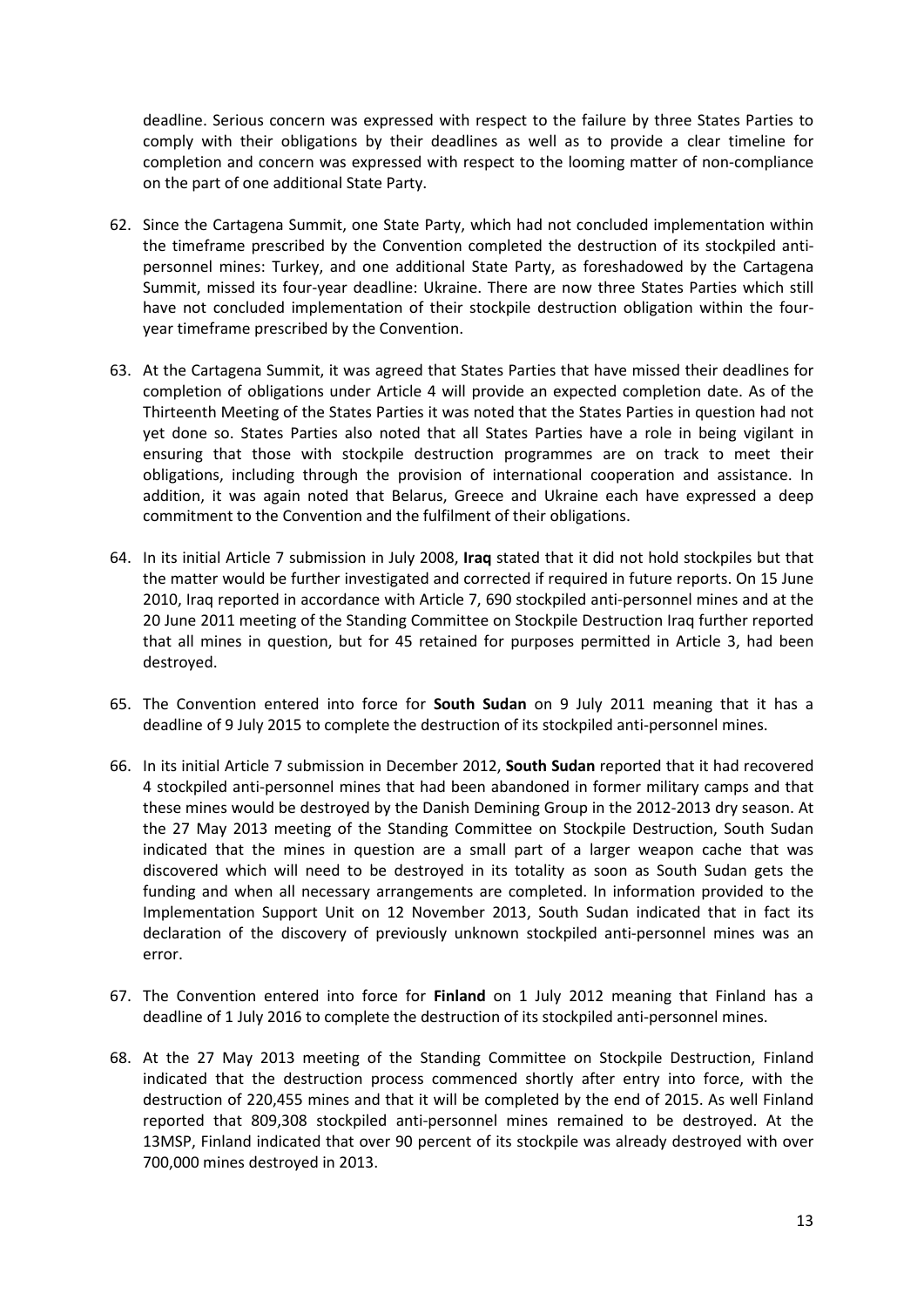deadline. Serious concern was expressed with respect to the failure by three States Parties to comply with their obligations by their deadlines as well as to provide a clear timeline for completion and concern was expressed with respect to the looming matter of non-compliance on the part of one additional State Party.

62. Since the Cartagena Summit, one State Party, which had not concluded implementation within the timeframe prescribed by the Convention completed the destruction of its stockpiled anti-personnel mines: Turkey, and one additional State Party, as foreshadowed by the Cartagena Summit, missed its four-year deadline: Ukraine. There are now three States Parties which still have not concluded implementation of their stockpile destruction obligation within the four-year timeframe prescribed by the Convention.

63. At the Cartagena Summit, it was agreed that States Parties that have missed their deadlines for completion of obligations under Article 4 will provide an expected completion date. As of the Thirteenth Meeting of the States Parties it was noted that the States Parties in question had not yet done so. States Parties also noted that all States Parties have a role in being vigilant in ensuring that those with stockpile destruction programmes are on track to meet their obligations, including through the provision of international cooperation and assistance. In addition, it was again noted that Belarus, Greece and Ukraine each have expressed a deep commitment to the Convention and the fulfilment of their obligations.

64. In its initial Article 7 submission in July 2008, **Iraq** stated that it did not hold stockpiles but that the matter would be further investigated and corrected if required in future reports. On 15 June 2010, Iraq reported in accordance with Article 7, 690 stockpiled anti-personnel mines and at the 20 June 2011 meeting of the Standing Committee on Stockpile Destruction Iraq further reported that all mines in question, but for 45 retained for purposes permitted in Article 3, had been destroyed.

65. The Convention entered into force for **South Sudan** on 9 July 2011 meaning that it has a deadline of 9 July 2015 to complete the destruction of its stockpiled anti-personnel mines.

66. In its initial Article 7 submission in December 2012, **South Sudan** reported that it had recovered 4 stockpiled anti-personnel mines that had been abandoned in former military camps and that these mines would be destroyed by the Danish Demining Group in the 2012-2013 dry season. At the 27 May 2013 meeting of the Standing Committee on Stockpile Destruction, South Sudan indicated that the mines in question are a small part of a larger weapon cache that was discovered which will need to be destroyed in its totality as soon as South Sudan gets the funding and when all necessary arrangements are completed. In information provided to the Implementation Support Unit on 12 November 2013, South Sudan indicated that in fact its declaration of the discovery of previously unknown stockpiled anti-personnel mines was an error.

67. The Convention entered into force for **Finland** on 1 July 2012 meaning that Finland has a deadline of 1 July 2016 to complete the destruction of its stockpiled anti-personnel mines.

68. At the 27 May 2013 meeting of the Standing Committee on Stockpile Destruction, Finland indicated that the destruction process commenced shortly after entry into force, with the destruction of 220,455 mines and that it will be completed by the end of 2015. As well Finland reported that 809,308 stockpiled anti-personnel mines remained to be destroyed. At the 13MSP, Finland indicated that over 90 percent of its stockpile was already destroyed with over 700,000 mines destroyed in 2013.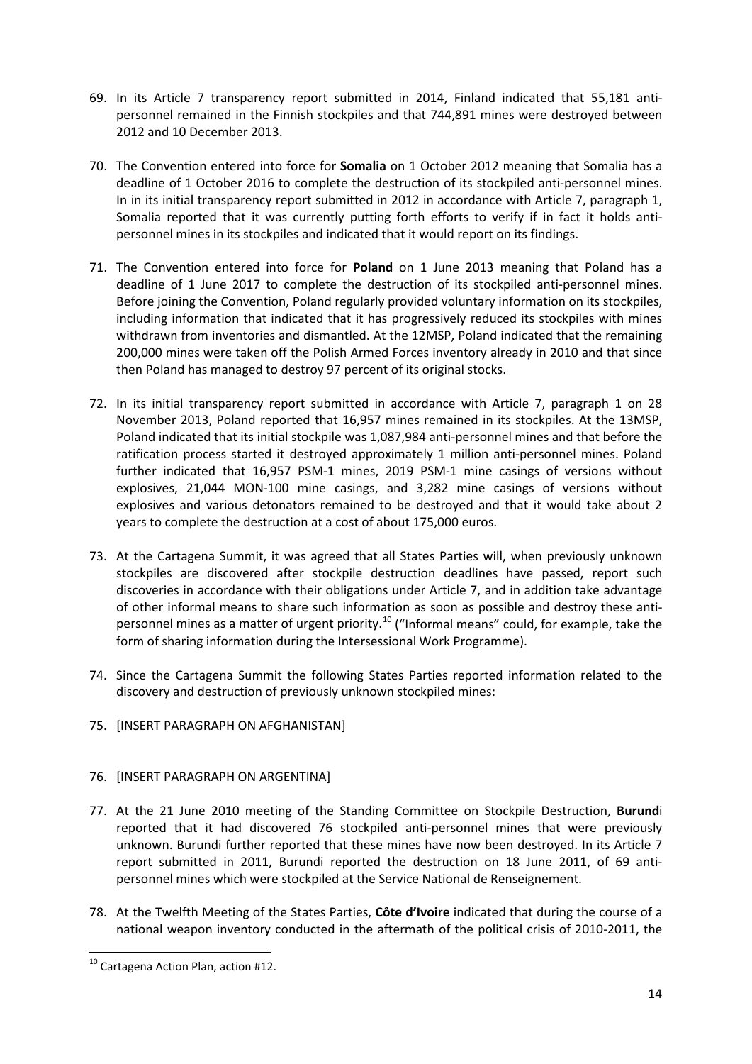69. In its Article 7 transparency report submitted in 2014, Finland indicated that 55,181 anti-personnel remained in the Finnish stockpiles and that 744,891 mines were destroyed between 2012 and 10 December 2013.

70. The Convention entered into force for **Somalia** on 1 October 2012 meaning that Somalia has a deadline of 1 October 2016 to complete the destruction of its stockpiled anti-personnel mines. In in its initial transparency report submitted in 2012 in accordance with Article 7, paragraph 1, Somalia reported that it was currently putting forth efforts to verify if in fact it holds anti-personnel mines in its stockpiles and indicated that it would report on its findings.

71. The Convention entered into force for **Poland** on 1 June 2013 meaning that Poland has a deadline of 1 June 2017 to complete the destruction of its stockpiled anti-personnel mines. Before joining the Convention, Poland regularly provided voluntary information on its stockpiles, including information that indicated that it has progressively reduced its stockpiles with mines withdrawn from inventories and dismantled. At the 12MSP, Poland indicated that the remaining 200,000 mines were taken off the Polish Armed Forces inventory already in 2010 and that since then Poland has managed to destroy 97 percent of its original stocks.

72. In its initial transparency report submitted in accordance with Article 7, paragraph 1 on 28 November 2013, Poland reported that 16,957 mines remained in its stockpiles. At the 13MSP, Poland indicated that its initial stockpile was 1,087,984 anti-personnel mines and that before the ratification process started it destroyed approximately 1 million anti-personnel mines. Poland further indicated that 16,957 PSM-1 mines, 2019 PSM-1 mine casings of versions without explosives, 21,044 MON-100 mine casings, and 3,282 mine casings of versions without explosives and various detonators remained to be destroyed and that it would take about 2 years to complete the destruction at a cost of about 175,000 euros.

73. At the Cartagena Summit, it was agreed that all States Parties will, when previously unknown stockpiles are discovered after stockpile destruction deadlines have passed, report such discoveries in accordance with their obligations under Article 7, and in addition take advantage of other informal means to share such information as soon as possible and destroy these anti-personnel mines as a matter of urgent priority.[10] ("Informal means" could, for example, take the form of sharing information during the Intersessional Work Programme).

74. Since the Cartagena Summit the following States Parties reported information related to the discovery and destruction of previously unknown stockpiled mines:

75. [INSERT PARAGRAPH ON AFGHANISTAN]

76. [INSERT PARAGRAPH ON ARGENTINA]

77. At the 21 June 2010 meeting of the Standing Committee on Stockpile Destruction, **Burundi** reported that it had discovered 76 stockpiled anti-personnel mines that were previously unknown. Burundi further reported that these mines have now been destroyed. In its Article 7 report submitted in 2011, Burundi reported the destruction on 18 June 2011, of 69 anti-personnel mines which were stockpiled at the Service National de Renseignement.

78. At the Twelfth Meeting of the States Parties, **Côte d'Ivoire** indicated that during the course of a national weapon inventory conducted in the aftermath of the political crisis of 2010-2011, the

[10] Cartagena Action Plan, action #12.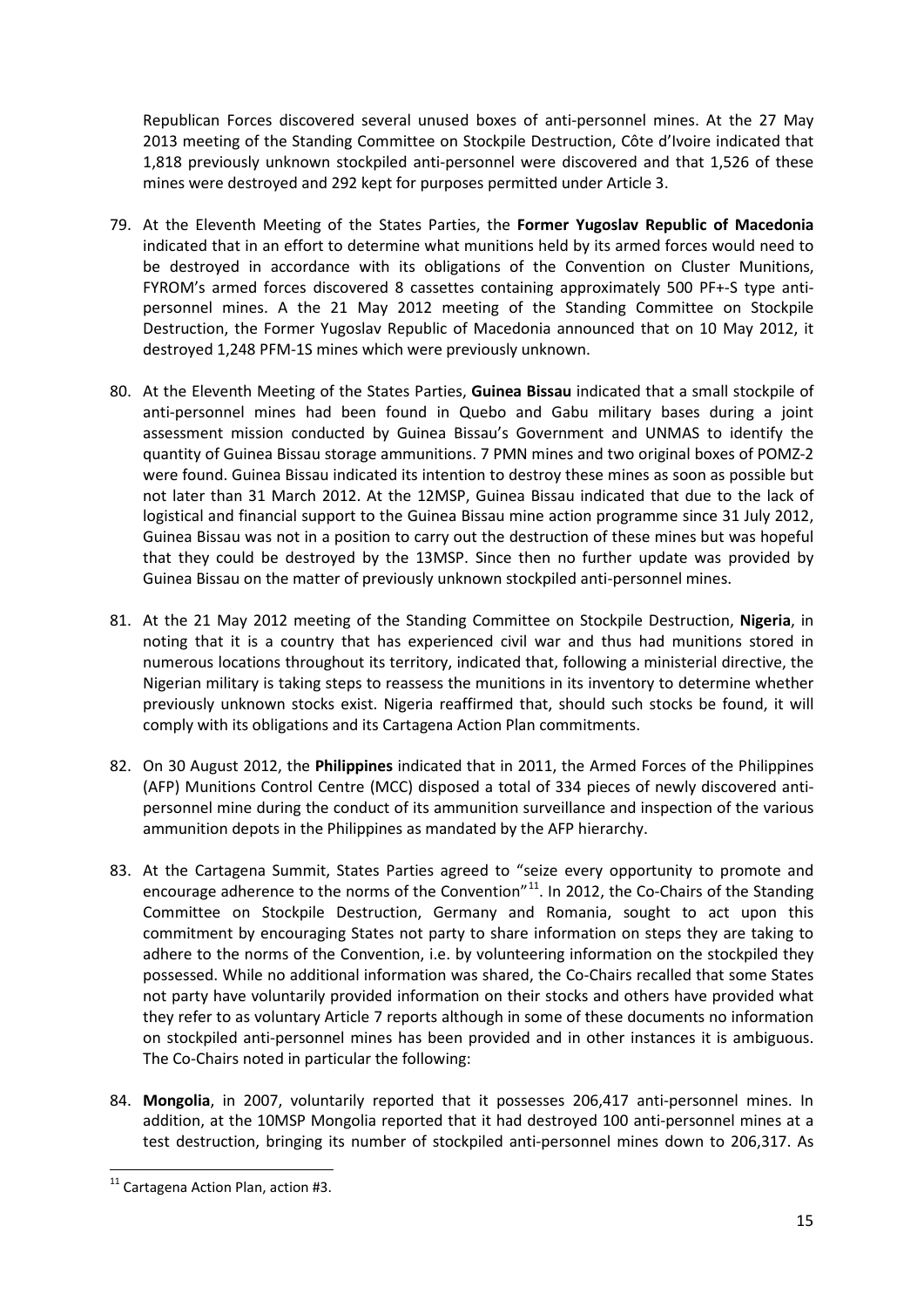Republican Forces discovered several unused boxes of anti-personnel mines. At the 27 May 2013 meeting of the Standing Committee on Stockpile Destruction, Côte d'Ivoire indicated that 1,818 previously unknown stockpiled anti-personnel were discovered and that 1,526 of these mines were destroyed and 292 kept for purposes permitted under Article 3.

79. At the Eleventh Meeting of the States Parties, the **Former Yugoslav Republic of Macedonia** indicated that in an effort to determine what munitions held by its armed forces would need to be destroyed in accordance with its obligations of the Convention on Cluster Munitions, FYROM's armed forces discovered 8 cassettes containing approximately 500 PF+-S type anti-personnel mines. A the 21 May 2012 meeting of the Standing Committee on Stockpile Destruction, the Former Yugoslav Republic of Macedonia announced that on 10 May 2012, it destroyed 1,248 PFM-1S mines which were previously unknown.

80. At the Eleventh Meeting of the States Parties, **Guinea Bissau** indicated that a small stockpile of anti-personnel mines had been found in Quebo and Gabu military bases during a joint assessment mission conducted by Guinea Bissau's Government and UNMAS to identify the quantity of Guinea Bissau storage ammunitions. 7 PMN mines and two original boxes of POMZ-2 were found. Guinea Bissau indicated its intention to destroy these mines as soon as possible but not later than 31 March 2012. At the 12MSP, Guinea Bissau indicated that due to the lack of logistical and financial support to the Guinea Bissau mine action programme since 31 July 2012, Guinea Bissau was not in a position to carry out the destruction of these mines but was hopeful that they could be destroyed by the 13MSP. Since then no further update was provided by Guinea Bissau on the matter of previously unknown stockpiled anti-personnel mines.

81. At the 21 May 2012 meeting of the Standing Committee on Stockpile Destruction, **Nigeria**, in noting that it is a country that has experienced civil war and thus had munitions stored in numerous locations throughout its territory, indicated that, following a ministerial directive, the Nigerian military is taking steps to reassess the munitions in its inventory to determine whether previously unknown stocks exist. Nigeria reaffirmed that, should such stocks be found, it will comply with its obligations and its Cartagena Action Plan commitments.

82. On 30 August 2012, the **Philippines** indicated that in 2011, the Armed Forces of the Philippines (AFP) Munitions Control Centre (MCC) disposed a total of 334 pieces of newly discovered anti-personnel mine during the conduct of its ammunition surveillance and inspection of the various ammunition depots in the Philippines as mandated by the AFP hierarchy.

83. At the Cartagena Summit, States Parties agreed to "seize every opportunity to promote and encourage adherence to the norms of the Convention"[11]. In 2012, the Co-Chairs of the Standing Committee on Stockpile Destruction, Germany and Romania, sought to act upon this commitment by encouraging States not party to share information on steps they are taking to adhere to the norms of the Convention, i.e. by volunteering information on the stockpiled they possessed. While no additional information was shared, the Co-Chairs recalled that some States not party have voluntarily provided information on their stocks and others have provided what they refer to as voluntary Article 7 reports although in some of these documents no information on stockpiled anti-personnel mines has been provided and in other instances it is ambiguous. The Co-Chairs noted in particular the following:

84. **Mongolia**, in 2007, voluntarily reported that it possesses 206,417 anti-personnel mines. In addition, at the 10MSP Mongolia reported that it had destroyed 100 anti-personnel mines at a test destruction, bringing its number of stockpiled anti-personnel mines down to 206,317. As

[11] Cartagena Action Plan, action #3.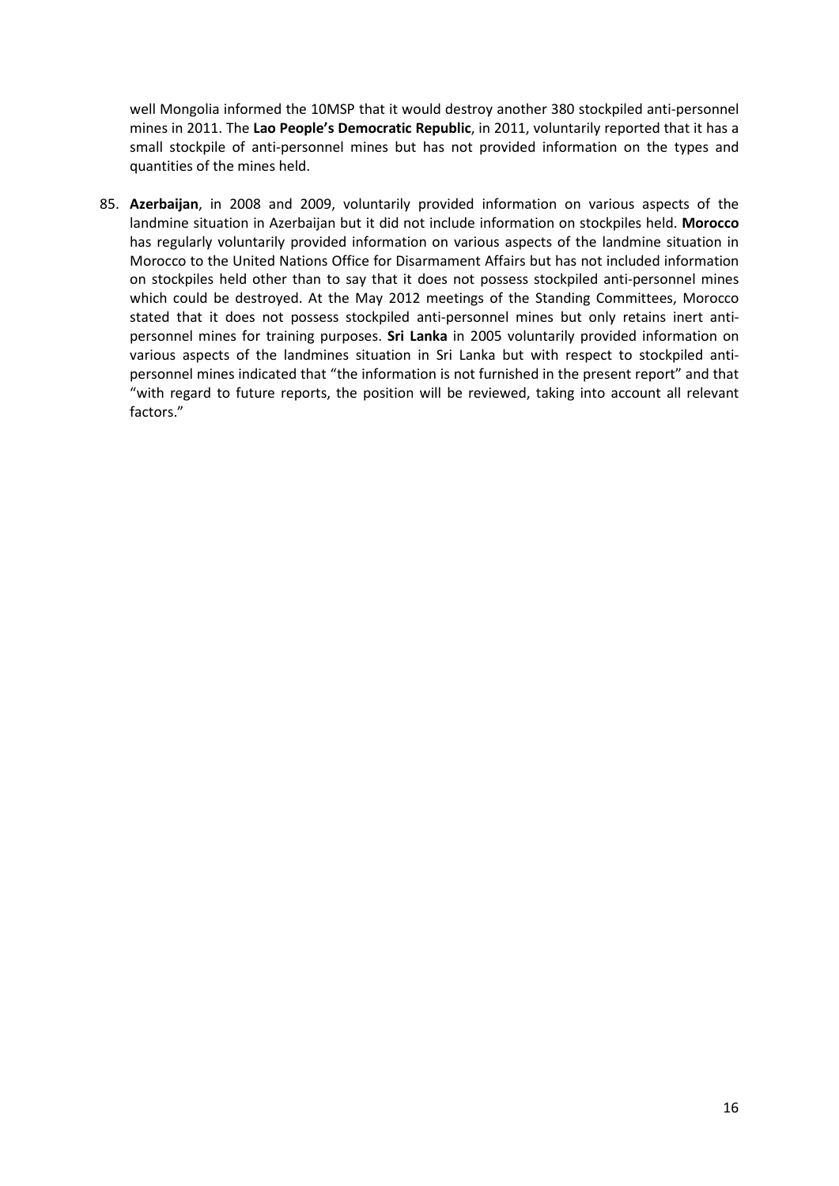well Mongolia informed the 10MSP that it would destroy another 380 stockpiled anti-personnel mines in 2011. The **Lao People's Democratic Republic**, in 2011, voluntarily reported that it has a small stockpile of anti-personnel mines but has not provided information on the types and quantities of the mines held.

85. **Azerbaijan**, in 2008 and 2009, voluntarily provided information on various aspects of the landmine situation in Azerbaijan but it did not include information on stockpiles held. **Morocco** has regularly voluntarily provided information on various aspects of the landmine situation in Morocco to the United Nations Office for Disarmament Affairs but has not included information on stockpiles held other than to say that it does not possess stockpiled anti-personnel mines which could be destroyed. At the May 2012 meetings of the Standing Committees, Morocco stated that it does not possess stockpiled anti-personnel mines but only retains inert anti-personnel mines for training purposes. **Sri Lanka** in 2005 voluntarily provided information on various aspects of the landmines situation in Sri Lanka but with respect to stockpiled anti-personnel mines indicated that "the information is not furnished in the present report" and that "with regard to future reports, the position will be reviewed, taking into account all relevant factors."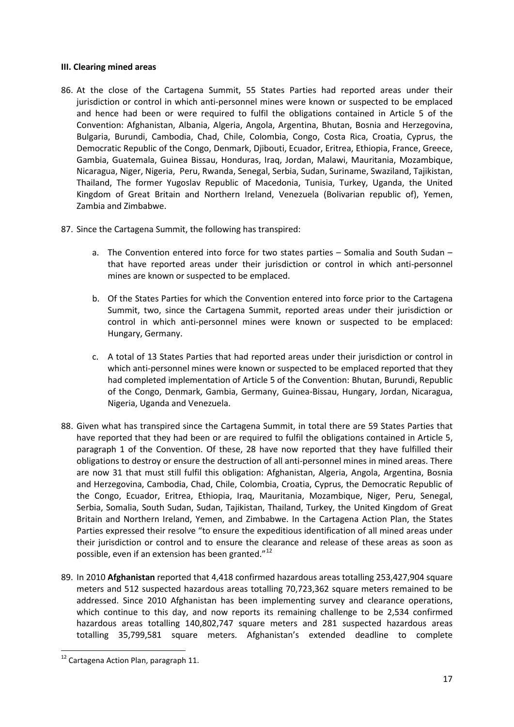**III. Clearing mined areas**

86. At the close of the Cartagena Summit, 55 States Parties had reported areas under their jurisdiction or control in which anti-personnel mines were known or suspected to be emplaced and hence had been or were required to fulfil the obligations contained in Article 5 of the Convention: Afghanistan, Albania, Algeria, Angola, Argentina, Bhutan, Bosnia and Herzegovina, Bulgaria, Burundi, Cambodia, Chad, Chile, Colombia, Congo, Costa Rica, Croatia, Cyprus, the Democratic Republic of the Congo, Denmark, Djibouti, Ecuador, Eritrea, Ethiopia, France, Greece, Gambia, Guatemala, Guinea Bissau, Honduras, Iraq, Jordan, Malawi, Mauritania, Mozambique, Nicaragua, Niger, Nigeria, Peru, Rwanda, Senegal, Serbia, Sudan, Suriname, Swaziland, Tajikistan, Thailand, The former Yugoslav Republic of Macedonia, Tunisia, Turkey, Uganda, the United Kingdom of Great Britain and Northern Ireland, Venezuela (Bolivarian republic of), Yemen, Zambia and Zimbabwe.

87. Since the Cartagena Summit, the following has transpired:

    a. The Convention entered into force for two states parties – Somalia and South Sudan – that have reported areas under their jurisdiction or control in which anti-personnel mines are known or suspected to be emplaced.

    b. Of the States Parties for which the Convention entered into force prior to the Cartagena Summit, two, since the Cartagena Summit, reported areas under their jurisdiction or control in which anti-personnel mines were known or suspected to be emplaced: Hungary, Germany.

    c. A total of 13 States Parties that had reported areas under their jurisdiction or control in which anti-personnel mines were known or suspected to be emplaced reported that they had completed implementation of Article 5 of the Convention: Bhutan, Burundi, Republic of the Congo, Denmark, Gambia, Germany, Guinea-Bissau, Hungary, Jordan, Nicaragua, Nigeria, Uganda and Venezuela.

88. Given what has transpired since the Cartagena Summit, in total there are 59 States Parties that have reported that they had been or are required to fulfil the obligations contained in Article 5, paragraph 1 of the Convention. Of these, 28 have now reported that they have fulfilled their obligations to destroy or ensure the destruction of all anti-personnel mines in mined areas. There are now 31 that must still fulfil this obligation: Afghanistan, Algeria, Angola, Argentina, Bosnia and Herzegovina, Cambodia, Chad, Chile, Colombia, Croatia, Cyprus, the Democratic Republic of the Congo, Ecuador, Eritrea, Ethiopia, Iraq, Mauritania, Mozambique, Niger, Peru, Senegal, Serbia, Somalia, South Sudan, Sudan, Tajikistan, Thailand, Turkey, the United Kingdom of Great Britain and Northern Ireland, Yemen, and Zimbabwe. In the Cartagena Action Plan, the States Parties expressed their resolve "to ensure the expeditious identification of all mined areas under their jurisdiction or control and to ensure the clearance and release of these areas as soon as possible, even if an extension has been granted."[12]

89. In 2010 **Afghanistan** reported that 4,418 confirmed hazardous areas totalling 253,427,904 square meters and 512 suspected hazardous areas totalling 70,723,362 square meters remained to be addressed. Since 2010 Afghanistan has been implementing survey and clearance operations, which continue to this day, and now reports its remaining challenge to be 2,534 confirmed hazardous areas totalling 140,802,747 square meters and 281 suspected hazardous areas totalling 35,799,581 square meters. Afghanistan's extended deadline to complete

[12] Cartagena Action Plan, paragraph 11.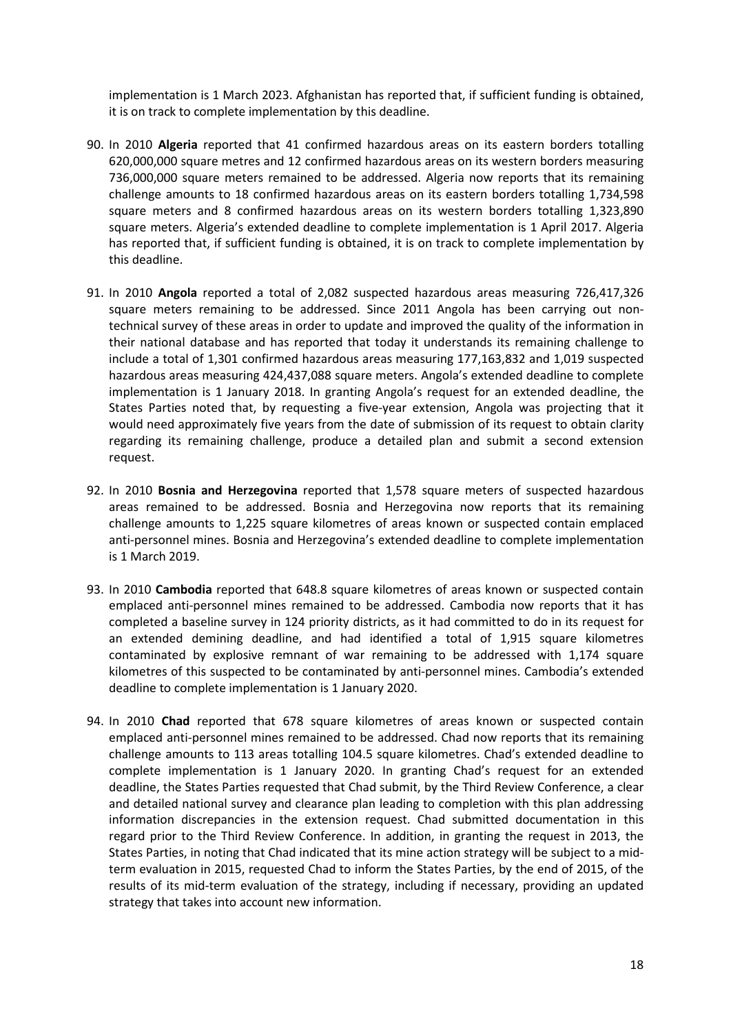implementation is 1 March 2023. Afghanistan has reported that, if sufficient funding is obtained, it is on track to complete implementation by this deadline.

90. In 2010 **Algeria** reported that 41 confirmed hazardous areas on its eastern borders totalling 620,000,000 square metres and 12 confirmed hazardous areas on its western borders measuring 736,000,000 square meters remained to be addressed. Algeria now reports that its remaining challenge amounts to 18 confirmed hazardous areas on its eastern borders totalling 1,734,598 square meters and 8 confirmed hazardous areas on its western borders totalling 1,323,890 square meters. Algeria's extended deadline to complete implementation is 1 April 2017. Algeria has reported that, if sufficient funding is obtained, it is on track to complete implementation by this deadline.

91. In 2010 **Angola** reported a total of 2,082 suspected hazardous areas measuring 726,417,326 square meters remaining to be addressed. Since 2011 Angola has been carrying out non-technical survey of these areas in order to update and improved the quality of the information in their national database and has reported that today it understands its remaining challenge to include a total of 1,301 confirmed hazardous areas measuring 177,163,832 and 1,019 suspected hazardous areas measuring 424,437,088 square meters. Angola's extended deadline to complete implementation is 1 January 2018. In granting Angola's request for an extended deadline, the States Parties noted that, by requesting a five-year extension, Angola was projecting that it would need approximately five years from the date of submission of its request to obtain clarity regarding its remaining challenge, produce a detailed plan and submit a second extension request.

92. In 2010 **Bosnia and Herzegovina** reported that 1,578 square meters of suspected hazardous areas remained to be addressed. Bosnia and Herzegovina now reports that its remaining challenge amounts to 1,225 square kilometres of areas known or suspected contain emplaced anti-personnel mines. Bosnia and Herzegovina's extended deadline to complete implementation is 1 March 2019.

93. In 2010 **Cambodia** reported that 648.8 square kilometres of areas known or suspected contain emplaced anti-personnel mines remained to be addressed. Cambodia now reports that it has completed a baseline survey in 124 priority districts, as it had committed to do in its request for an extended demining deadline, and had identified a total of 1,915 square kilometres contaminated by explosive remnant of war remaining to be addressed with 1,174 square kilometres of this suspected to be contaminated by anti-personnel mines. Cambodia's extended deadline to complete implementation is 1 January 2020.

94. In 2010 **Chad** reported that 678 square kilometres of areas known or suspected contain emplaced anti-personnel mines remained to be addressed. Chad now reports that its remaining challenge amounts to 113 areas totalling 104.5 square kilometres. Chad's extended deadline to complete implementation is 1 January 2020. In granting Chad's request for an extended deadline, the States Parties requested that Chad submit, by the Third Review Conference, a clear and detailed national survey and clearance plan leading to completion with this plan addressing information discrepancies in the extension request. Chad submitted documentation in this regard prior to the Third Review Conference. In addition, in granting the request in 2013, the States Parties, in noting that Chad indicated that its mine action strategy will be subject to a mid-term evaluation in 2015, requested Chad to inform the States Parties, by the end of 2015, of the results of its mid-term evaluation of the strategy, including if necessary, providing an updated strategy that takes into account new information.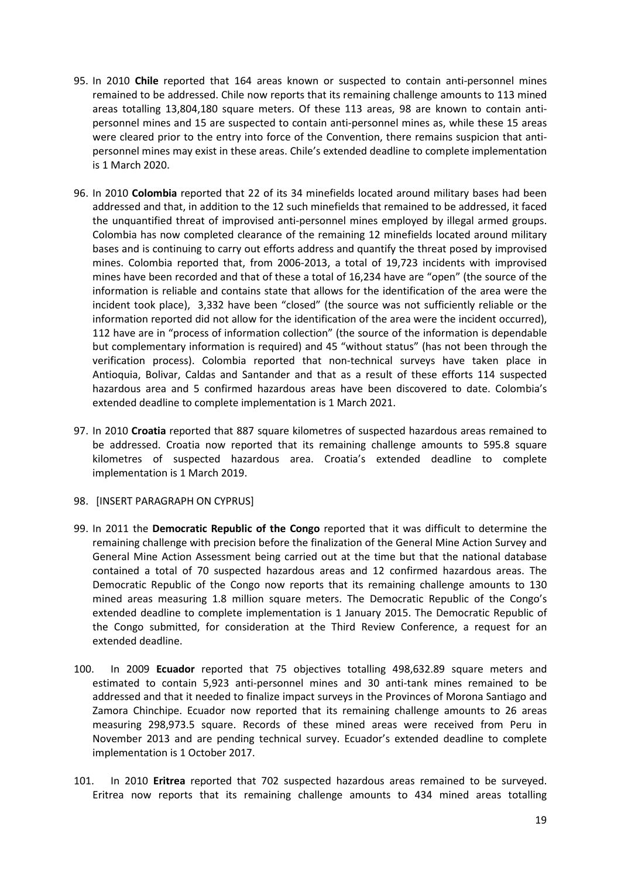95. In 2010 **Chile** reported that 164 areas known or suspected to contain anti-personnel mines remained to be addressed. Chile now reports that its remaining challenge amounts to 113 mined areas totalling 13,804,180 square meters. Of these 113 areas, 98 are known to contain anti-personnel mines and 15 are suspected to contain anti-personnel mines as, while these 15 areas were cleared prior to the entry into force of the Convention, there remains suspicion that anti-personnel mines may exist in these areas. Chile's extended deadline to complete implementation is 1 March 2020.

96. In 2010 **Colombia** reported that 22 of its 34 minefields located around military bases had been addressed and that, in addition to the 12 such minefields that remained to be addressed, it faced the unquantified threat of improvised anti-personnel mines employed by illegal armed groups. Colombia has now completed clearance of the remaining 12 minefields located around military bases and is continuing to carry out efforts address and quantify the threat posed by improvised mines. Colombia reported that, from 2006-2013, a total of 19,723 incidents with improvised mines have been recorded and that of these a total of 16,234 have are "open" (the source of the information is reliable and contains state that allows for the identification of the area were the incident took place), 3,332 have been "closed" (the source was not sufficiently reliable or the information reported did not allow for the identification of the area were the incident occurred), 112 have are in "process of information collection" (the source of the information is dependable but complementary information is required) and 45 "without status" (has not been through the verification process). Colombia reported that non-technical surveys have taken place in Antioquia, Bolivar, Caldas and Santander and that as a result of these efforts 114 suspected hazardous area and 5 confirmed hazardous areas have been discovered to date. Colombia's extended deadline to complete implementation is 1 March 2021.

97. In 2010 **Croatia** reported that 887 square kilometres of suspected hazardous areas remained to be addressed. Croatia now reported that its remaining challenge amounts to 595.8 square kilometres of suspected hazardous area. Croatia's extended deadline to complete implementation is 1 March 2019.

98. [INSERT PARAGRAPH ON CYPRUS]

99. In 2011 the **Democratic Republic of the Congo** reported that it was difficult to determine the remaining challenge with precision before the finalization of the General Mine Action Survey and General Mine Action Assessment being carried out at the time but that the national database contained a total of 70 suspected hazardous areas and 12 confirmed hazardous areas. The Democratic Republic of the Congo now reports that its remaining challenge amounts to 130 mined areas measuring 1.8 million square meters. The Democratic Republic of the Congo's extended deadline to complete implementation is 1 January 2015. The Democratic Republic of the Congo submitted, for consideration at the Third Review Conference, a request for an extended deadline.

100. In 2009 **Ecuador** reported that 75 objectives totalling 498,632.89 square meters and estimated to contain 5,923 anti-personnel mines and 30 anti-tank mines remained to be addressed and that it needed to finalize impact surveys in the Provinces of Morona Santiago and Zamora Chinchipe. Ecuador now reported that its remaining challenge amounts to 26 areas measuring 298,973.5 square. Records of these mined areas were received from Peru in November 2013 and are pending technical survey. Ecuador's extended deadline to complete implementation is 1 October 2017.

101. In 2010 **Eritrea** reported that 702 suspected hazardous areas remained to be surveyed. Eritrea now reports that its remaining challenge amounts to 434 mined areas totalling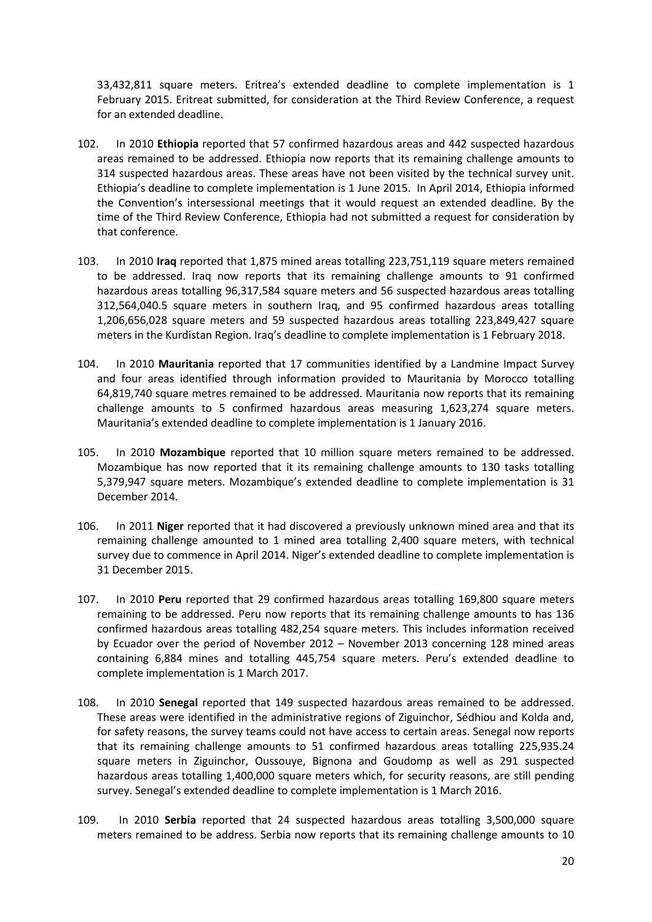33,432,811 square meters. Eritrea's extended deadline to complete implementation is 1 February 2015. Eritreat submitted, for consideration at the Third Review Conference, a request for an extended deadline.

102. In 2010 **Ethiopia** reported that 57 confirmed hazardous areas and 442 suspected hazardous areas remained to be addressed. Ethiopia now reports that its remaining challenge amounts to 314 suspected hazardous areas. These areas have not been visited by the technical survey unit. Ethiopia's deadline to complete implementation is 1 June 2015. In April 2014, Ethiopia informed the Convention's intersessional meetings that it would request an extended deadline. By the time of the Third Review Conference, Ethiopia had not submitted a request for consideration by that conference.

103. In 2010 **Iraq** reported that 1,875 mined areas totalling 223,751,119 square meters remained to be addressed. Iraq now reports that its remaining challenge amounts to 91 confirmed hazardous areas totalling 96,317,584 square meters and 56 suspected hazardous areas totalling 312,564,040.5 square meters in southern Iraq, and 95 confirmed hazardous areas totalling 1,206,656,028 square meters and 59 suspected hazardous areas totalling 223,849,427 square meters in the Kurdistan Region. Iraq's deadline to complete implementation is 1 February 2018.

104. In 2010 **Mauritania** reported that 17 communities identified by a Landmine Impact Survey and four areas identified through information provided to Mauritania by Morocco totalling 64,819,740 square metres remained to be addressed. Mauritania now reports that its remaining challenge amounts to 5 confirmed hazardous areas measuring 1,623,274 square meters. Mauritania's extended deadline to complete implementation is 1 January 2016.

105. In 2010 **Mozambique** reported that 10 million square meters remained to be addressed. Mozambique has now reported that it its remaining challenge amounts to 130 tasks totalling 5,379,947 square meters. Mozambique's extended deadline to complete implementation is 31 December 2014.

106. In 2011 **Niger** reported that it had discovered a previously unknown mined area and that its remaining challenge amounted to 1 mined area totalling 2,400 square meters, with technical survey due to commence in April 2014. Niger's extended deadline to complete implementation is 31 December 2015.

107. In 2010 **Peru** reported that 29 confirmed hazardous areas totalling 169,800 square meters remaining to be addressed. Peru now reports that its remaining challenge amounts to has 136 confirmed hazardous areas totalling 482,254 square meters. This includes information received by Ecuador over the period of November 2012 – November 2013 concerning 128 mined areas containing 6,884 mines and totalling 445,754 square meters. Peru's extended deadline to complete implementation is 1 March 2017.

108. In 2010 **Senegal** reported that 149 suspected hazardous areas remained to be addressed. These areas were identified in the administrative regions of Ziguinchor, Sédhiou and Kolda and, for safety reasons, the survey teams could not have access to certain areas. Senegal now reports that its remaining challenge amounts to 51 confirmed hazardous areas totalling 225,935.24 square meters in Ziguinchor, Oussouye, Bignona and Goudomp as well as 291 suspected hazardous areas totalling 1,400,000 square meters which, for security reasons, are still pending survey. Senegal's extended deadline to complete implementation is 1 March 2016.

109. In 2010 **Serbia** reported that 24 suspected hazardous areas totalling 3,500,000 square meters remained to be address. Serbia now reports that its remaining challenge amounts to 10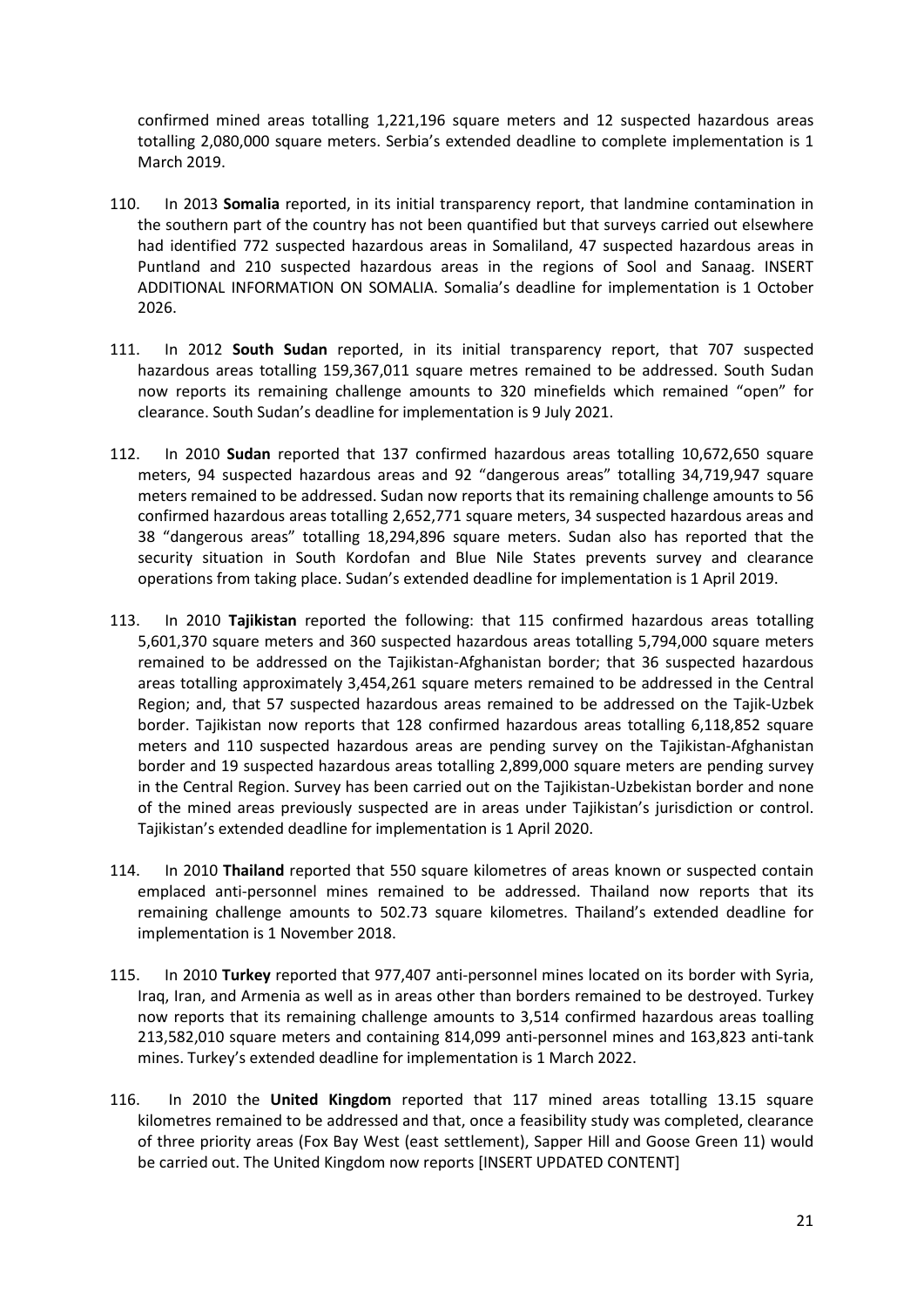confirmed mined areas totalling 1,221,196 square meters and 12 suspected hazardous areas totalling 2,080,000 square meters. Serbia's extended deadline to complete implementation is 1 March 2019.

110. In 2013 **Somalia** reported, in its initial transparency report, that landmine contamination in the southern part of the country has not been quantified but that surveys carried out elsewhere had identified 772 suspected hazardous areas in Somaliland, 47 suspected hazardous areas in Puntland and 210 suspected hazardous areas in the regions of Sool and Sanaag. INSERT ADDITIONAL INFORMATION ON SOMALIA. Somalia's deadline for implementation is 1 October 2026.

111. In 2012 **South Sudan** reported, in its initial transparency report, that 707 suspected hazardous areas totalling 159,367,011 square metres remained to be addressed. South Sudan now reports its remaining challenge amounts to 320 minefields which remained "open" for clearance. South Sudan's deadline for implementation is 9 July 2021.

112. In 2010 **Sudan** reported that 137 confirmed hazardous areas totalling 10,672,650 square meters, 94 suspected hazardous areas and 92 "dangerous areas" totalling 34,719,947 square meters remained to be addressed. Sudan now reports that its remaining challenge amounts to 56 confirmed hazardous areas totalling 2,652,771 square meters, 34 suspected hazardous areas and 38 "dangerous areas" totalling 18,294,896 square meters. Sudan also has reported that the security situation in South Kordofan and Blue Nile States prevents survey and clearance operations from taking place. Sudan's extended deadline for implementation is 1 April 2019.

113. In 2010 **Tajikistan** reported the following: that 115 confirmed hazardous areas totalling 5,601,370 square meters and 360 suspected hazardous areas totalling 5,794,000 square meters remained to be addressed on the Tajikistan-Afghanistan border; that 36 suspected hazardous areas totalling approximately 3,454,261 square meters remained to be addressed in the Central Region; and, that 57 suspected hazardous areas remained to be addressed on the Tajik-Uzbek border. Tajikistan now reports that 128 confirmed hazardous areas totalling 6,118,852 square meters and 110 suspected hazardous areas are pending survey on the Tajikistan-Afghanistan border and 19 suspected hazardous areas totalling 2,899,000 square meters are pending survey in the Central Region. Survey has been carried out on the Tajikistan-Uzbekistan border and none of the mined areas previously suspected are in areas under Tajikistan's jurisdiction or control. Tajikistan's extended deadline for implementation is 1 April 2020.

114. In 2010 **Thailand** reported that 550 square kilometres of areas known or suspected contain emplaced anti-personnel mines remained to be addressed. Thailand now reports that its remaining challenge amounts to 502.73 square kilometres. Thailand's extended deadline for implementation is 1 November 2018.

115. In 2010 **Turkey** reported that 977,407 anti-personnel mines located on its border with Syria, Iraq, Iran, and Armenia as well as in areas other than borders remained to be destroyed. Turkey now reports that its remaining challenge amounts to 3,514 confirmed hazardous areas toalling 213,582,010 square meters and containing 814,099 anti-personnel mines and 163,823 anti-tank mines. Turkey's extended deadline for implementation is 1 March 2022.

116. In 2010 the **United Kingdom** reported that 117 mined areas totalling 13.15 square kilometres remained to be addressed and that, once a feasibility study was completed, clearance of three priority areas (Fox Bay West (east settlement), Sapper Hill and Goose Green 11) would be carried out. The United Kingdom now reports [INSERT UPDATED CONTENT]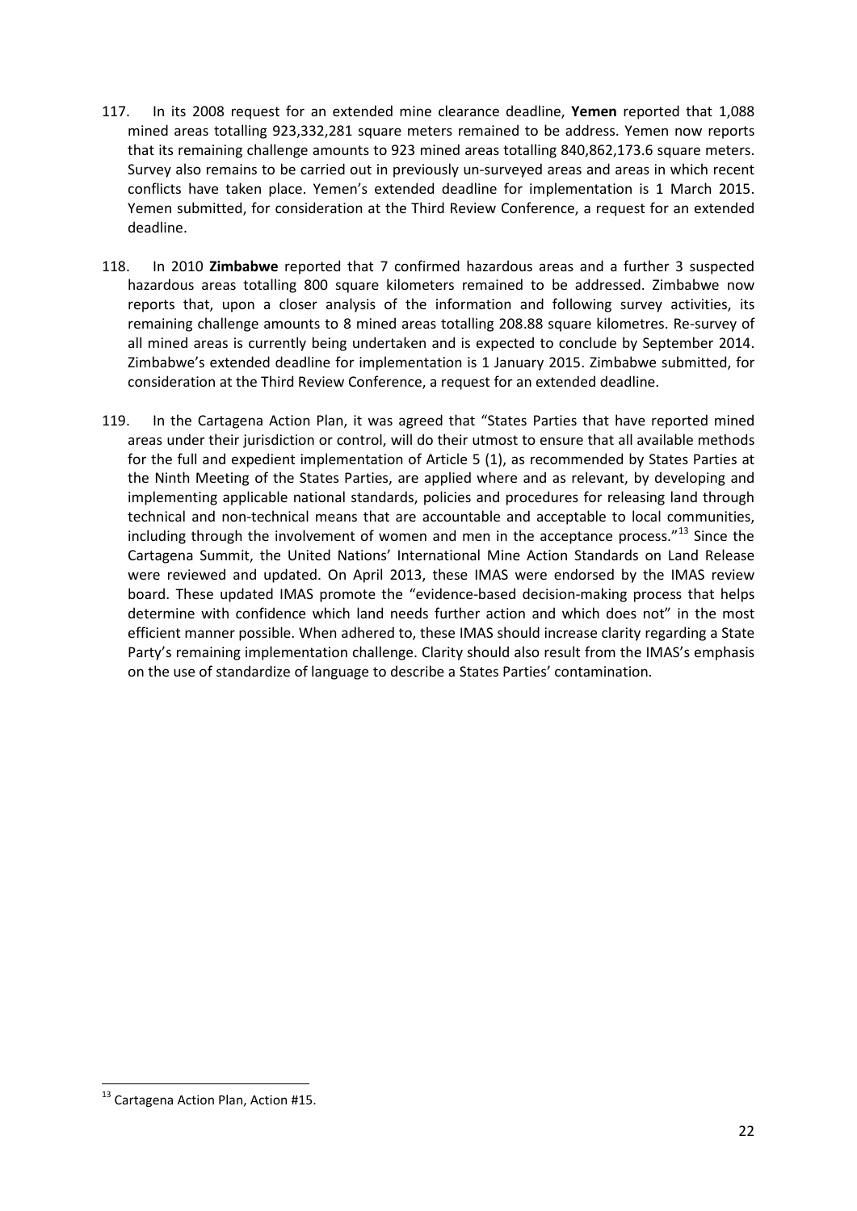117. In its 2008 request for an extended mine clearance deadline, **Yemen** reported that 1,088 mined areas totalling 923,332,281 square meters remained to be address. Yemen now reports that its remaining challenge amounts to 923 mined areas totalling 840,862,173.6 square meters. Survey also remains to be carried out in previously un-surveyed areas and areas in which recent conflicts have taken place. Yemen's extended deadline for implementation is 1 March 2015. Yemen submitted, for consideration at the Third Review Conference, a request for an extended deadline.

118. In 2010 **Zimbabwe** reported that 7 confirmed hazardous areas and a further 3 suspected hazardous areas totalling 800 square kilometers remained to be addressed. Zimbabwe now reports that, upon a closer analysis of the information and following survey activities, its remaining challenge amounts to 8 mined areas totalling 208.88 square kilometres. Re-survey of all mined areas is currently being undertaken and is expected to conclude by September 2014. Zimbabwe's extended deadline for implementation is 1 January 2015. Zimbabwe submitted, for consideration at the Third Review Conference, a request for an extended deadline.

119. In the Cartagena Action Plan, it was agreed that "States Parties that have reported mined areas under their jurisdiction or control, will do their utmost to ensure that all available methods for the full and expedient implementation of Article 5 (1), as recommended by States Parties at the Ninth Meeting of the States Parties, are applied where and as relevant, by developing and implementing applicable national standards, policies and procedures for releasing land through technical and non-technical means that are accountable and acceptable to local communities, including through the involvement of women and men in the acceptance process."[13] Since the Cartagena Summit, the United Nations' International Mine Action Standards on Land Release were reviewed and updated. On April 2013, these IMAS were endorsed by the IMAS review board. These updated IMAS promote the "evidence-based decision-making process that helps determine with confidence which land needs further action and which does not" in the most efficient manner possible. When adhered to, these IMAS should increase clarity regarding a State Party's remaining implementation challenge. Clarity should also result from the IMAS's emphasis on the use of standardize of language to describe a States Parties' contamination.

[13] Cartagena Action Plan, Action #15.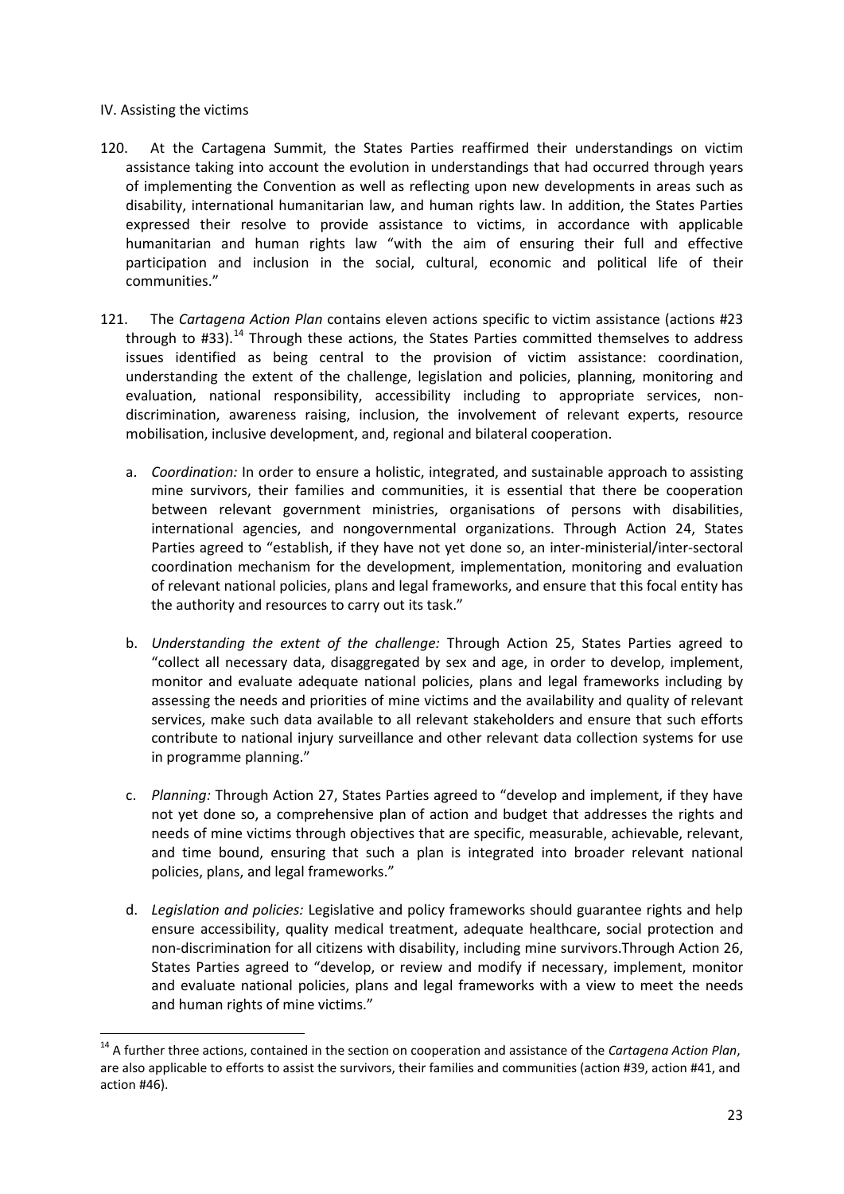IV. Assisting the victims

120. At the Cartagena Summit, the States Parties reaffirmed their understandings on victim assistance taking into account the evolution in understandings that had occurred through years of implementing the Convention as well as reflecting upon new developments in areas such as disability, international humanitarian law, and human rights law. In addition, the States Parties expressed their resolve to provide assistance to victims, in accordance with applicable humanitarian and human rights law "with the aim of ensuring their full and effective participation and inclusion in the social, cultural, economic and political life of their communities."

121. The *Cartagena Action Plan* contains eleven actions specific to victim assistance (actions #23 through to #33).[14] Through these actions, the States Parties committed themselves to address issues identified as being central to the provision of victim assistance: coordination, understanding the extent of the challenge, legislation and policies, planning, monitoring and evaluation, national responsibility, accessibility including to appropriate services, non-discrimination, awareness raising, inclusion, the involvement of relevant experts, resource mobilisation, inclusive development, and, regional and bilateral cooperation.

a. *Coordination:* In order to ensure a holistic, integrated, and sustainable approach to assisting mine survivors, their families and communities, it is essential that there be cooperation between relevant government ministries, organisations of persons with disabilities, international agencies, and nongovernmental organizations. Through Action 24, States Parties agreed to "establish, if they have not yet done so, an inter-ministerial/inter-sectoral coordination mechanism for the development, implementation, monitoring and evaluation of relevant national policies, plans and legal frameworks, and ensure that this focal entity has the authority and resources to carry out its task."

b. *Understanding the extent of the challenge:* Through Action 25, States Parties agreed to "collect all necessary data, disaggregated by sex and age, in order to develop, implement, monitor and evaluate adequate national policies, plans and legal frameworks including by assessing the needs and priorities of mine victims and the availability and quality of relevant services, make such data available to all relevant stakeholders and ensure that such efforts contribute to national injury surveillance and other relevant data collection systems for use in programme planning."

c. *Planning:* Through Action 27, States Parties agreed to "develop and implement, if they have not yet done so, a comprehensive plan of action and budget that addresses the rights and needs of mine victims through objectives that are specific, measurable, achievable, relevant, and time bound, ensuring that such a plan is integrated into broader relevant national policies, plans, and legal frameworks."

d. *Legislation and policies:* Legislative and policy frameworks should guarantee rights and help ensure accessibility, quality medical treatment, adequate healthcare, social protection and non-discrimination for all citizens with disability, including mine survivors.Through Action 26, States Parties agreed to "develop, or review and modify if necessary, implement, monitor and evaluate national policies, plans and legal frameworks with a view to meet the needs and human rights of mine victims."

[14] A further three actions, contained in the section on cooperation and assistance of the *Cartagena Action Plan*, are also applicable to efforts to assist the survivors, their families and communities (action #39, action #41, and action #46).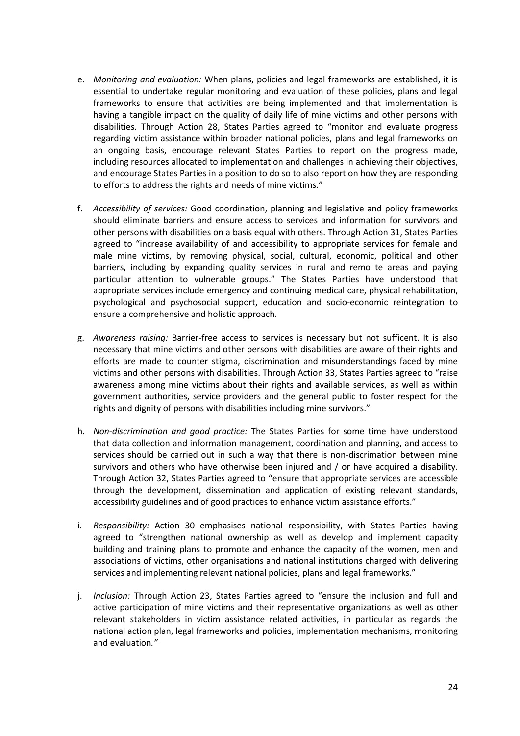e. *Monitoring and evaluation:* When plans, policies and legal frameworks are established, it is essential to undertake regular monitoring and evaluation of these policies, plans and legal frameworks to ensure that activities are being implemented and that implementation is having a tangible impact on the quality of daily life of mine victims and other persons with disabilities. Through Action 28, States Parties agreed to "monitor and evaluate progress regarding victim assistance within broader national policies, plans and legal frameworks on an ongoing basis, encourage relevant States Parties to report on the progress made, including resources allocated to implementation and challenges in achieving their objectives, and encourage States Parties in a position to do so to also report on how they are responding to efforts to address the rights and needs of mine victims."

f. *Accessibility of services:* Good coordination, planning and legislative and policy frameworks should eliminate barriers and ensure access to services and information for survivors and other persons with disabilities on a basis equal with others. Through Action 31, States Parties agreed to "increase availability of and accessibility to appropriate services for female and male mine victims, by removing physical, social, cultural, economic, political and other barriers, including by expanding quality services in rural and remo te areas and paying particular attention to vulnerable groups." The States Parties have understood that appropriate services include emergency and continuing medical care, physical rehabilitation, psychological and psychosocial support, education and socio-economic reintegration to ensure a comprehensive and holistic approach.

g. *Awareness raising:* Barrier-free access to services is necessary but not sufficent. It is also necessary that mine victims and other persons with disabilities are aware of their rights and efforts are made to counter stigma, discrimination and misunderstandings faced by mine victims and other persons with disabilities. Through Action 33, States Parties agreed to "raise awareness among mine victims about their rights and available services, as well as within government authorities, service providers and the general public to foster respect for the rights and dignity of persons with disabilities including mine survivors."

h. *Non-discrimination and good practice:* The States Parties for some time have understood that data collection and information management, coordination and planning, and access to services should be carried out in such a way that there is non-discrimination between mine survivors and others who have otherwise been injured and / or have acquired a disability. Through Action 32, States Parties agreed to "ensure that appropriate services are accessible through the development, dissemination and application of existing relevant standards, accessibility guidelines and of good practices to enhance victim assistance efforts."

i. *Responsibility:* Action 30 emphasises national responsibility, with States Parties having agreed to "strengthen national ownership as well as develop and implement capacity building and training plans to promote and enhance the capacity of the women, men and associations of victims, other organisations and national institutions charged with delivering services and implementing relevant national policies, plans and legal frameworks."

j. *Inclusion:* Through Action 23, States Parties agreed to "ensure the inclusion and full and active participation of mine victims and their representative organizations as well as other relevant stakeholders in victim assistance related activities, in particular as regards the national action plan, legal frameworks and policies, implementation mechanisms, monitoring and evaluation*."*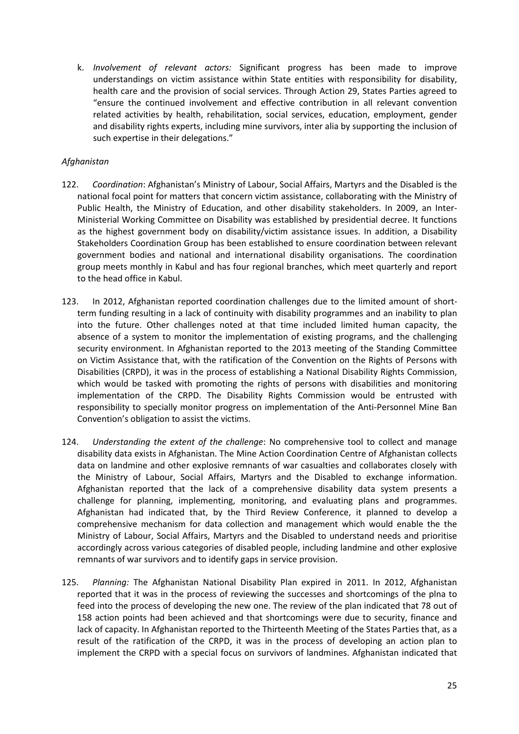k. *Involvement of relevant actors:* Significant progress has been made to improve understandings on victim assistance within State entities with responsibility for disability, health care and the provision of social services. Through Action 29, States Parties agreed to "ensure the continued involvement and effective contribution in all relevant convention related activities by health, rehabilitation, social services, education, employment, gender and disability rights experts, including mine survivors, inter alia by supporting the inclusion of such expertise in their delegations."

*Afghanistan*

122. *Coordination*: Afghanistan's Ministry of Labour, Social Affairs, Martyrs and the Disabled is the national focal point for matters that concern victim assistance, collaborating with the Ministry of Public Health, the Ministry of Education, and other disability stakeholders. In 2009, an Inter-Ministerial Working Committee on Disability was established by presidential decree. It functions as the highest government body on disability/victim assistance issues. In addition, a Disability Stakeholders Coordination Group has been established to ensure coordination between relevant government bodies and national and international disability organisations. The coordination group meets monthly in Kabul and has four regional branches, which meet quarterly and report to the head office in Kabul.

123. In 2012, Afghanistan reported coordination challenges due to the limited amount of short-term funding resulting in a lack of continuity with disability programmes and an inability to plan into the future. Other challenges noted at that time included limited human capacity, the absence of a system to monitor the implementation of existing programs, and the challenging security environment. In Afghanistan reported to the 2013 meeting of the Standing Committee on Victim Assistance that, with the ratification of the Convention on the Rights of Persons with Disabilities (CRPD), it was in the process of establishing a National Disability Rights Commission, which would be tasked with promoting the rights of persons with disabilities and monitoring implementation of the CRPD. The Disability Rights Commission would be entrusted with responsibility to specially monitor progress on implementation of the Anti-Personnel Mine Ban Convention's obligation to assist the victims.

124. *Understanding the extent of the challenge*: No comprehensive tool to collect and manage disability data exists in Afghanistan. The Mine Action Coordination Centre of Afghanistan collects data on landmine and other explosive remnants of war casualties and collaborates closely with the Ministry of Labour, Social Affairs, Martyrs and the Disabled to exchange information. Afghanistan reported that the lack of a comprehensive disability data system presents a challenge for planning, implementing, monitoring, and evaluating plans and programmes. Afghanistan had indicated that, by the Third Review Conference, it planned to develop a comprehensive mechanism for data collection and management which would enable the the Ministry of Labour, Social Affairs, Martyrs and the Disabled to understand needs and prioritise accordingly across various categories of disabled people, including landmine and other explosive remnants of war survivors and to identify gaps in service provision.

125. *Planning:* The Afghanistan National Disability Plan expired in 2011. In 2012, Afghanistan reported that it was in the process of reviewing the successes and shortcomings of the plna to feed into the process of developing the new one. The review of the plan indicated that 78 out of 158 action points had been achieved and that shortcomings were due to security, finance and lack of capacity. In Afghanistan reported to the Thirteenth Meeting of the States Parties that, as a result of the ratification of the CRPD, it was in the process of developing an action plan to implement the CRPD with a special focus on survivors of landmines. Afghanistan indicated that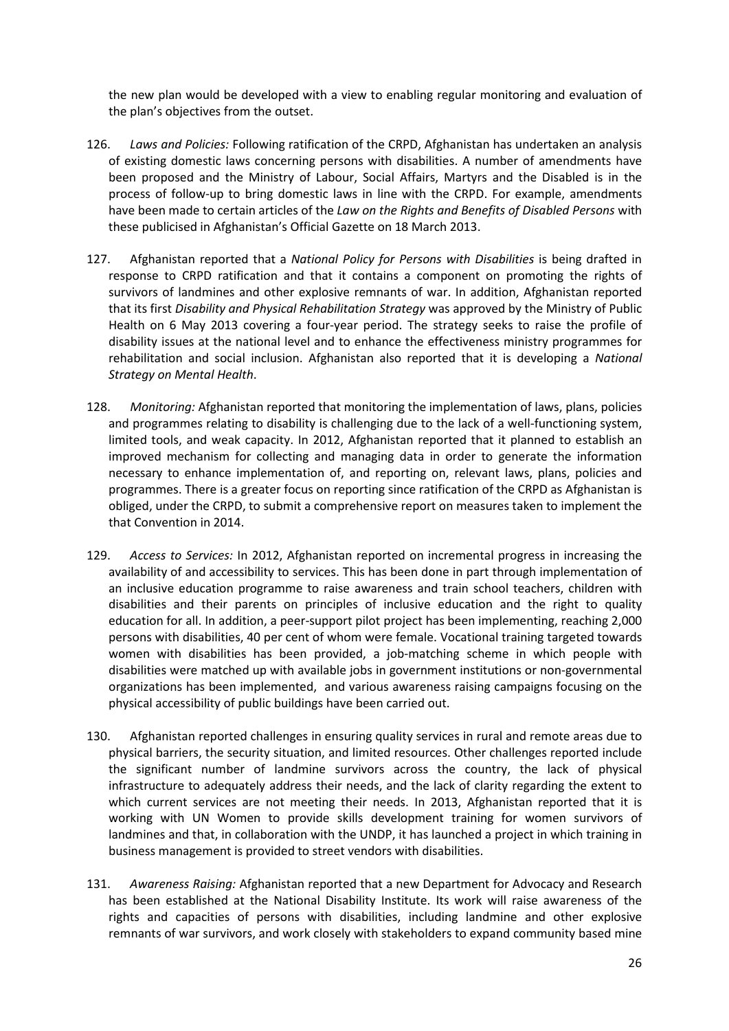the new plan would be developed with a view to enabling regular monitoring and evaluation of the plan's objectives from the outset.

126. *Laws and Policies:* Following ratification of the CRPD, Afghanistan has undertaken an analysis of existing domestic laws concerning persons with disabilities. A number of amendments have been proposed and the Ministry of Labour, Social Affairs, Martyrs and the Disabled is in the process of follow-up to bring domestic laws in line with the CRPD. For example, amendments have been made to certain articles of the *Law on the Rights and Benefits of Disabled Persons* with these publicised in Afghanistan's Official Gazette on 18 March 2013.

127. Afghanistan reported that a *National Policy for Persons with Disabilities* is being drafted in response to CRPD ratification and that it contains a component on promoting the rights of survivors of landmines and other explosive remnants of war. In addition, Afghanistan reported that its first *Disability and Physical Rehabilitation Strategy* was approved by the Ministry of Public Health on 6 May 2013 covering a four-year period. The strategy seeks to raise the profile of disability issues at the national level and to enhance the effectiveness ministry programmes for rehabilitation and social inclusion. Afghanistan also reported that it is developing a *National Strategy on Mental Health*.

128. *Monitoring:* Afghanistan reported that monitoring the implementation of laws, plans, policies and programmes relating to disability is challenging due to the lack of a well-functioning system, limited tools, and weak capacity. In 2012, Afghanistan reported that it planned to establish an improved mechanism for collecting and managing data in order to generate the information necessary to enhance implementation of, and reporting on, relevant laws, plans, policies and programmes. There is a greater focus on reporting since ratification of the CRPD as Afghanistan is obliged, under the CRPD, to submit a comprehensive report on measures taken to implement the that Convention in 2014.

129. *Access to Services:* In 2012, Afghanistan reported on incremental progress in increasing the availability of and accessibility to services. This has been done in part through implementation of an inclusive education programme to raise awareness and train school teachers, children with disabilities and their parents on principles of inclusive education and the right to quality education for all. In addition, a peer-support pilot project has been implementing, reaching 2,000 persons with disabilities, 40 per cent of whom were female. Vocational training targeted towards women with disabilities has been provided, a job-matching scheme in which people with disabilities were matched up with available jobs in government institutions or non-governmental organizations has been implemented, and various awareness raising campaigns focusing on the physical accessibility of public buildings have been carried out.

130. Afghanistan reported challenges in ensuring quality services in rural and remote areas due to physical barriers, the security situation, and limited resources. Other challenges reported include the significant number of landmine survivors across the country, the lack of physical infrastructure to adequately address their needs, and the lack of clarity regarding the extent to which current services are not meeting their needs. In 2013, Afghanistan reported that it is working with UN Women to provide skills development training for women survivors of landmines and that, in collaboration with the UNDP, it has launched a project in which training in business management is provided to street vendors with disabilities.

131. *Awareness Raising:* Afghanistan reported that a new Department for Advocacy and Research has been established at the National Disability Institute. Its work will raise awareness of the rights and capacities of persons with disabilities, including landmine and other explosive remnants of war survivors, and work closely with stakeholders to expand community based mine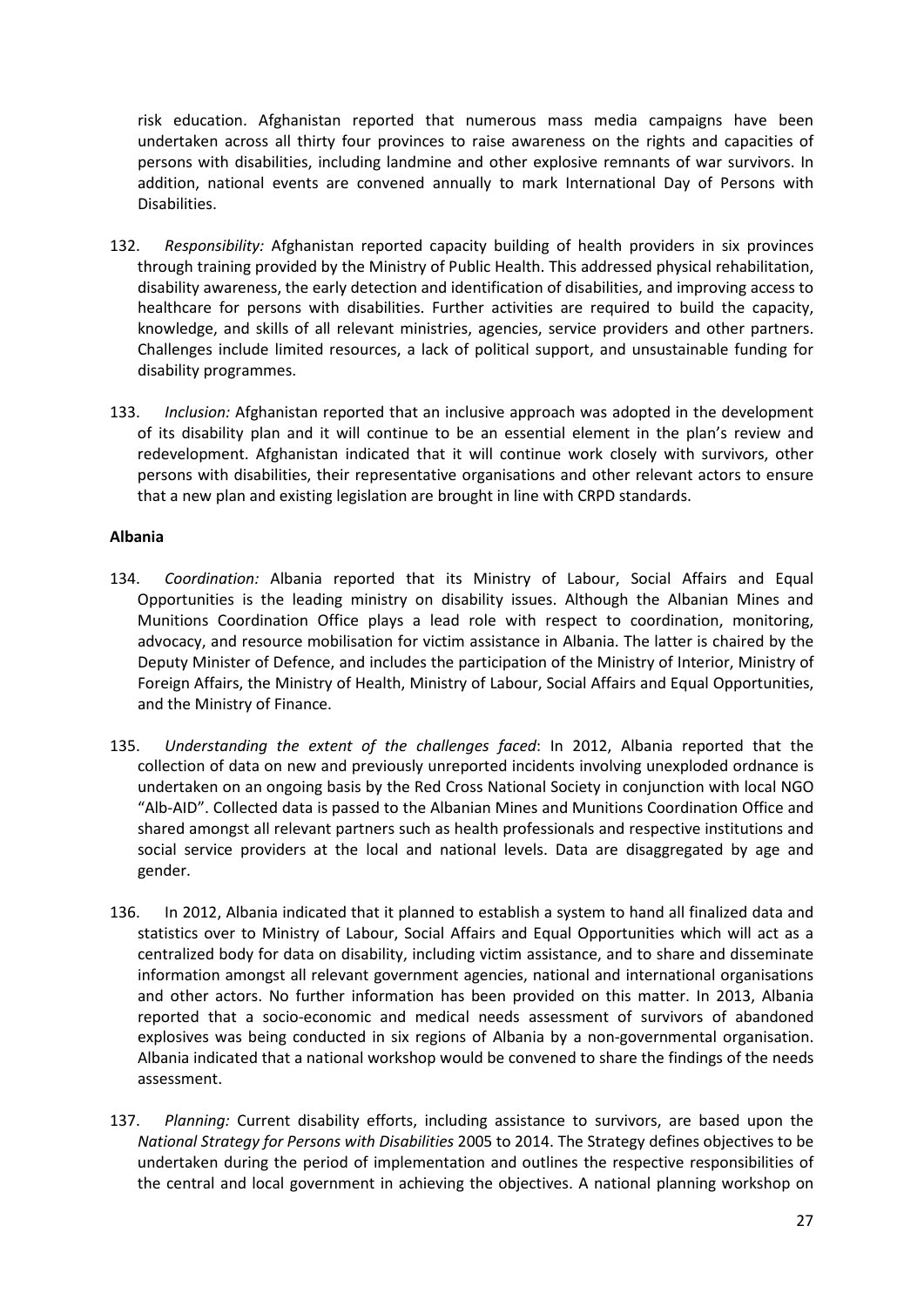risk education. Afghanistan reported that numerous mass media campaigns have been undertaken across all thirty four provinces to raise awareness on the rights and capacities of persons with disabilities, including landmine and other explosive remnants of war survivors. In addition, national events are convened annually to mark International Day of Persons with Disabilities.

132. *Responsibility:* Afghanistan reported capacity building of health providers in six provinces through training provided by the Ministry of Public Health. This addressed physical rehabilitation, disability awareness, the early detection and identification of disabilities, and improving access to healthcare for persons with disabilities. Further activities are required to build the capacity, knowledge, and skills of all relevant ministries, agencies, service providers and other partners. Challenges include limited resources, a lack of political support, and unsustainable funding for disability programmes.

133. *Inclusion:* Afghanistan reported that an inclusive approach was adopted in the development of its disability plan and it will continue to be an essential element in the plan's review and redevelopment. Afghanistan indicated that it will continue work closely with survivors, other persons with disabilities, their representative organisations and other relevant actors to ensure that a new plan and existing legislation are brought in line with CRPD standards.

**Albania**

134. *Coordination:* Albania reported that its Ministry of Labour, Social Affairs and Equal Opportunities is the leading ministry on disability issues. Although the Albanian Mines and Munitions Coordination Office plays a lead role with respect to coordination, monitoring, advocacy, and resource mobilisation for victim assistance in Albania. The latter is chaired by the Deputy Minister of Defence, and includes the participation of the Ministry of Interior, Ministry of Foreign Affairs, the Ministry of Health, Ministry of Labour, Social Affairs and Equal Opportunities, and the Ministry of Finance.

135. *Understanding the extent of the challenges faced*: In 2012, Albania reported that the collection of data on new and previously unreported incidents involving unexploded ordnance is undertaken on an ongoing basis by the Red Cross National Society in conjunction with local NGO "Alb-AID". Collected data is passed to the Albanian Mines and Munitions Coordination Office and shared amongst all relevant partners such as health professionals and respective institutions and social service providers at the local and national levels. Data are disaggregated by age and gender.

136. In 2012, Albania indicated that it planned to establish a system to hand all finalized data and statistics over to Ministry of Labour, Social Affairs and Equal Opportunities which will act as a centralized body for data on disability, including victim assistance, and to share and disseminate information amongst all relevant government agencies, national and international organisations and other actors. No further information has been provided on this matter. In 2013, Albania reported that a socio-economic and medical needs assessment of survivors of abandoned explosives was being conducted in six regions of Albania by a non-governmental organisation. Albania indicated that a national workshop would be convened to share the findings of the needs assessment.

137. *Planning:* Current disability efforts, including assistance to survivors, are based upon the *National Strategy for Persons with Disabilities* 2005 to 2014. The Strategy defines objectives to be undertaken during the period of implementation and outlines the respective responsibilities of the central and local government in achieving the objectives. A national planning workshop on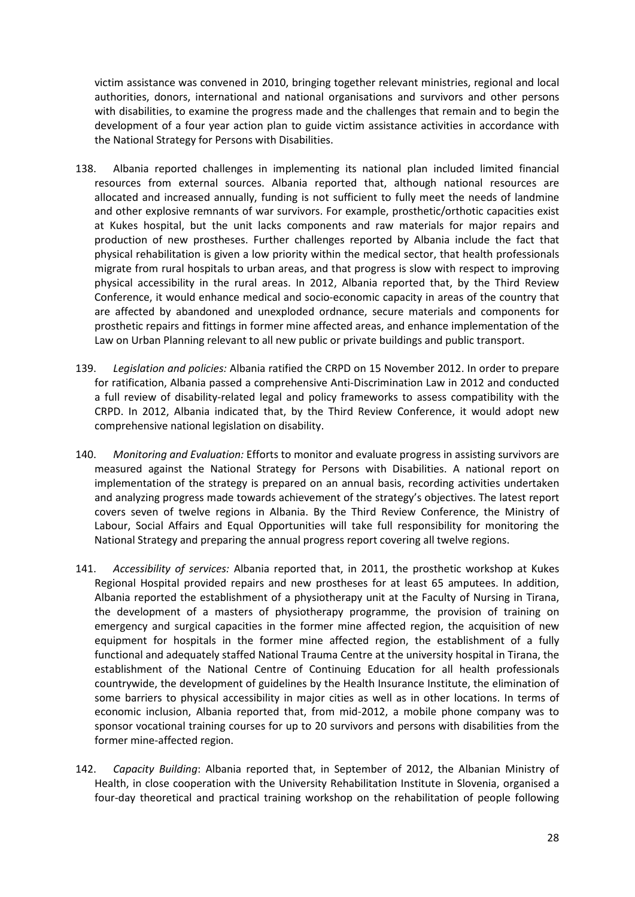victim assistance was convened in 2010, bringing together relevant ministries, regional and local authorities, donors, international and national organisations and survivors and other persons with disabilities, to examine the progress made and the challenges that remain and to begin the development of a four year action plan to guide victim assistance activities in accordance with the National Strategy for Persons with Disabilities.

138. Albania reported challenges in implementing its national plan included limited financial resources from external sources. Albania reported that, although national resources are allocated and increased annually, funding is not sufficient to fully meet the needs of landmine and other explosive remnants of war survivors. For example, prosthetic/orthotic capacities exist at Kukes hospital, but the unit lacks components and raw materials for major repairs and production of new prostheses. Further challenges reported by Albania include the fact that physical rehabilitation is given a low priority within the medical sector, that health professionals migrate from rural hospitals to urban areas, and that progress is slow with respect to improving physical accessibility in the rural areas. In 2012, Albania reported that, by the Third Review Conference, it would enhance medical and socio-economic capacity in areas of the country that are affected by abandoned and unexploded ordnance, secure materials and components for prosthetic repairs and fittings in former mine affected areas, and enhance implementation of the Law on Urban Planning relevant to all new public or private buildings and public transport.

139. *Legislation and policies:* Albania ratified the CRPD on 15 November 2012. In order to prepare for ratification, Albania passed a comprehensive Anti-Discrimination Law in 2012 and conducted a full review of disability-related legal and policy frameworks to assess compatibility with the CRPD. In 2012, Albania indicated that, by the Third Review Conference, it would adopt new comprehensive national legislation on disability.

140. *Monitoring and Evaluation:* Efforts to monitor and evaluate progress in assisting survivors are measured against the National Strategy for Persons with Disabilities. A national report on implementation of the strategy is prepared on an annual basis, recording activities undertaken and analyzing progress made towards achievement of the strategy's objectives. The latest report covers seven of twelve regions in Albania. By the Third Review Conference, the Ministry of Labour, Social Affairs and Equal Opportunities will take full responsibility for monitoring the National Strategy and preparing the annual progress report covering all twelve regions.

141. *Accessibility of services:* Albania reported that, in 2011, the prosthetic workshop at Kukes Regional Hospital provided repairs and new prostheses for at least 65 amputees. In addition, Albania reported the establishment of a physiotherapy unit at the Faculty of Nursing in Tirana, the development of a masters of physiotherapy programme, the provision of training on emergency and surgical capacities in the former mine affected region, the acquisition of new equipment for hospitals in the former mine affected region, the establishment of a fully functional and adequately staffed National Trauma Centre at the university hospital in Tirana, the establishment of the National Centre of Continuing Education for all health professionals countrywide, the development of guidelines by the Health Insurance Institute, the elimination of some barriers to physical accessibility in major cities as well as in other locations. In terms of economic inclusion, Albania reported that, from mid-2012, a mobile phone company was to sponsor vocational training courses for up to 20 survivors and persons with disabilities from the former mine-affected region.

142. *Capacity Building*: Albania reported that, in September of 2012, the Albanian Ministry of Health, in close cooperation with the University Rehabilitation Institute in Slovenia, organised a four-day theoretical and practical training workshop on the rehabilitation of people following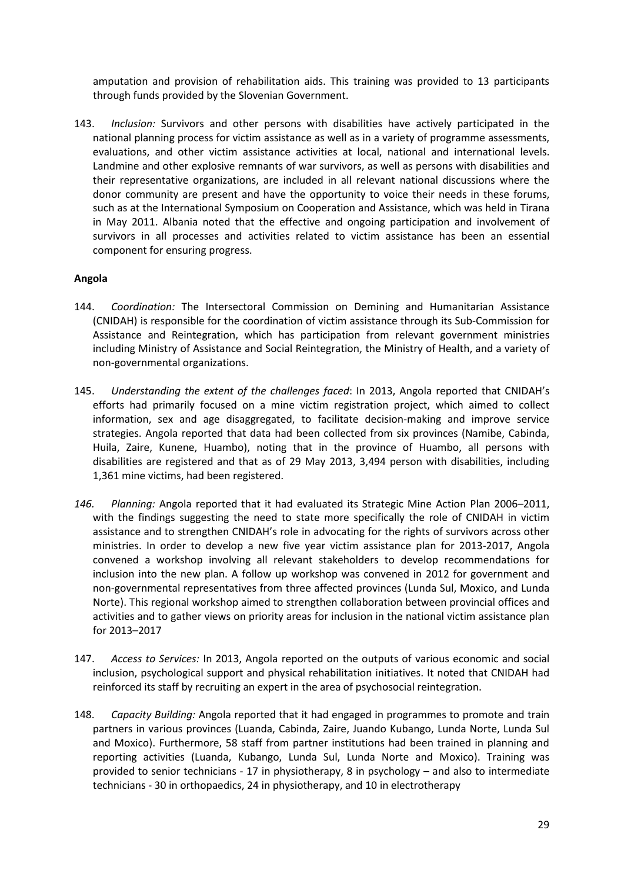amputation and provision of rehabilitation aids. This training was provided to 13 participants through funds provided by the Slovenian Government.

143. *Inclusion:* Survivors and other persons with disabilities have actively participated in the national planning process for victim assistance as well as in a variety of programme assessments, evaluations, and other victim assistance activities at local, national and international levels. Landmine and other explosive remnants of war survivors, as well as persons with disabilities and their representative organizations, are included in all relevant national discussions where the donor community are present and have the opportunity to voice their needs in these forums, such as at the International Symposium on Cooperation and Assistance, which was held in Tirana in May 2011. Albania noted that the effective and ongoing participation and involvement of survivors in all processes and activities related to victim assistance has been an essential component for ensuring progress.

**Angola**

144. *Coordination:* The Intersectoral Commission on Demining and Humanitarian Assistance (CNIDAH) is responsible for the coordination of victim assistance through its Sub-Commission for Assistance and Reintegration, which has participation from relevant government ministries including Ministry of Assistance and Social Reintegration, the Ministry of Health, and a variety of non-governmental organizations.

145. *Understanding the extent of the challenges faced*: In 2013, Angola reported that CNIDAH's efforts had primarily focused on a mine victim registration project, which aimed to collect information, sex and age disaggregated, to facilitate decision-making and improve service strategies. Angola reported that data had been collected from six provinces (Namibe, Cabinda, Huila, Zaire, Kunene, Huambo), noting that in the province of Huambo, all persons with disabilities are registered and that as of 29 May 2013, 3,494 person with disabilities, including 1,361 mine victims, had been registered.

*146.* *Planning:* Angola reported that it had evaluated its Strategic Mine Action Plan 2006–2011, with the findings suggesting the need to state more specifically the role of CNIDAH in victim assistance and to strengthen CNIDAH's role in advocating for the rights of survivors across other ministries. In order to develop a new five year victim assistance plan for 2013-2017, Angola convened a workshop involving all relevant stakeholders to develop recommendations for inclusion into the new plan. A follow up workshop was convened in 2012 for government and non-governmental representatives from three affected provinces (Lunda Sul, Moxico, and Lunda Norte). This regional workshop aimed to strengthen collaboration between provincial offices and activities and to gather views on priority areas for inclusion in the national victim assistance plan for 2013–2017

147. *Access to Services:* In 2013, Angola reported on the outputs of various economic and social inclusion, psychological support and physical rehabilitation initiatives. It noted that CNIDAH had reinforced its staff by recruiting an expert in the area of psychosocial reintegration.

148. *Capacity Building:* Angola reported that it had engaged in programmes to promote and train partners in various provinces (Luanda, Cabinda, Zaire, Juando Kubango, Lunda Norte, Lunda Sul and Moxico). Furthermore, 58 staff from partner institutions had been trained in planning and reporting activities (Luanda, Kubango, Lunda Sul, Lunda Norte and Moxico). Training was provided to senior technicians - 17 in physiotherapy, 8 in psychology – and also to intermediate technicians - 30 in orthopaedics, 24 in physiotherapy, and 10 in electrotherapy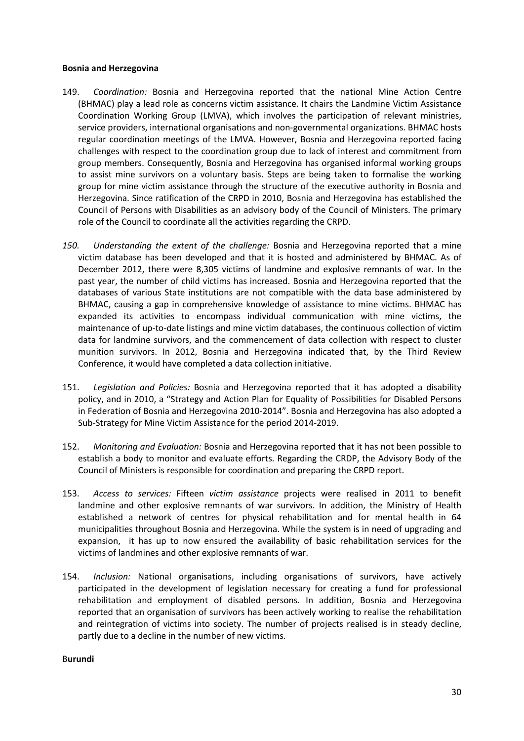**Bosnia and Herzegovina**

149. *Coordination:* Bosnia and Herzegovina reported that the national Mine Action Centre (BHMAC) play a lead role as concerns victim assistance. It chairs the Landmine Victim Assistance Coordination Working Group (LMVA), which involves the participation of relevant ministries, service providers, international organisations and non-governmental organizations. BHMAC hosts regular coordination meetings of the LMVA. However, Bosnia and Herzegovina reported facing challenges with respect to the coordination group due to lack of interest and commitment from group members. Consequently, Bosnia and Herzegovina has organised informal working groups to assist mine survivors on a voluntary basis. Steps are being taken to formalise the working group for mine victim assistance through the structure of the executive authority in Bosnia and Herzegovina. Since ratification of the CRPD in 2010, Bosnia and Herzegovina has established the Council of Persons with Disabilities as an advisory body of the Council of Ministers. The primary role of the Council to coordinate all the activities regarding the CRPD.

*150. Understanding the extent of the challenge:* Bosnia and Herzegovina reported that a mine victim database has been developed and that it is hosted and administered by BHMAC. As of December 2012, there were 8,305 victims of landmine and explosive remnants of war. In the past year, the number of child victims has increased. Bosnia and Herzegovina reported that the databases of various State institutions are not compatible with the data base administered by BHMAC, causing a gap in comprehensive knowledge of assistance to mine victims. BHMAC has expanded its activities to encompass individual communication with mine victims, the maintenance of up-to-date listings and mine victim databases, the continuous collection of victim data for landmine survivors, and the commencement of data collection with respect to cluster munition survivors. In 2012, Bosnia and Herzegovina indicated that, by the Third Review Conference, it would have completed a data collection initiative.

151. *Legislation and Policies:* Bosnia and Herzegovina reported that it has adopted a disability policy, and in 2010, a "Strategy and Action Plan for Equality of Possibilities for Disabled Persons in Federation of Bosnia and Herzegovina 2010-2014". Bosnia and Herzegovina has also adopted a Sub-Strategy for Mine Victim Assistance for the period 2014-2019.

152. *Monitoring and Evaluation:* Bosnia and Herzegovina reported that it has not been possible to establish a body to monitor and evaluate efforts. Regarding the CRDP, the Advisory Body of the Council of Ministers is responsible for coordination and preparing the CRPD report.

153. *Access to services:* Fifteen *victim assistance* projects were realised in 2011 to benefit landmine and other explosive remnants of war survivors. In addition, the Ministry of Health established a network of centres for physical rehabilitation and for mental health in 64 municipalities throughout Bosnia and Herzegovina. While the system is in need of upgrading and expansion, it has up to now ensured the availability of basic rehabilitation services for the victims of landmines and other explosive remnants of war.

154. *Inclusion:* National organisations, including organisations of survivors, have actively participated in the development of legislation necessary for creating a fund for professional rehabilitation and employment of disabled persons. In addition, Bosnia and Herzegovina reported that an organisation of survivors has been actively working to realise the rehabilitation and reintegration of victims into society. The number of projects realised is in steady decline, partly due to a decline in the number of new victims.

B**urundi**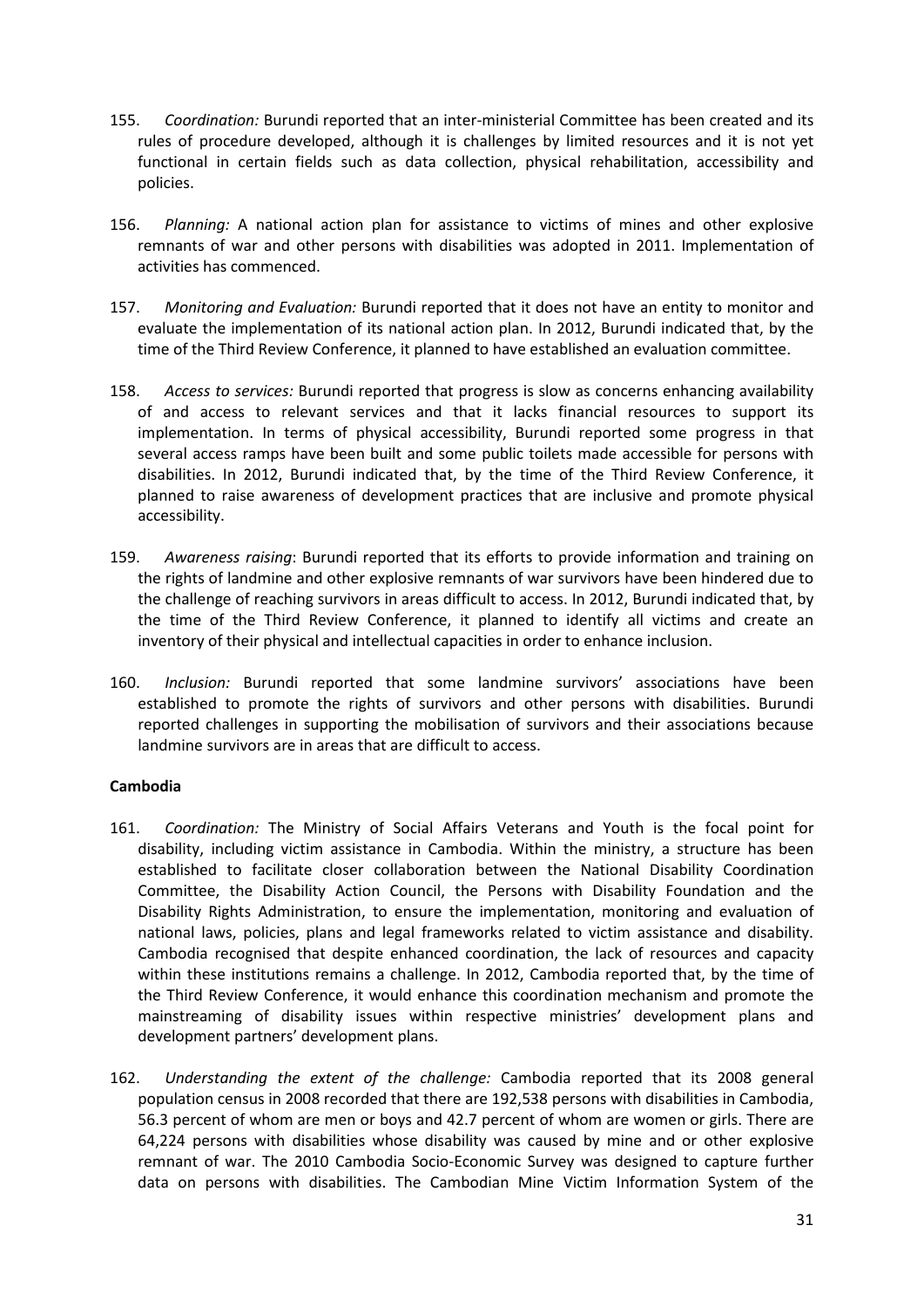155. *Coordination:* Burundi reported that an inter-ministerial Committee has been created and its rules of procedure developed, although it is challenges by limited resources and it is not yet functional in certain fields such as data collection, physical rehabilitation, accessibility and policies.

156. *Planning:* A national action plan for assistance to victims of mines and other explosive remnants of war and other persons with disabilities was adopted in 2011. Implementation of activities has commenced.

157. *Monitoring and Evaluation:* Burundi reported that it does not have an entity to monitor and evaluate the implementation of its national action plan. In 2012, Burundi indicated that, by the time of the Third Review Conference, it planned to have established an evaluation committee.

158. *Access to services:* Burundi reported that progress is slow as concerns enhancing availability of and access to relevant services and that it lacks financial resources to support its implementation. In terms of physical accessibility, Burundi reported some progress in that several access ramps have been built and some public toilets made accessible for persons with disabilities. In 2012, Burundi indicated that, by the time of the Third Review Conference, it planned to raise awareness of development practices that are inclusive and promote physical accessibility.

159. *Awareness raising*: Burundi reported that its efforts to provide information and training on the rights of landmine and other explosive remnants of war survivors have been hindered due to the challenge of reaching survivors in areas difficult to access. In 2012, Burundi indicated that, by the time of the Third Review Conference, it planned to identify all victims and create an inventory of their physical and intellectual capacities in order to enhance inclusion.

160. *Inclusion:* Burundi reported that some landmine survivors' associations have been established to promote the rights of survivors and other persons with disabilities. Burundi reported challenges in supporting the mobilisation of survivors and their associations because landmine survivors are in areas that are difficult to access.

**Cambodia**

161. *Coordination:* The Ministry of Social Affairs Veterans and Youth is the focal point for disability, including victim assistance in Cambodia. Within the ministry, a structure has been established to facilitate closer collaboration between the National Disability Coordination Committee, the Disability Action Council, the Persons with Disability Foundation and the Disability Rights Administration, to ensure the implementation, monitoring and evaluation of national laws, policies, plans and legal frameworks related to victim assistance and disability. Cambodia recognised that despite enhanced coordination, the lack of resources and capacity within these institutions remains a challenge. In 2012, Cambodia reported that, by the time of the Third Review Conference, it would enhance this coordination mechanism and promote the mainstreaming of disability issues within respective ministries' development plans and development partners' development plans.

162. *Understanding the extent of the challenge:* Cambodia reported that its 2008 general population census in 2008 recorded that there are 192,538 persons with disabilities in Cambodia, 56.3 percent of whom are men or boys and 42.7 percent of whom are women or girls. There are 64,224 persons with disabilities whose disability was caused by mine and or other explosive remnant of war. The 2010 Cambodia Socio-Economic Survey was designed to capture further data on persons with disabilities. The Cambodian Mine Victim Information System of the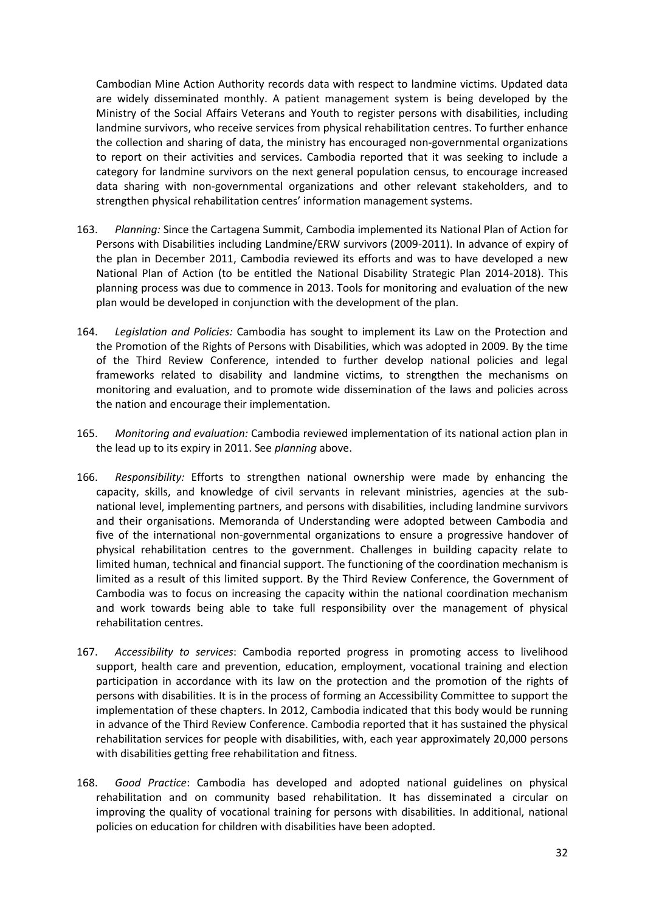Cambodian Mine Action Authority records data with respect to landmine victims. Updated data are widely disseminated monthly. A patient management system is being developed by the Ministry of the Social Affairs Veterans and Youth to register persons with disabilities, including landmine survivors, who receive services from physical rehabilitation centres. To further enhance the collection and sharing of data, the ministry has encouraged non-governmental organizations to report on their activities and services. Cambodia reported that it was seeking to include a category for landmine survivors on the next general population census, to encourage increased data sharing with non-governmental organizations and other relevant stakeholders, and to strengthen physical rehabilitation centres' information management systems.

163. *Planning:* Since the Cartagena Summit, Cambodia implemented its National Plan of Action for Persons with Disabilities including Landmine/ERW survivors (2009-2011). In advance of expiry of the plan in December 2011, Cambodia reviewed its efforts and was to have developed a new National Plan of Action (to be entitled the National Disability Strategic Plan 2014-2018). This planning process was due to commence in 2013. Tools for monitoring and evaluation of the new plan would be developed in conjunction with the development of the plan.

164. *Legislation and Policies:* Cambodia has sought to implement its Law on the Protection and the Promotion of the Rights of Persons with Disabilities, which was adopted in 2009. By the time of the Third Review Conference, intended to further develop national policies and legal frameworks related to disability and landmine victims, to strengthen the mechanisms on monitoring and evaluation, and to promote wide dissemination of the laws and policies across the nation and encourage their implementation.

165. *Monitoring and evaluation:* Cambodia reviewed implementation of its national action plan in the lead up to its expiry in 2011. See *planning* above.

166. *Responsibility:* Efforts to strengthen national ownership were made by enhancing the capacity, skills, and knowledge of civil servants in relevant ministries, agencies at the sub-national level, implementing partners, and persons with disabilities, including landmine survivors and their organisations. Memoranda of Understanding were adopted between Cambodia and five of the international non-governmental organizations to ensure a progressive handover of physical rehabilitation centres to the government. Challenges in building capacity relate to limited human, technical and financial support. The functioning of the coordination mechanism is limited as a result of this limited support. By the Third Review Conference, the Government of Cambodia was to focus on increasing the capacity within the national coordination mechanism and work towards being able to take full responsibility over the management of physical rehabilitation centres.

167. *Accessibility to services*: Cambodia reported progress in promoting access to livelihood support, health care and prevention, education, employment, vocational training and election participation in accordance with its law on the protection and the promotion of the rights of persons with disabilities. It is in the process of forming an Accessibility Committee to support the implementation of these chapters. In 2012, Cambodia indicated that this body would be running in advance of the Third Review Conference. Cambodia reported that it has sustained the physical rehabilitation services for people with disabilities, with, each year approximately 20,000 persons with disabilities getting free rehabilitation and fitness.

168. *Good Practice*: Cambodia has developed and adopted national guidelines on physical rehabilitation and on community based rehabilitation. It has disseminated a circular on improving the quality of vocational training for persons with disabilities. In additional, national policies on education for children with disabilities have been adopted.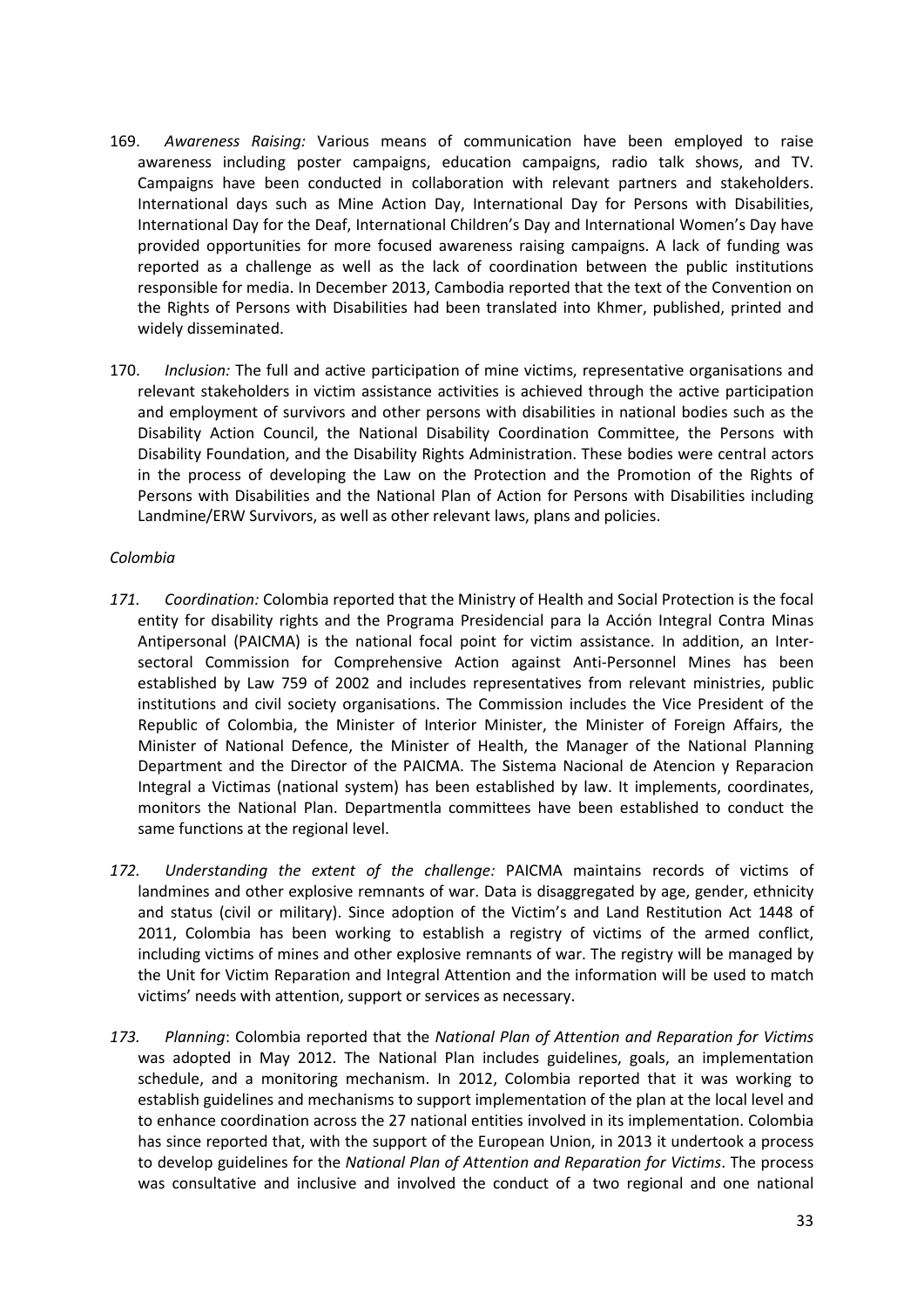169. *Awareness Raising:* Various means of communication have been employed to raise awareness including poster campaigns, education campaigns, radio talk shows, and TV. Campaigns have been conducted in collaboration with relevant partners and stakeholders. International days such as Mine Action Day, International Day for Persons with Disabilities, International Day for the Deaf, International Children's Day and International Women's Day have provided opportunities for more focused awareness raising campaigns. A lack of funding was reported as a challenge as well as the lack of coordination between the public institutions responsible for media. In December 2013, Cambodia reported that the text of the Convention on the Rights of Persons with Disabilities had been translated into Khmer, published, printed and widely disseminated.

170. *Inclusion:* The full and active participation of mine victims, representative organisations and relevant stakeholders in victim assistance activities is achieved through the active participation and employment of survivors and other persons with disabilities in national bodies such as the Disability Action Council, the National Disability Coordination Committee, the Persons with Disability Foundation, and the Disability Rights Administration. These bodies were central actors in the process of developing the Law on the Protection and the Promotion of the Rights of Persons with Disabilities and the National Plan of Action for Persons with Disabilities including Landmine/ERW Survivors, as well as other relevant laws, plans and policies.

*Colombia*

*171. Coordination:* Colombia reported that the Ministry of Health and Social Protection is the focal entity for disability rights and the Programa Presidencial para la Acción Integral Contra Minas Antipersonal (PAICMA) is the national focal point for victim assistance. In addition, an Inter-sectoral Commission for Comprehensive Action against Anti-Personnel Mines has been established by Law 759 of 2002 and includes representatives from relevant ministries, public institutions and civil society organisations. The Commission includes the Vice President of the Republic of Colombia, the Minister of Interior Minister, the Minister of Foreign Affairs, the Minister of National Defence, the Minister of Health, the Manager of the National Planning Department and the Director of the PAICMA. The Sistema Nacional de Atencion y Reparacion Integral a Victimas (national system) has been established by law. It implements, coordinates, monitors the National Plan. Departmentla committees have been established to conduct the same functions at the regional level.

*172. Understanding the extent of the challenge:* PAICMA maintains records of victims of landmines and other explosive remnants of war. Data is disaggregated by age, gender, ethnicity and status (civil or military). Since adoption of the Victim's and Land Restitution Act 1448 of 2011, Colombia has been working to establish a registry of victims of the armed conflict, including victims of mines and other explosive remnants of war. The registry will be managed by the Unit for Victim Reparation and Integral Attention and the information will be used to match victims' needs with attention, support or services as necessary.

*173. Planning*: Colombia reported that the *National Plan of Attention and Reparation for Victims* was adopted in May 2012. The National Plan includes guidelines, goals, an implementation schedule, and a monitoring mechanism. In 2012, Colombia reported that it was working to establish guidelines and mechanisms to support implementation of the plan at the local level and to enhance coordination across the 27 national entities involved in its implementation. Colombia has since reported that, with the support of the European Union, in 2013 it undertook a process to develop guidelines for the *National Plan of Attention and Reparation for Victims*. The process was consultative and inclusive and involved the conduct of a two regional and one national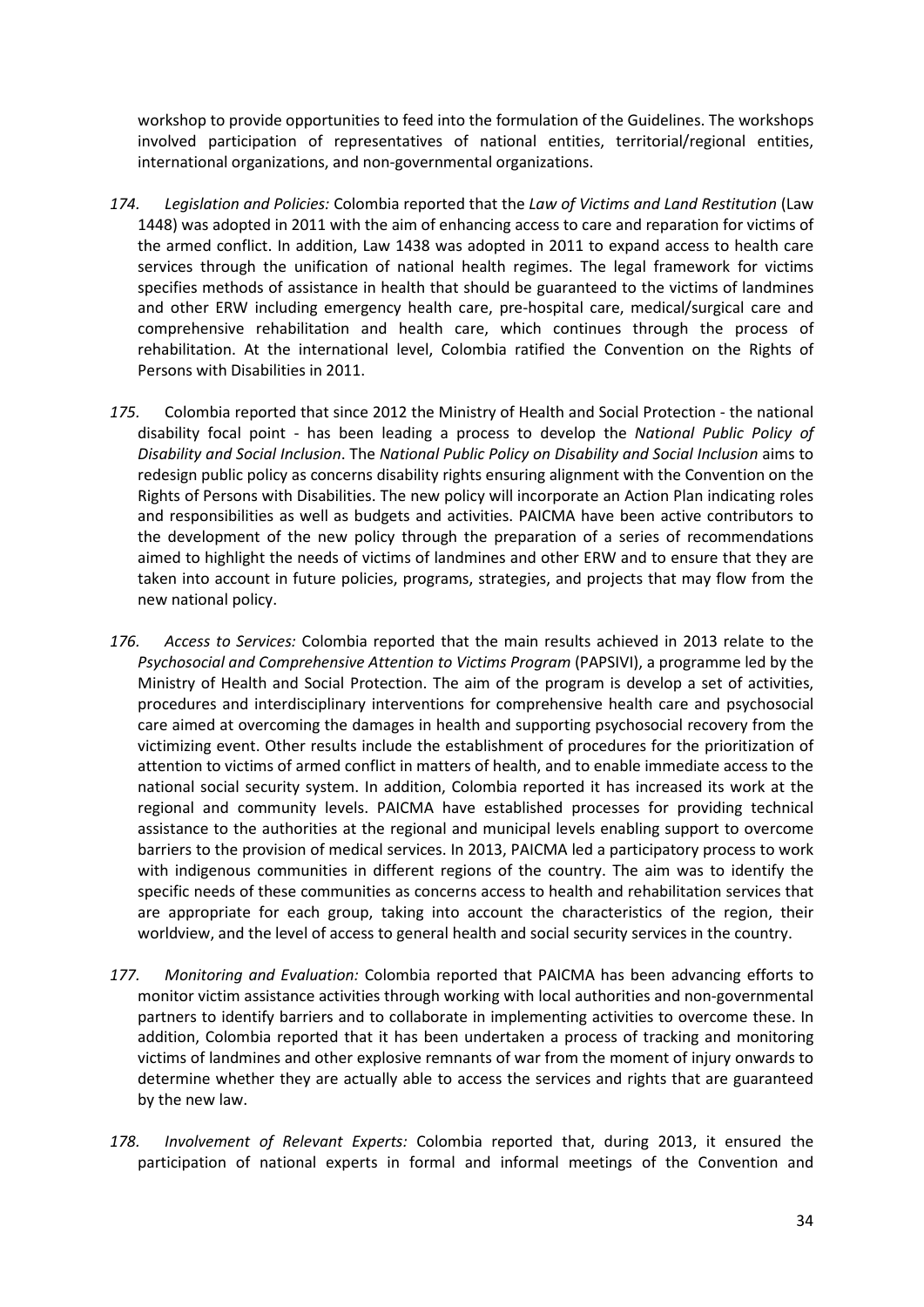workshop to provide opportunities to feed into the formulation of the Guidelines. The workshops involved participation of representatives of national entities, territorial/regional entities, international organizations, and non-governmental organizations.

*174.* *Legislation and Policies:* Colombia reported that the *Law of Victims and Land Restitution* (Law 1448) was adopted in 2011 with the aim of enhancing access to care and reparation for victims of the armed conflict. In addition, Law 1438 was adopted in 2011 to expand access to health care services through the unification of national health regimes. The legal framework for victims specifies methods of assistance in health that should be guaranteed to the victims of landmines and other ERW including emergency health care, pre-hospital care, medical/surgical care and comprehensive rehabilitation and health care, which continues through the process of rehabilitation. At the international level, Colombia ratified the Convention on the Rights of Persons with Disabilities in 2011.

*175.* Colombia reported that since 2012 the Ministry of Health and Social Protection - the national disability focal point - has been leading a process to develop the *National Public Policy of Disability and Social Inclusion*. The *National Public Policy on Disability and Social Inclusion* aims to redesign public policy as concerns disability rights ensuring alignment with the Convention on the Rights of Persons with Disabilities. The new policy will incorporate an Action Plan indicating roles and responsibilities as well as budgets and activities. PAICMA have been active contributors to the development of the new policy through the preparation of a series of recommendations aimed to highlight the needs of victims of landmines and other ERW and to ensure that they are taken into account in future policies, programs, strategies, and projects that may flow from the new national policy.

*176.* *Access to Services:* Colombia reported that the main results achieved in 2013 relate to the *Psychosocial and Comprehensive Attention to Victims Program* (PAPSIVI), a programme led by the Ministry of Health and Social Protection. The aim of the program is develop a set of activities, procedures and interdisciplinary interventions for comprehensive health care and psychosocial care aimed at overcoming the damages in health and supporting psychosocial recovery from the victimizing event. Other results include the establishment of procedures for the prioritization of attention to victims of armed conflict in matters of health, and to enable immediate access to the national social security system. In addition, Colombia reported it has increased its work at the regional and community levels. PAICMA have established processes for providing technical assistance to the authorities at the regional and municipal levels enabling support to overcome barriers to the provision of medical services. In 2013, PAICMA led a participatory process to work with indigenous communities in different regions of the country. The aim was to identify the specific needs of these communities as concerns access to health and rehabilitation services that are appropriate for each group, taking into account the characteristics of the region, their worldview, and the level of access to general health and social security services in the country.

*177.* *Monitoring and Evaluation:* Colombia reported that PAICMA has been advancing efforts to monitor victim assistance activities through working with local authorities and non-governmental partners to identify barriers and to collaborate in implementing activities to overcome these. In addition, Colombia reported that it has been undertaken a process of tracking and monitoring victims of landmines and other explosive remnants of war from the moment of injury onwards to determine whether they are actually able to access the services and rights that are guaranteed by the new law.

*178.* *Involvement of Relevant Experts:* Colombia reported that, during 2013, it ensured the participation of national experts in formal and informal meetings of the Convention and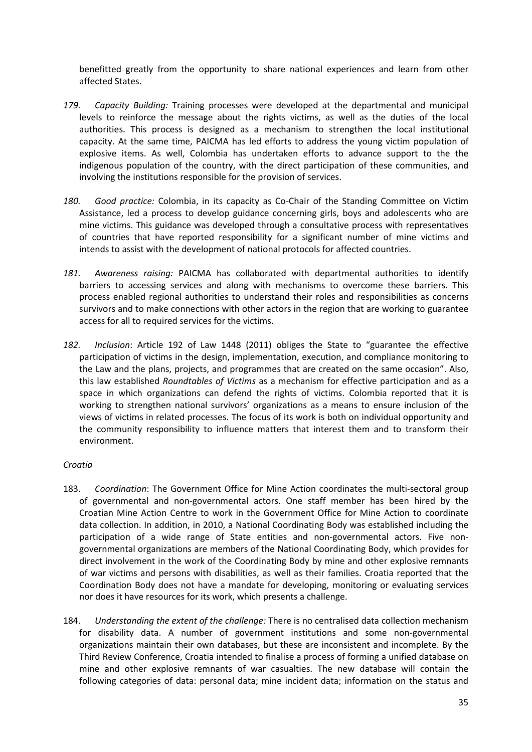benefitted greatly from the opportunity to share national experiences and learn from other affected States.

*179. Capacity Building:* Training processes were developed at the departmental and municipal levels to reinforce the message about the rights victims, as well as the duties of the local authorities. This process is designed as a mechanism to strengthen the local institutional capacity. At the same time, PAICMA has led efforts to address the young victim population of explosive items. As well, Colombia has undertaken efforts to advance support to the the indigenous population of the country, with the direct participation of these communities, and involving the institutions responsible for the provision of services.

*180. Good practice:* Colombia, in its capacity as Co-Chair of the Standing Committee on Victim Assistance, led a process to develop guidance concerning girls, boys and adolescents who are mine victims. This guidance was developed through a consultative process with representatives of countries that have reported responsibility for a significant number of mine victims and intends to assist with the development of national protocols for affected countries.

*181. Awareness raising:* PAICMA has collaborated with departmental authorities to identify barriers to accessing services and along with mechanisms to overcome these barriers. This process enabled regional authorities to understand their roles and responsibilities as concerns survivors and to make connections with other actors in the region that are working to guarantee access for all to required services for the victims.

*182. Inclusion*: Article 192 of Law 1448 (2011) obliges the State to "guarantee the effective participation of victims in the design, implementation, execution, and compliance monitoring to the Law and the plans, projects, and programmes that are created on the same occasion". Also, this law established *Roundtables of Victims* as a mechanism for effective participation and as a space in which organizations can defend the rights of victims. Colombia reported that it is working to strengthen national survivors' organizations as a means to ensure inclusion of the views of victims in related processes. The focus of its work is both on individual opportunity and the community responsibility to influence matters that interest them and to transform their environment.

*Croatia*

183. *Coordination*: The Government Office for Mine Action coordinates the multi-sectoral group of governmental and non-governmental actors. One staff member has been hired by the Croatian Mine Action Centre to work in the Government Office for Mine Action to coordinate data collection. In addition, in 2010, a National Coordinating Body was established including the participation of a wide range of State entities and non-governmental actors. Five non-governmental organizations are members of the National Coordinating Body, which provides for direct involvement in the work of the Coordinating Body by mine and other explosive remnants of war victims and persons with disabilities, as well as their families. Croatia reported that the Coordination Body does not have a mandate for developing, monitoring or evaluating services nor does it have resources for its work, which presents a challenge.

184. *Understanding the extent of the challenge:* There is no centralised data collection mechanism for disability data. A number of government institutions and some non-governmental organizations maintain their own databases, but these are inconsistent and incomplete. By the Third Review Conference, Croatia intended to finalise a process of forming a unified database on mine and other explosive remnants of war casualties. The new database will contain the following categories of data: personal data; mine incident data; information on the status and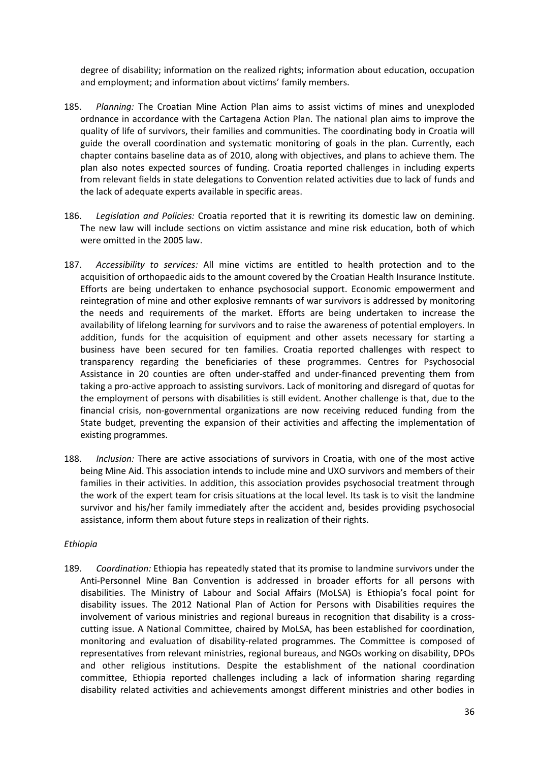degree of disability; information on the realized rights; information about education, occupation and employment; and information about victims' family members.

185. *Planning:* The Croatian Mine Action Plan aims to assist victims of mines and unexploded ordnance in accordance with the Cartagena Action Plan. The national plan aims to improve the quality of life of survivors, their families and communities. The coordinating body in Croatia will guide the overall coordination and systematic monitoring of goals in the plan. Currently, each chapter contains baseline data as of 2010, along with objectives, and plans to achieve them. The plan also notes expected sources of funding. Croatia reported challenges in including experts from relevant fields in state delegations to Convention related activities due to lack of funds and the lack of adequate experts available in specific areas.

186. *Legislation and Policies:* Croatia reported that it is rewriting its domestic law on demining. The new law will include sections on victim assistance and mine risk education, both of which were omitted in the 2005 law.

187. *Accessibility to services:* All mine victims are entitled to health protection and to the acquisition of orthopaedic aids to the amount covered by the Croatian Health Insurance Institute. Efforts are being undertaken to enhance psychosocial support. Economic empowerment and reintegration of mine and other explosive remnants of war survivors is addressed by monitoring the needs and requirements of the market. Efforts are being undertaken to increase the availability of lifelong learning for survivors and to raise the awareness of potential employers. In addition, funds for the acquisition of equipment and other assets necessary for starting a business have been secured for ten families. Croatia reported challenges with respect to transparency regarding the beneficiaries of these programmes. Centres for Psychosocial Assistance in 20 counties are often under-staffed and under-financed preventing them from taking a pro-active approach to assisting survivors. Lack of monitoring and disregard of quotas for the employment of persons with disabilities is still evident. Another challenge is that, due to the financial crisis, non-governmental organizations are now receiving reduced funding from the State budget, preventing the expansion of their activities and affecting the implementation of existing programmes.

188. *Inclusion:* There are active associations of survivors in Croatia, with one of the most active being Mine Aid. This association intends to include mine and UXO survivors and members of their families in their activities. In addition, this association provides psychosocial treatment through the work of the expert team for crisis situations at the local level. Its task is to visit the landmine survivor and his/her family immediately after the accident and, besides providing psychosocial assistance, inform them about future steps in realization of their rights.

*Ethiopia*

189. *Coordination:* Ethiopia has repeatedly stated that its promise to landmine survivors under the Anti-Personnel Mine Ban Convention is addressed in broader efforts for all persons with disabilities. The Ministry of Labour and Social Affairs (MoLSA) is Ethiopia's focal point for disability issues. The 2012 National Plan of Action for Persons with Disabilities requires the involvement of various ministries and regional bureaus in recognition that disability is a cross-cutting issue. A National Committee, chaired by MoLSA, has been established for coordination, monitoring and evaluation of disability-related programmes. The Committee is composed of representatives from relevant ministries, regional bureaus, and NGOs working on disability, DPOs and other religious institutions. Despite the establishment of the national coordination committee, Ethiopia reported challenges including a lack of information sharing regarding disability related activities and achievements amongst different ministries and other bodies in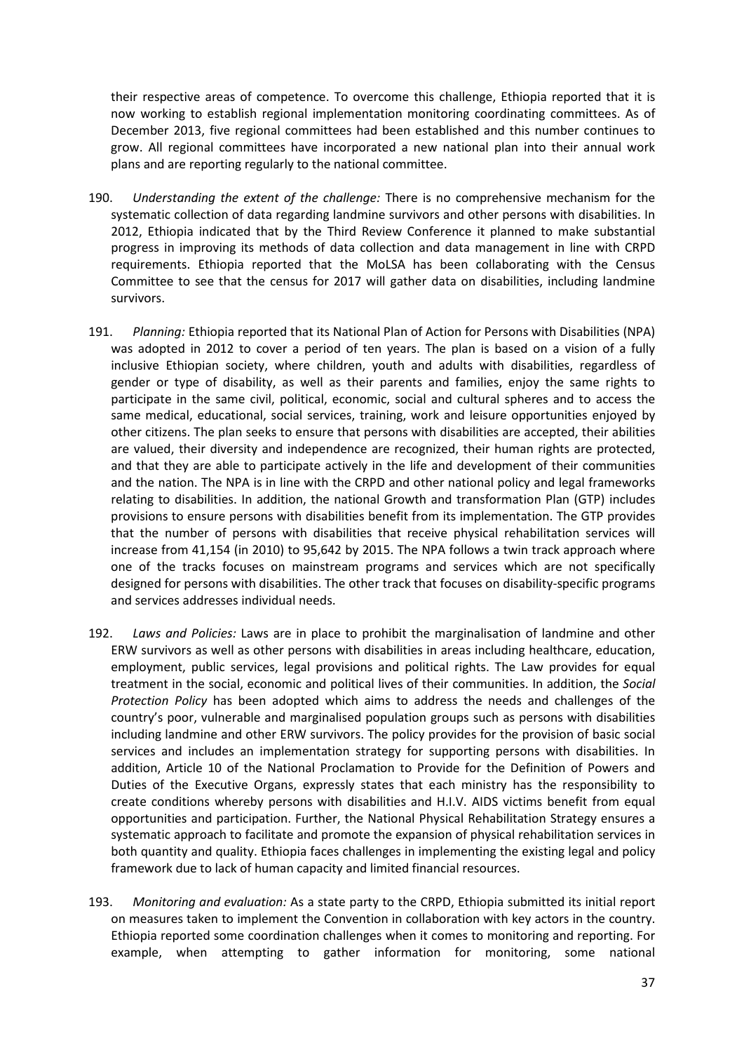their respective areas of competence. To overcome this challenge, Ethiopia reported that it is now working to establish regional implementation monitoring coordinating committees. As of December 2013, five regional committees had been established and this number continues to grow. All regional committees have incorporated a new national plan into their annual work plans and are reporting regularly to the national committee.

190. *Understanding the extent of the challenge:* There is no comprehensive mechanism for the systematic collection of data regarding landmine survivors and other persons with disabilities. In 2012, Ethiopia indicated that by the Third Review Conference it planned to make substantial progress in improving its methods of data collection and data management in line with CRPD requirements. Ethiopia reported that the MoLSA has been collaborating with the Census Committee to see that the census for 2017 will gather data on disabilities, including landmine survivors.

191. *Planning:* Ethiopia reported that its National Plan of Action for Persons with Disabilities (NPA) was adopted in 2012 to cover a period of ten years. The plan is based on a vision of a fully inclusive Ethiopian society, where children, youth and adults with disabilities, regardless of gender or type of disability, as well as their parents and families, enjoy the same rights to participate in the same civil, political, economic, social and cultural spheres and to access the same medical, educational, social services, training, work and leisure opportunities enjoyed by other citizens. The plan seeks to ensure that persons with disabilities are accepted, their abilities are valued, their diversity and independence are recognized, their human rights are protected, and that they are able to participate actively in the life and development of their communities and the nation. The NPA is in line with the CRPD and other national policy and legal frameworks relating to disabilities. In addition, the national Growth and transformation Plan (GTP) includes provisions to ensure persons with disabilities benefit from its implementation. The GTP provides that the number of persons with disabilities that receive physical rehabilitation services will increase from 41,154 (in 2010) to 95,642 by 2015. The NPA follows a twin track approach where one of the tracks focuses on mainstream programs and services which are not specifically designed for persons with disabilities. The other track that focuses on disability-specific programs and services addresses individual needs.

192. *Laws and Policies:* Laws are in place to prohibit the marginalisation of landmine and other ERW survivors as well as other persons with disabilities in areas including healthcare, education, employment, public services, legal provisions and political rights. The Law provides for equal treatment in the social, economic and political lives of their communities. In addition, the *Social Protection Policy* has been adopted which aims to address the needs and challenges of the country's poor, vulnerable and marginalised population groups such as persons with disabilities including landmine and other ERW survivors. The policy provides for the provision of basic social services and includes an implementation strategy for supporting persons with disabilities. In addition, Article 10 of the National Proclamation to Provide for the Definition of Powers and Duties of the Executive Organs, expressly states that each ministry has the responsibility to create conditions whereby persons with disabilities and H.I.V. AIDS victims benefit from equal opportunities and participation. Further, the National Physical Rehabilitation Strategy ensures a systematic approach to facilitate and promote the expansion of physical rehabilitation services in both quantity and quality. Ethiopia faces challenges in implementing the existing legal and policy framework due to lack of human capacity and limited financial resources.

193. *Monitoring and evaluation:* As a state party to the CRPD, Ethiopia submitted its initial report on measures taken to implement the Convention in collaboration with key actors in the country. Ethiopia reported some coordination challenges when it comes to monitoring and reporting. For example, when attempting to gather information for monitoring, some national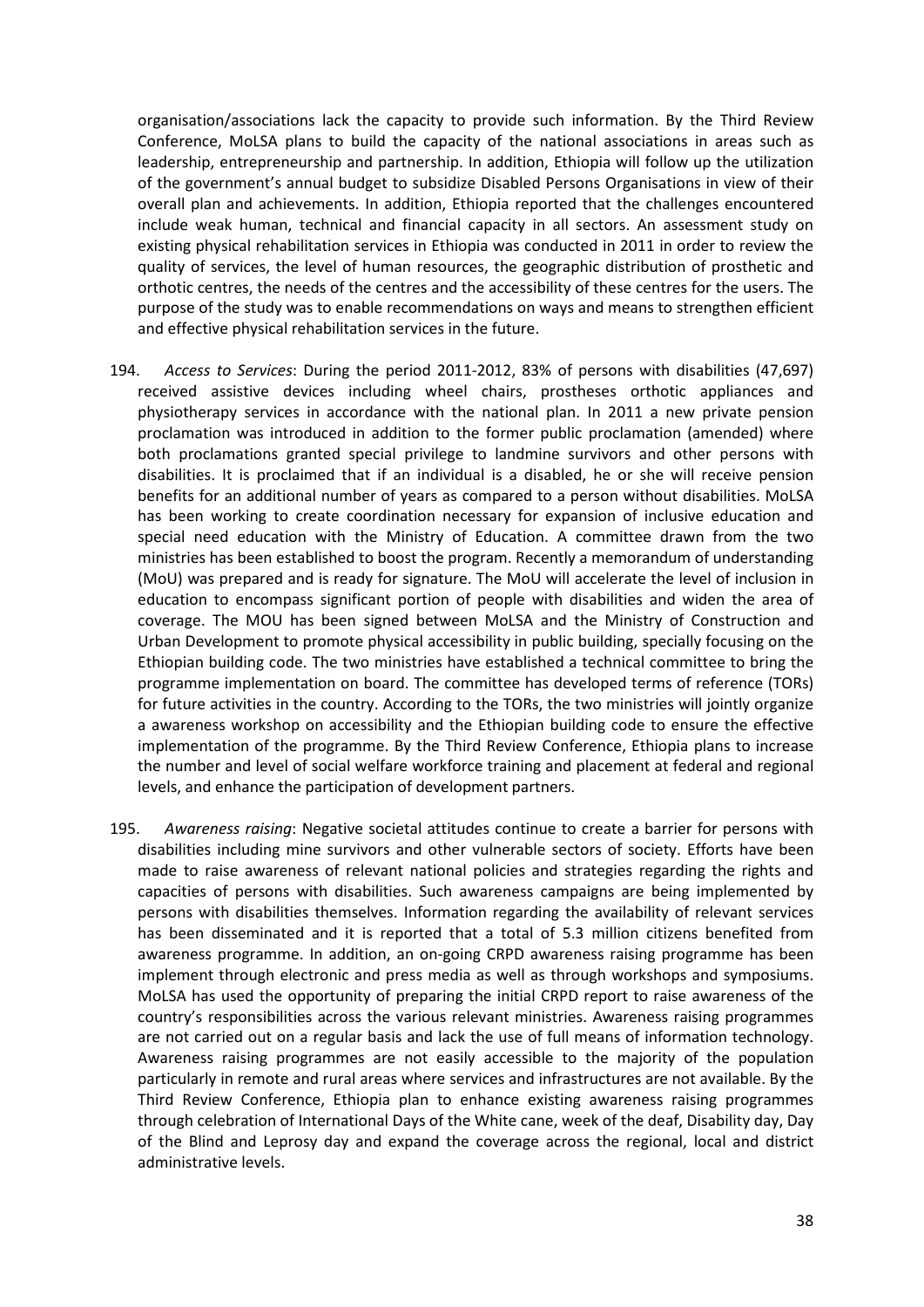organisation/associations lack the capacity to provide such information. By the Third Review Conference, MoLSA plans to build the capacity of the national associations in areas such as leadership, entrepreneurship and partnership. In addition, Ethiopia will follow up the utilization of the government's annual budget to subsidize Disabled Persons Organisations in view of their overall plan and achievements. In addition, Ethiopia reported that the challenges encountered include weak human, technical and financial capacity in all sectors. An assessment study on existing physical rehabilitation services in Ethiopia was conducted in 2011 in order to review the quality of services, the level of human resources, the geographic distribution of prosthetic and orthotic centres, the needs of the centres and the accessibility of these centres for the users. The purpose of the study was to enable recommendations on ways and means to strengthen efficient and effective physical rehabilitation services in the future.

194. *Access to Services*: During the period 2011-2012, 83% of persons with disabilities (47,697) received assistive devices including wheel chairs, prostheses orthotic appliances and physiotherapy services in accordance with the national plan. In 2011 a new private pension proclamation was introduced in addition to the former public proclamation (amended) where both proclamations granted special privilege to landmine survivors and other persons with disabilities. It is proclaimed that if an individual is a disabled, he or she will receive pension benefits for an additional number of years as compared to a person without disabilities. MoLSA has been working to create coordination necessary for expansion of inclusive education and special need education with the Ministry of Education. A committee drawn from the two ministries has been established to boost the program. Recently a memorandum of understanding (MoU) was prepared and is ready for signature. The MoU will accelerate the level of inclusion in education to encompass significant portion of people with disabilities and widen the area of coverage. The MOU has been signed between MoLSA and the Ministry of Construction and Urban Development to promote physical accessibility in public building, specially focusing on the Ethiopian building code. The two ministries have established a technical committee to bring the programme implementation on board. The committee has developed terms of reference (TORs) for future activities in the country. According to the TORs, the two ministries will jointly organize a awareness workshop on accessibility and the Ethiopian building code to ensure the effective implementation of the programme. By the Third Review Conference, Ethiopia plans to increase the number and level of social welfare workforce training and placement at federal and regional levels, and enhance the participation of development partners.

195. *Awareness raising*: Negative societal attitudes continue to create a barrier for persons with disabilities including mine survivors and other vulnerable sectors of society. Efforts have been made to raise awareness of relevant national policies and strategies regarding the rights and capacities of persons with disabilities. Such awareness campaigns are being implemented by persons with disabilities themselves. Information regarding the availability of relevant services has been disseminated and it is reported that a total of 5.3 million citizens benefited from awareness programme. In addition, an on-going CRPD awareness raising programme has been implement through electronic and press media as well as through workshops and symposiums. MoLSA has used the opportunity of preparing the initial CRPD report to raise awareness of the country's responsibilities across the various relevant ministries. Awareness raising programmes are not carried out on a regular basis and lack the use of full means of information technology. Awareness raising programmes are not easily accessible to the majority of the population particularly in remote and rural areas where services and infrastructures are not available. By the Third Review Conference, Ethiopia plan to enhance existing awareness raising programmes through celebration of International Days of the White cane, week of the deaf, Disability day, Day of the Blind and Leprosy day and expand the coverage across the regional, local and district administrative levels.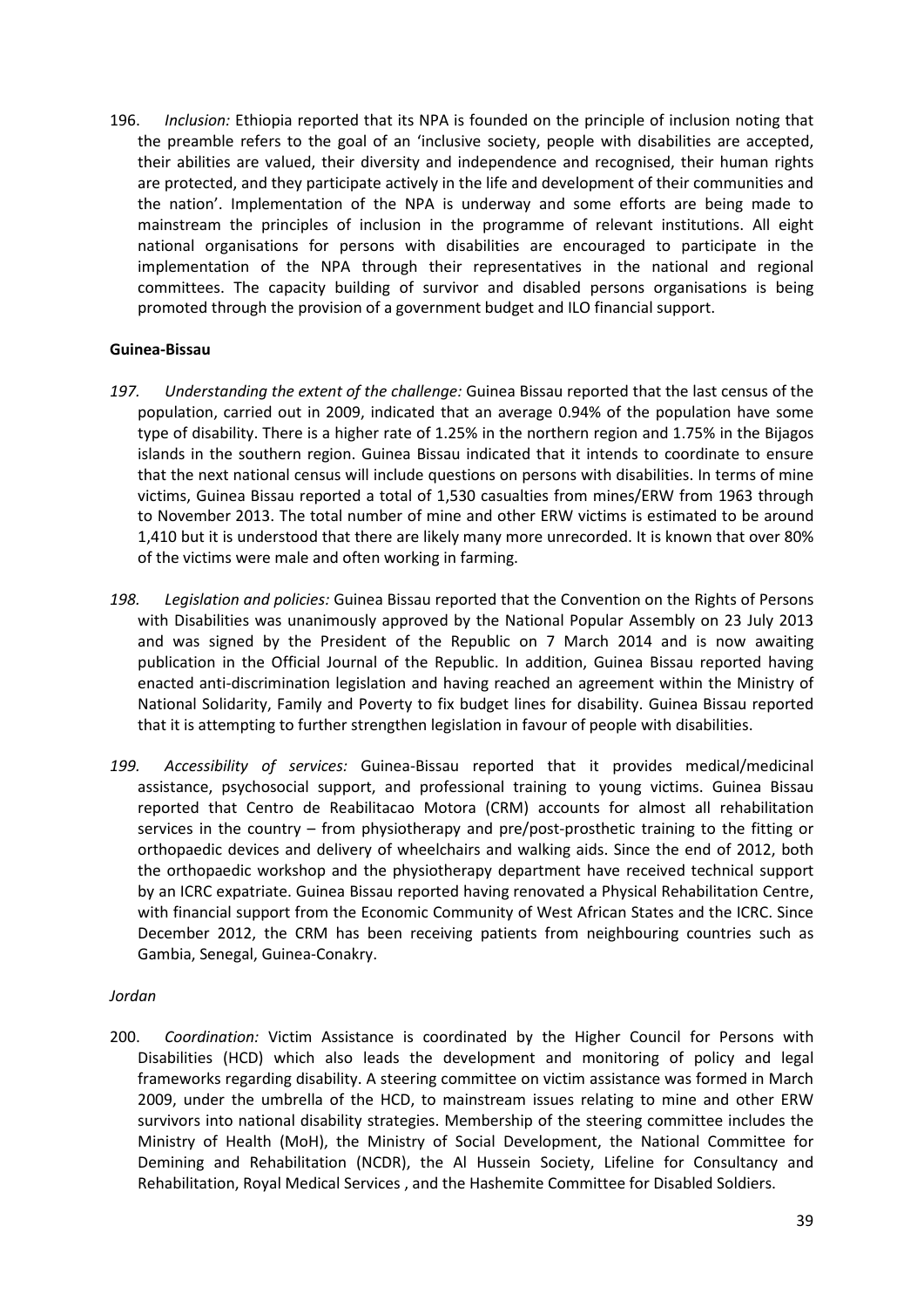196. *Inclusion:* Ethiopia reported that its NPA is founded on the principle of inclusion noting that the preamble refers to the goal of an 'inclusive society, people with disabilities are accepted, their abilities are valued, their diversity and independence and recognised, their human rights are protected, and they participate actively in the life and development of their communities and the nation'. Implementation of the NPA is underway and some efforts are being made to mainstream the principles of inclusion in the programme of relevant institutions. All eight national organisations for persons with disabilities are encouraged to participate in the implementation of the NPA through their representatives in the national and regional committees. The capacity building of survivor and disabled persons organisations is being promoted through the provision of a government budget and ILO financial support.

**Guinea-Bissau**

*197. Understanding the extent of the challenge:* Guinea Bissau reported that the last census of the population, carried out in 2009, indicated that an average 0.94% of the population have some type of disability. There is a higher rate of 1.25% in the northern region and 1.75% in the Bijagos islands in the southern region. Guinea Bissau indicated that it intends to coordinate to ensure that the next national census will include questions on persons with disabilities. In terms of mine victims, Guinea Bissau reported a total of 1,530 casualties from mines/ERW from 1963 through to November 2013. The total number of mine and other ERW victims is estimated to be around 1,410 but it is understood that there are likely many more unrecorded. It is known that over 80% of the victims were male and often working in farming.

*198. Legislation and policies:* Guinea Bissau reported that the Convention on the Rights of Persons with Disabilities was unanimously approved by the National Popular Assembly on 23 July 2013 and was signed by the President of the Republic on 7 March 2014 and is now awaiting publication in the Official Journal of the Republic. In addition, Guinea Bissau reported having enacted anti-discrimination legislation and having reached an agreement within the Ministry of National Solidarity, Family and Poverty to fix budget lines for disability. Guinea Bissau reported that it is attempting to further strengthen legislation in favour of people with disabilities.

*199. Accessibility of services:* Guinea-Bissau reported that it provides medical/medicinal assistance, psychosocial support, and professional training to young victims. Guinea Bissau reported that Centro de Reabilitacao Motora (CRM) accounts for almost all rehabilitation services in the country – from physiotherapy and pre/post-prosthetic training to the fitting or orthopaedic devices and delivery of wheelchairs and walking aids. Since the end of 2012, both the orthopaedic workshop and the physiotherapy department have received technical support by an ICRC expatriate. Guinea Bissau reported having renovated a Physical Rehabilitation Centre, with financial support from the Economic Community of West African States and the ICRC. Since December 2012, the CRM has been receiving patients from neighbouring countries such as Gambia, Senegal, Guinea-Conakry.

*Jordan*

200. *Coordination:* Victim Assistance is coordinated by the Higher Council for Persons with Disabilities (HCD) which also leads the development and monitoring of policy and legal frameworks regarding disability. A steering committee on victim assistance was formed in March 2009, under the umbrella of the HCD, to mainstream issues relating to mine and other ERW survivors into national disability strategies. Membership of the steering committee includes the Ministry of Health (MoH), the Ministry of Social Development, the National Committee for Demining and Rehabilitation (NCDR), the Al Hussein Society, Lifeline for Consultancy and Rehabilitation, Royal Medical Services , and the Hashemite Committee for Disabled Soldiers.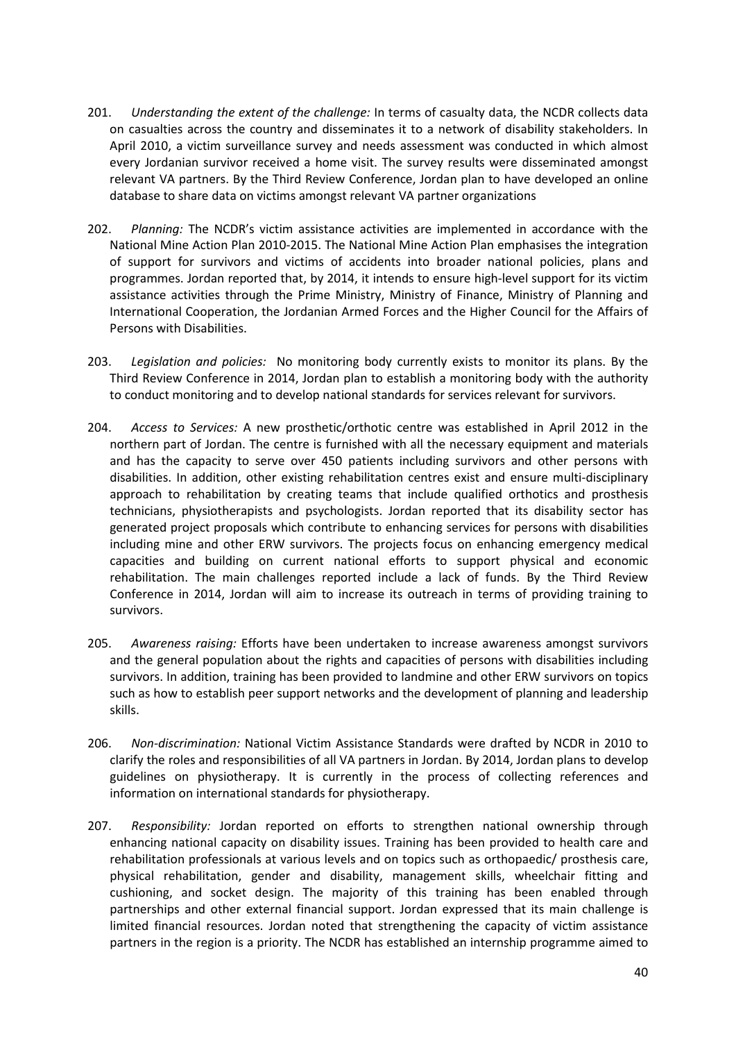201. *Understanding the extent of the challenge:* In terms of casualty data, the NCDR collects data on casualties across the country and disseminates it to a network of disability stakeholders. In April 2010, a victim surveillance survey and needs assessment was conducted in which almost every Jordanian survivor received a home visit. The survey results were disseminated amongst relevant VA partners. By the Third Review Conference, Jordan plan to have developed an online database to share data on victims amongst relevant VA partner organizations

202. *Planning:* The NCDR's victim assistance activities are implemented in accordance with the National Mine Action Plan 2010-2015. The National Mine Action Plan emphasises the integration of support for survivors and victims of accidents into broader national policies, plans and programmes. Jordan reported that, by 2014, it intends to ensure high-level support for its victim assistance activities through the Prime Ministry, Ministry of Finance, Ministry of Planning and International Cooperation, the Jordanian Armed Forces and the Higher Council for the Affairs of Persons with Disabilities.

203. *Legislation and policies:* No monitoring body currently exists to monitor its plans. By the Third Review Conference in 2014, Jordan plan to establish a monitoring body with the authority to conduct monitoring and to develop national standards for services relevant for survivors.

204. *Access to Services:* A new prosthetic/orthotic centre was established in April 2012 in the northern part of Jordan. The centre is furnished with all the necessary equipment and materials and has the capacity to serve over 450 patients including survivors and other persons with disabilities. In addition, other existing rehabilitation centres exist and ensure multi-disciplinary approach to rehabilitation by creating teams that include qualified orthotics and prosthesis technicians, physiotherapists and psychologists. Jordan reported that its disability sector has generated project proposals which contribute to enhancing services for persons with disabilities including mine and other ERW survivors. The projects focus on enhancing emergency medical capacities and building on current national efforts to support physical and economic rehabilitation. The main challenges reported include a lack of funds. By the Third Review Conference in 2014, Jordan will aim to increase its outreach in terms of providing training to survivors.

205. *Awareness raising:* Efforts have been undertaken to increase awareness amongst survivors and the general population about the rights and capacities of persons with disabilities including survivors. In addition, training has been provided to landmine and other ERW survivors on topics such as how to establish peer support networks and the development of planning and leadership skills.

206. *Non-discrimination:* National Victim Assistance Standards were drafted by NCDR in 2010 to clarify the roles and responsibilities of all VA partners in Jordan. By 2014, Jordan plans to develop guidelines on physiotherapy. It is currently in the process of collecting references and information on international standards for physiotherapy.

207. *Responsibility:* Jordan reported on efforts to strengthen national ownership through enhancing national capacity on disability issues. Training has been provided to health care and rehabilitation professionals at various levels and on topics such as orthopaedic/ prosthesis care, physical rehabilitation, gender and disability, management skills, wheelchair fitting and cushioning, and socket design. The majority of this training has been enabled through partnerships and other external financial support. Jordan expressed that its main challenge is limited financial resources. Jordan noted that strengthening the capacity of victim assistance partners in the region is a priority. The NCDR has established an internship programme aimed to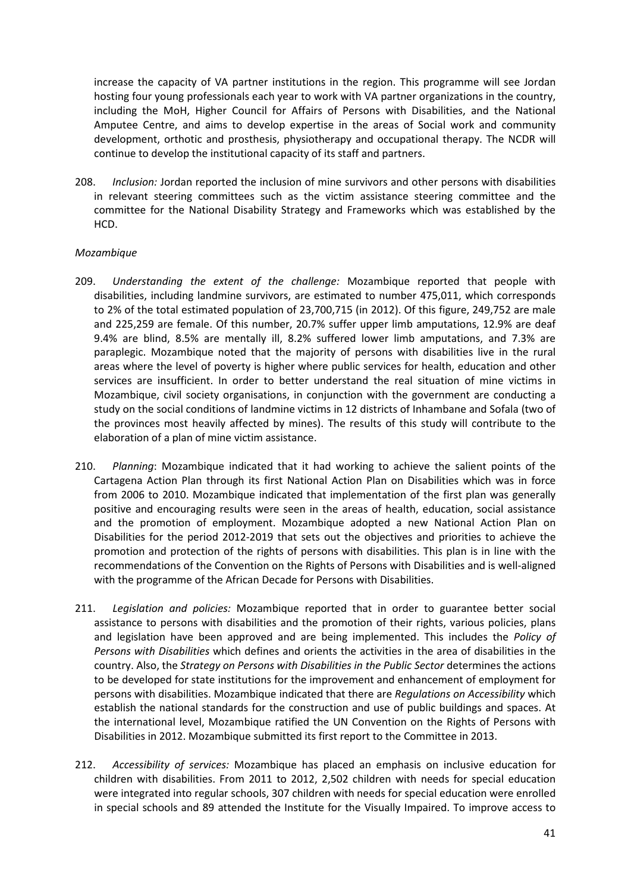increase the capacity of VA partner institutions in the region. This programme will see Jordan hosting four young professionals each year to work with VA partner organizations in the country, including the MoH, Higher Council for Affairs of Persons with Disabilities, and the National Amputee Centre, and aims to develop expertise in the areas of Social work and community development, orthotic and prosthesis, physiotherapy and occupational therapy. The NCDR will continue to develop the institutional capacity of its staff and partners.

208. *Inclusion:* Jordan reported the inclusion of mine survivors and other persons with disabilities in relevant steering committees such as the victim assistance steering committee and the committee for the National Disability Strategy and Frameworks which was established by the HCD.

*Mozambique*

209. *Understanding the extent of the challenge:* Mozambique reported that people with disabilities, including landmine survivors, are estimated to number 475,011, which corresponds to 2% of the total estimated population of 23,700,715 (in 2012). Of this figure, 249,752 are male and 225,259 are female. Of this number, 20.7% suffer upper limb amputations, 12.9% are deaf 9.4% are blind, 8.5% are mentally ill, 8.2% suffered lower limb amputations, and 7.3% are paraplegic. Mozambique noted that the majority of persons with disabilities live in the rural areas where the level of poverty is higher where public services for health, education and other services are insufficient. In order to better understand the real situation of mine victims in Mozambique, civil society organisations, in conjunction with the government are conducting a study on the social conditions of landmine victims in 12 districts of Inhambane and Sofala (two of the provinces most heavily affected by mines). The results of this study will contribute to the elaboration of a plan of mine victim assistance.

210. *Planning*: Mozambique indicated that it had working to achieve the salient points of the Cartagena Action Plan through its first National Action Plan on Disabilities which was in force from 2006 to 2010. Mozambique indicated that implementation of the first plan was generally positive and encouraging results were seen in the areas of health, education, social assistance and the promotion of employment. Mozambique adopted a new National Action Plan on Disabilities for the period 2012-2019 that sets out the objectives and priorities to achieve the promotion and protection of the rights of persons with disabilities. This plan is in line with the recommendations of the Convention on the Rights of Persons with Disabilities and is well-aligned with the programme of the African Decade for Persons with Disabilities.

211. *Legislation and policies:* Mozambique reported that in order to guarantee better social assistance to persons with disabilities and the promotion of their rights, various policies, plans and legislation have been approved and are being implemented. This includes the *Policy of Persons with Disabilities* which defines and orients the activities in the area of disabilities in the country. Also, the *Strategy on Persons with Disabilities in the Public Sector* determines the actions to be developed for state institutions for the improvement and enhancement of employment for persons with disabilities. Mozambique indicated that there are *Regulations on Accessibility* which establish the national standards for the construction and use of public buildings and spaces. At the international level, Mozambique ratified the UN Convention on the Rights of Persons with Disabilities in 2012. Mozambique submitted its first report to the Committee in 2013.

212. *Accessibility of services:* Mozambique has placed an emphasis on inclusive education for children with disabilities. From 2011 to 2012, 2,502 children with needs for special education were integrated into regular schools, 307 children with needs for special education were enrolled in special schools and 89 attended the Institute for the Visually Impaired. To improve access to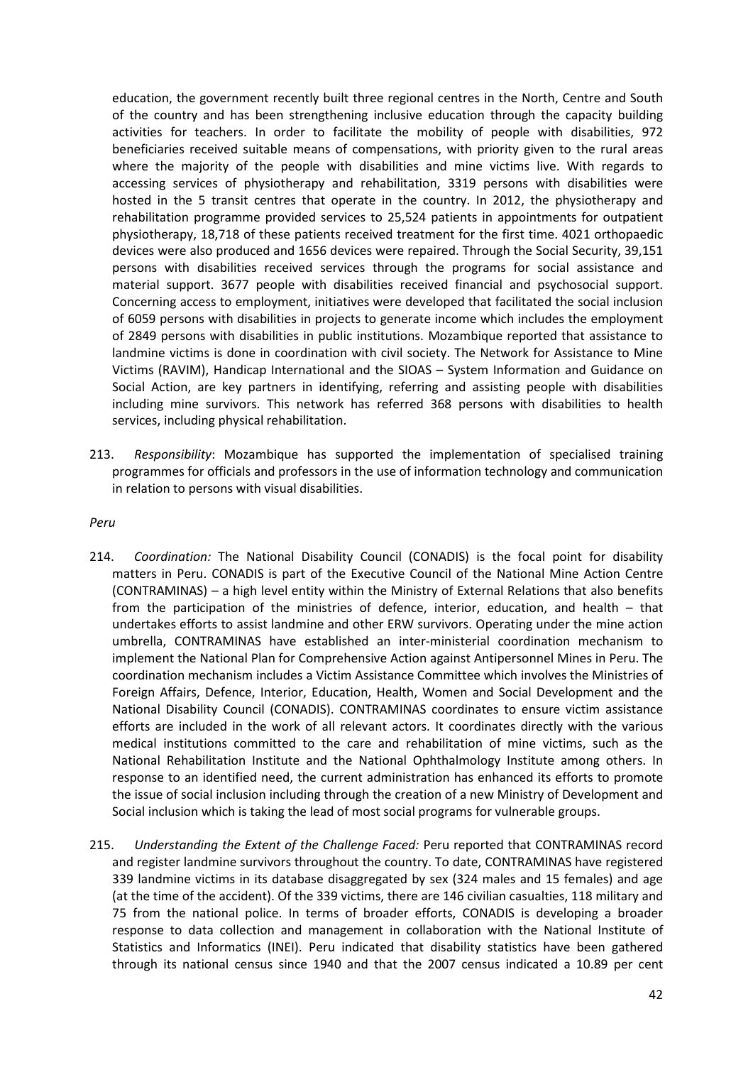education, the government recently built three regional centres in the North, Centre and South of the country and has been strengthening inclusive education through the capacity building activities for teachers. In order to facilitate the mobility of people with disabilities, 972 beneficiaries received suitable means of compensations, with priority given to the rural areas where the majority of the people with disabilities and mine victims live. With regards to accessing services of physiotherapy and rehabilitation, 3319 persons with disabilities were hosted in the 5 transit centres that operate in the country. In 2012, the physiotherapy and rehabilitation programme provided services to 25,524 patients in appointments for outpatient physiotherapy, 18,718 of these patients received treatment for the first time. 4021 orthopaedic devices were also produced and 1656 devices were repaired. Through the Social Security, 39,151 persons with disabilities received services through the programs for social assistance and material support. 3677 people with disabilities received financial and psychosocial support. Concerning access to employment, initiatives were developed that facilitated the social inclusion of 6059 persons with disabilities in projects to generate income which includes the employment of 2849 persons with disabilities in public institutions. Mozambique reported that assistance to landmine victims is done in coordination with civil society. The Network for Assistance to Mine Victims (RAVIM), Handicap International and the SIOAS – System Information and Guidance on Social Action, are key partners in identifying, referring and assisting people with disabilities including mine survivors. This network has referred 368 persons with disabilities to health services, including physical rehabilitation.

213. *Responsibility*: Mozambique has supported the implementation of specialised training programmes for officials and professors in the use of information technology and communication in relation to persons with visual disabilities.

*Peru*

214. *Coordination:* The National Disability Council (CONADIS) is the focal point for disability matters in Peru. CONADIS is part of the Executive Council of the National Mine Action Centre (CONTRAMINAS) – a high level entity within the Ministry of External Relations that also benefits from the participation of the ministries of defence, interior, education, and health – that undertakes efforts to assist landmine and other ERW survivors. Operating under the mine action umbrella, CONTRAMINAS have established an inter-ministerial coordination mechanism to implement the National Plan for Comprehensive Action against Antipersonnel Mines in Peru. The coordination mechanism includes a Victim Assistance Committee which involves the Ministries of Foreign Affairs, Defence, Interior, Education, Health, Women and Social Development and the National Disability Council (CONADIS). CONTRAMINAS coordinates to ensure victim assistance efforts are included in the work of all relevant actors. It coordinates directly with the various medical institutions committed to the care and rehabilitation of mine victims, such as the National Rehabilitation Institute and the National Ophthalmology Institute among others. In response to an identified need, the current administration has enhanced its efforts to promote the issue of social inclusion including through the creation of a new Ministry of Development and Social inclusion which is taking the lead of most social programs for vulnerable groups.

215. *Understanding the Extent of the Challenge Faced:* Peru reported that CONTRAMINAS record and register landmine survivors throughout the country. To date, CONTRAMINAS have registered 339 landmine victims in its database disaggregated by sex (324 males and 15 females) and age (at the time of the accident). Of the 339 victims, there are 146 civilian casualties, 118 military and 75 from the national police. In terms of broader efforts, CONADIS is developing a broader response to data collection and management in collaboration with the National Institute of Statistics and Informatics (INEI). Peru indicated that disability statistics have been gathered through its national census since 1940 and that the 2007 census indicated a 10.89 per cent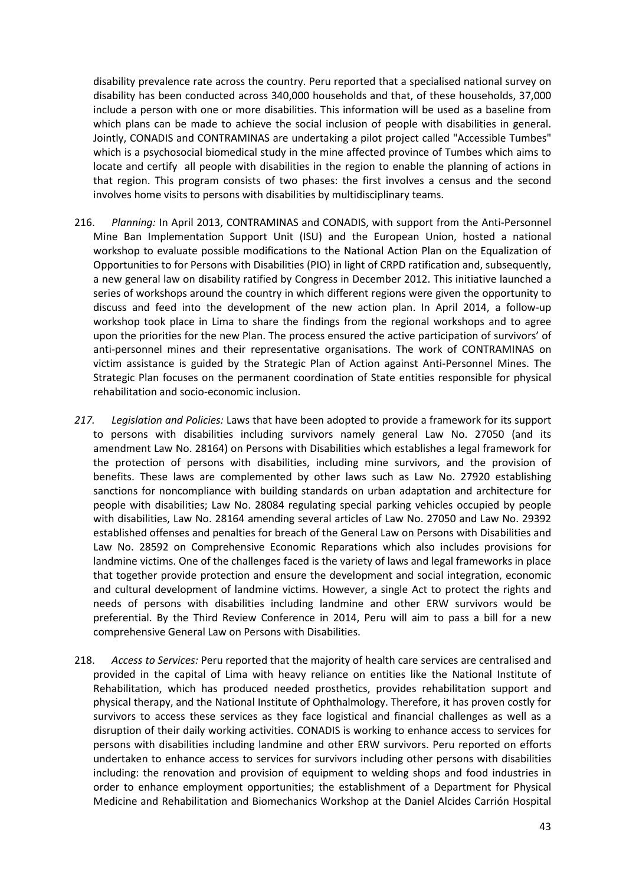disability prevalence rate across the country. Peru reported that a specialised national survey on disability has been conducted across 340,000 households and that, of these households, 37,000 include a person with one or more disabilities. This information will be used as a baseline from which plans can be made to achieve the social inclusion of people with disabilities in general. Jointly, CONADIS and CONTRAMINAS are undertaking a pilot project called "Accessible Tumbes" which is a psychosocial biomedical study in the mine affected province of Tumbes which aims to locate and certify all people with disabilities in the region to enable the planning of actions in that region. This program consists of two phases: the first involves a census and the second involves home visits to persons with disabilities by multidisciplinary teams.

216. *Planning:* In April 2013, CONTRAMINAS and CONADIS, with support from the Anti-Personnel Mine Ban Implementation Support Unit (ISU) and the European Union, hosted a national workshop to evaluate possible modifications to the National Action Plan on the Equalization of Opportunities to for Persons with Disabilities (PIO) in light of CRPD ratification and, subsequently, a new general law on disability ratified by Congress in December 2012. This initiative launched a series of workshops around the country in which different regions were given the opportunity to discuss and feed into the development of the new action plan. In April 2014, a follow-up workshop took place in Lima to share the findings from the regional workshops and to agree upon the priorities for the new Plan. The process ensured the active participation of survivors' of anti-personnel mines and their representative organisations. The work of CONTRAMINAS on victim assistance is guided by the Strategic Plan of Action against Anti-Personnel Mines. The Strategic Plan focuses on the permanent coordination of State entities responsible for physical rehabilitation and socio-economic inclusion.

*217. Legislation and Policies:* Laws that have been adopted to provide a framework for its support to persons with disabilities including survivors namely general Law No. 27050 (and its amendment Law No. 28164) on Persons with Disabilities which establishes a legal framework for the protection of persons with disabilities, including mine survivors, and the provision of benefits. These laws are complemented by other laws such as Law No. 27920 establishing sanctions for noncompliance with building standards on urban adaptation and architecture for people with disabilities; Law No. 28084 regulating special parking vehicles occupied by people with disabilities, Law No. 28164 amending several articles of Law No. 27050 and Law No. 29392 established offenses and penalties for breach of the General Law on Persons with Disabilities and Law No. 28592 on Comprehensive Economic Reparations which also includes provisions for landmine victims. One of the challenges faced is the variety of laws and legal frameworks in place that together provide protection and ensure the development and social integration, economic and cultural development of landmine victims. However, a single Act to protect the rights and needs of persons with disabilities including landmine and other ERW survivors would be preferential. By the Third Review Conference in 2014, Peru will aim to pass a bill for a new comprehensive General Law on Persons with Disabilities.

218. *Access to Services:* Peru reported that the majority of health care services are centralised and provided in the capital of Lima with heavy reliance on entities like the National Institute of Rehabilitation, which has produced needed prosthetics, provides rehabilitation support and physical therapy, and the National Institute of Ophthalmology. Therefore, it has proven costly for survivors to access these services as they face logistical and financial challenges as well as a disruption of their daily working activities. CONADIS is working to enhance access to services for persons with disabilities including landmine and other ERW survivors. Peru reported on efforts undertaken to enhance access to services for survivors including other persons with disabilities including: the renovation and provision of equipment to welding shops and food industries in order to enhance employment opportunities; the establishment of a Department for Physical Medicine and Rehabilitation and Biomechanics Workshop at the Daniel Alcides Carrión Hospital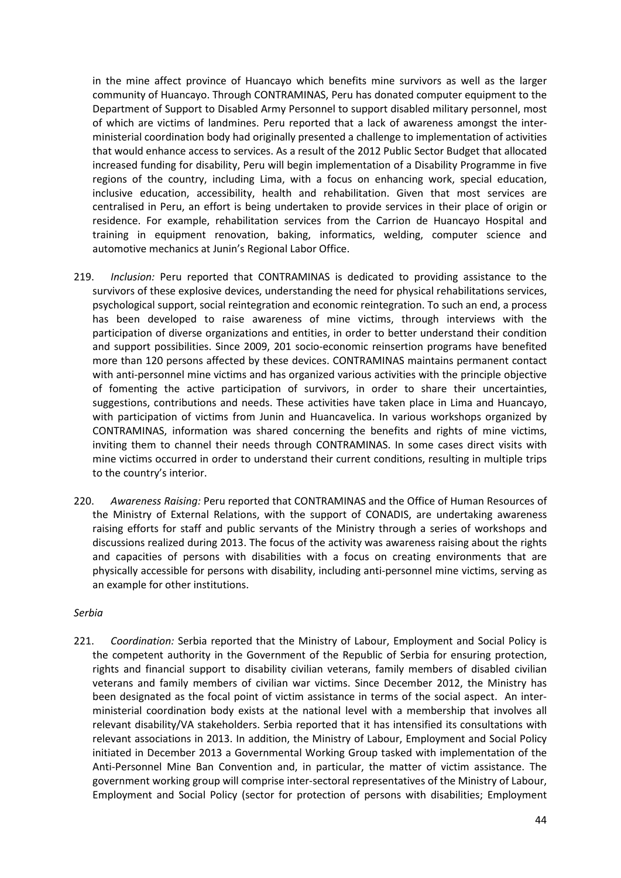in the mine affect province of Huancayo which benefits mine survivors as well as the larger community of Huancayo. Through CONTRAMINAS, Peru has donated computer equipment to the Department of Support to Disabled Army Personnel to support disabled military personnel, most of which are victims of landmines. Peru reported that a lack of awareness amongst the inter-ministerial coordination body had originally presented a challenge to implementation of activities that would enhance access to services. As a result of the 2012 Public Sector Budget that allocated increased funding for disability, Peru will begin implementation of a Disability Programme in five regions of the country, including Lima, with a focus on enhancing work, special education, inclusive education, accessibility, health and rehabilitation. Given that most services are centralised in Peru, an effort is being undertaken to provide services in their place of origin or residence. For example, rehabilitation services from the Carrion de Huancayo Hospital and training in equipment renovation, baking, informatics, welding, computer science and automotive mechanics at Junin's Regional Labor Office.

219. *Inclusion:* Peru reported that CONTRAMINAS is dedicated to providing assistance to the survivors of these explosive devices, understanding the need for physical rehabilitations services, psychological support, social reintegration and economic reintegration. To such an end, a process has been developed to raise awareness of mine victims, through interviews with the participation of diverse organizations and entities, in order to better understand their condition and support possibilities. Since 2009, 201 socio-economic reinsertion programs have benefited more than 120 persons affected by these devices. CONTRAMINAS maintains permanent contact with anti-personnel mine victims and has organized various activities with the principle objective of fomenting the active participation of survivors, in order to share their uncertainties, suggestions, contributions and needs. These activities have taken place in Lima and Huancayo, with participation of victims from Junin and Huancavelica. In various workshops organized by CONTRAMINAS, information was shared concerning the benefits and rights of mine victims, inviting them to channel their needs through CONTRAMINAS. In some cases direct visits with mine victims occurred in order to understand their current conditions, resulting in multiple trips to the country's interior.

220. *Awareness Raising:* Peru reported that CONTRAMINAS and the Office of Human Resources of the Ministry of External Relations, with the support of CONADIS, are undertaking awareness raising efforts for staff and public servants of the Ministry through a series of workshops and discussions realized during 2013. The focus of the activity was awareness raising about the rights and capacities of persons with disabilities with a focus on creating environments that are physically accessible for persons with disability, including anti-personnel mine victims, serving as an example for other institutions.

*Serbia*

221. *Coordination:* Serbia reported that the Ministry of Labour, Employment and Social Policy is the competent authority in the Government of the Republic of Serbia for ensuring protection, rights and financial support to disability civilian veterans, family members of disabled civilian veterans and family members of civilian war victims. Since December 2012, the Ministry has been designated as the focal point of victim assistance in terms of the social aspect. An inter-ministerial coordination body exists at the national level with a membership that involves all relevant disability/VA stakeholders. Serbia reported that it has intensified its consultations with relevant associations in 2013. In addition, the Ministry of Labour, Employment and Social Policy initiated in December 2013 a Governmental Working Group tasked with implementation of the Anti-Personnel Mine Ban Convention and, in particular, the matter of victim assistance. The government working group will comprise inter-sectoral representatives of the Ministry of Labour, Employment and Social Policy (sector for protection of persons with disabilities; Employment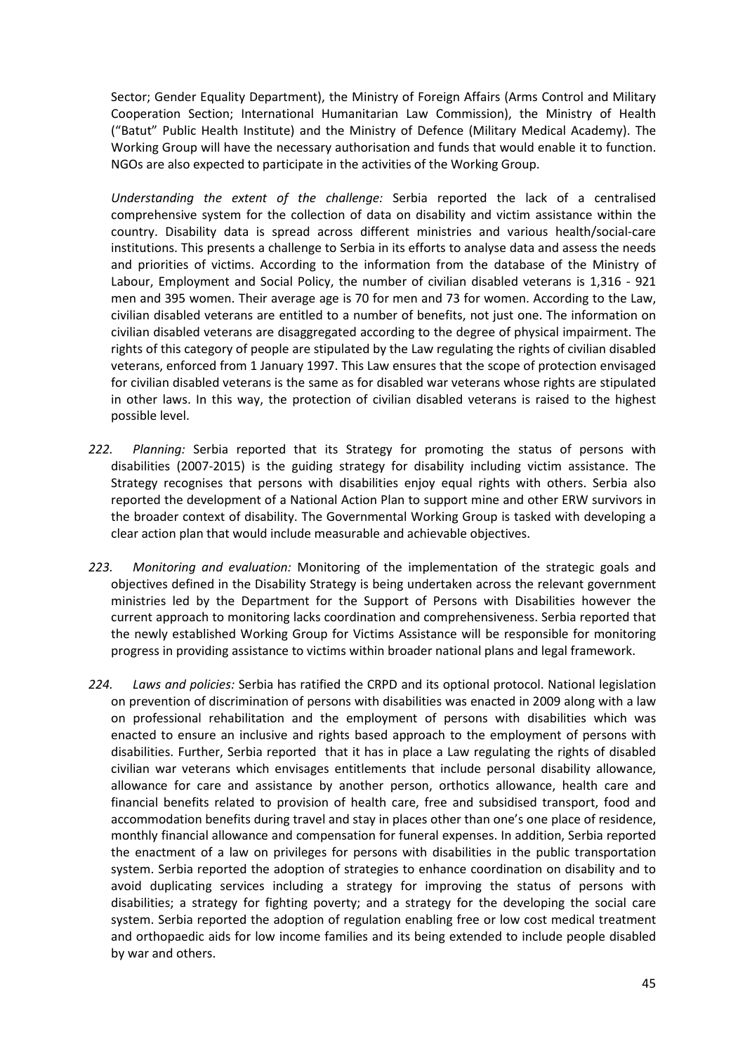Sector; Gender Equality Department), the Ministry of Foreign Affairs (Arms Control and Military Cooperation Section; International Humanitarian Law Commission), the Ministry of Health ("Batut" Public Health Institute) and the Ministry of Defence (Military Medical Academy). The Working Group will have the necessary authorisation and funds that would enable it to function. NGOs are also expected to participate in the activities of the Working Group.

*Understanding the extent of the challenge:* Serbia reported the lack of a centralised comprehensive system for the collection of data on disability and victim assistance within the country. Disability data is spread across different ministries and various health/social-care institutions. This presents a challenge to Serbia in its efforts to analyse data and assess the needs and priorities of victims. According to the information from the database of the Ministry of Labour, Employment and Social Policy, the number of civilian disabled veterans is 1,316 - 921 men and 395 women. Their average age is 70 for men and 73 for women. According to the Law, civilian disabled veterans are entitled to a number of benefits, not just one. The information on civilian disabled veterans are disaggregated according to the degree of physical impairment. The rights of this category of people are stipulated by the Law regulating the rights of civilian disabled veterans, enforced from 1 January 1997. This Law ensures that the scope of protection envisaged for civilian disabled veterans is the same as for disabled war veterans whose rights are stipulated in other laws. In this way, the protection of civilian disabled veterans is raised to the highest possible level.

*222.* *Planning:* Serbia reported that its Strategy for promoting the status of persons with disabilities (2007-2015) is the guiding strategy for disability including victim assistance. The Strategy recognises that persons with disabilities enjoy equal rights with others. Serbia also reported the development of a National Action Plan to support mine and other ERW survivors in the broader context of disability. The Governmental Working Group is tasked with developing a clear action plan that would include measurable and achievable objectives.

*223.* *Monitoring and evaluation:* Monitoring of the implementation of the strategic goals and objectives defined in the Disability Strategy is being undertaken across the relevant government ministries led by the Department for the Support of Persons with Disabilities however the current approach to monitoring lacks coordination and comprehensiveness. Serbia reported that the newly established Working Group for Victims Assistance will be responsible for monitoring progress in providing assistance to victims within broader national plans and legal framework.

*224.* *Laws and policies:* Serbia has ratified the CRPD and its optional protocol. National legislation on prevention of discrimination of persons with disabilities was enacted in 2009 along with a law on professional rehabilitation and the employment of persons with disabilities which was enacted to ensure an inclusive and rights based approach to the employment of persons with disabilities. Further, Serbia reported that it has in place a Law regulating the rights of disabled civilian war veterans which envisages entitlements that include personal disability allowance, allowance for care and assistance by another person, orthotics allowance, health care and financial benefits related to provision of health care, free and subsidised transport, food and accommodation benefits during travel and stay in places other than one's one place of residence, monthly financial allowance and compensation for funeral expenses. In addition, Serbia reported the enactment of a law on privileges for persons with disabilities in the public transportation system. Serbia reported the adoption of strategies to enhance coordination on disability and to avoid duplicating services including a strategy for improving the status of persons with disabilities; a strategy for fighting poverty; and a strategy for the developing the social care system. Serbia reported the adoption of regulation enabling free or low cost medical treatment and orthopaedic aids for low income families and its being extended to include people disabled by war and others.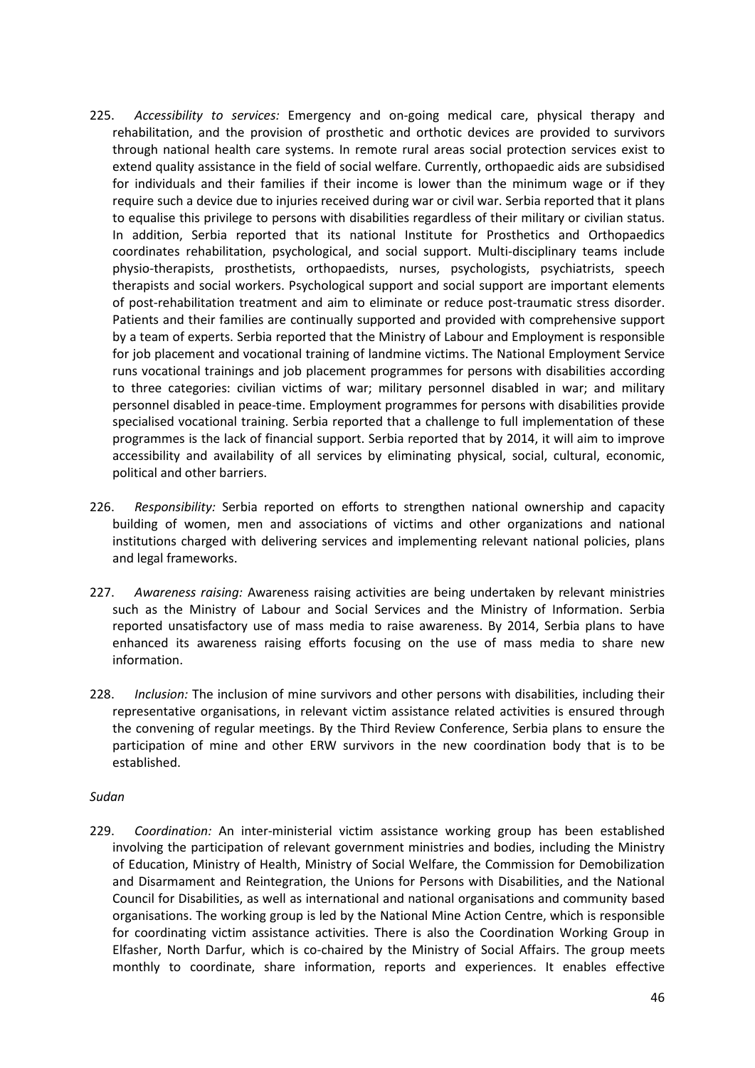225. *Accessibility to services:* Emergency and on-going medical care, physical therapy and rehabilitation, and the provision of prosthetic and orthotic devices are provided to survivors through national health care systems. In remote rural areas social protection services exist to extend quality assistance in the field of social welfare. Currently, orthopaedic aids are subsidised for individuals and their families if their income is lower than the minimum wage or if they require such a device due to injuries received during war or civil war. Serbia reported that it plans to equalise this privilege to persons with disabilities regardless of their military or civilian status. In addition, Serbia reported that its national Institute for Prosthetics and Orthopaedics coordinates rehabilitation, psychological, and social support. Multi-disciplinary teams include physio-therapists, prosthetists, orthopaedists, nurses, psychologists, psychiatrists, speech therapists and social workers. Psychological support and social support are important elements of post-rehabilitation treatment and aim to eliminate or reduce post-traumatic stress disorder. Patients and their families are continually supported and provided with comprehensive support by a team of experts. Serbia reported that the Ministry of Labour and Employment is responsible for job placement and vocational training of landmine victims. The National Employment Service runs vocational trainings and job placement programmes for persons with disabilities according to three categories: civilian victims of war; military personnel disabled in war; and military personnel disabled in peace-time. Employment programmes for persons with disabilities provide specialised vocational training. Serbia reported that a challenge to full implementation of these programmes is the lack of financial support. Serbia reported that by 2014, it will aim to improve accessibility and availability of all services by eliminating physical, social, cultural, economic, political and other barriers.

226. *Responsibility:* Serbia reported on efforts to strengthen national ownership and capacity building of women, men and associations of victims and other organizations and national institutions charged with delivering services and implementing relevant national policies, plans and legal frameworks.

227. *Awareness raising:* Awareness raising activities are being undertaken by relevant ministries such as the Ministry of Labour and Social Services and the Ministry of Information. Serbia reported unsatisfactory use of mass media to raise awareness. By 2014, Serbia plans to have enhanced its awareness raising efforts focusing on the use of mass media to share new information.

228. *Inclusion:* The inclusion of mine survivors and other persons with disabilities, including their representative organisations, in relevant victim assistance related activities is ensured through the convening of regular meetings. By the Third Review Conference, Serbia plans to ensure the participation of mine and other ERW survivors in the new coordination body that is to be established.

*Sudan*

229. *Coordination:* An inter-ministerial victim assistance working group has been established involving the participation of relevant government ministries and bodies, including the Ministry of Education, Ministry of Health, Ministry of Social Welfare, the Commission for Demobilization and Disarmament and Reintegration, the Unions for Persons with Disabilities, and the National Council for Disabilities, as well as international and national organisations and community based organisations. The working group is led by the National Mine Action Centre, which is responsible for coordinating victim assistance activities. There is also the Coordination Working Group in Elfasher, North Darfur, which is co-chaired by the Ministry of Social Affairs. The group meets monthly to coordinate, share information, reports and experiences. It enables effective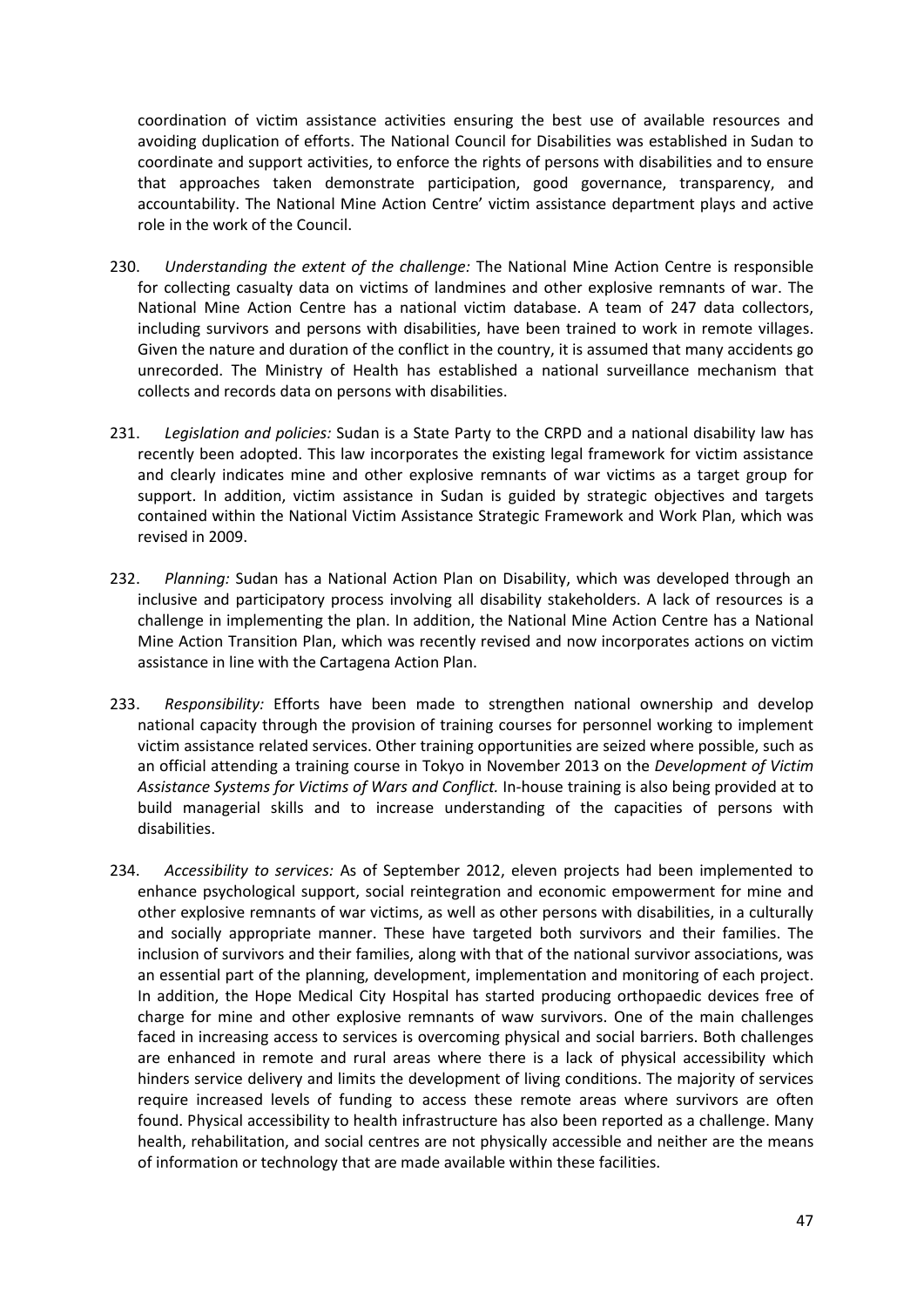coordination of victim assistance activities ensuring the best use of available resources and avoiding duplication of efforts. The National Council for Disabilities was established in Sudan to coordinate and support activities, to enforce the rights of persons with disabilities and to ensure that approaches taken demonstrate participation, good governance, transparency, and accountability. The National Mine Action Centre' victim assistance department plays and active role in the work of the Council.

230. *Understanding the extent of the challenge:* The National Mine Action Centre is responsible for collecting casualty data on victims of landmines and other explosive remnants of war. The National Mine Action Centre has a national victim database. A team of 247 data collectors, including survivors and persons with disabilities, have been trained to work in remote villages. Given the nature and duration of the conflict in the country, it is assumed that many accidents go unrecorded. The Ministry of Health has established a national surveillance mechanism that collects and records data on persons with disabilities.

231. *Legislation and policies:* Sudan is a State Party to the CRPD and a national disability law has recently been adopted. This law incorporates the existing legal framework for victim assistance and clearly indicates mine and other explosive remnants of war victims as a target group for support. In addition, victim assistance in Sudan is guided by strategic objectives and targets contained within the National Victim Assistance Strategic Framework and Work Plan, which was revised in 2009.

232. *Planning:* Sudan has a National Action Plan on Disability, which was developed through an inclusive and participatory process involving all disability stakeholders. A lack of resources is a challenge in implementing the plan. In addition, the National Mine Action Centre has a National Mine Action Transition Plan, which was recently revised and now incorporates actions on victim assistance in line with the Cartagena Action Plan.

233. *Responsibility:* Efforts have been made to strengthen national ownership and develop national capacity through the provision of training courses for personnel working to implement victim assistance related services. Other training opportunities are seized where possible, such as an official attending a training course in Tokyo in November 2013 on the *Development of Victim Assistance Systems for Victims of Wars and Conflict.* In-house training is also being provided at to build managerial skills and to increase understanding of the capacities of persons with disabilities.

234. *Accessibility to services:* As of September 2012, eleven projects had been implemented to enhance psychological support, social reintegration and economic empowerment for mine and other explosive remnants of war victims, as well as other persons with disabilities, in a culturally and socially appropriate manner. These have targeted both survivors and their families. The inclusion of survivors and their families, along with that of the national survivor associations, was an essential part of the planning, development, implementation and monitoring of each project. In addition, the Hope Medical City Hospital has started producing orthopaedic devices free of charge for mine and other explosive remnants of waw survivors. One of the main challenges faced in increasing access to services is overcoming physical and social barriers. Both challenges are enhanced in remote and rural areas where there is a lack of physical accessibility which hinders service delivery and limits the development of living conditions. The majority of services require increased levels of funding to access these remote areas where survivors are often found. Physical accessibility to health infrastructure has also been reported as a challenge. Many health, rehabilitation, and social centres are not physically accessible and neither are the means of information or technology that are made available within these facilities.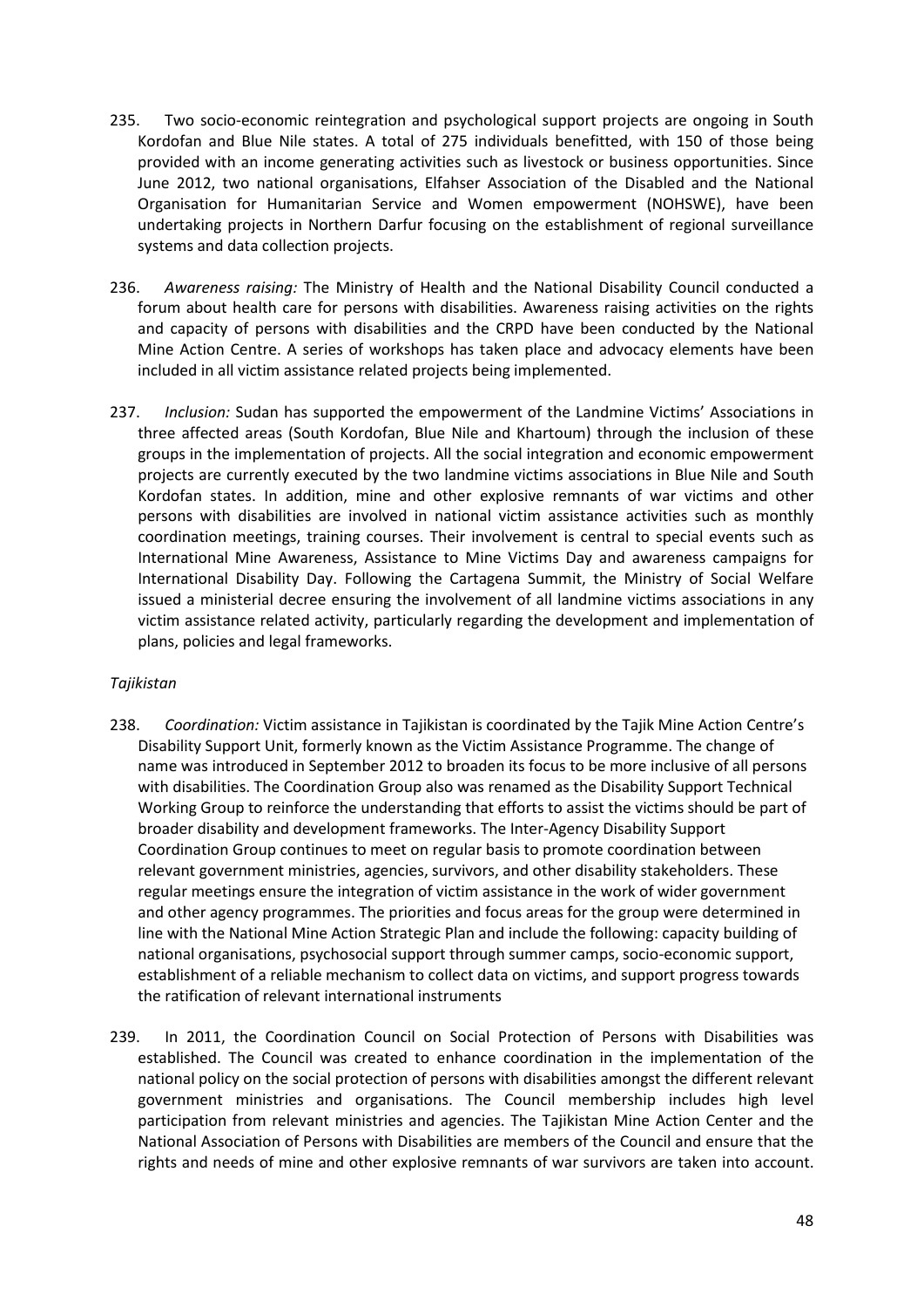235. Two socio-economic reintegration and psychological support projects are ongoing in South Kordofan and Blue Nile states. A total of 275 individuals benefitted, with 150 of those being provided with an income generating activities such as livestock or business opportunities. Since June 2012, two national organisations, Elfahser Association of the Disabled and the National Organisation for Humanitarian Service and Women empowerment (NOHSWE), have been undertaking projects in Northern Darfur focusing on the establishment of regional surveillance systems and data collection projects.

236. *Awareness raising:* The Ministry of Health and the National Disability Council conducted a forum about health care for persons with disabilities. Awareness raising activities on the rights and capacity of persons with disabilities and the CRPD have been conducted by the National Mine Action Centre. A series of workshops has taken place and advocacy elements have been included in all victim assistance related projects being implemented.

237. *Inclusion:* Sudan has supported the empowerment of the Landmine Victims' Associations in three affected areas (South Kordofan, Blue Nile and Khartoum) through the inclusion of these groups in the implementation of projects. All the social integration and economic empowerment projects are currently executed by the two landmine victims associations in Blue Nile and South Kordofan states. In addition, mine and other explosive remnants of war victims and other persons with disabilities are involved in national victim assistance activities such as monthly coordination meetings, training courses. Their involvement is central to special events such as International Mine Awareness, Assistance to Mine Victims Day and awareness campaigns for International Disability Day. Following the Cartagena Summit, the Ministry of Social Welfare issued a ministerial decree ensuring the involvement of all landmine victims associations in any victim assistance related activity, particularly regarding the development and implementation of plans, policies and legal frameworks.

*Tajikistan*

238. *Coordination:* Victim assistance in Tajikistan is coordinated by the Tajik Mine Action Centre's Disability Support Unit, formerly known as the Victim Assistance Programme. The change of name was introduced in September 2012 to broaden its focus to be more inclusive of all persons with disabilities. The Coordination Group also was renamed as the Disability Support Technical Working Group to reinforce the understanding that efforts to assist the victims should be part of broader disability and development frameworks. The Inter-Agency Disability Support Coordination Group continues to meet on regular basis to promote coordination between relevant government ministries, agencies, survivors, and other disability stakeholders. These regular meetings ensure the integration of victim assistance in the work of wider government and other agency programmes. The priorities and focus areas for the group were determined in line with the National Mine Action Strategic Plan and include the following: capacity building of national organisations, psychosocial support through summer camps, socio-economic support, establishment of a reliable mechanism to collect data on victims, and support progress towards the ratification of relevant international instruments

239. In 2011, the Coordination Council on Social Protection of Persons with Disabilities was established. The Council was created to enhance coordination in the implementation of the national policy on the social protection of persons with disabilities amongst the different relevant government ministries and organisations. The Council membership includes high level participation from relevant ministries and agencies. The Tajikistan Mine Action Center and the National Association of Persons with Disabilities are members of the Council and ensure that the rights and needs of mine and other explosive remnants of war survivors are taken into account.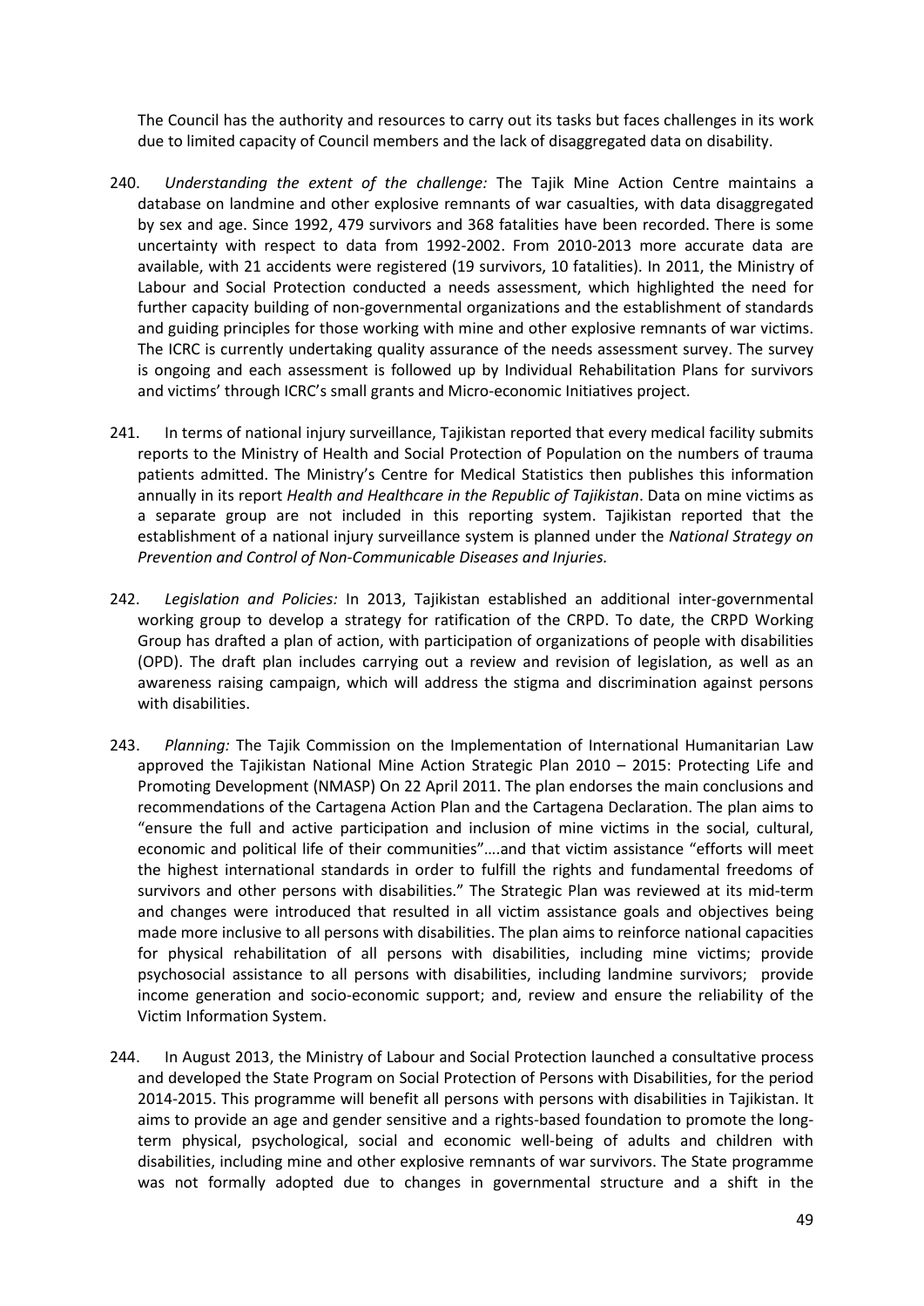The Council has the authority and resources to carry out its tasks but faces challenges in its work due to limited capacity of Council members and the lack of disaggregated data on disability.

240. *Understanding the extent of the challenge:* The Tajik Mine Action Centre maintains a database on landmine and other explosive remnants of war casualties, with data disaggregated by sex and age. Since 1992, 479 survivors and 368 fatalities have been recorded. There is some uncertainty with respect to data from 1992-2002. From 2010-2013 more accurate data are available, with 21 accidents were registered (19 survivors, 10 fatalities). In 2011, the Ministry of Labour and Social Protection conducted a needs assessment, which highlighted the need for further capacity building of non-governmental organizations and the establishment of standards and guiding principles for those working with mine and other explosive remnants of war victims. The ICRC is currently undertaking quality assurance of the needs assessment survey. The survey is ongoing and each assessment is followed up by Individual Rehabilitation Plans for survivors and victims' through ICRC's small grants and Micro-economic Initiatives project.

241. In terms of national injury surveillance, Tajikistan reported that every medical facility submits reports to the Ministry of Health and Social Protection of Population on the numbers of trauma patients admitted. The Ministry's Centre for Medical Statistics then publishes this information annually in its report *Health and Healthcare in the Republic of Tajikistan*. Data on mine victims as a separate group are not included in this reporting system. Tajikistan reported that the establishment of a national injury surveillance system is planned under the *National Strategy on Prevention and Control of Non-Communicable Diseases and Injuries.*

242. *Legislation and Policies:* In 2013, Tajikistan established an additional inter-governmental working group to develop a strategy for ratification of the CRPD. To date, the CRPD Working Group has drafted a plan of action, with participation of organizations of people with disabilities (OPD). The draft plan includes carrying out a review and revision of legislation, as well as an awareness raising campaign, which will address the stigma and discrimination against persons with disabilities.

243. *Planning:* The Tajik Commission on the Implementation of International Humanitarian Law approved the Tajikistan National Mine Action Strategic Plan 2010 – 2015: Protecting Life and Promoting Development (NMASP) On 22 April 2011. The plan endorses the main conclusions and recommendations of the Cartagena Action Plan and the Cartagena Declaration. The plan aims to "ensure the full and active participation and inclusion of mine victims in the social, cultural, economic and political life of their communities"….and that victim assistance "efforts will meet the highest international standards in order to fulfill the rights and fundamental freedoms of survivors and other persons with disabilities." The Strategic Plan was reviewed at its mid-term and changes were introduced that resulted in all victim assistance goals and objectives being made more inclusive to all persons with disabilities. The plan aims to reinforce national capacities for physical rehabilitation of all persons with disabilities, including mine victims; provide psychosocial assistance to all persons with disabilities, including landmine survivors; provide income generation and socio-economic support; and, review and ensure the reliability of the Victim Information System.

244. In August 2013, the Ministry of Labour and Social Protection launched a consultative process and developed the State Program on Social Protection of Persons with Disabilities, for the period 2014-2015. This programme will benefit all persons with persons with disabilities in Tajikistan. It aims to provide an age and gender sensitive and a rights-based foundation to promote the long-term physical, psychological, social and economic well-being of adults and children with disabilities, including mine and other explosive remnants of war survivors. The State programme was not formally adopted due to changes in governmental structure and a shift in the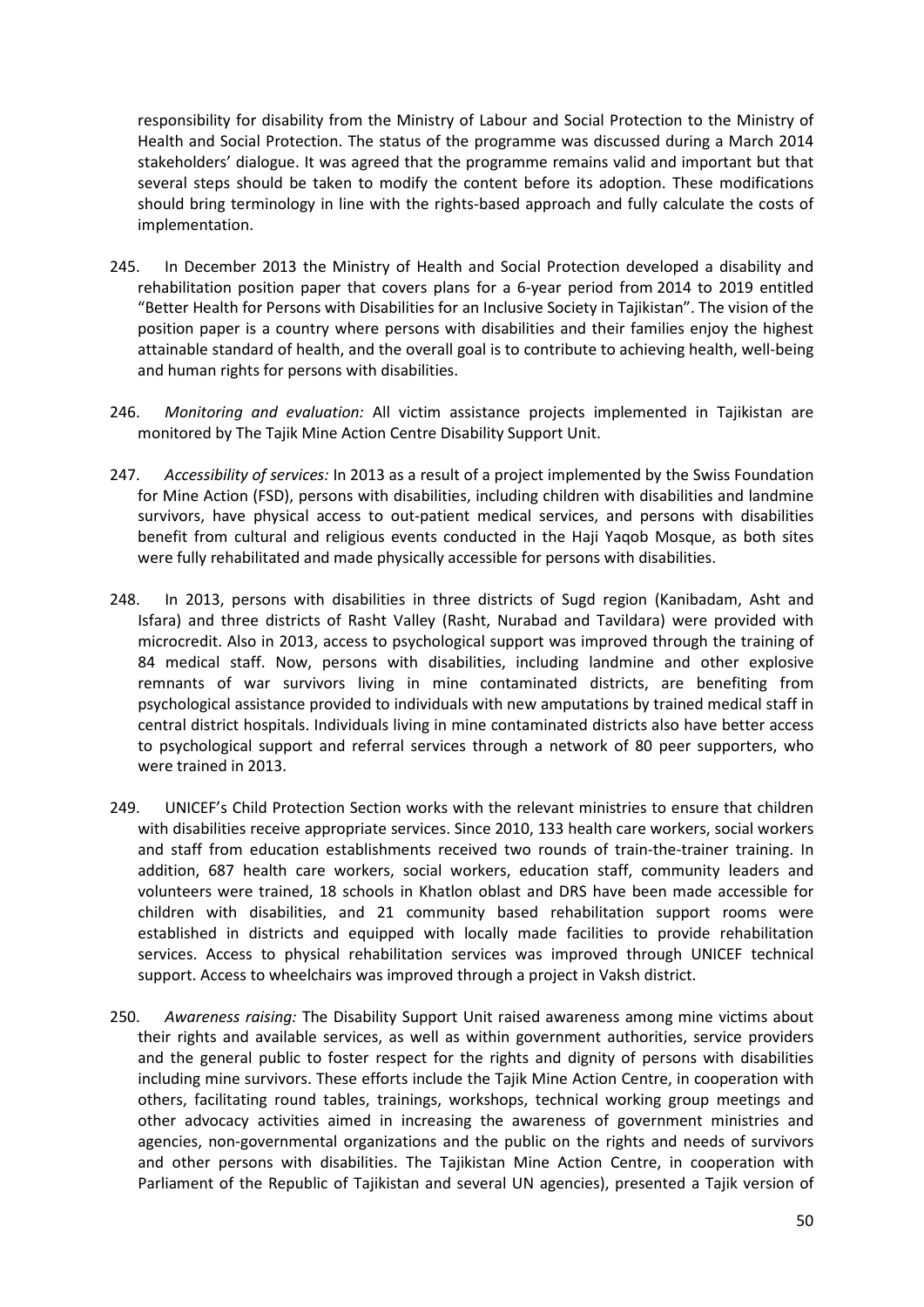responsibility for disability from the Ministry of Labour and Social Protection to the Ministry of Health and Social Protection. The status of the programme was discussed during a March 2014 stakeholders' dialogue. It was agreed that the programme remains valid and important but that several steps should be taken to modify the content before its adoption. These modifications should bring terminology in line with the rights-based approach and fully calculate the costs of implementation.

245. In December 2013 the Ministry of Health and Social Protection developed a disability and rehabilitation position paper that covers plans for a 6-year period from 2014 to 2019 entitled "Better Health for Persons with Disabilities for an Inclusive Society in Tajikistan". The vision of the position paper is a country where persons with disabilities and their families enjoy the highest attainable standard of health, and the overall goal is to contribute to achieving health, well-being and human rights for persons with disabilities.

246. *Monitoring and evaluation:* All victim assistance projects implemented in Tajikistan are monitored by The Tajik Mine Action Centre Disability Support Unit.

247. *Accessibility of services:* In 2013 as a result of a project implemented by the Swiss Foundation for Mine Action (FSD), persons with disabilities, including children with disabilities and landmine survivors, have physical access to out-patient medical services, and persons with disabilities benefit from cultural and religious events conducted in the Haji Yaqob Mosque, as both sites were fully rehabilitated and made physically accessible for persons with disabilities.

248. In 2013, persons with disabilities in three districts of Sugd region (Kanibadam, Asht and Isfara) and three districts of Rasht Valley (Rasht, Nurabad and Tavildara) were provided with microcredit. Also in 2013, access to psychological support was improved through the training of 84 medical staff. Now, persons with disabilities, including landmine and other explosive remnants of war survivors living in mine contaminated districts, are benefiting from psychological assistance provided to individuals with new amputations by trained medical staff in central district hospitals. Individuals living in mine contaminated districts also have better access to psychological support and referral services through a network of 80 peer supporters, who were trained in 2013.

249. UNICEF's Child Protection Section works with the relevant ministries to ensure that children with disabilities receive appropriate services. Since 2010, 133 health care workers, social workers and staff from education establishments received two rounds of train-the-trainer training. In addition, 687 health care workers, social workers, education staff, community leaders and volunteers were trained, 18 schools in Khatlon oblast and DRS have been made accessible for children with disabilities, and 21 community based rehabilitation support rooms were established in districts and equipped with locally made facilities to provide rehabilitation services. Access to physical rehabilitation services was improved through UNICEF technical support. Access to wheelchairs was improved through a project in Vaksh district.

250. *Awareness raising:* The Disability Support Unit raised awareness among mine victims about their rights and available services, as well as within government authorities, service providers and the general public to foster respect for the rights and dignity of persons with disabilities including mine survivors. These efforts include the Tajik Mine Action Centre, in cooperation with others, facilitating round tables, trainings, workshops, technical working group meetings and other advocacy activities aimed in increasing the awareness of government ministries and agencies, non-governmental organizations and the public on the rights and needs of survivors and other persons with disabilities. The Tajikistan Mine Action Centre, in cooperation with Parliament of the Republic of Tajikistan and several UN agencies), presented a Tajik version of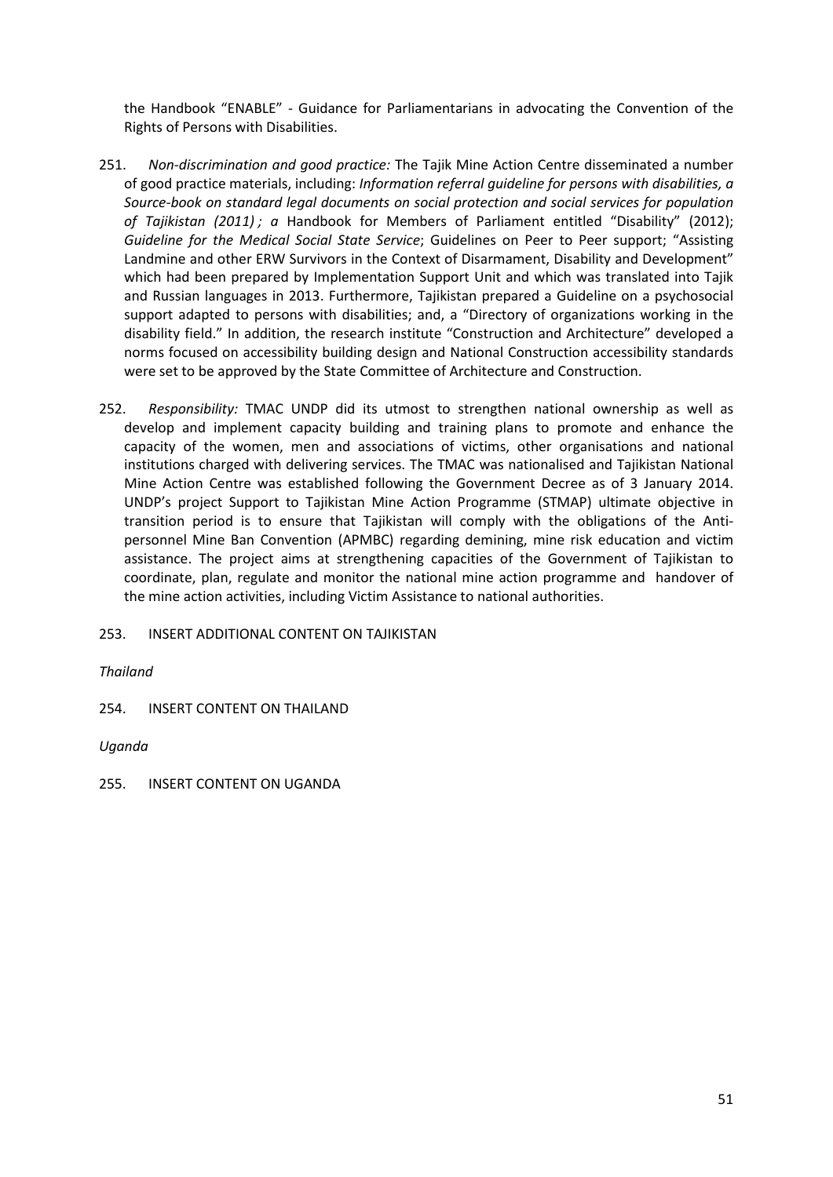the Handbook "ENABLE" - Guidance for Parliamentarians in advocating the Convention of the Rights of Persons with Disabilities.

251. *Non-discrimination and good practice:* The Tajik Mine Action Centre disseminated a number of good practice materials, including: *Information referral guideline for persons with disabilities, a Source-book on standard legal documents on social protection and social services for population of Tajikistan (2011) ; a* Handbook for Members of Parliament entitled "Disability" (2012); *Guideline for the Medical Social State Service*; Guidelines on Peer to Peer support; "Assisting Landmine and other ERW Survivors in the Context of Disarmament, Disability and Development" which had been prepared by Implementation Support Unit and which was translated into Tajik and Russian languages in 2013. Furthermore, Tajikistan prepared a Guideline on a psychosocial support adapted to persons with disabilities; and, a "Directory of organizations working in the disability field." In addition, the research institute "Construction and Architecture" developed a norms focused on accessibility building design and National Construction accessibility standards were set to be approved by the State Committee of Architecture and Construction.

252. *Responsibility:* TMAC UNDP did its utmost to strengthen national ownership as well as develop and implement capacity building and training plans to promote and enhance the capacity of the women, men and associations of victims, other organisations and national institutions charged with delivering services. The TMAC was nationalised and Tajikistan National Mine Action Centre was established following the Government Decree as of 3 January 2014. UNDP's project Support to Tajikistan Mine Action Programme (STMAP) ultimate objective in transition period is to ensure that Tajikistan will comply with the obligations of the Anti-personnel Mine Ban Convention (APMBC) regarding demining, mine risk education and victim assistance. The project aims at strengthening capacities of the Government of Tajikistan to coordinate, plan, regulate and monitor the national mine action programme and handover of the mine action activities, including Victim Assistance to national authorities.

253. INSERT ADDITIONAL CONTENT ON TAJIKISTAN

*Thailand*

254. INSERT CONTENT ON THAILAND

*Uganda*

255. INSERT CONTENT ON UGANDA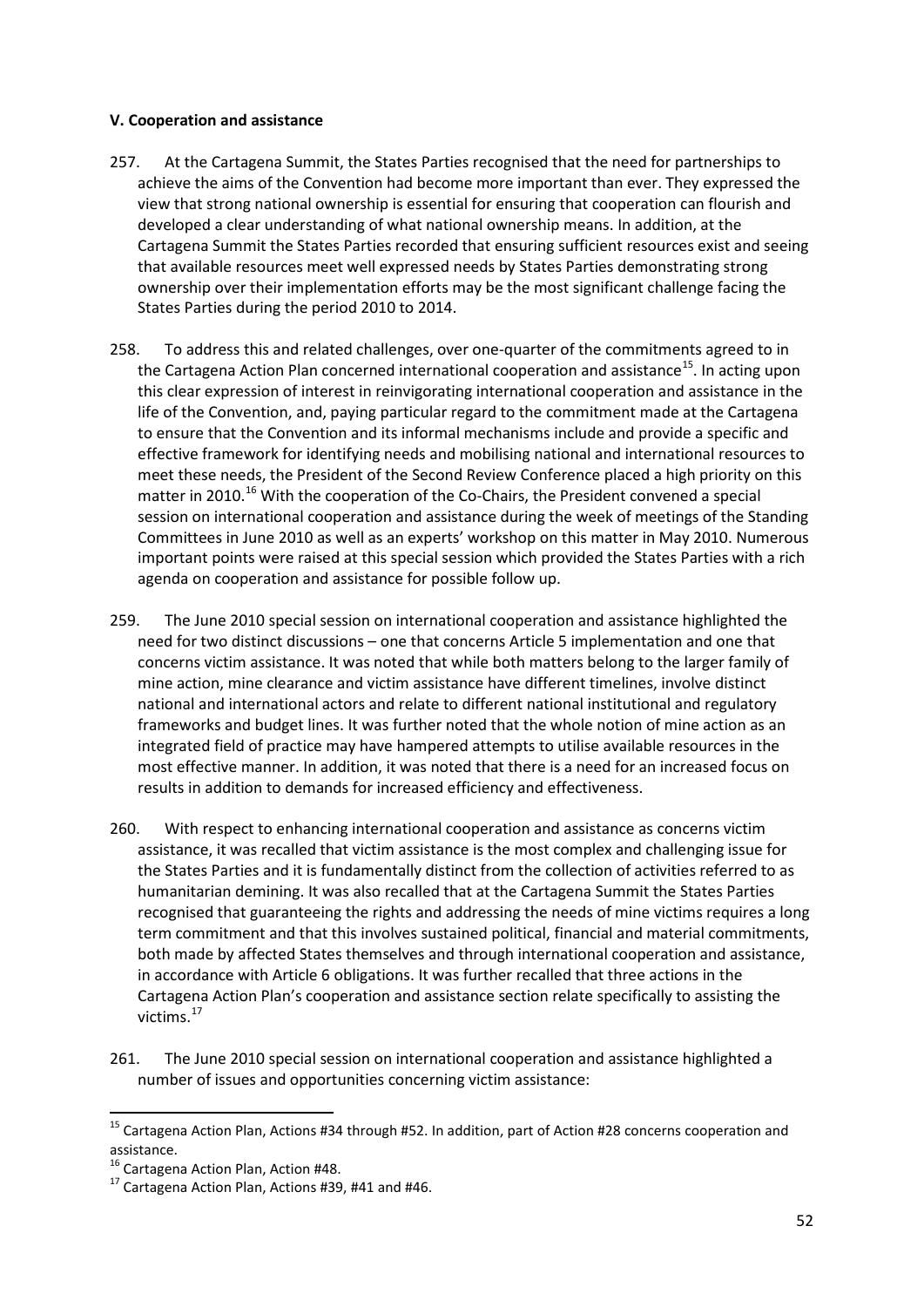**V. Cooperation and assistance**

257. At the Cartagena Summit, the States Parties recognised that the need for partnerships to achieve the aims of the Convention had become more important than ever. They expressed the view that strong national ownership is essential for ensuring that cooperation can flourish and developed a clear understanding of what national ownership means. In addition, at the Cartagena Summit the States Parties recorded that ensuring sufficient resources exist and seeing that available resources meet well expressed needs by States Parties demonstrating strong ownership over their implementation efforts may be the most significant challenge facing the States Parties during the period 2010 to 2014.

258. To address this and related challenges, over one-quarter of the commitments agreed to in the Cartagena Action Plan concerned international cooperation and assistance[15]. In acting upon this clear expression of interest in reinvigorating international cooperation and assistance in the life of the Convention, and, paying particular regard to the commitment made at the Cartagena to ensure that the Convention and its informal mechanisms include and provide a specific and effective framework for identifying needs and mobilising national and international resources to meet these needs, the President of the Second Review Conference placed a high priority on this matter in 2010.[16] With the cooperation of the Co-Chairs, the President convened a special session on international cooperation and assistance during the week of meetings of the Standing Committees in June 2010 as well as an experts' workshop on this matter in May 2010. Numerous important points were raised at this special session which provided the States Parties with a rich agenda on cooperation and assistance for possible follow up.

259. The June 2010 special session on international cooperation and assistance highlighted the need for two distinct discussions – one that concerns Article 5 implementation and one that concerns victim assistance. It was noted that while both matters belong to the larger family of mine action, mine clearance and victim assistance have different timelines, involve distinct national and international actors and relate to different national institutional and regulatory frameworks and budget lines. It was further noted that the whole notion of mine action as an integrated field of practice may have hampered attempts to utilise available resources in the most effective manner. In addition, it was noted that there is a need for an increased focus on results in addition to demands for increased efficiency and effectiveness.

260. With respect to enhancing international cooperation and assistance as concerns victim assistance, it was recalled that victim assistance is the most complex and challenging issue for the States Parties and it is fundamentally distinct from the collection of activities referred to as humanitarian demining. It was also recalled that at the Cartagena Summit the States Parties recognised that guaranteeing the rights and addressing the needs of mine victims requires a long term commitment and that this involves sustained political, financial and material commitments, both made by affected States themselves and through international cooperation and assistance, in accordance with Article 6 obligations. It was further recalled that three actions in the Cartagena Action Plan's cooperation and assistance section relate specifically to assisting the victims.[17]

261. The June 2010 special session on international cooperation and assistance highlighted a number of issues and opportunities concerning victim assistance:

---

[15] Cartagena Action Plan, Actions #34 through #52. In addition, part of Action #28 concerns cooperation and assistance.

[16] Cartagena Action Plan, Action #48.

[17] Cartagena Action Plan, Actions #39, #41 and #46.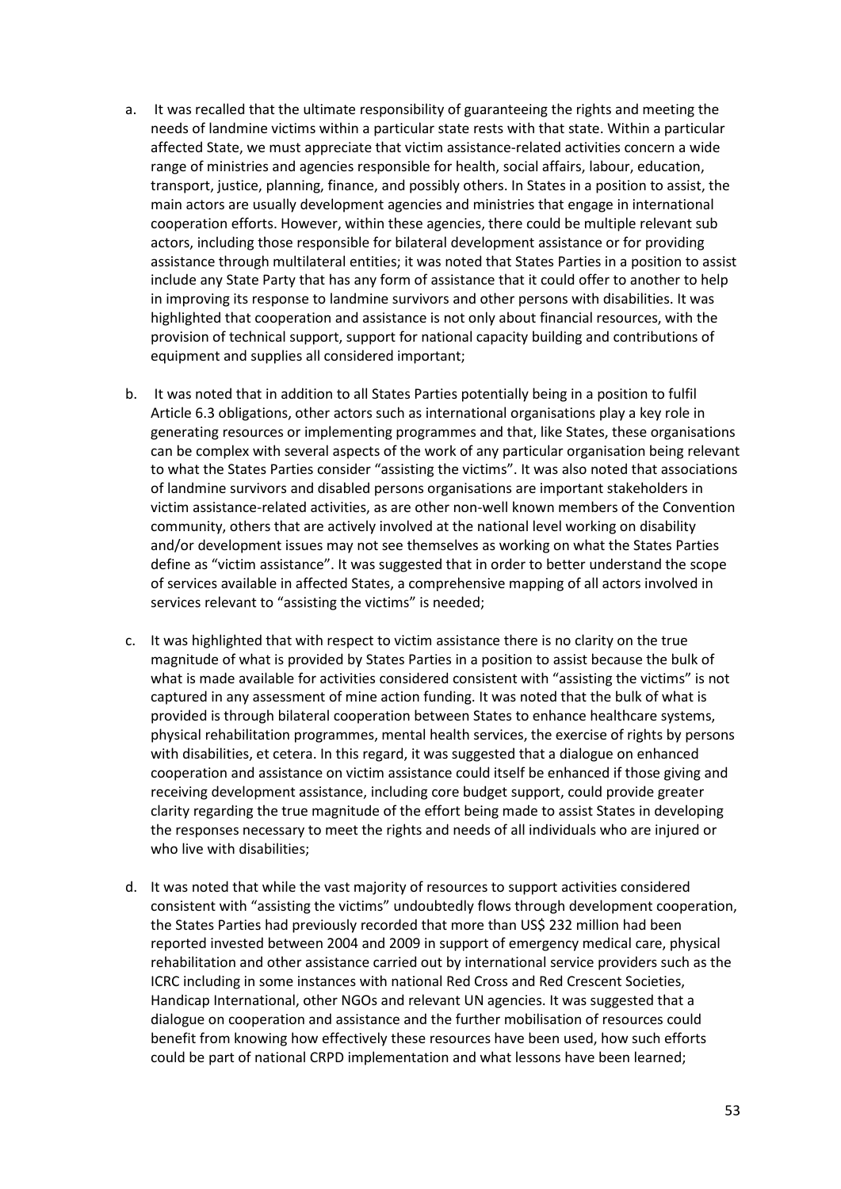a. It was recalled that the ultimate responsibility of guaranteeing the rights and meeting the needs of landmine victims within a particular state rests with that state. Within a particular affected State, we must appreciate that victim assistance-related activities concern a wide range of ministries and agencies responsible for health, social affairs, labour, education, transport, justice, planning, finance, and possibly others. In States in a position to assist, the main actors are usually development agencies and ministries that engage in international cooperation efforts. However, within these agencies, there could be multiple relevant sub actors, including those responsible for bilateral development assistance or for providing assistance through multilateral entities; it was noted that States Parties in a position to assist include any State Party that has any form of assistance that it could offer to another to help in improving its response to landmine survivors and other persons with disabilities. It was highlighted that cooperation and assistance is not only about financial resources, with the provision of technical support, support for national capacity building and contributions of equipment and supplies all considered important;

b. It was noted that in addition to all States Parties potentially being in a position to fulfil Article 6.3 obligations, other actors such as international organisations play a key role in generating resources or implementing programmes and that, like States, these organisations can be complex with several aspects of the work of any particular organisation being relevant to what the States Parties consider "assisting the victims". It was also noted that associations of landmine survivors and disabled persons organisations are important stakeholders in victim assistance-related activities, as are other non-well known members of the Convention community, others that are actively involved at the national level working on disability and/or development issues may not see themselves as working on what the States Parties define as "victim assistance". It was suggested that in order to better understand the scope of services available in affected States, a comprehensive mapping of all actors involved in services relevant to "assisting the victims" is needed;

c. It was highlighted that with respect to victim assistance there is no clarity on the true magnitude of what is provided by States Parties in a position to assist because the bulk of what is made available for activities considered consistent with "assisting the victims" is not captured in any assessment of mine action funding. It was noted that the bulk of what is provided is through bilateral cooperation between States to enhance healthcare systems, physical rehabilitation programmes, mental health services, the exercise of rights by persons with disabilities, et cetera. In this regard, it was suggested that a dialogue on enhanced cooperation and assistance on victim assistance could itself be enhanced if those giving and receiving development assistance, including core budget support, could provide greater clarity regarding the true magnitude of the effort being made to assist States in developing the responses necessary to meet the rights and needs of all individuals who are injured or who live with disabilities;

d. It was noted that while the vast majority of resources to support activities considered consistent with "assisting the victims" undoubtedly flows through development cooperation, the States Parties had previously recorded that more than US$ 232 million had been reported invested between 2004 and 2009 in support of emergency medical care, physical rehabilitation and other assistance carried out by international service providers such as the ICRC including in some instances with national Red Cross and Red Crescent Societies, Handicap International, other NGOs and relevant UN agencies. It was suggested that a dialogue on cooperation and assistance and the further mobilisation of resources could benefit from knowing how effectively these resources have been used, how such efforts could be part of national CRPD implementation and what lessons have been learned;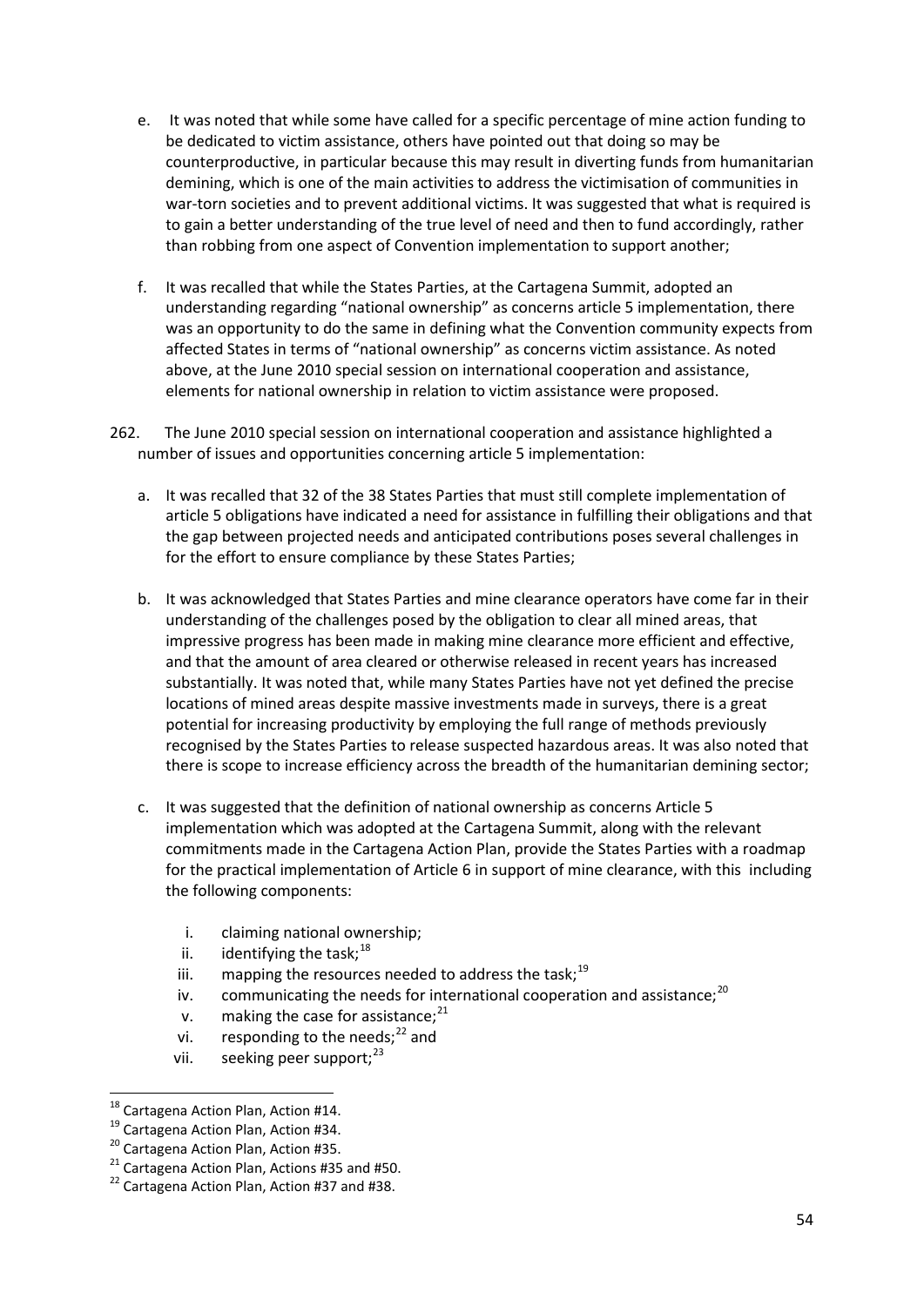e. It was noted that while some have called for a specific percentage of mine action funding to be dedicated to victim assistance, others have pointed out that doing so may be counterproductive, in particular because this may result in diverting funds from humanitarian demining, which is one of the main activities to address the victimisation of communities in war-torn societies and to prevent additional victims. It was suggested that what is required is to gain a better understanding of the true level of need and then to fund accordingly, rather than robbing from one aspect of Convention implementation to support another;

f. It was recalled that while the States Parties, at the Cartagena Summit, adopted an understanding regarding "national ownership" as concerns article 5 implementation, there was an opportunity to do the same in defining what the Convention community expects from affected States in terms of "national ownership" as concerns victim assistance. As noted above, at the June 2010 special session on international cooperation and assistance, elements for national ownership in relation to victim assistance were proposed.

262. The June 2010 special session on international cooperation and assistance highlighted a number of issues and opportunities concerning article 5 implementation:

a. It was recalled that 32 of the 38 States Parties that must still complete implementation of article 5 obligations have indicated a need for assistance in fulfilling their obligations and that the gap between projected needs and anticipated contributions poses several challenges in for the effort to ensure compliance by these States Parties;

b. It was acknowledged that States Parties and mine clearance operators have come far in their understanding of the challenges posed by the obligation to clear all mined areas, that impressive progress has been made in making mine clearance more efficient and effective, and that the amount of area cleared or otherwise released in recent years has increased substantially. It was noted that, while many States Parties have not yet defined the precise locations of mined areas despite massive investments made in surveys, there is a great potential for increasing productivity by employing the full range of methods previously recognised by the States Parties to release suspected hazardous areas. It was also noted that there is scope to increase efficiency across the breadth of the humanitarian demining sector;

c. It was suggested that the definition of national ownership as concerns Article 5 implementation which was adopted at the Cartagena Summit, along with the relevant commitments made in the Cartagena Action Plan, provide the States Parties with a roadmap for the practical implementation of Article 6 in support of mine clearance, with this including the following components:

   i. claiming national ownership;
   ii. identifying the task;[18]
   iii. mapping the resources needed to address the task;[19]
   iv. communicating the needs for international cooperation and assistance;[20]
   v. making the case for assistance;[21]
   vi. responding to the needs;[22] and
   vii. seeking peer support;[23]

---

[18] Cartagena Action Plan, Action #14.

[19] Cartagena Action Plan, Action #34.

[20] Cartagena Action Plan, Action #35.

[21] Cartagena Action Plan, Actions #35 and #50.

[22] Cartagena Action Plan, Action #37 and #38.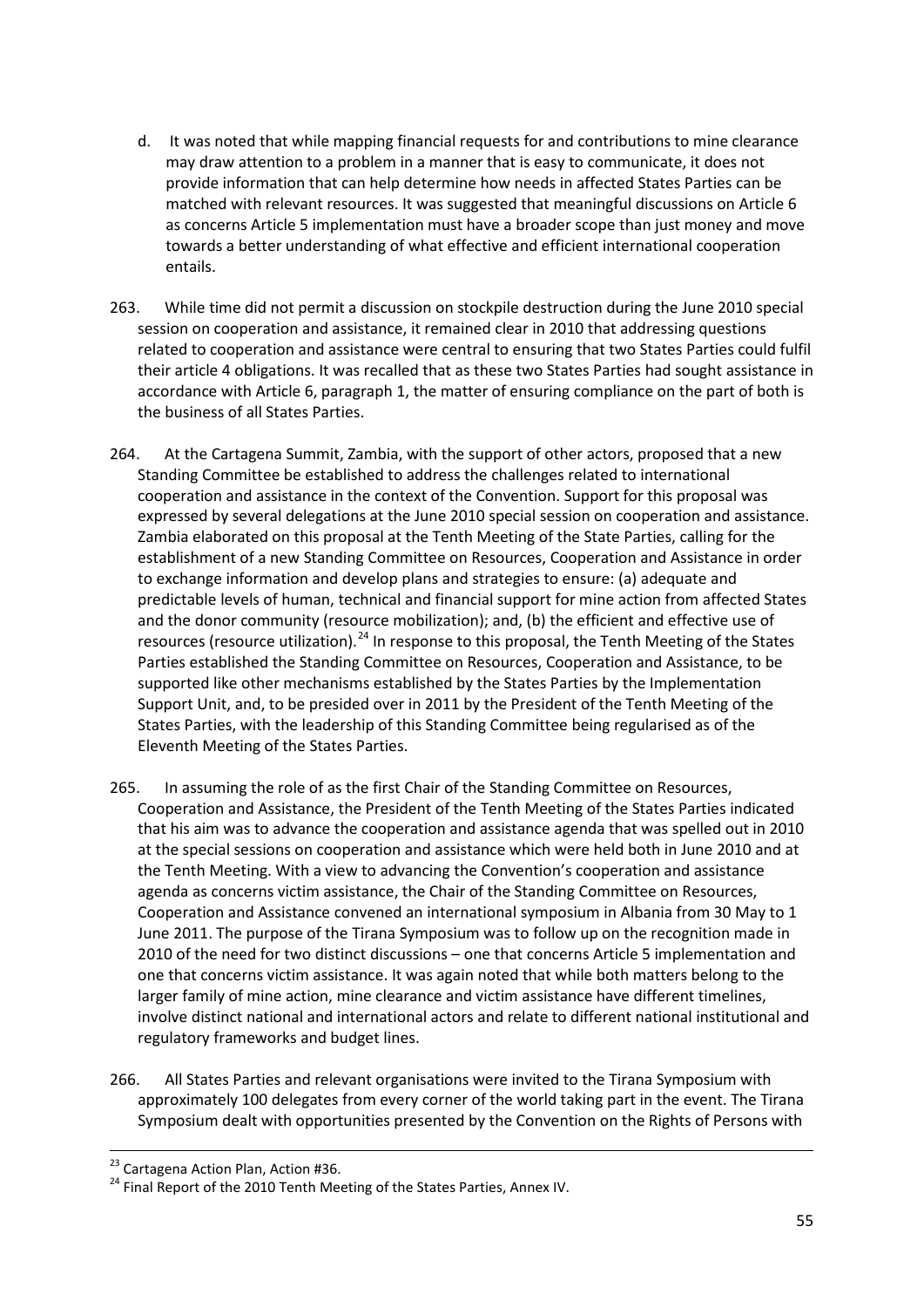d. It was noted that while mapping financial requests for and contributions to mine clearance may draw attention to a problem in a manner that is easy to communicate, it does not provide information that can help determine how needs in affected States Parties can be matched with relevant resources. It was suggested that meaningful discussions on Article 6 as concerns Article 5 implementation must have a broader scope than just money and move towards a better understanding of what effective and efficient international cooperation entails.

263. While time did not permit a discussion on stockpile destruction during the June 2010 special session on cooperation and assistance, it remained clear in 2010 that addressing questions related to cooperation and assistance were central to ensuring that two States Parties could fulfil their article 4 obligations. It was recalled that as these two States Parties had sought assistance in accordance with Article 6, paragraph 1, the matter of ensuring compliance on the part of both is the business of all States Parties.

264. At the Cartagena Summit, Zambia, with the support of other actors, proposed that a new Standing Committee be established to address the challenges related to international cooperation and assistance in the context of the Convention. Support for this proposal was expressed by several delegations at the June 2010 special session on cooperation and assistance. Zambia elaborated on this proposal at the Tenth Meeting of the State Parties, calling for the establishment of a new Standing Committee on Resources, Cooperation and Assistance in order to exchange information and develop plans and strategies to ensure: (a) adequate and predictable levels of human, technical and financial support for mine action from affected States and the donor community (resource mobilization); and, (b) the efficient and effective use of resources (resource utilization).[24] In response to this proposal, the Tenth Meeting of the States Parties established the Standing Committee on Resources, Cooperation and Assistance, to be supported like other mechanisms established by the States Parties by the Implementation Support Unit, and, to be presided over in 2011 by the President of the Tenth Meeting of the States Parties, with the leadership of this Standing Committee being regularised as of the Eleventh Meeting of the States Parties.

265. In assuming the role of as the first Chair of the Standing Committee on Resources, Cooperation and Assistance, the President of the Tenth Meeting of the States Parties indicated that his aim was to advance the cooperation and assistance agenda that was spelled out in 2010 at the special sessions on cooperation and assistance which were held both in June 2010 and at the Tenth Meeting. With a view to advancing the Convention's cooperation and assistance agenda as concerns victim assistance, the Chair of the Standing Committee on Resources, Cooperation and Assistance convened an international symposium in Albania from 30 May to 1 June 2011. The purpose of the Tirana Symposium was to follow up on the recognition made in 2010 of the need for two distinct discussions – one that concerns Article 5 implementation and one that concerns victim assistance. It was again noted that while both matters belong to the larger family of mine action, mine clearance and victim assistance have different timelines, involve distinct national and international actors and relate to different national institutional and regulatory frameworks and budget lines.

266. All States Parties and relevant organisations were invited to the Tirana Symposium with approximately 100 delegates from every corner of the world taking part in the event. The Tirana Symposium dealt with opportunities presented by the Convention on the Rights of Persons with

---

[23] Cartagena Action Plan, Action #36.

[24] Final Report of the 2010 Tenth Meeting of the States Parties, Annex IV.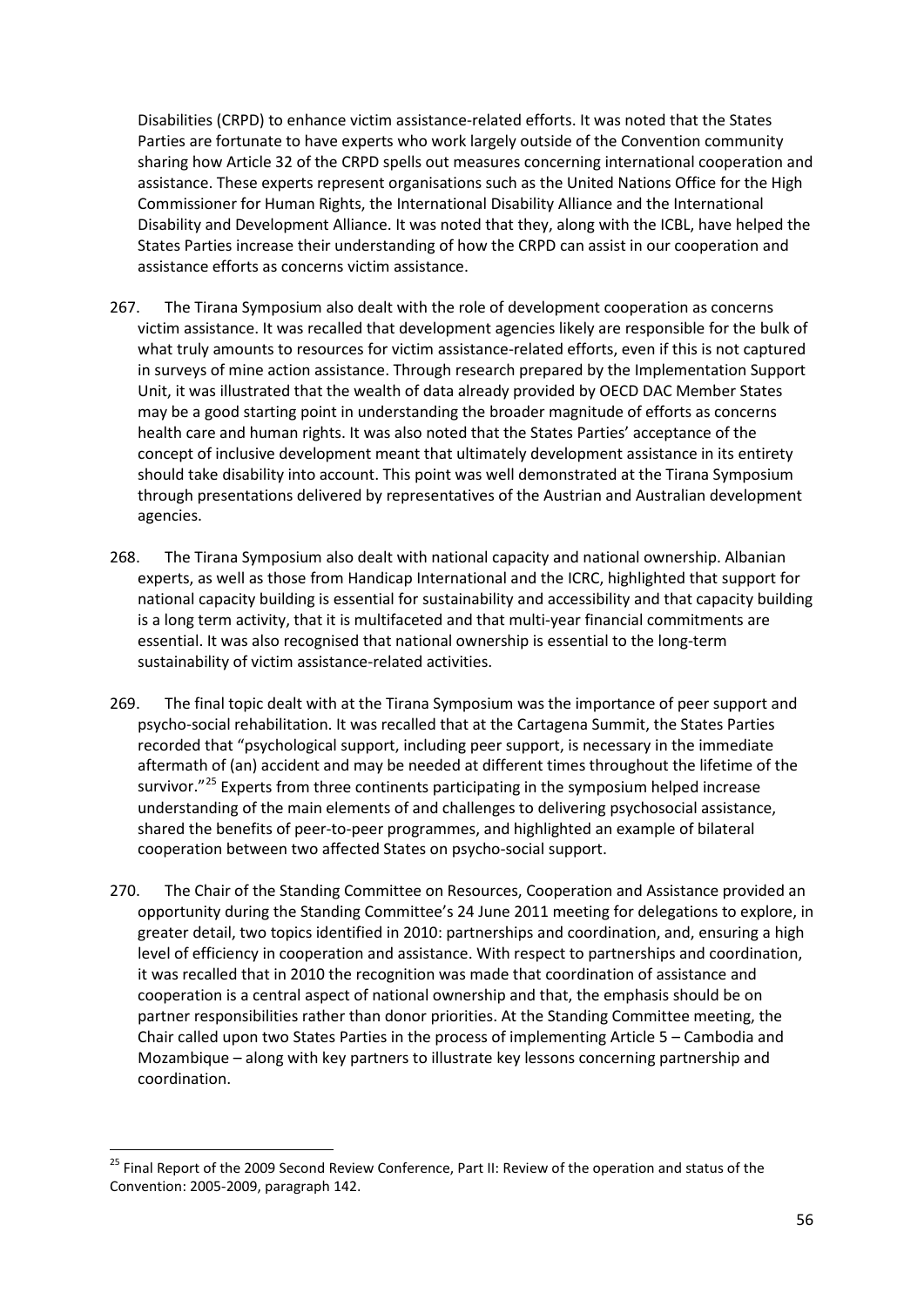Disabilities (CRPD) to enhance victim assistance-related efforts. It was noted that the States Parties are fortunate to have experts who work largely outside of the Convention community sharing how Article 32 of the CRPD spells out measures concerning international cooperation and assistance. These experts represent organisations such as the United Nations Office for the High Commissioner for Human Rights, the International Disability Alliance and the International Disability and Development Alliance. It was noted that they, along with the ICBL, have helped the States Parties increase their understanding of how the CRPD can assist in our cooperation and assistance efforts as concerns victim assistance.

267. The Tirana Symposium also dealt with the role of development cooperation as concerns victim assistance. It was recalled that development agencies likely are responsible for the bulk of what truly amounts to resources for victim assistance-related efforts, even if this is not captured in surveys of mine action assistance. Through research prepared by the Implementation Support Unit, it was illustrated that the wealth of data already provided by OECD DAC Member States may be a good starting point in understanding the broader magnitude of efforts as concerns health care and human rights. It was also noted that the States Parties' acceptance of the concept of inclusive development meant that ultimately development assistance in its entirety should take disability into account. This point was well demonstrated at the Tirana Symposium through presentations delivered by representatives of the Austrian and Australian development agencies.

268. The Tirana Symposium also dealt with national capacity and national ownership. Albanian experts, as well as those from Handicap International and the ICRC, highlighted that support for national capacity building is essential for sustainability and accessibility and that capacity building is a long term activity, that it is multifaceted and that multi-year financial commitments are essential. It was also recognised that national ownership is essential to the long-term sustainability of victim assistance-related activities.

269. The final topic dealt with at the Tirana Symposium was the importance of peer support and psycho-social rehabilitation. It was recalled that at the Cartagena Summit, the States Parties recorded that "psychological support, including peer support, is necessary in the immediate aftermath of (an) accident and may be needed at different times throughout the lifetime of the survivor."[25] Experts from three continents participating in the symposium helped increase understanding of the main elements of and challenges to delivering psychosocial assistance, shared the benefits of peer-to-peer programmes, and highlighted an example of bilateral cooperation between two affected States on psycho-social support.

270. The Chair of the Standing Committee on Resources, Cooperation and Assistance provided an opportunity during the Standing Committee's 24 June 2011 meeting for delegations to explore, in greater detail, two topics identified in 2010: partnerships and coordination, and, ensuring a high level of efficiency in cooperation and assistance. With respect to partnerships and coordination, it was recalled that in 2010 the recognition was made that coordination of assistance and cooperation is a central aspect of national ownership and that, the emphasis should be on partner responsibilities rather than donor priorities. At the Standing Committee meeting, the Chair called upon two States Parties in the process of implementing Article 5 – Cambodia and Mozambique – along with key partners to illustrate key lessons concerning partnership and coordination.

[25] Final Report of the 2009 Second Review Conference, Part II: Review of the operation and status of the Convention: 2005-2009, paragraph 142.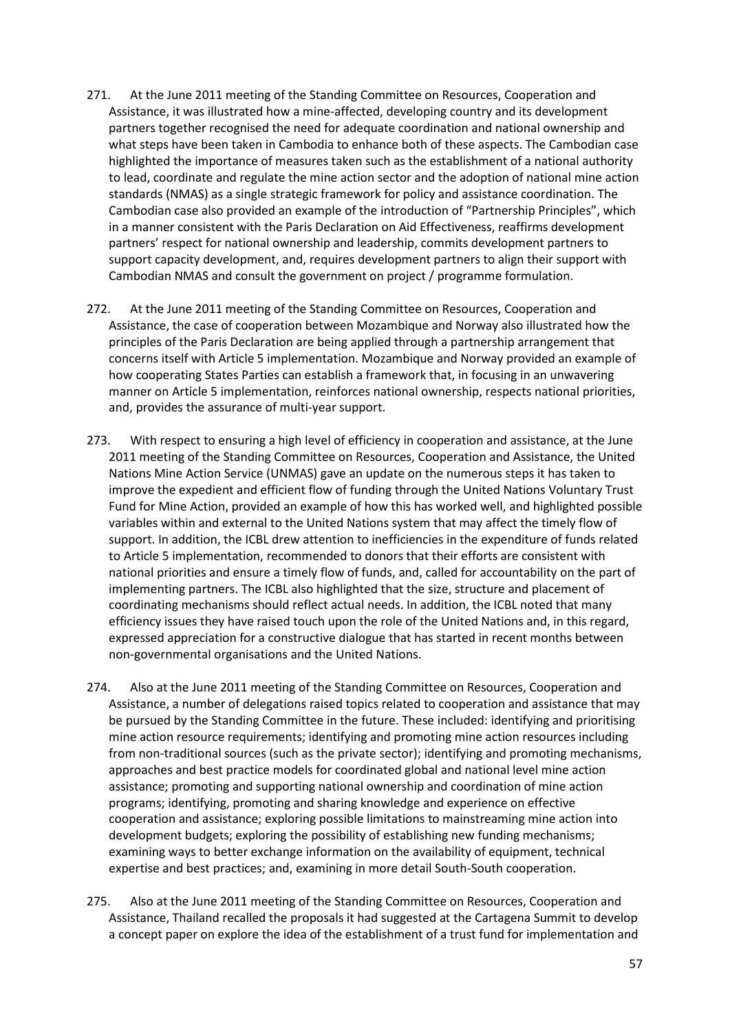271. At the June 2011 meeting of the Standing Committee on Resources, Cooperation and Assistance, it was illustrated how a mine-affected, developing country and its development partners together recognised the need for adequate coordination and national ownership and what steps have been taken in Cambodia to enhance both of these aspects. The Cambodian case highlighted the importance of measures taken such as the establishment of a national authority to lead, coordinate and regulate the mine action sector and the adoption of national mine action standards (NMAS) as a single strategic framework for policy and assistance coordination. The Cambodian case also provided an example of the introduction of "Partnership Principles", which in a manner consistent with the Paris Declaration on Aid Effectiveness, reaffirms development partners' respect for national ownership and leadership, commits development partners to support capacity development, and, requires development partners to align their support with Cambodian NMAS and consult the government on project / programme formulation.

272. At the June 2011 meeting of the Standing Committee on Resources, Cooperation and Assistance, the case of cooperation between Mozambique and Norway also illustrated how the principles of the Paris Declaration are being applied through a partnership arrangement that concerns itself with Article 5 implementation. Mozambique and Norway provided an example of how cooperating States Parties can establish a framework that, in focusing in an unwavering manner on Article 5 implementation, reinforces national ownership, respects national priorities, and, provides the assurance of multi-year support.

273. With respect to ensuring a high level of efficiency in cooperation and assistance, at the June 2011 meeting of the Standing Committee on Resources, Cooperation and Assistance, the United Nations Mine Action Service (UNMAS) gave an update on the numerous steps it has taken to improve the expedient and efficient flow of funding through the United Nations Voluntary Trust Fund for Mine Action, provided an example of how this has worked well, and highlighted possible variables within and external to the United Nations system that may affect the timely flow of support. In addition, the ICBL drew attention to inefficiencies in the expenditure of funds related to Article 5 implementation, recommended to donors that their efforts are consistent with national priorities and ensure a timely flow of funds, and, called for accountability on the part of implementing partners. The ICBL also highlighted that the size, structure and placement of coordinating mechanisms should reflect actual needs. In addition, the ICBL noted that many efficiency issues they have raised touch upon the role of the United Nations and, in this regard, expressed appreciation for a constructive dialogue that has started in recent months between non-governmental organisations and the United Nations.

274. Also at the June 2011 meeting of the Standing Committee on Resources, Cooperation and Assistance, a number of delegations raised topics related to cooperation and assistance that may be pursued by the Standing Committee in the future. These included: identifying and prioritising mine action resource requirements; identifying and promoting mine action resources including from non-traditional sources (such as the private sector); identifying and promoting mechanisms, approaches and best practice models for coordinated global and national level mine action assistance; promoting and supporting national ownership and coordination of mine action programs; identifying, promoting and sharing knowledge and experience on effective cooperation and assistance; exploring possible limitations to mainstreaming mine action into development budgets; exploring the possibility of establishing new funding mechanisms; examining ways to better exchange information on the availability of equipment, technical expertise and best practices; and, examining in more detail South-South cooperation.

275. Also at the June 2011 meeting of the Standing Committee on Resources, Cooperation and Assistance, Thailand recalled the proposals it had suggested at the Cartagena Summit to develop a concept paper on explore the idea of the establishment of a trust fund for implementation and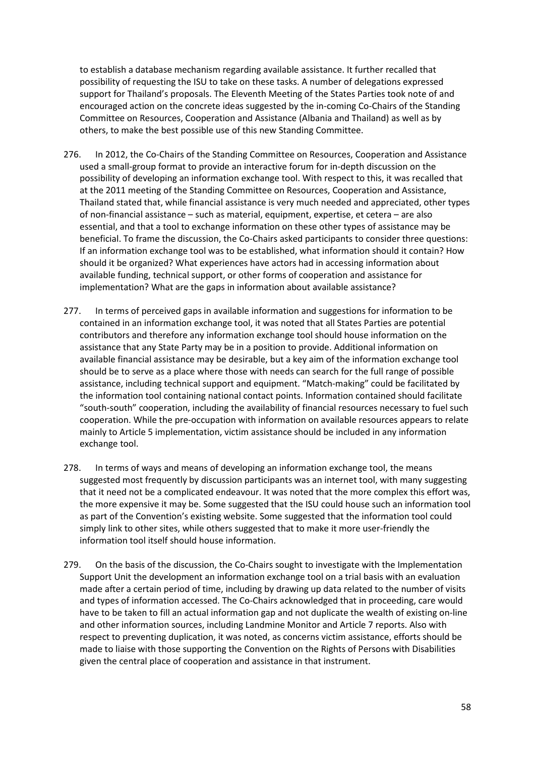to establish a database mechanism regarding available assistance. It further recalled that possibility of requesting the ISU to take on these tasks. A number of delegations expressed support for Thailand's proposals. The Eleventh Meeting of the States Parties took note of and encouraged action on the concrete ideas suggested by the in-coming Co-Chairs of the Standing Committee on Resources, Cooperation and Assistance (Albania and Thailand) as well as by others, to make the best possible use of this new Standing Committee.

276. In 2012, the Co-Chairs of the Standing Committee on Resources, Cooperation and Assistance used a small-group format to provide an interactive forum for in-depth discussion on the possibility of developing an information exchange tool. With respect to this, it was recalled that at the 2011 meeting of the Standing Committee on Resources, Cooperation and Assistance, Thailand stated that, while financial assistance is very much needed and appreciated, other types of non-financial assistance – such as material, equipment, expertise, et cetera – are also essential, and that a tool to exchange information on these other types of assistance may be beneficial. To frame the discussion, the Co-Chairs asked participants to consider three questions: If an information exchange tool was to be established, what information should it contain? How should it be organized? What experiences have actors had in accessing information about available funding, technical support, or other forms of cooperation and assistance for implementation? What are the gaps in information about available assistance?

277. In terms of perceived gaps in available information and suggestions for information to be contained in an information exchange tool, it was noted that all States Parties are potential contributors and therefore any information exchange tool should house information on the assistance that any State Party may be in a position to provide. Additional information on available financial assistance may be desirable, but a key aim of the information exchange tool should be to serve as a place where those with needs can search for the full range of possible assistance, including technical support and equipment. "Match-making" could be facilitated by the information tool containing national contact points. Information contained should facilitate "south-south" cooperation, including the availability of financial resources necessary to fuel such cooperation. While the pre-occupation with information on available resources appears to relate mainly to Article 5 implementation, victim assistance should be included in any information exchange tool.

278. In terms of ways and means of developing an information exchange tool, the means suggested most frequently by discussion participants was an internet tool, with many suggesting that it need not be a complicated endeavour. It was noted that the more complex this effort was, the more expensive it may be. Some suggested that the ISU could house such an information tool as part of the Convention's existing website. Some suggested that the information tool could simply link to other sites, while others suggested that to make it more user-friendly the information tool itself should house information.

279. On the basis of the discussion, the Co-Chairs sought to investigate with the Implementation Support Unit the development an information exchange tool on a trial basis with an evaluation made after a certain period of time, including by drawing up data related to the number of visits and types of information accessed. The Co-Chairs acknowledged that in proceeding, care would have to be taken to fill an actual information gap and not duplicate the wealth of existing on-line and other information sources, including Landmine Monitor and Article 7 reports. Also with respect to preventing duplication, it was noted, as concerns victim assistance, efforts should be made to liaise with those supporting the Convention on the Rights of Persons with Disabilities given the central place of cooperation and assistance in that instrument.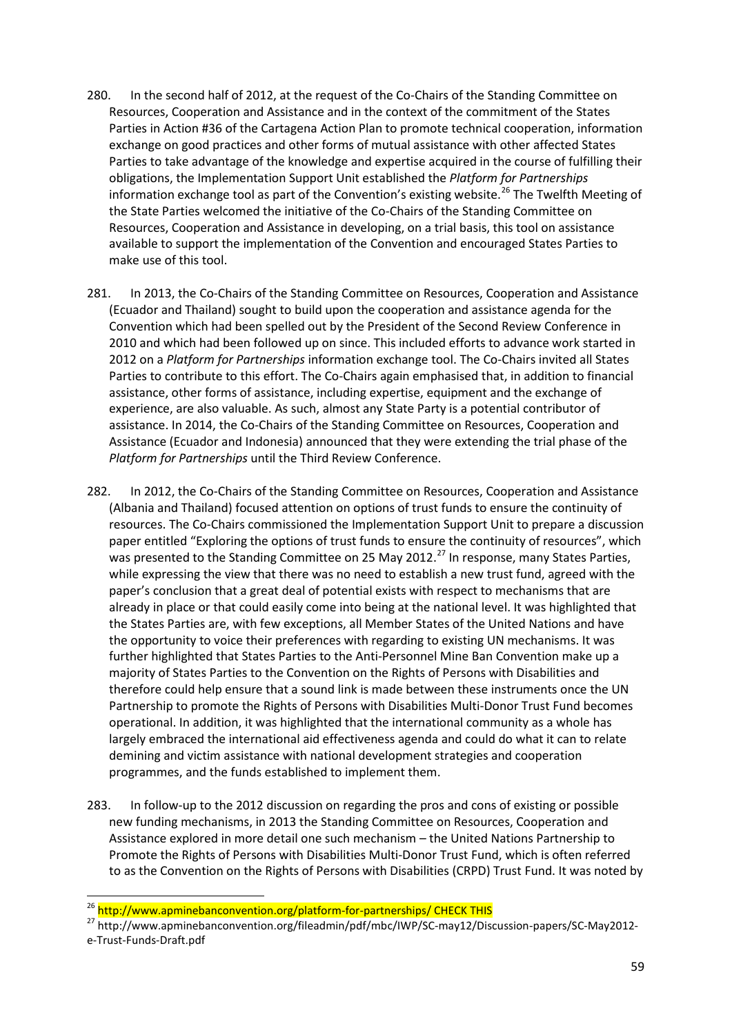280. In the second half of 2012, at the request of the Co-Chairs of the Standing Committee on Resources, Cooperation and Assistance and in the context of the commitment of the States Parties in Action #36 of the Cartagena Action Plan to promote technical cooperation, information exchange on good practices and other forms of mutual assistance with other affected States Parties to take advantage of the knowledge and expertise acquired in the course of fulfilling their obligations, the Implementation Support Unit established the *Platform for Partnerships* information exchange tool as part of the Convention's existing website.[26] The Twelfth Meeting of the State Parties welcomed the initiative of the Co-Chairs of the Standing Committee on Resources, Cooperation and Assistance in developing, on a trial basis, this tool on assistance available to support the implementation of the Convention and encouraged States Parties to make use of this tool.

281. In 2013, the Co-Chairs of the Standing Committee on Resources, Cooperation and Assistance (Ecuador and Thailand) sought to build upon the cooperation and assistance agenda for the Convention which had been spelled out by the President of the Second Review Conference in 2010 and which had been followed up on since. This included efforts to advance work started in 2012 on a *Platform for Partnerships* information exchange tool. The Co-Chairs invited all States Parties to contribute to this effort. The Co-Chairs again emphasised that, in addition to financial assistance, other forms of assistance, including expertise, equipment and the exchange of experience, are also valuable. As such, almost any State Party is a potential contributor of assistance. In 2014, the Co-Chairs of the Standing Committee on Resources, Cooperation and Assistance (Ecuador and Indonesia) announced that they were extending the trial phase of the *Platform for Partnerships* until the Third Review Conference.

282. In 2012, the Co-Chairs of the Standing Committee on Resources, Cooperation and Assistance (Albania and Thailand) focused attention on options of trust funds to ensure the continuity of resources. The Co-Chairs commissioned the Implementation Support Unit to prepare a discussion paper entitled "Exploring the options of trust funds to ensure the continuity of resources", which was presented to the Standing Committee on 25 May 2012.[27] In response, many States Parties, while expressing the view that there was no need to establish a new trust fund, agreed with the paper's conclusion that a great deal of potential exists with respect to mechanisms that are already in place or that could easily come into being at the national level. It was highlighted that the States Parties are, with few exceptions, all Member States of the United Nations and have the opportunity to voice their preferences with regarding to existing UN mechanisms. It was further highlighted that States Parties to the Anti-Personnel Mine Ban Convention make up a majority of States Parties to the Convention on the Rights of Persons with Disabilities and therefore could help ensure that a sound link is made between these instruments once the UN Partnership to promote the Rights of Persons with Disabilities Multi-Donor Trust Fund becomes operational. In addition, it was highlighted that the international community as a whole has largely embraced the international aid effectiveness agenda and could do what it can to relate demining and victim assistance with national development strategies and cooperation programmes, and the funds established to implement them.

283. In follow-up to the 2012 discussion on regarding the pros and cons of existing or possible new funding mechanisms, in 2013 the Standing Committee on Resources, Cooperation and Assistance explored in more detail one such mechanism – the United Nations Partnership to Promote the Rights of Persons with Disabilities Multi-Donor Trust Fund, which is often referred to as the Convention on the Rights of Persons with Disabilities (CRPD) Trust Fund. It was noted by

---

[26] http://www.apminebanconvention.org/platform-for-partnerships/ CHECK THIS

[27] http://www.apminebanconvention.org/fileadmin/pdf/mbc/IWP/SC-may12/Discussion-papers/SC-May2012-e-Trust-Funds-Draft.pdf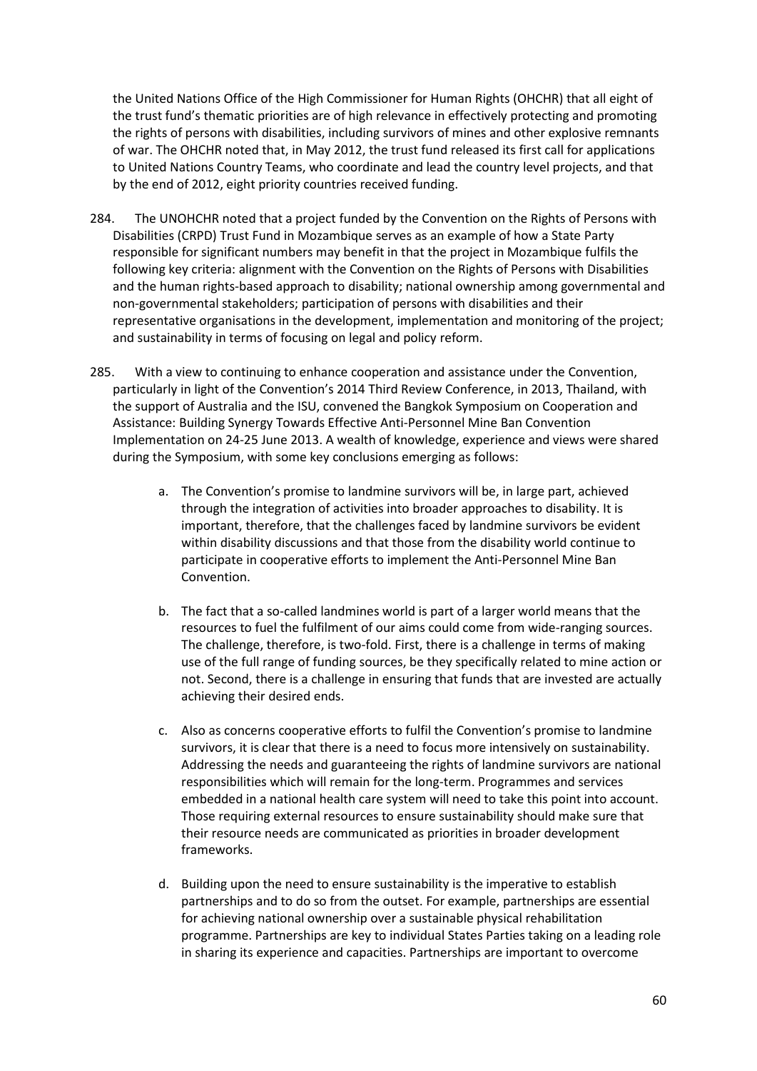the United Nations Office of the High Commissioner for Human Rights (OHCHR) that all eight of the trust fund's thematic priorities are of high relevance in effectively protecting and promoting the rights of persons with disabilities, including survivors of mines and other explosive remnants of war. The OHCHR noted that, in May 2012, the trust fund released its first call for applications to United Nations Country Teams, who coordinate and lead the country level projects, and that by the end of 2012, eight priority countries received funding.

284. The UNOHCHR noted that a project funded by the Convention on the Rights of Persons with Disabilities (CRPD) Trust Fund in Mozambique serves as an example of how a State Party responsible for significant numbers may benefit in that the project in Mozambique fulfils the following key criteria: alignment with the Convention on the Rights of Persons with Disabilities and the human rights-based approach to disability; national ownership among governmental and non-governmental stakeholders; participation of persons with disabilities and their representative organisations in the development, implementation and monitoring of the project; and sustainability in terms of focusing on legal and policy reform.

285. With a view to continuing to enhance cooperation and assistance under the Convention, particularly in light of the Convention's 2014 Third Review Conference, in 2013, Thailand, with the support of Australia and the ISU, convened the Bangkok Symposium on Cooperation and Assistance: Building Synergy Towards Effective Anti-Personnel Mine Ban Convention Implementation on 24-25 June 2013. A wealth of knowledge, experience and views were shared during the Symposium, with some key conclusions emerging as follows:

a. The Convention's promise to landmine survivors will be, in large part, achieved through the integration of activities into broader approaches to disability. It is important, therefore, that the challenges faced by landmine survivors be evident within disability discussions and that those from the disability world continue to participate in cooperative efforts to implement the Anti-Personnel Mine Ban Convention.

b. The fact that a so-called landmines world is part of a larger world means that the resources to fuel the fulfilment of our aims could come from wide-ranging sources. The challenge, therefore, is two-fold. First, there is a challenge in terms of making use of the full range of funding sources, be they specifically related to mine action or not. Second, there is a challenge in ensuring that funds that are invested are actually achieving their desired ends.

c. Also as concerns cooperative efforts to fulfil the Convention's promise to landmine survivors, it is clear that there is a need to focus more intensively on sustainability. Addressing the needs and guaranteeing the rights of landmine survivors are national responsibilities which will remain for the long-term. Programmes and services embedded in a national health care system will need to take this point into account. Those requiring external resources to ensure sustainability should make sure that their resource needs are communicated as priorities in broader development frameworks.

d. Building upon the need to ensure sustainability is the imperative to establish partnerships and to do so from the outset. For example, partnerships are essential for achieving national ownership over a sustainable physical rehabilitation programme. Partnerships are key to individual States Parties taking on a leading role in sharing its experience and capacities. Partnerships are important to overcome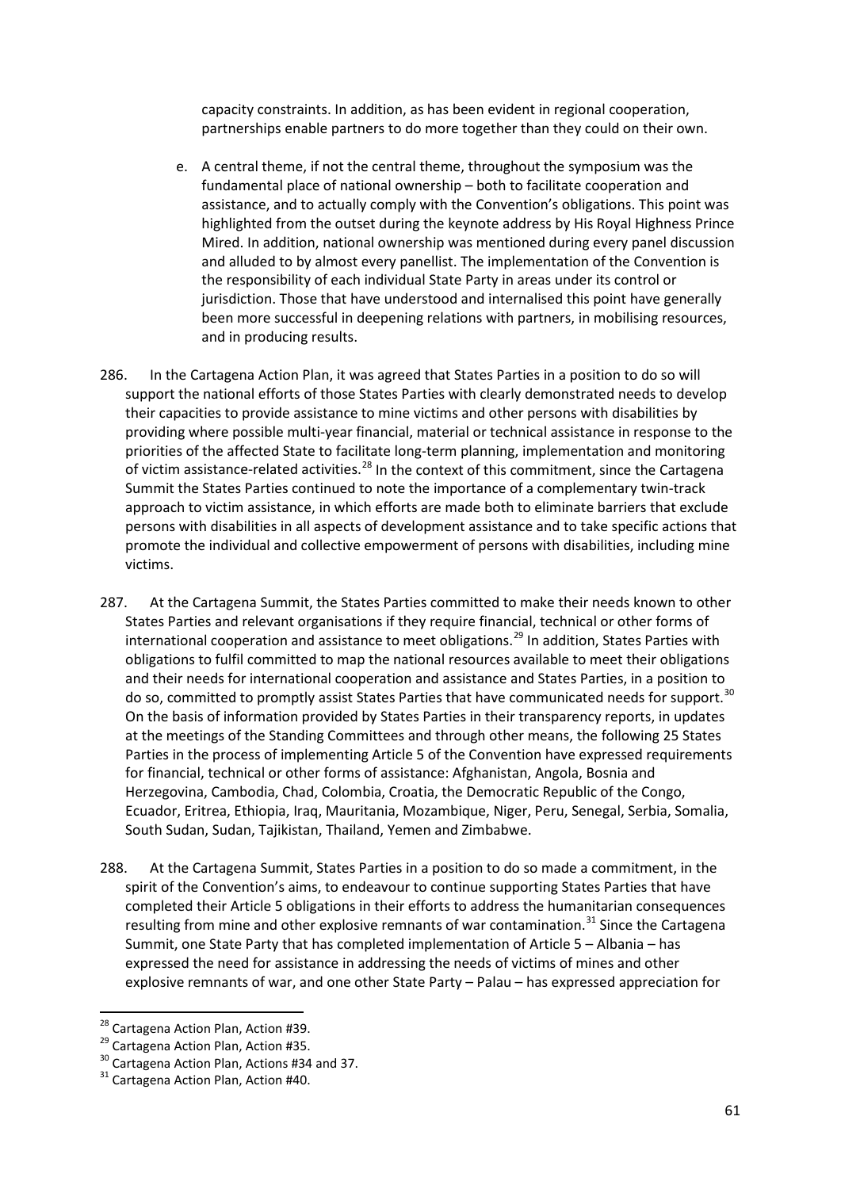capacity constraints. In addition, as has been evident in regional cooperation, partnerships enable partners to do more together than they could on their own.

e. A central theme, if not the central theme, throughout the symposium was the fundamental place of national ownership – both to facilitate cooperation and assistance, and to actually comply with the Convention's obligations. This point was highlighted from the outset during the keynote address by His Royal Highness Prince Mired. In addition, national ownership was mentioned during every panel discussion and alluded to by almost every panellist. The implementation of the Convention is the responsibility of each individual State Party in areas under its control or jurisdiction. Those that have understood and internalised this point have generally been more successful in deepening relations with partners, in mobilising resources, and in producing results.

286. In the Cartagena Action Plan, it was agreed that States Parties in a position to do so will support the national efforts of those States Parties with clearly demonstrated needs to develop their capacities to provide assistance to mine victims and other persons with disabilities by providing where possible multi-year financial, material or technical assistance in response to the priorities of the affected State to facilitate long-term planning, implementation and monitoring of victim assistance-related activities.[28] In the context of this commitment, since the Cartagena Summit the States Parties continued to note the importance of a complementary twin-track approach to victim assistance, in which efforts are made both to eliminate barriers that exclude persons with disabilities in all aspects of development assistance and to take specific actions that promote the individual and collective empowerment of persons with disabilities, including mine victims.

287. At the Cartagena Summit, the States Parties committed to make their needs known to other States Parties and relevant organisations if they require financial, technical or other forms of international cooperation and assistance to meet obligations.[29] In addition, States Parties with obligations to fulfil committed to map the national resources available to meet their obligations and their needs for international cooperation and assistance and States Parties, in a position to do so, committed to promptly assist States Parties that have communicated needs for support.[30] On the basis of information provided by States Parties in their transparency reports, in updates at the meetings of the Standing Committees and through other means, the following 25 States Parties in the process of implementing Article 5 of the Convention have expressed requirements for financial, technical or other forms of assistance: Afghanistan, Angola, Bosnia and Herzegovina, Cambodia, Chad, Colombia, Croatia, the Democratic Republic of the Congo, Ecuador, Eritrea, Ethiopia, Iraq, Mauritania, Mozambique, Niger, Peru, Senegal, Serbia, Somalia, South Sudan, Sudan, Tajikistan, Thailand, Yemen and Zimbabwe.

288. At the Cartagena Summit, States Parties in a position to do so made a commitment, in the spirit of the Convention's aims, to endeavour to continue supporting States Parties that have completed their Article 5 obligations in their efforts to address the humanitarian consequences resulting from mine and other explosive remnants of war contamination.[31] Since the Cartagena Summit, one State Party that has completed implementation of Article 5 – Albania – has expressed the need for assistance in addressing the needs of victims of mines and other explosive remnants of war, and one other State Party – Palau – has expressed appreciation for

[28] Cartagena Action Plan, Action #39.

[29] Cartagena Action Plan, Action #35.

[30] Cartagena Action Plan, Actions #34 and 37.

[31] Cartagena Action Plan, Action #40.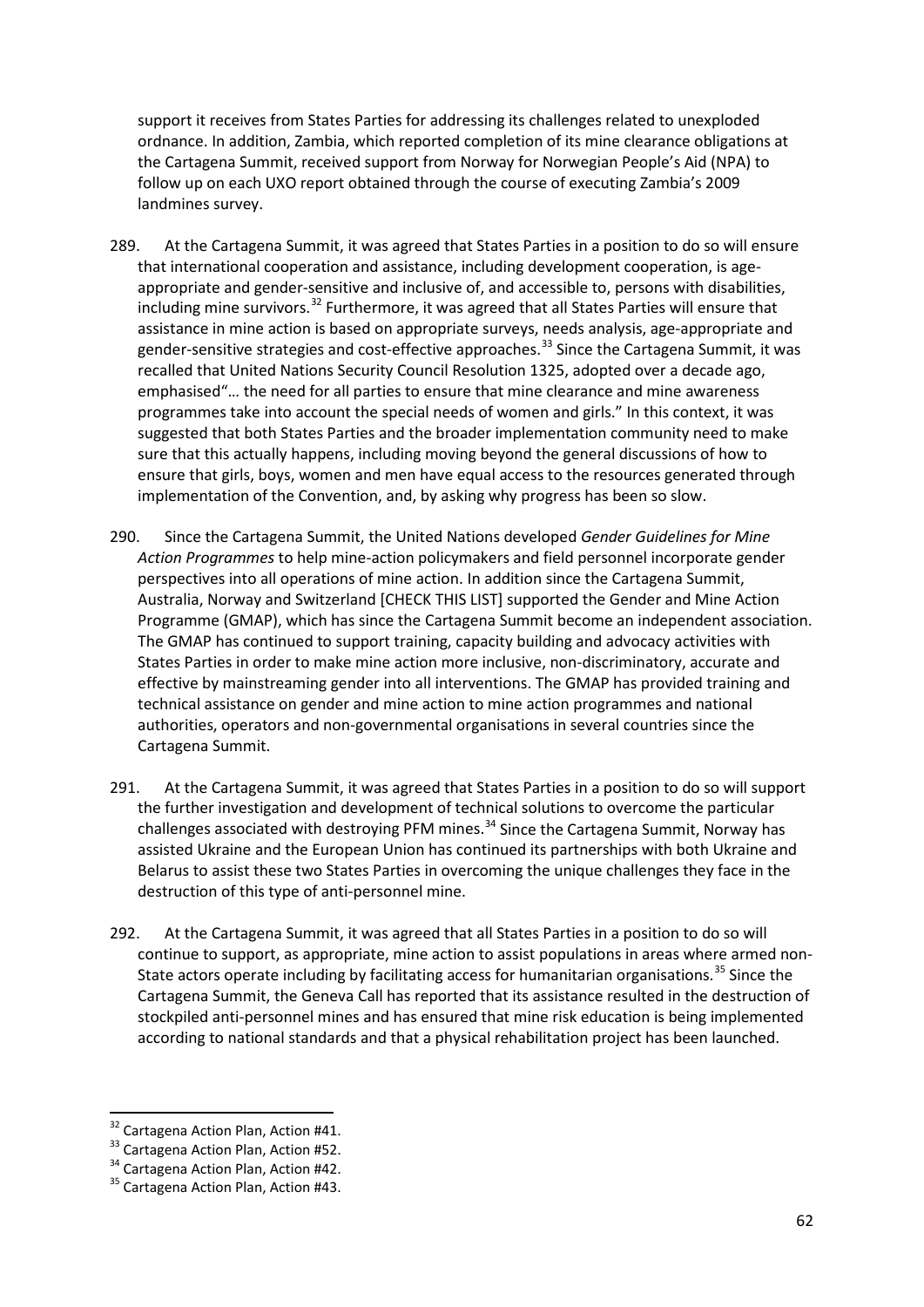support it receives from States Parties for addressing its challenges related to unexploded ordnance. In addition, Zambia, which reported completion of its mine clearance obligations at the Cartagena Summit, received support from Norway for Norwegian People's Aid (NPA) to follow up on each UXO report obtained through the course of executing Zambia's 2009 landmines survey.

289. At the Cartagena Summit, it was agreed that States Parties in a position to do so will ensure that international cooperation and assistance, including development cooperation, is age-appropriate and gender-sensitive and inclusive of, and accessible to, persons with disabilities, including mine survivors.[32] Furthermore, it was agreed that all States Parties will ensure that assistance in mine action is based on appropriate surveys, needs analysis, age-appropriate and gender-sensitive strategies and cost-effective approaches.[33] Since the Cartagena Summit, it was recalled that United Nations Security Council Resolution 1325, adopted over a decade ago, emphasised"… the need for all parties to ensure that mine clearance and mine awareness programmes take into account the special needs of women and girls." In this context, it was suggested that both States Parties and the broader implementation community need to make sure that this actually happens, including moving beyond the general discussions of how to ensure that girls, boys, women and men have equal access to the resources generated through implementation of the Convention, and, by asking why progress has been so slow.

290. Since the Cartagena Summit, the United Nations developed *Gender Guidelines for Mine Action Programmes* to help mine-action policymakers and field personnel incorporate gender perspectives into all operations of mine action. In addition since the Cartagena Summit, Australia, Norway and Switzerland [CHECK THIS LIST] supported the Gender and Mine Action Programme (GMAP), which has since the Cartagena Summit become an independent association. The GMAP has continued to support training, capacity building and advocacy activities with States Parties in order to make mine action more inclusive, non-discriminatory, accurate and effective by mainstreaming gender into all interventions. The GMAP has provided training and technical assistance on gender and mine action to mine action programmes and national authorities, operators and non-governmental organisations in several countries since the Cartagena Summit.

291. At the Cartagena Summit, it was agreed that States Parties in a position to do so will support the further investigation and development of technical solutions to overcome the particular challenges associated with destroying PFM mines.[34] Since the Cartagena Summit, Norway has assisted Ukraine and the European Union has continued its partnerships with both Ukraine and Belarus to assist these two States Parties in overcoming the unique challenges they face in the destruction of this type of anti-personnel mine.

292. At the Cartagena Summit, it was agreed that all States Parties in a position to do so will continue to support, as appropriate, mine action to assist populations in areas where armed non-State actors operate including by facilitating access for humanitarian organisations.[35] Since the Cartagena Summit, the Geneva Call has reported that its assistance resulted in the destruction of stockpiled anti-personnel mines and has ensured that mine risk education is being implemented according to national standards and that a physical rehabilitation project has been launched.

---

[32] Cartagena Action Plan, Action #41.

[33] Cartagena Action Plan, Action #52.

[34] Cartagena Action Plan, Action #42.

[35] Cartagena Action Plan, Action #43.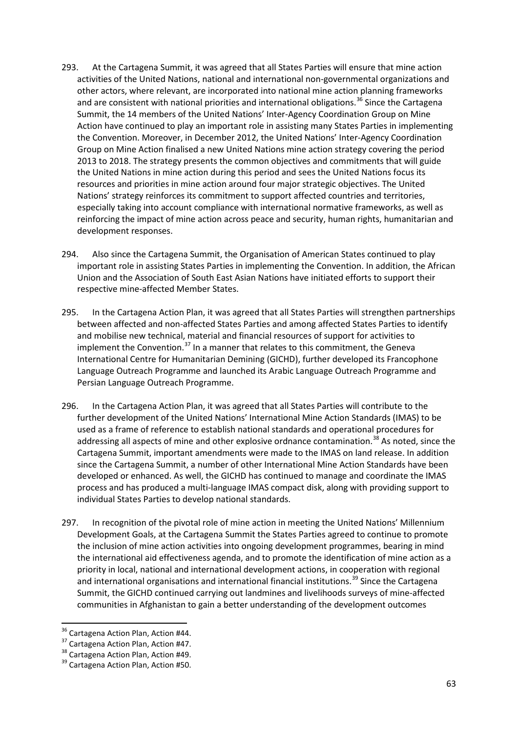293. At the Cartagena Summit, it was agreed that all States Parties will ensure that mine action activities of the United Nations, national and international non-governmental organizations and other actors, where relevant, are incorporated into national mine action planning frameworks and are consistent with national priorities and international obligations.[36] Since the Cartagena Summit, the 14 members of the United Nations' Inter-Agency Coordination Group on Mine Action have continued to play an important role in assisting many States Parties in implementing the Convention. Moreover, in December 2012, the United Nations' Inter-Agency Coordination Group on Mine Action finalised a new United Nations mine action strategy covering the period 2013 to 2018. The strategy presents the common objectives and commitments that will guide the United Nations in mine action during this period and sees the United Nations focus its resources and priorities in mine action around four major strategic objectives. The United Nations' strategy reinforces its commitment to support affected countries and territories, especially taking into account compliance with international normative frameworks, as well as reinforcing the impact of mine action across peace and security, human rights, humanitarian and development responses.

294. Also since the Cartagena Summit, the Organisation of American States continued to play important role in assisting States Parties in implementing the Convention. In addition, the African Union and the Association of South East Asian Nations have initiated efforts to support their respective mine-affected Member States.

295. In the Cartagena Action Plan, it was agreed that all States Parties will strengthen partnerships between affected and non-affected States Parties and among affected States Parties to identify and mobilise new technical, material and financial resources of support for activities to implement the Convention.[37] In a manner that relates to this commitment, the Geneva International Centre for Humanitarian Demining (GICHD), further developed its Francophone Language Outreach Programme and launched its Arabic Language Outreach Programme and Persian Language Outreach Programme.

296. In the Cartagena Action Plan, it was agreed that all States Parties will contribute to the further development of the United Nations' International Mine Action Standards (IMAS) to be used as a frame of reference to establish national standards and operational procedures for addressing all aspects of mine and other explosive ordnance contamination.[38] As noted, since the Cartagena Summit, important amendments were made to the IMAS on land release. In addition since the Cartagena Summit, a number of other International Mine Action Standards have been developed or enhanced. As well, the GICHD has continued to manage and coordinate the IMAS process and has produced a multi-language IMAS compact disk, along with providing support to individual States Parties to develop national standards.

297. In recognition of the pivotal role of mine action in meeting the United Nations' Millennium Development Goals, at the Cartagena Summit the States Parties agreed to continue to promote the inclusion of mine action activities into ongoing development programmes, bearing in mind the international aid effectiveness agenda, and to promote the identification of mine action as a priority in local, national and international development actions, in cooperation with regional and international organisations and international financial institutions.[39] Since the Cartagena Summit, the GICHD continued carrying out landmines and livelihoods surveys of mine-affected communities in Afghanistan to gain a better understanding of the development outcomes

---

[36] Cartagena Action Plan, Action #44.
[37] Cartagena Action Plan, Action #47.
[38] Cartagena Action Plan, Action #49.
[39] Cartagena Action Plan, Action #50.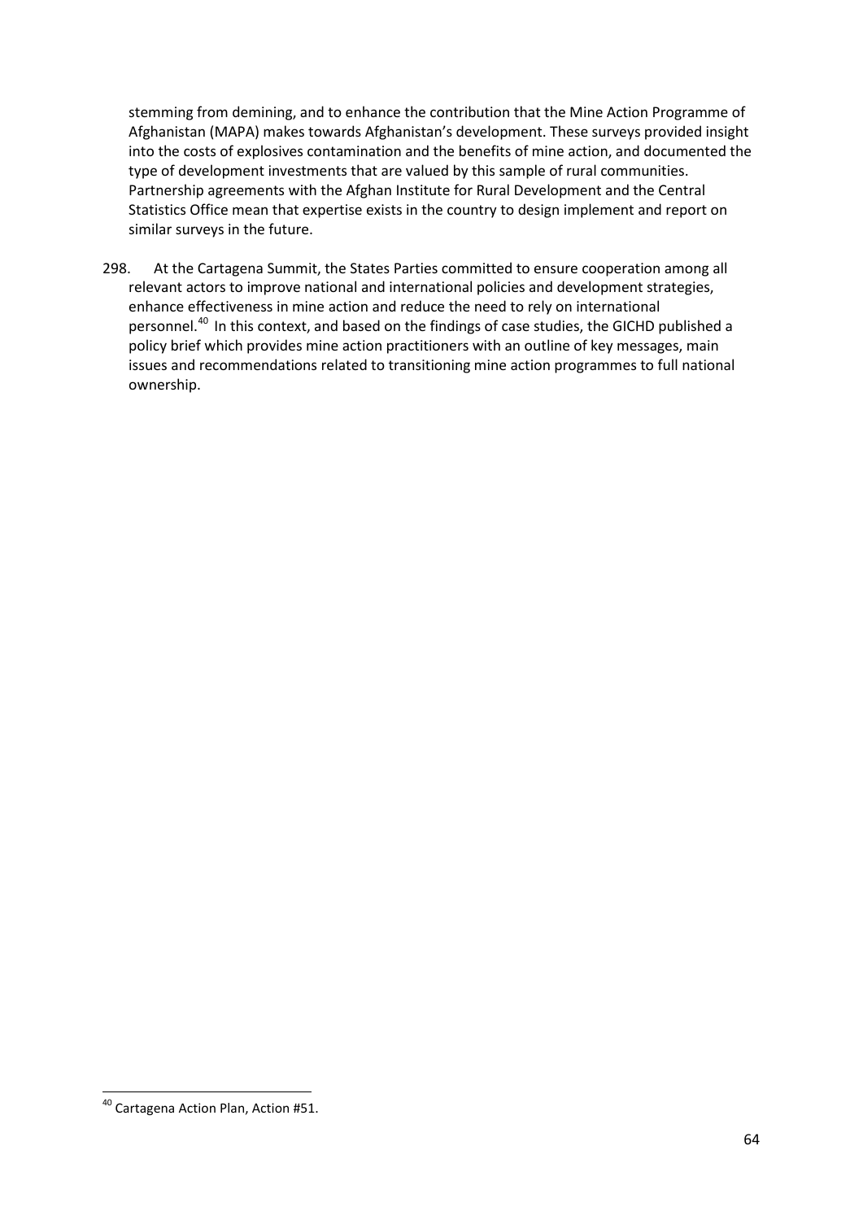stemming from demining, and to enhance the contribution that the Mine Action Programme of Afghanistan (MAPA) makes towards Afghanistan's development. These surveys provided insight into the costs of explosives contamination and the benefits of mine action, and documented the type of development investments that are valued by this sample of rural communities. Partnership agreements with the Afghan Institute for Rural Development and the Central Statistics Office mean that expertise exists in the country to design implement and report on similar surveys in the future.

298. At the Cartagena Summit, the States Parties committed to ensure cooperation among all relevant actors to improve national and international policies and development strategies, enhance effectiveness in mine action and reduce the need to rely on international personnel.[40] In this context, and based on the findings of case studies, the GICHD published a policy brief which provides mine action practitioners with an outline of key messages, main issues and recommendations related to transitioning mine action programmes to full national ownership.

---

[40] Cartagena Action Plan, Action #51.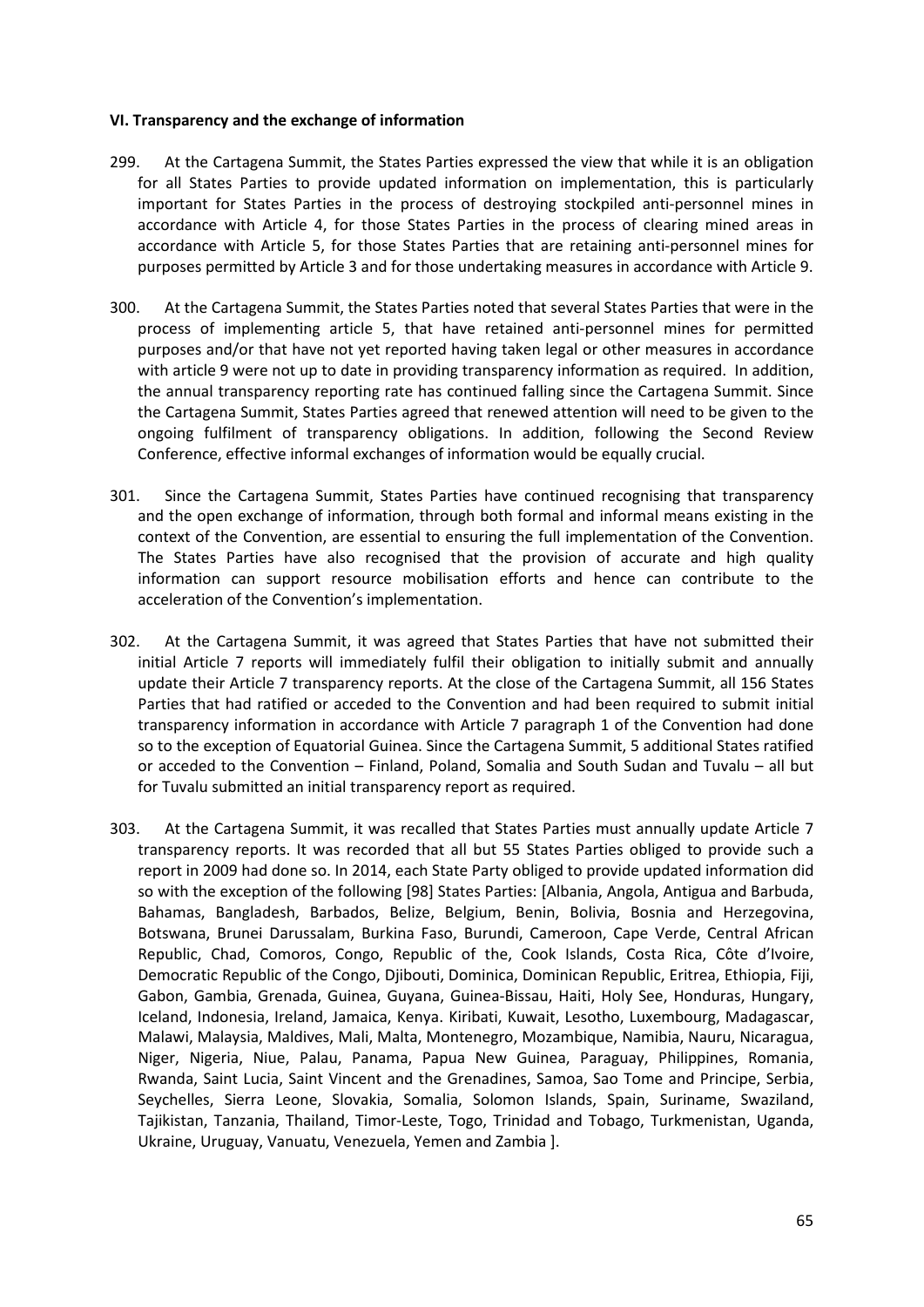**VI. Transparency and the exchange of information**

299. At the Cartagena Summit, the States Parties expressed the view that while it is an obligation for all States Parties to provide updated information on implementation, this is particularly important for States Parties in the process of destroying stockpiled anti-personnel mines in accordance with Article 4, for those States Parties in the process of clearing mined areas in accordance with Article 5, for those States Parties that are retaining anti-personnel mines for purposes permitted by Article 3 and for those undertaking measures in accordance with Article 9.

300. At the Cartagena Summit, the States Parties noted that several States Parties that were in the process of implementing article 5, that have retained anti-personnel mines for permitted purposes and/or that have not yet reported having taken legal or other measures in accordance with article 9 were not up to date in providing transparency information as required. In addition, the annual transparency reporting rate has continued falling since the Cartagena Summit. Since the Cartagena Summit, States Parties agreed that renewed attention will need to be given to the ongoing fulfilment of transparency obligations. In addition, following the Second Review Conference, effective informal exchanges of information would be equally crucial.

301. Since the Cartagena Summit, States Parties have continued recognising that transparency and the open exchange of information, through both formal and informal means existing in the context of the Convention, are essential to ensuring the full implementation of the Convention. The States Parties have also recognised that the provision of accurate and high quality information can support resource mobilisation efforts and hence can contribute to the acceleration of the Convention's implementation.

302. At the Cartagena Summit, it was agreed that States Parties that have not submitted their initial Article 7 reports will immediately fulfil their obligation to initially submit and annually update their Article 7 transparency reports. At the close of the Cartagena Summit, all 156 States Parties that had ratified or acceded to the Convention and had been required to submit initial transparency information in accordance with Article 7 paragraph 1 of the Convention had done so to the exception of Equatorial Guinea. Since the Cartagena Summit, 5 additional States ratified or acceded to the Convention – Finland, Poland, Somalia and South Sudan and Tuvalu – all but for Tuvalu submitted an initial transparency report as required.

303. At the Cartagena Summit, it was recalled that States Parties must annually update Article 7 transparency reports. It was recorded that all but 55 States Parties obliged to provide such a report in 2009 had done so. In 2014, each State Party obliged to provide updated information did so with the exception of the following [98] States Parties: [Albania, Angola, Antigua and Barbuda, Bahamas, Bangladesh, Barbados, Belize, Belgium, Benin, Bolivia, Bosnia and Herzegovina, Botswana, Brunei Darussalam, Burkina Faso, Burundi, Cameroon, Cape Verde, Central African Republic, Chad, Comoros, Congo, Republic of the, Cook Islands, Costa Rica, Côte d'Ivoire, Democratic Republic of the Congo, Djibouti, Dominica, Dominican Republic, Eritrea, Ethiopia, Fiji, Gabon, Gambia, Grenada, Guinea, Guyana, Guinea-Bissau, Haiti, Holy See, Honduras, Hungary, Iceland, Indonesia, Ireland, Jamaica, Kenya. Kiribati, Kuwait, Lesotho, Luxembourg, Madagascar, Malawi, Malaysia, Maldives, Mali, Malta, Montenegro, Mozambique, Namibia, Nauru, Nicaragua, Niger, Nigeria, Niue, Palau, Panama, Papua New Guinea, Paraguay, Philippines, Romania, Rwanda, Saint Lucia, Saint Vincent and the Grenadines, Samoa, Sao Tome and Principe, Serbia, Seychelles, Sierra Leone, Slovakia, Somalia, Solomon Islands, Spain, Suriname, Swaziland, Tajikistan, Tanzania, Thailand, Timor-Leste, Togo, Trinidad and Tobago, Turkmenistan, Uganda, Ukraine, Uruguay, Vanuatu, Venezuela, Yemen and Zambia ].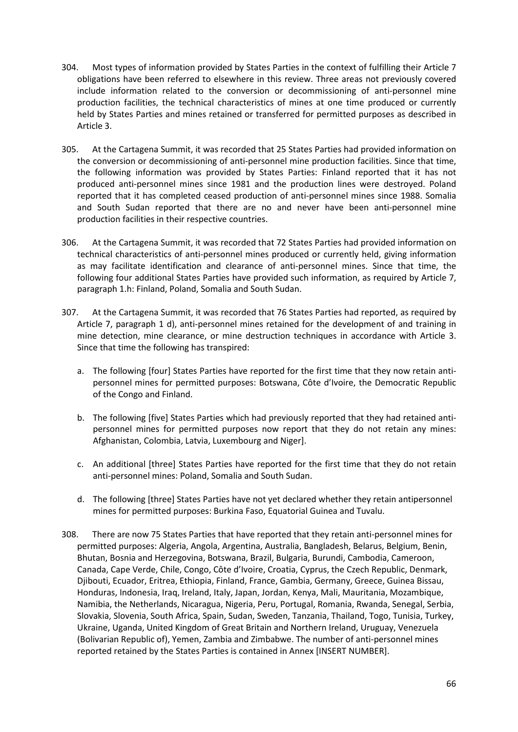304. Most types of information provided by States Parties in the context of fulfilling their Article 7 obligations have been referred to elsewhere in this review. Three areas not previously covered include information related to the conversion or decommissioning of anti-personnel mine production facilities, the technical characteristics of mines at one time produced or currently held by States Parties and mines retained or transferred for permitted purposes as described in Article 3.

305. At the Cartagena Summit, it was recorded that 25 States Parties had provided information on the conversion or decommissioning of anti-personnel mine production facilities. Since that time, the following information was provided by States Parties: Finland reported that it has not produced anti-personnel mines since 1981 and the production lines were destroyed. Poland reported that it has completed ceased production of anti-personnel mines since 1988. Somalia and South Sudan reported that there are no and never have been anti-personnel mine production facilities in their respective countries.

306. At the Cartagena Summit, it was recorded that 72 States Parties had provided information on technical characteristics of anti-personnel mines produced or currently held, giving information as may facilitate identification and clearance of anti-personnel mines. Since that time, the following four additional States Parties have provided such information, as required by Article 7, paragraph 1.h: Finland, Poland, Somalia and South Sudan.

307. At the Cartagena Summit, it was recorded that 76 States Parties had reported, as required by Article 7, paragraph 1 d), anti-personnel mines retained for the development of and training in mine detection, mine clearance, or mine destruction techniques in accordance with Article 3. Since that time the following has transpired:

a. The following [four] States Parties have reported for the first time that they now retain anti-personnel mines for permitted purposes: Botswana, Côte d'Ivoire, the Democratic Republic of the Congo and Finland.

b. The following [five] States Parties which had previously reported that they had retained anti-personnel mines for permitted purposes now report that they do not retain any mines: Afghanistan, Colombia, Latvia, Luxembourg and Niger].

c. An additional [three] States Parties have reported for the first time that they do not retain anti-personnel mines: Poland, Somalia and South Sudan.

d. The following [three] States Parties have not yet declared whether they retain antipersonnel mines for permitted purposes: Burkina Faso, Equatorial Guinea and Tuvalu.

308. There are now 75 States Parties that have reported that they retain anti-personnel mines for permitted purposes: Algeria, Angola, Argentina, Australia, Bangladesh, Belarus, Belgium, Benin, Bhutan, Bosnia and Herzegovina, Botswana, Brazil, Bulgaria, Burundi, Cambodia, Cameroon, Canada, Cape Verde, Chile, Congo, Côte d'Ivoire, Croatia, Cyprus, the Czech Republic, Denmark, Djibouti, Ecuador, Eritrea, Ethiopia, Finland, France, Gambia, Germany, Greece, Guinea Bissau, Honduras, Indonesia, Iraq, Ireland, Italy, Japan, Jordan, Kenya, Mali, Mauritania, Mozambique, Namibia, the Netherlands, Nicaragua, Nigeria, Peru, Portugal, Romania, Rwanda, Senegal, Serbia, Slovakia, Slovenia, South Africa, Spain, Sudan, Sweden, Tanzania, Thailand, Togo, Tunisia, Turkey, Ukraine, Uganda, United Kingdom of Great Britain and Northern Ireland, Uruguay, Venezuela (Bolivarian Republic of), Yemen, Zambia and Zimbabwe. The number of anti-personnel mines reported retained by the States Parties is contained in Annex [INSERT NUMBER].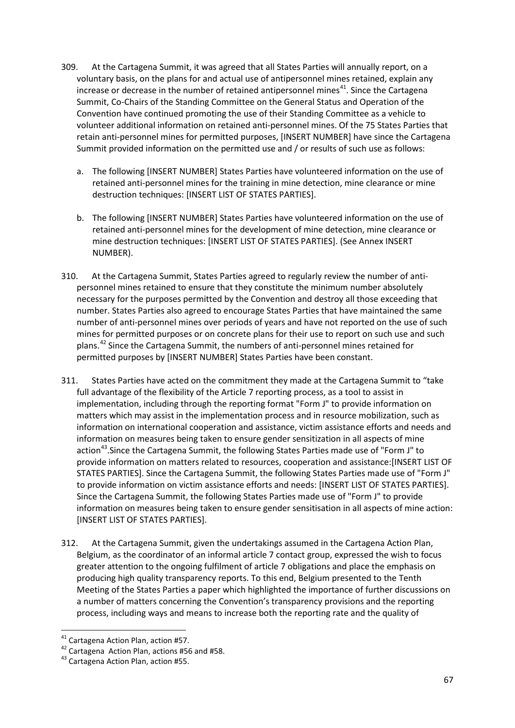309. At the Cartagena Summit, it was agreed that all States Parties will annually report, on a voluntary basis, on the plans for and actual use of antipersonnel mines retained, explain any increase or decrease in the number of retained antipersonnel mines[41]. Since the Cartagena Summit, Co-Chairs of the Standing Committee on the General Status and Operation of the Convention have continued promoting the use of their Standing Committee as a vehicle to volunteer additional information on retained anti-personnel mines. Of the 75 States Parties that retain anti-personnel mines for permitted purposes, [INSERT NUMBER] have since the Cartagena Summit provided information on the permitted use and / or results of such use as follows:

   a. The following [INSERT NUMBER] States Parties have volunteered information on the use of retained anti-personnel mines for the training in mine detection, mine clearance or mine destruction techniques: [INSERT LIST OF STATES PARTIES].

   b. The following [INSERT NUMBER] States Parties have volunteered information on the use of retained anti-personnel mines for the development of mine detection, mine clearance or mine destruction techniques: [INSERT LIST OF STATES PARTIES]. (See Annex INSERT NUMBER).

310. At the Cartagena Summit, States Parties agreed to regularly review the number of anti-personnel mines retained to ensure that they constitute the minimum number absolutely necessary for the purposes permitted by the Convention and destroy all those exceeding that number. States Parties also agreed to encourage States Parties that have maintained the same number of anti-personnel mines over periods of years and have not reported on the use of such mines for permitted purposes or on concrete plans for their use to report on such use and such plans.[42] Since the Cartagena Summit, the numbers of anti-personnel mines retained for permitted purposes by [INSERT NUMBER] States Parties have been constant.

311. States Parties have acted on the commitment they made at the Cartagena Summit to "take full advantage of the flexibility of the Article 7 reporting process, as a tool to assist in implementation, including through the reporting format "Form J" to provide information on matters which may assist in the implementation process and in resource mobilization, such as information on international cooperation and assistance, victim assistance efforts and needs and information on measures being taken to ensure gender sensitization in all aspects of mine action[43].Since the Cartagena Summit, the following States Parties made use of "Form J" to provide information on matters related to resources, cooperation and assistance:[INSERT LIST OF STATES PARTIES]. Since the Cartagena Summit, the following States Parties made use of "Form J" to provide information on victim assistance efforts and needs: [INSERT LIST OF STATES PARTIES]. Since the Cartagena Summit, the following States Parties made use of "Form J" to provide information on measures being taken to ensure gender sensitisation in all aspects of mine action: [INSERT LIST OF STATES PARTIES].

312. At the Cartagena Summit, given the undertakings assumed in the Cartagena Action Plan, Belgium, as the coordinator of an informal article 7 contact group, expressed the wish to focus greater attention to the ongoing fulfilment of article 7 obligations and place the emphasis on producing high quality transparency reports. To this end, Belgium presented to the Tenth Meeting of the States Parties a paper which highlighted the importance of further discussions on a number of matters concerning the Convention's transparency provisions and the reporting process, including ways and means to increase both the reporting rate and the quality of

---

[41] Cartagena Action Plan, action #57.

[42] Cartagena Action Plan, actions #56 and #58.

[43] Cartagena Action Plan, action #55.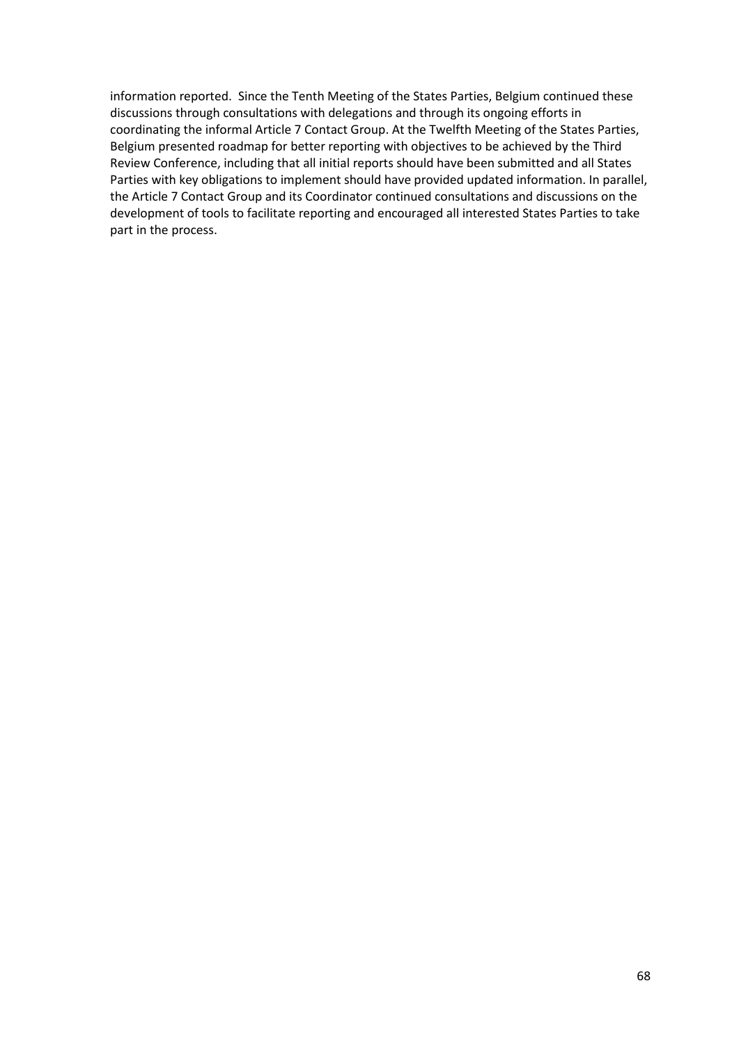information reported. Since the Tenth Meeting of the States Parties, Belgium continued these discussions through consultations with delegations and through its ongoing efforts in coordinating the informal Article 7 Contact Group. At the Twelfth Meeting of the States Parties, Belgium presented roadmap for better reporting with objectives to be achieved by the Third Review Conference, including that all initial reports should have been submitted and all States Parties with key obligations to implement should have provided updated information. In parallel, the Article 7 Contact Group and its Coordinator continued consultations and discussions on the development of tools to facilitate reporting and encouraged all interested States Parties to take part in the process.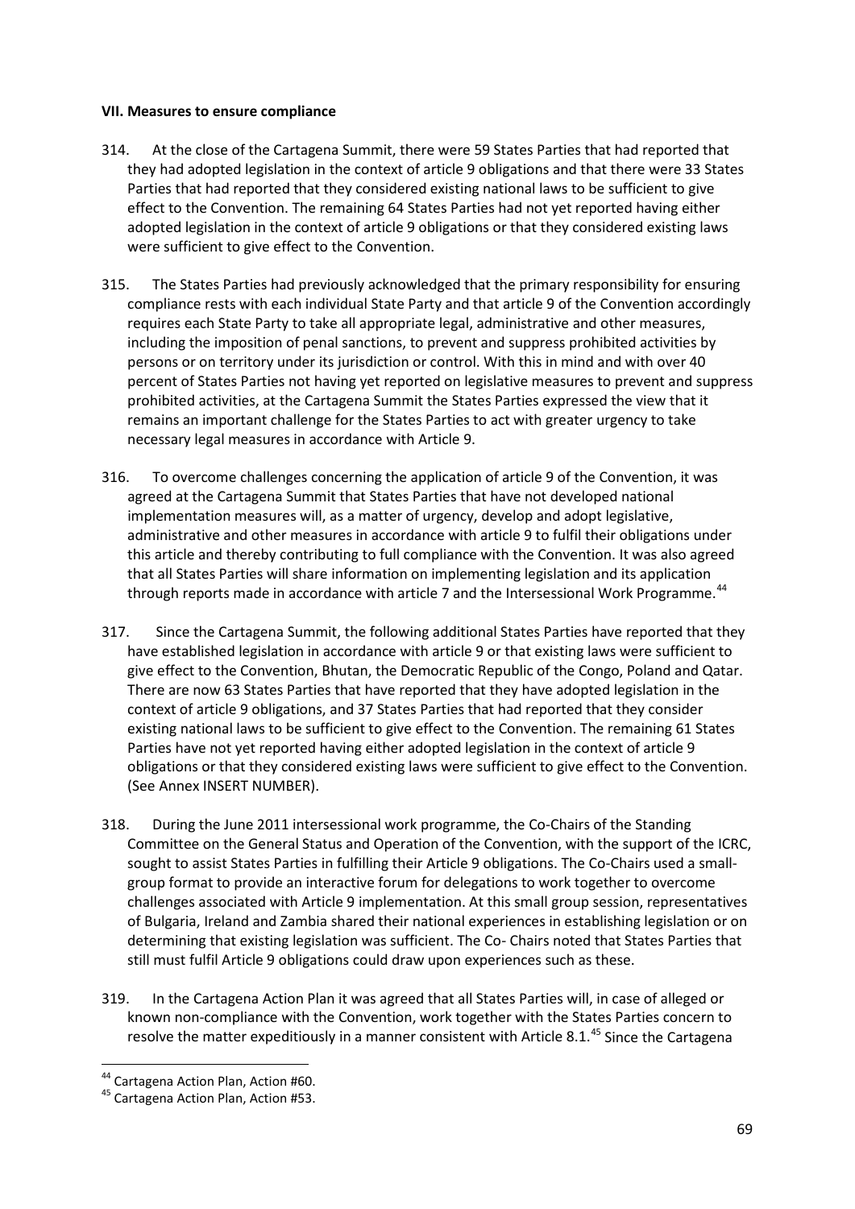**VII. Measures to ensure compliance**

314. At the close of the Cartagena Summit, there were 59 States Parties that had reported that they had adopted legislation in the context of article 9 obligations and that there were 33 States Parties that had reported that they considered existing national laws to be sufficient to give effect to the Convention. The remaining 64 States Parties had not yet reported having either adopted legislation in the context of article 9 obligations or that they considered existing laws were sufficient to give effect to the Convention.

315. The States Parties had previously acknowledged that the primary responsibility for ensuring compliance rests with each individual State Party and that article 9 of the Convention accordingly requires each State Party to take all appropriate legal, administrative and other measures, including the imposition of penal sanctions, to prevent and suppress prohibited activities by persons or on territory under its jurisdiction or control. With this in mind and with over 40 percent of States Parties not having yet reported on legislative measures to prevent and suppress prohibited activities, at the Cartagena Summit the States Parties expressed the view that it remains an important challenge for the States Parties to act with greater urgency to take necessary legal measures in accordance with Article 9.

316. To overcome challenges concerning the application of article 9 of the Convention, it was agreed at the Cartagena Summit that States Parties that have not developed national implementation measures will, as a matter of urgency, develop and adopt legislative, administrative and other measures in accordance with article 9 to fulfil their obligations under this article and thereby contributing to full compliance with the Convention. It was also agreed that all States Parties will share information on implementing legislation and its application through reports made in accordance with article 7 and the Intersessional Work Programme.[44]

317. Since the Cartagena Summit, the following additional States Parties have reported that they have established legislation in accordance with article 9 or that existing laws were sufficient to give effect to the Convention, Bhutan, the Democratic Republic of the Congo, Poland and Qatar. There are now 63 States Parties that have reported that they have adopted legislation in the context of article 9 obligations, and 37 States Parties that had reported that they consider existing national laws to be sufficient to give effect to the Convention. The remaining 61 States Parties have not yet reported having either adopted legislation in the context of article 9 obligations or that they considered existing laws were sufficient to give effect to the Convention. (See Annex INSERT NUMBER).

318. During the June 2011 intersessional work programme, the Co-Chairs of the Standing Committee on the General Status and Operation of the Convention, with the support of the ICRC, sought to assist States Parties in fulfilling their Article 9 obligations. The Co-Chairs used a small-group format to provide an interactive forum for delegations to work together to overcome challenges associated with Article 9 implementation. At this small group session, representatives of Bulgaria, Ireland and Zambia shared their national experiences in establishing legislation or on determining that existing legislation was sufficient. The Co- Chairs noted that States Parties that still must fulfil Article 9 obligations could draw upon experiences such as these.

319. In the Cartagena Action Plan it was agreed that all States Parties will, in case of alleged or known non-compliance with the Convention, work together with the States Parties concern to resolve the matter expeditiously in a manner consistent with Article 8.1.[45] Since the Cartagena

[44] Cartagena Action Plan, Action #60.

[45] Cartagena Action Plan, Action #53.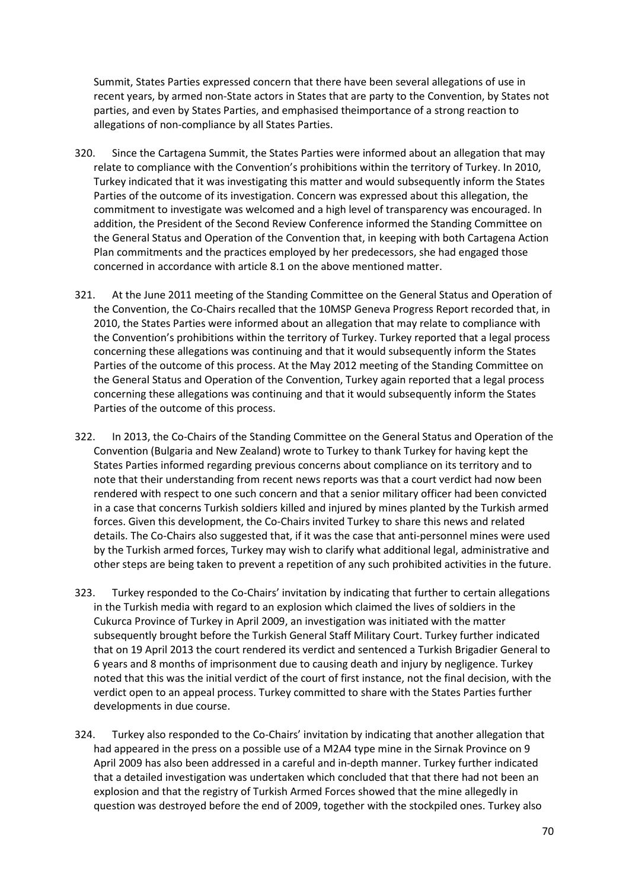Summit, States Parties expressed concern that there have been several allegations of use in recent years, by armed non-State actors in States that are party to the Convention, by States not parties, and even by States Parties, and emphasised theimportance of a strong reaction to allegations of non-compliance by all States Parties.

320. Since the Cartagena Summit, the States Parties were informed about an allegation that may relate to compliance with the Convention's prohibitions within the territory of Turkey. In 2010, Turkey indicated that it was investigating this matter and would subsequently inform the States Parties of the outcome of its investigation. Concern was expressed about this allegation, the commitment to investigate was welcomed and a high level of transparency was encouraged. In addition, the President of the Second Review Conference informed the Standing Committee on the General Status and Operation of the Convention that, in keeping with both Cartagena Action Plan commitments and the practices employed by her predecessors, she had engaged those concerned in accordance with article 8.1 on the above mentioned matter.

321. At the June 2011 meeting of the Standing Committee on the General Status and Operation of the Convention, the Co-Chairs recalled that the 10MSP Geneva Progress Report recorded that, in 2010, the States Parties were informed about an allegation that may relate to compliance with the Convention's prohibitions within the territory of Turkey. Turkey reported that a legal process concerning these allegations was continuing and that it would subsequently inform the States Parties of the outcome of this process. At the May 2012 meeting of the Standing Committee on the General Status and Operation of the Convention, Turkey again reported that a legal process concerning these allegations was continuing and that it would subsequently inform the States Parties of the outcome of this process.

322. In 2013, the Co-Chairs of the Standing Committee on the General Status and Operation of the Convention (Bulgaria and New Zealand) wrote to Turkey to thank Turkey for having kept the States Parties informed regarding previous concerns about compliance on its territory and to note that their understanding from recent news reports was that a court verdict had now been rendered with respect to one such concern and that a senior military officer had been convicted in a case that concerns Turkish soldiers killed and injured by mines planted by the Turkish armed forces. Given this development, the Co-Chairs invited Turkey to share this news and related details. The Co-Chairs also suggested that, if it was the case that anti-personnel mines were used by the Turkish armed forces, Turkey may wish to clarify what additional legal, administrative and other steps are being taken to prevent a repetition of any such prohibited activities in the future.

323. Turkey responded to the Co-Chairs' invitation by indicating that further to certain allegations in the Turkish media with regard to an explosion which claimed the lives of soldiers in the Cukurca Province of Turkey in April 2009, an investigation was initiated with the matter subsequently brought before the Turkish General Staff Military Court. Turkey further indicated that on 19 April 2013 the court rendered its verdict and sentenced a Turkish Brigadier General to 6 years and 8 months of imprisonment due to causing death and injury by negligence. Turkey noted that this was the initial verdict of the court of first instance, not the final decision, with the verdict open to an appeal process. Turkey committed to share with the States Parties further developments in due course.

324. Turkey also responded to the Co-Chairs' invitation by indicating that another allegation that had appeared in the press on a possible use of a M2A4 type mine in the Sirnak Province on 9 April 2009 has also been addressed in a careful and in-depth manner. Turkey further indicated that a detailed investigation was undertaken which concluded that that there had not been an explosion and that the registry of Turkish Armed Forces showed that the mine allegedly in question was destroyed before the end of 2009, together with the stockpiled ones. Turkey also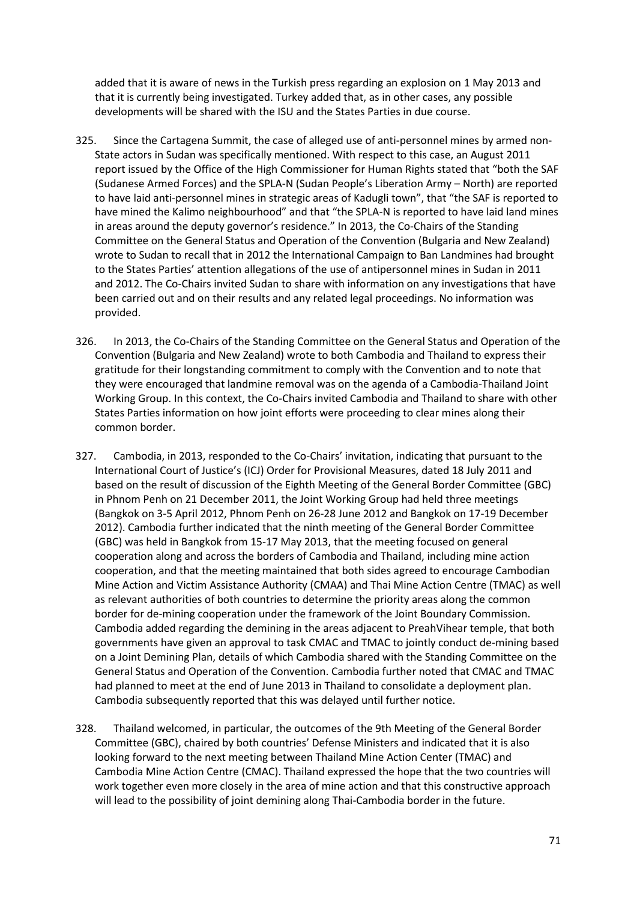added that it is aware of news in the Turkish press regarding an explosion on 1 May 2013 and that it is currently being investigated. Turkey added that, as in other cases, any possible developments will be shared with the ISU and the States Parties in due course.

325. Since the Cartagena Summit, the case of alleged use of anti-personnel mines by armed non-State actors in Sudan was specifically mentioned. With respect to this case, an August 2011 report issued by the Office of the High Commissioner for Human Rights stated that "both the SAF (Sudanese Armed Forces) and the SPLA-N (Sudan People's Liberation Army – North) are reported to have laid anti-personnel mines in strategic areas of Kadugli town", that "the SAF is reported to have mined the Kalimo neighbourhood" and that "the SPLA-N is reported to have laid land mines in areas around the deputy governor's residence." In 2013, the Co-Chairs of the Standing Committee on the General Status and Operation of the Convention (Bulgaria and New Zealand) wrote to Sudan to recall that in 2012 the International Campaign to Ban Landmines had brought to the States Parties' attention allegations of the use of antipersonnel mines in Sudan in 2011 and 2012. The Co-Chairs invited Sudan to share with information on any investigations that have been carried out and on their results and any related legal proceedings. No information was provided.

326. In 2013, the Co-Chairs of the Standing Committee on the General Status and Operation of the Convention (Bulgaria and New Zealand) wrote to both Cambodia and Thailand to express their gratitude for their longstanding commitment to comply with the Convention and to note that they were encouraged that landmine removal was on the agenda of a Cambodia-Thailand Joint Working Group. In this context, the Co-Chairs invited Cambodia and Thailand to share with other States Parties information on how joint efforts were proceeding to clear mines along their common border.

327. Cambodia, in 2013, responded to the Co-Chairs' invitation, indicating that pursuant to the International Court of Justice's (ICJ) Order for Provisional Measures, dated 18 July 2011 and based on the result of discussion of the Eighth Meeting of the General Border Committee (GBC) in Phnom Penh on 21 December 2011, the Joint Working Group had held three meetings (Bangkok on 3-5 April 2012, Phnom Penh on 26-28 June 2012 and Bangkok on 17-19 December 2012). Cambodia further indicated that the ninth meeting of the General Border Committee (GBC) was held in Bangkok from 15-17 May 2013, that the meeting focused on general cooperation along and across the borders of Cambodia and Thailand, including mine action cooperation, and that the meeting maintained that both sides agreed to encourage Cambodian Mine Action and Victim Assistance Authority (CMAA) and Thai Mine Action Centre (TMAC) as well as relevant authorities of both countries to determine the priority areas along the common border for de-mining cooperation under the framework of the Joint Boundary Commission. Cambodia added regarding the demining in the areas adjacent to PreahVihear temple, that both governments have given an approval to task CMAC and TMAC to jointly conduct de-mining based on a Joint Demining Plan, details of which Cambodia shared with the Standing Committee on the General Status and Operation of the Convention. Cambodia further noted that CMAC and TMAC had planned to meet at the end of June 2013 in Thailand to consolidate a deployment plan. Cambodia subsequently reported that this was delayed until further notice.

328. Thailand welcomed, in particular, the outcomes of the 9th Meeting of the General Border Committee (GBC), chaired by both countries' Defense Ministers and indicated that it is also looking forward to the next meeting between Thailand Mine Action Center (TMAC) and Cambodia Mine Action Centre (CMAC). Thailand expressed the hope that the two countries will work together even more closely in the area of mine action and that this constructive approach will lead to the possibility of joint demining along Thai-Cambodia border in the future.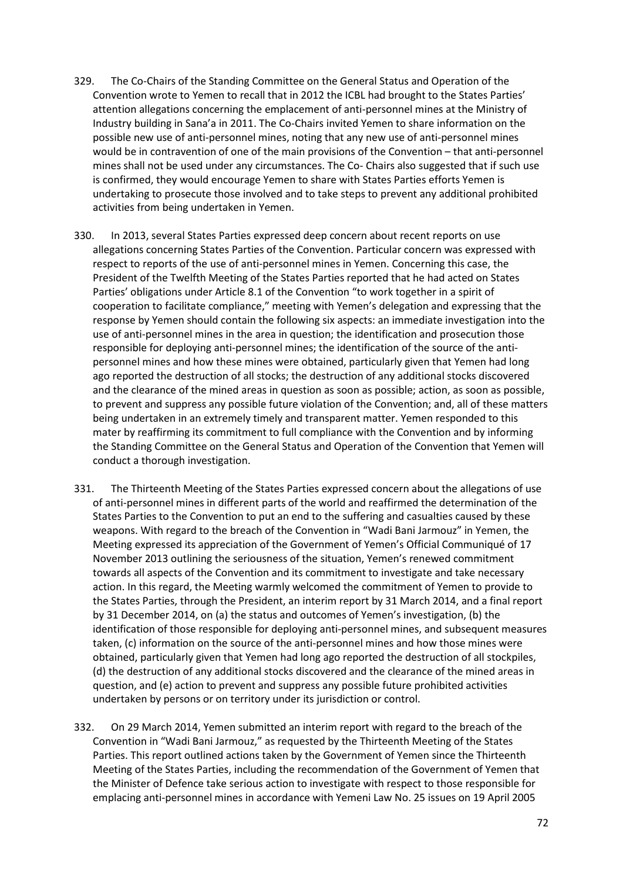329. The Co-Chairs of the Standing Committee on the General Status and Operation of the Convention wrote to Yemen to recall that in 2012 the ICBL had brought to the States Parties' attention allegations concerning the emplacement of anti-personnel mines at the Ministry of Industry building in Sana'a in 2011. The Co-Chairs invited Yemen to share information on the possible new use of anti-personnel mines, noting that any new use of anti-personnel mines would be in contravention of one of the main provisions of the Convention – that anti-personnel mines shall not be used under any circumstances. The Co- Chairs also suggested that if such use is confirmed, they would encourage Yemen to share with States Parties efforts Yemen is undertaking to prosecute those involved and to take steps to prevent any additional prohibited activities from being undertaken in Yemen.

330. In 2013, several States Parties expressed deep concern about recent reports on use allegations concerning States Parties of the Convention. Particular concern was expressed with respect to reports of the use of anti-personnel mines in Yemen. Concerning this case, the President of the Twelfth Meeting of the States Parties reported that he had acted on States Parties' obligations under Article 8.1 of the Convention "to work together in a spirit of cooperation to facilitate compliance," meeting with Yemen's delegation and expressing that the response by Yemen should contain the following six aspects: an immediate investigation into the use of anti-personnel mines in the area in question; the identification and prosecution those responsible for deploying anti-personnel mines; the identification of the source of the anti-personnel mines and how these mines were obtained, particularly given that Yemen had long ago reported the destruction of all stocks; the destruction of any additional stocks discovered and the clearance of the mined areas in question as soon as possible; action, as soon as possible, to prevent and suppress any possible future violation of the Convention; and, all of these matters being undertaken in an extremely timely and transparent matter. Yemen responded to this mater by reaffirming its commitment to full compliance with the Convention and by informing the Standing Committee on the General Status and Operation of the Convention that Yemen will conduct a thorough investigation.

331. The Thirteenth Meeting of the States Parties expressed concern about the allegations of use of anti-personnel mines in different parts of the world and reaffirmed the determination of the States Parties to the Convention to put an end to the suffering and casualties caused by these weapons. With regard to the breach of the Convention in "Wadi Bani Jarmouz" in Yemen, the Meeting expressed its appreciation of the Government of Yemen's Official Communiqué of 17 November 2013 outlining the seriousness of the situation, Yemen's renewed commitment towards all aspects of the Convention and its commitment to investigate and take necessary action. In this regard, the Meeting warmly welcomed the commitment of Yemen to provide to the States Parties, through the President, an interim report by 31 March 2014, and a final report by 31 December 2014, on (a) the status and outcomes of Yemen's investigation, (b) the identification of those responsible for deploying anti-personnel mines, and subsequent measures taken, (c) information on the source of the anti-personnel mines and how those mines were obtained, particularly given that Yemen had long ago reported the destruction of all stockpiles, (d) the destruction of any additional stocks discovered and the clearance of the mined areas in question, and (e) action to prevent and suppress any possible future prohibited activities undertaken by persons or on territory under its jurisdiction or control.

332. On 29 March 2014, Yemen submitted an interim report with regard to the breach of the Convention in "Wadi Bani Jarmouz," as requested by the Thirteenth Meeting of the States Parties. This report outlined actions taken by the Government of Yemen since the Thirteenth Meeting of the States Parties, including the recommendation of the Government of Yemen that the Minister of Defence take serious action to investigate with respect to those responsible for emplacing anti-personnel mines in accordance with Yemeni Law No. 25 issues on 19 April 2005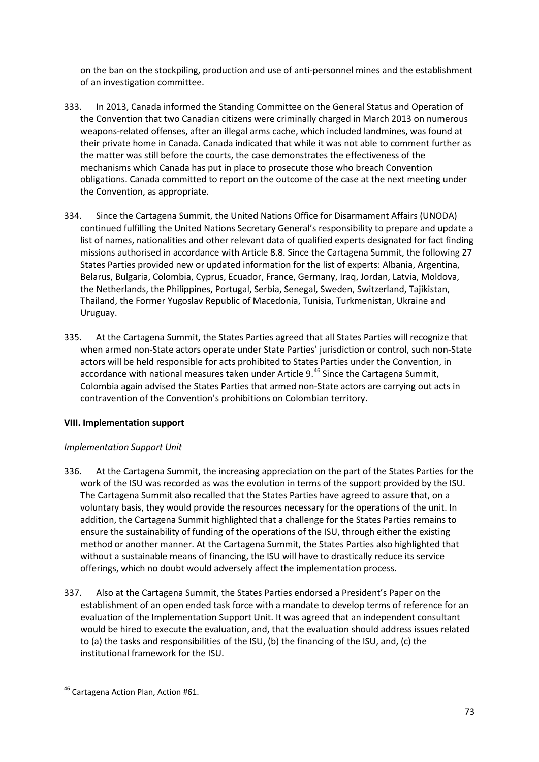on the ban on the stockpiling, production and use of anti-personnel mines and the establishment of an investigation committee.

333. In 2013, Canada informed the Standing Committee on the General Status and Operation of the Convention that two Canadian citizens were criminally charged in March 2013 on numerous weapons-related offenses, after an illegal arms cache, which included landmines, was found at their private home in Canada. Canada indicated that while it was not able to comment further as the matter was still before the courts, the case demonstrates the effectiveness of the mechanisms which Canada has put in place to prosecute those who breach Convention obligations. Canada committed to report on the outcome of the case at the next meeting under the Convention, as appropriate.

334. Since the Cartagena Summit, the United Nations Office for Disarmament Affairs (UNODA) continued fulfilling the United Nations Secretary General's responsibility to prepare and update a list of names, nationalities and other relevant data of qualified experts designated for fact finding missions authorised in accordance with Article 8.8. Since the Cartagena Summit, the following 27 States Parties provided new or updated information for the list of experts: Albania, Argentina, Belarus, Bulgaria, Colombia, Cyprus, Ecuador, France, Germany, Iraq, Jordan, Latvia, Moldova, the Netherlands, the Philippines, Portugal, Serbia, Senegal, Sweden, Switzerland, Tajikistan, Thailand, the Former Yugoslav Republic of Macedonia, Tunisia, Turkmenistan, Ukraine and Uruguay.

335. At the Cartagena Summit, the States Parties agreed that all States Parties will recognize that when armed non-State actors operate under State Parties' jurisdiction or control, such non-State actors will be held responsible for acts prohibited to States Parties under the Convention, in accordance with national measures taken under Article 9.[46] Since the Cartagena Summit, Colombia again advised the States Parties that armed non-State actors are carrying out acts in contravention of the Convention's prohibitions on Colombian territory.

**VIII. Implementation support**

*Implementation Support Unit*

336. At the Cartagena Summit, the increasing appreciation on the part of the States Parties for the work of the ISU was recorded as was the evolution in terms of the support provided by the ISU. The Cartagena Summit also recalled that the States Parties have agreed to assure that, on a voluntary basis, they would provide the resources necessary for the operations of the unit. In addition, the Cartagena Summit highlighted that a challenge for the States Parties remains to ensure the sustainability of funding of the operations of the ISU, through either the existing method or another manner. At the Cartagena Summit, the States Parties also highlighted that without a sustainable means of financing, the ISU will have to drastically reduce its service offerings, which no doubt would adversely affect the implementation process.

337. Also at the Cartagena Summit, the States Parties endorsed a President's Paper on the establishment of an open ended task force with a mandate to develop terms of reference for an evaluation of the Implementation Support Unit. It was agreed that an independent consultant would be hired to execute the evaluation, and, that the evaluation should address issues related to (a) the tasks and responsibilities of the ISU, (b) the financing of the ISU, and, (c) the institutional framework for the ISU.

---

[46] Cartagena Action Plan, Action #61.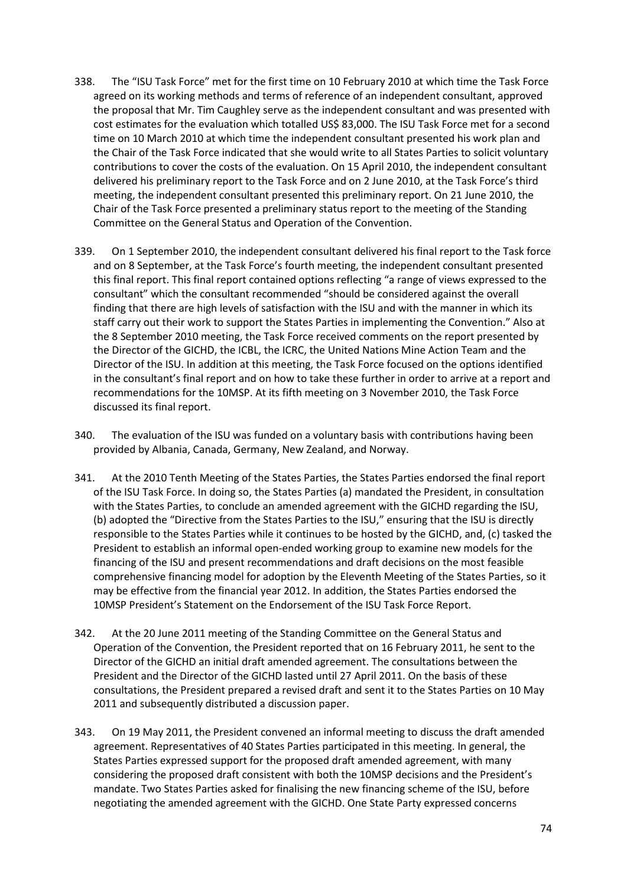338. The "ISU Task Force" met for the first time on 10 February 2010 at which time the Task Force agreed on its working methods and terms of reference of an independent consultant, approved the proposal that Mr. Tim Caughley serve as the independent consultant and was presented with cost estimates for the evaluation which totalled US$ 83,000. The ISU Task Force met for a second time on 10 March 2010 at which time the independent consultant presented his work plan and the Chair of the Task Force indicated that she would write to all States Parties to solicit voluntary contributions to cover the costs of the evaluation. On 15 April 2010, the independent consultant delivered his preliminary report to the Task Force and on 2 June 2010, at the Task Force's third meeting, the independent consultant presented this preliminary report. On 21 June 2010, the Chair of the Task Force presented a preliminary status report to the meeting of the Standing Committee on the General Status and Operation of the Convention.

339. On 1 September 2010, the independent consultant delivered his final report to the Task force and on 8 September, at the Task Force's fourth meeting, the independent consultant presented this final report. This final report contained options reflecting "a range of views expressed to the consultant" which the consultant recommended "should be considered against the overall finding that there are high levels of satisfaction with the ISU and with the manner in which its staff carry out their work to support the States Parties in implementing the Convention." Also at the 8 September 2010 meeting, the Task Force received comments on the report presented by the Director of the GICHD, the ICBL, the ICRC, the United Nations Mine Action Team and the Director of the ISU. In addition at this meeting, the Task Force focused on the options identified in the consultant's final report and on how to take these further in order to arrive at a report and recommendations for the 10MSP. At its fifth meeting on 3 November 2010, the Task Force discussed its final report.

340. The evaluation of the ISU was funded on a voluntary basis with contributions having been provided by Albania, Canada, Germany, New Zealand, and Norway.

341. At the 2010 Tenth Meeting of the States Parties, the States Parties endorsed the final report of the ISU Task Force. In doing so, the States Parties (a) mandated the President, in consultation with the States Parties, to conclude an amended agreement with the GICHD regarding the ISU, (b) adopted the "Directive from the States Parties to the ISU," ensuring that the ISU is directly responsible to the States Parties while it continues to be hosted by the GICHD, and, (c) tasked the President to establish an informal open-ended working group to examine new models for the financing of the ISU and present recommendations and draft decisions on the most feasible comprehensive financing model for adoption by the Eleventh Meeting of the States Parties, so it may be effective from the financial year 2012. In addition, the States Parties endorsed the 10MSP President's Statement on the Endorsement of the ISU Task Force Report.

342. At the 20 June 2011 meeting of the Standing Committee on the General Status and Operation of the Convention, the President reported that on 16 February 2011, he sent to the Director of the GICHD an initial draft amended agreement. The consultations between the President and the Director of the GICHD lasted until 27 April 2011. On the basis of these consultations, the President prepared a revised draft and sent it to the States Parties on 10 May 2011 and subsequently distributed a discussion paper.

343. On 19 May 2011, the President convened an informal meeting to discuss the draft amended agreement. Representatives of 40 States Parties participated in this meeting. In general, the States Parties expressed support for the proposed draft amended agreement, with many considering the proposed draft consistent with both the 10MSP decisions and the President's mandate. Two States Parties asked for finalising the new financing scheme of the ISU, before negotiating the amended agreement with the GICHD. One State Party expressed concerns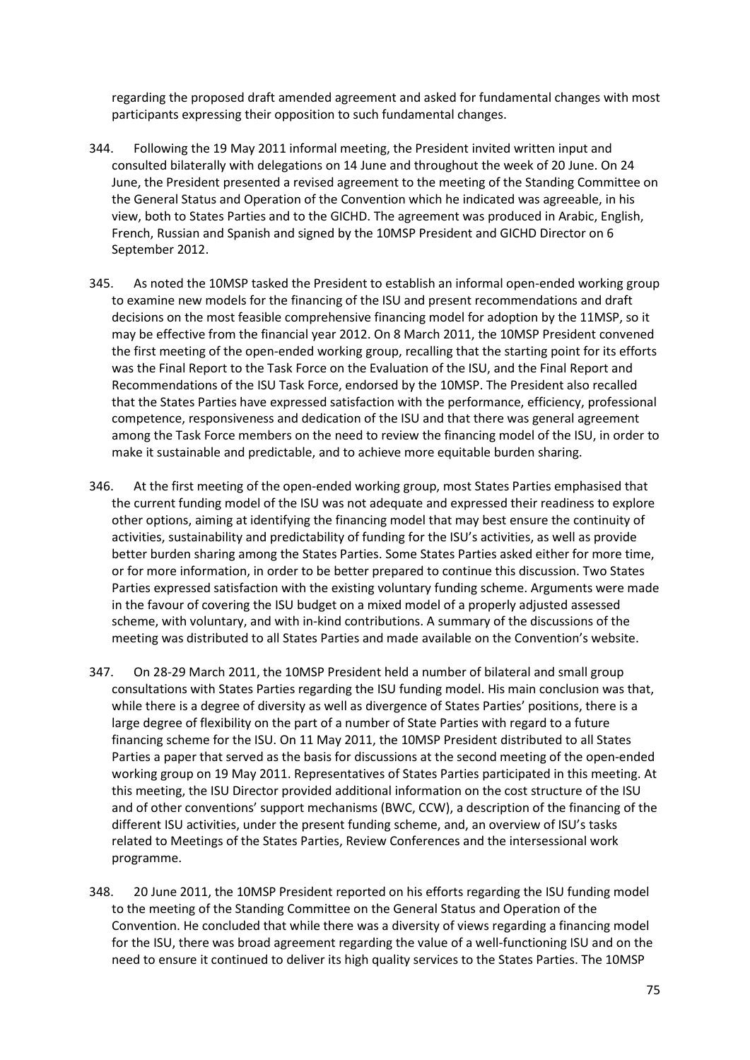regarding the proposed draft amended agreement and asked for fundamental changes with most participants expressing their opposition to such fundamental changes.

344. Following the 19 May 2011 informal meeting, the President invited written input and consulted bilaterally with delegations on 14 June and throughout the week of 20 June. On 24 June, the President presented a revised agreement to the meeting of the Standing Committee on the General Status and Operation of the Convention which he indicated was agreeable, in his view, both to States Parties and to the GICHD. The agreement was produced in Arabic, English, French, Russian and Spanish and signed by the 10MSP President and GICHD Director on 6 September 2012.

345. As noted the 10MSP tasked the President to establish an informal open-ended working group to examine new models for the financing of the ISU and present recommendations and draft decisions on the most feasible comprehensive financing model for adoption by the 11MSP, so it may be effective from the financial year 2012. On 8 March 2011, the 10MSP President convened the first meeting of the open-ended working group, recalling that the starting point for its efforts was the Final Report to the Task Force on the Evaluation of the ISU, and the Final Report and Recommendations of the ISU Task Force, endorsed by the 10MSP. The President also recalled that the States Parties have expressed satisfaction with the performance, efficiency, professional competence, responsiveness and dedication of the ISU and that there was general agreement among the Task Force members on the need to review the financing model of the ISU, in order to make it sustainable and predictable, and to achieve more equitable burden sharing.

346. At the first meeting of the open-ended working group, most States Parties emphasised that the current funding model of the ISU was not adequate and expressed their readiness to explore other options, aiming at identifying the financing model that may best ensure the continuity of activities, sustainability and predictability of funding for the ISU's activities, as well as provide better burden sharing among the States Parties. Some States Parties asked either for more time, or for more information, in order to be better prepared to continue this discussion. Two States Parties expressed satisfaction with the existing voluntary funding scheme. Arguments were made in the favour of covering the ISU budget on a mixed model of a properly adjusted assessed scheme, with voluntary, and with in-kind contributions. A summary of the discussions of the meeting was distributed to all States Parties and made available on the Convention's website.

347. On 28-29 March 2011, the 10MSP President held a number of bilateral and small group consultations with States Parties regarding the ISU funding model. His main conclusion was that, while there is a degree of diversity as well as divergence of States Parties' positions, there is a large degree of flexibility on the part of a number of State Parties with regard to a future financing scheme for the ISU. On 11 May 2011, the 10MSP President distributed to all States Parties a paper that served as the basis for discussions at the second meeting of the open-ended working group on 19 May 2011. Representatives of States Parties participated in this meeting. At this meeting, the ISU Director provided additional information on the cost structure of the ISU and of other conventions' support mechanisms (BWC, CCW), a description of the financing of the different ISU activities, under the present funding scheme, and, an overview of ISU's tasks related to Meetings of the States Parties, Review Conferences and the intersessional work programme.

348. 20 June 2011, the 10MSP President reported on his efforts regarding the ISU funding model to the meeting of the Standing Committee on the General Status and Operation of the Convention. He concluded that while there was a diversity of views regarding a financing model for the ISU, there was broad agreement regarding the value of a well-functioning ISU and on the need to ensure it continued to deliver its high quality services to the States Parties. The 10MSP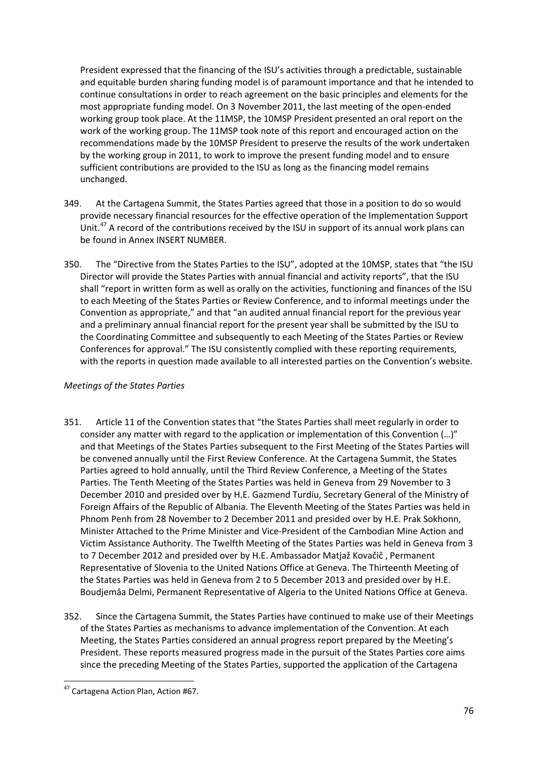President expressed that the financing of the ISU's activities through a predictable, sustainable and equitable burden sharing funding model is of paramount importance and that he intended to continue consultations in order to reach agreement on the basic principles and elements for the most appropriate funding model. On 3 November 2011, the last meeting of the open-ended working group took place. At the 11MSP, the 10MSP President presented an oral report on the work of the working group. The 11MSP took note of this report and encouraged action on the recommendations made by the 10MSP President to preserve the results of the work undertaken by the working group in 2011, to work to improve the present funding model and to ensure sufficient contributions are provided to the ISU as long as the financing model remains unchanged.

349. At the Cartagena Summit, the States Parties agreed that those in a position to do so would provide necessary financial resources for the effective operation of the Implementation Support Unit.[47] A record of the contributions received by the ISU in support of its annual work plans can be found in Annex INSERT NUMBER.

350. The "Directive from the States Parties to the ISU", adopted at the 10MSP, states that "the ISU Director will provide the States Parties with annual financial and activity reports", that the ISU shall "report in written form as well as orally on the activities, functioning and finances of the ISU to each Meeting of the States Parties or Review Conference, and to informal meetings under the Convention as appropriate," and that "an audited annual financial report for the previous year and a preliminary annual financial report for the present year shall be submitted by the ISU to the Coordinating Committee and subsequently to each Meeting of the States Parties or Review Conferences for approval." The ISU consistently complied with these reporting requirements, with the reports in question made available to all interested parties on the Convention's website.

*Meetings of the States Parties*

351. Article 11 of the Convention states that "the States Parties shall meet regularly in order to consider any matter with regard to the application or implementation of this Convention (…)" and that Meetings of the States Parties subsequent to the First Meeting of the States Parties will be convened annually until the First Review Conference. At the Cartagena Summit, the States Parties agreed to hold annually, until the Third Review Conference, a Meeting of the States Parties. The Tenth Meeting of the States Parties was held in Geneva from 29 November to 3 December 2010 and presided over by H.E. Gazmend Turdiu, Secretary General of the Ministry of Foreign Affairs of the Republic of Albania. The Eleventh Meeting of the States Parties was held in Phnom Penh from 28 November to 2 December 2011 and presided over by H.E. Prak Sokhonn, Minister Attached to the Prime Minister and Vice-President of the Cambodian Mine Action and Victim Assistance Authority. The Twelfth Meeting of the States Parties was held in Geneva from 3 to 7 December 2012 and presided over by H.E. Ambassador Matjaž Kovačič , Permanent Representative of Slovenia to the United Nations Office at Geneva. The Thirteenth Meeting of the States Parties was held in Geneva from 2 to 5 December 2013 and presided over by H.E. Boudjemâa Delmi, Permanent Representative of Algeria to the United Nations Office at Geneva.

352. Since the Cartagena Summit, the States Parties have continued to make use of their Meetings of the States Parties as mechanisms to advance implementation of the Convention. At each Meeting, the States Parties considered an annual progress report prepared by the Meeting's President. These reports measured progress made in the pursuit of the States Parties core aims since the preceding Meeting of the States Parties, supported the application of the Cartagena

[47] Cartagena Action Plan, Action #67.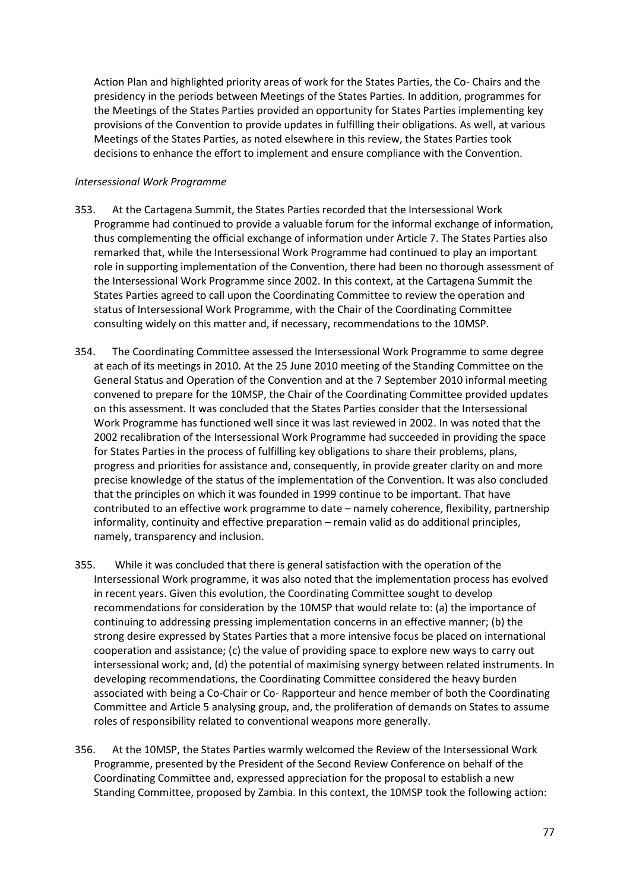Action Plan and highlighted priority areas of work for the States Parties, the Co- Chairs and the presidency in the periods between Meetings of the States Parties. In addition, programmes for the Meetings of the States Parties provided an opportunity for States Parties implementing key provisions of the Convention to provide updates in fulfilling their obligations. As well, at various Meetings of the States Parties, as noted elsewhere in this review, the States Parties took decisions to enhance the effort to implement and ensure compliance with the Convention.

*Intersessional Work Programme*

353. At the Cartagena Summit, the States Parties recorded that the Intersessional Work Programme had continued to provide a valuable forum for the informal exchange of information, thus complementing the official exchange of information under Article 7. The States Parties also remarked that, while the Intersessional Work Programme had continued to play an important role in supporting implementation of the Convention, there had been no thorough assessment of the Intersessional Work Programme since 2002. In this context, at the Cartagena Summit the States Parties agreed to call upon the Coordinating Committee to review the operation and status of Intersessional Work Programme, with the Chair of the Coordinating Committee consulting widely on this matter and, if necessary, recommendations to the 10MSP.

354. The Coordinating Committee assessed the Intersessional Work Programme to some degree at each of its meetings in 2010. At the 25 June 2010 meeting of the Standing Committee on the General Status and Operation of the Convention and at the 7 September 2010 informal meeting convened to prepare for the 10MSP, the Chair of the Coordinating Committee provided updates on this assessment. It was concluded that the States Parties consider that the Intersessional Work Programme has functioned well since it was last reviewed in 2002. In was noted that the 2002 recalibration of the Intersessional Work Programme had succeeded in providing the space for States Parties in the process of fulfilling key obligations to share their problems, plans, progress and priorities for assistance and, consequently, in provide greater clarity on and more precise knowledge of the status of the implementation of the Convention. It was also concluded that the principles on which it was founded in 1999 continue to be important. That have contributed to an effective work programme to date – namely coherence, flexibility, partnership informality, continuity and effective preparation – remain valid as do additional principles, namely, transparency and inclusion.

355. While it was concluded that there is general satisfaction with the operation of the Intersessional Work programme, it was also noted that the implementation process has evolved in recent years. Given this evolution, the Coordinating Committee sought to develop recommendations for consideration by the 10MSP that would relate to: (a) the importance of continuing to addressing pressing implementation concerns in an effective manner; (b) the strong desire expressed by States Parties that a more intensive focus be placed on international cooperation and assistance; (c) the value of providing space to explore new ways to carry out intersessional work; and, (d) the potential of maximising synergy between related instruments. In developing recommendations, the Coordinating Committee considered the heavy burden associated with being a Co-Chair or Co- Rapporteur and hence member of both the Coordinating Committee and Article 5 analysing group, and, the proliferation of demands on States to assume roles of responsibility related to conventional weapons more generally.

356. At the 10MSP, the States Parties warmly welcomed the Review of the Intersessional Work Programme, presented by the President of the Second Review Conference on behalf of the Coordinating Committee and, expressed appreciation for the proposal to establish a new Standing Committee, proposed by Zambia. In this context, the 10MSP took the following action: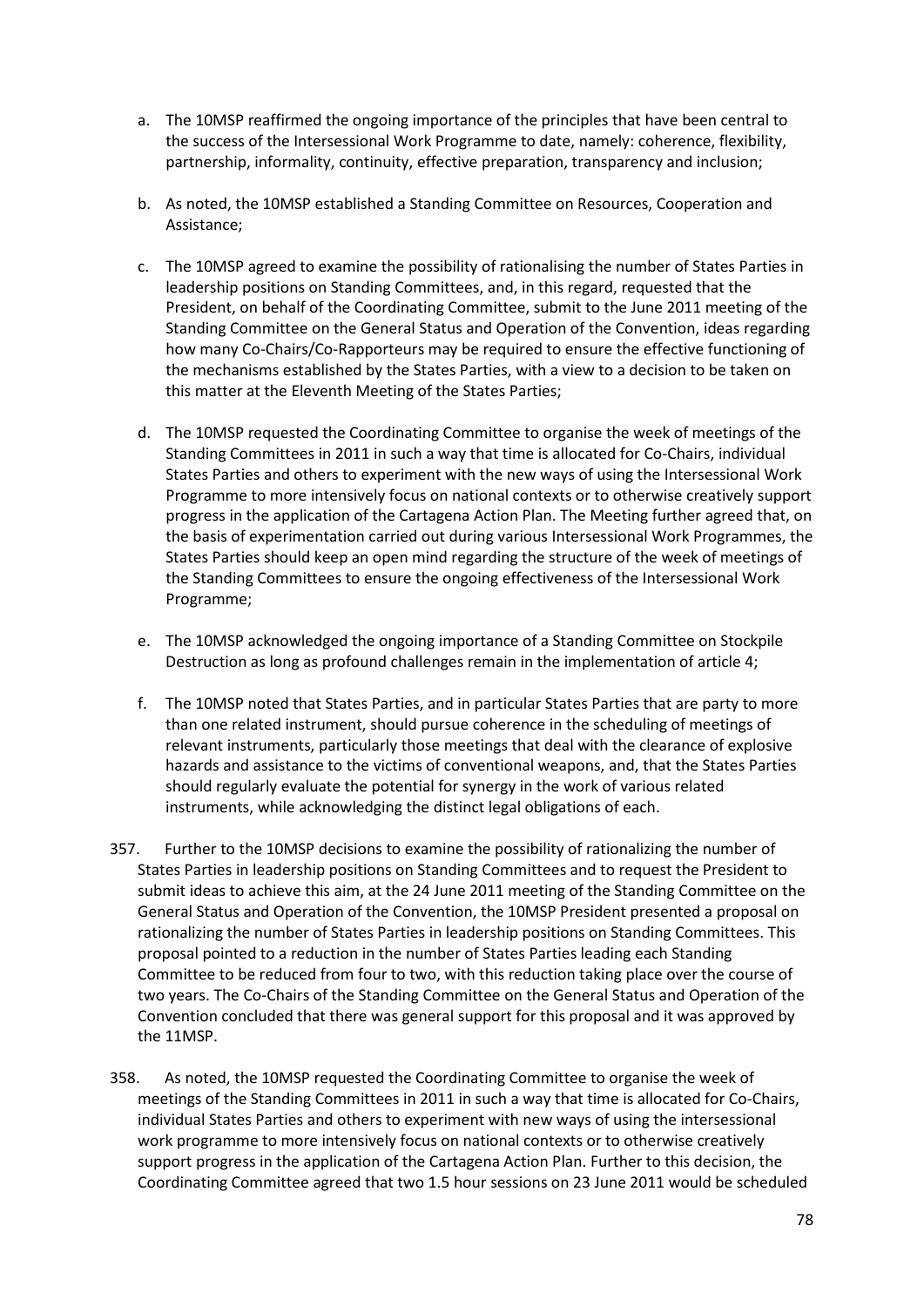a. The 10MSP reaffirmed the ongoing importance of the principles that have been central to the success of the Intersessional Work Programme to date, namely: coherence, flexibility, partnership, informality, continuity, effective preparation, transparency and inclusion;

b. As noted, the 10MSP established a Standing Committee on Resources, Cooperation and Assistance;

c. The 10MSP agreed to examine the possibility of rationalising the number of States Parties in leadership positions on Standing Committees, and, in this regard, requested that the President, on behalf of the Coordinating Committee, submit to the June 2011 meeting of the Standing Committee on the General Status and Operation of the Convention, ideas regarding how many Co-Chairs/Co-Rapporteurs may be required to ensure the effective functioning of the mechanisms established by the States Parties, with a view to a decision to be taken on this matter at the Eleventh Meeting of the States Parties;

d. The 10MSP requested the Coordinating Committee to organise the week of meetings of the Standing Committees in 2011 in such a way that time is allocated for Co-Chairs, individual States Parties and others to experiment with the new ways of using the Intersessional Work Programme to more intensively focus on national contexts or to otherwise creatively support progress in the application of the Cartagena Action Plan. The Meeting further agreed that, on the basis of experimentation carried out during various Intersessional Work Programmes, the States Parties should keep an open mind regarding the structure of the week of meetings of the Standing Committees to ensure the ongoing effectiveness of the Intersessional Work Programme;

e. The 10MSP acknowledged the ongoing importance of a Standing Committee on Stockpile Destruction as long as profound challenges remain in the implementation of article 4;

f. The 10MSP noted that States Parties, and in particular States Parties that are party to more than one related instrument, should pursue coherence in the scheduling of meetings of relevant instruments, particularly those meetings that deal with the clearance of explosive hazards and assistance to the victims of conventional weapons, and, that the States Parties should regularly evaluate the potential for synergy in the work of various related instruments, while acknowledging the distinct legal obligations of each.

357. Further to the 10MSP decisions to examine the possibility of rationalizing the number of States Parties in leadership positions on Standing Committees and to request the President to submit ideas to achieve this aim, at the 24 June 2011 meeting of the Standing Committee on the General Status and Operation of the Convention, the 10MSP President presented a proposal on rationalizing the number of States Parties in leadership positions on Standing Committees. This proposal pointed to a reduction in the number of States Parties leading each Standing Committee to be reduced from four to two, with this reduction taking place over the course of two years. The Co-Chairs of the Standing Committee on the General Status and Operation of the Convention concluded that there was general support for this proposal and it was approved by the 11MSP.

358. As noted, the 10MSP requested the Coordinating Committee to organise the week of meetings of the Standing Committees in 2011 in such a way that time is allocated for Co-Chairs, individual States Parties and others to experiment with new ways of using the intersessional work programme to more intensively focus on national contexts or to otherwise creatively support progress in the application of the Cartagena Action Plan. Further to this decision, the Coordinating Committee agreed that two 1.5 hour sessions on 23 June 2011 would be scheduled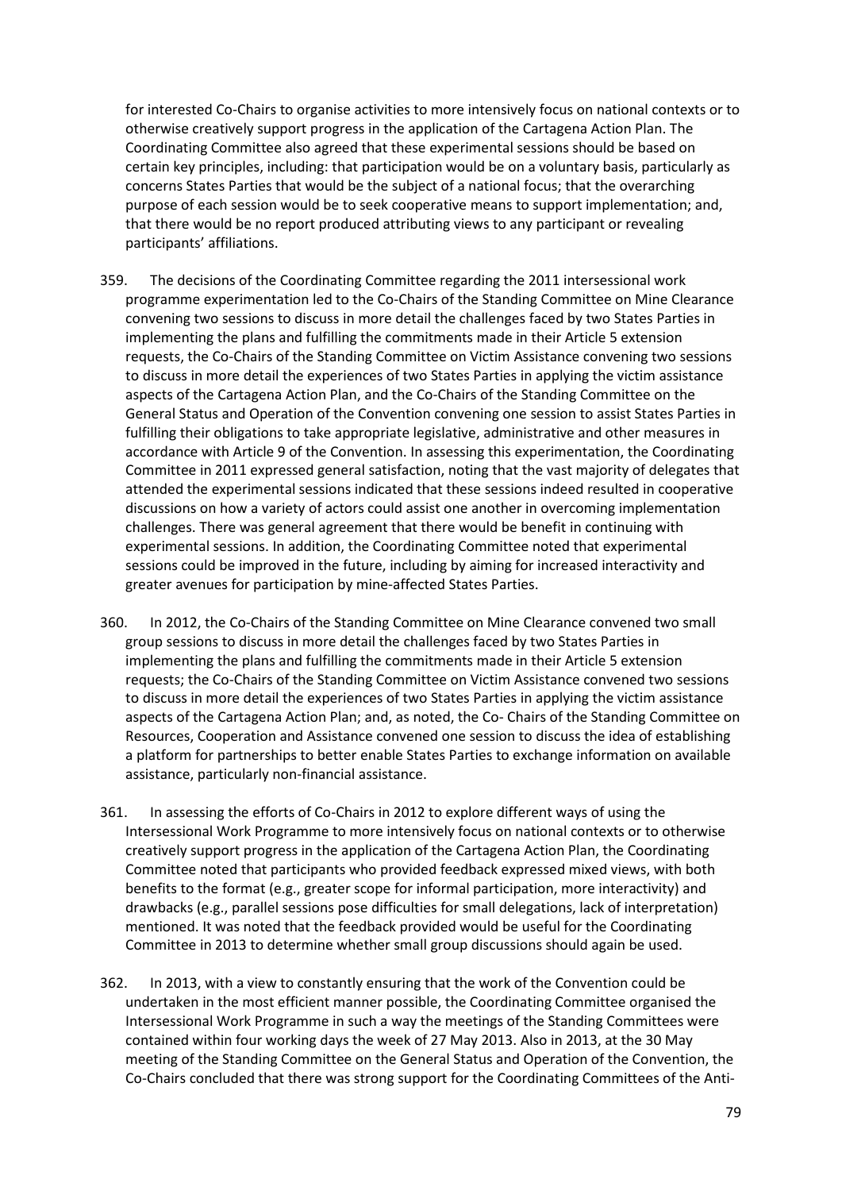for interested Co-Chairs to organise activities to more intensively focus on national contexts or to otherwise creatively support progress in the application of the Cartagena Action Plan. The Coordinating Committee also agreed that these experimental sessions should be based on certain key principles, including: that participation would be on a voluntary basis, particularly as concerns States Parties that would be the subject of a national focus; that the overarching purpose of each session would be to seek cooperative means to support implementation; and, that there would be no report produced attributing views to any participant or revealing participants' affiliations.

359. The decisions of the Coordinating Committee regarding the 2011 intersessional work programme experimentation led to the Co-Chairs of the Standing Committee on Mine Clearance convening two sessions to discuss in more detail the challenges faced by two States Parties in implementing the plans and fulfilling the commitments made in their Article 5 extension requests, the Co-Chairs of the Standing Committee on Victim Assistance convening two sessions to discuss in more detail the experiences of two States Parties in applying the victim assistance aspects of the Cartagena Action Plan, and the Co-Chairs of the Standing Committee on the General Status and Operation of the Convention convening one session to assist States Parties in fulfilling their obligations to take appropriate legislative, administrative and other measures in accordance with Article 9 of the Convention. In assessing this experimentation, the Coordinating Committee in 2011 expressed general satisfaction, noting that the vast majority of delegates that attended the experimental sessions indicated that these sessions indeed resulted in cooperative discussions on how a variety of actors could assist one another in overcoming implementation challenges. There was general agreement that there would be benefit in continuing with experimental sessions. In addition, the Coordinating Committee noted that experimental sessions could be improved in the future, including by aiming for increased interactivity and greater avenues for participation by mine-affected States Parties.

360. In 2012, the Co-Chairs of the Standing Committee on Mine Clearance convened two small group sessions to discuss in more detail the challenges faced by two States Parties in implementing the plans and fulfilling the commitments made in their Article 5 extension requests; the Co-Chairs of the Standing Committee on Victim Assistance convened two sessions to discuss in more detail the experiences of two States Parties in applying the victim assistance aspects of the Cartagena Action Plan; and, as noted, the Co- Chairs of the Standing Committee on Resources, Cooperation and Assistance convened one session to discuss the idea of establishing a platform for partnerships to better enable States Parties to exchange information on available assistance, particularly non-financial assistance.

361. In assessing the efforts of Co-Chairs in 2012 to explore different ways of using the Intersessional Work Programme to more intensively focus on national contexts or to otherwise creatively support progress in the application of the Cartagena Action Plan, the Coordinating Committee noted that participants who provided feedback expressed mixed views, with both benefits to the format (e.g., greater scope for informal participation, more interactivity) and drawbacks (e.g., parallel sessions pose difficulties for small delegations, lack of interpretation) mentioned. It was noted that the feedback provided would be useful for the Coordinating Committee in 2013 to determine whether small group discussions should again be used.

362. In 2013, with a view to constantly ensuring that the work of the Convention could be undertaken in the most efficient manner possible, the Coordinating Committee organised the Intersessional Work Programme in such a way the meetings of the Standing Committees were contained within four working days the week of 27 May 2013. Also in 2013, at the 30 May meeting of the Standing Committee on the General Status and Operation of the Convention, the Co-Chairs concluded that there was strong support for the Coordinating Committees of the Anti-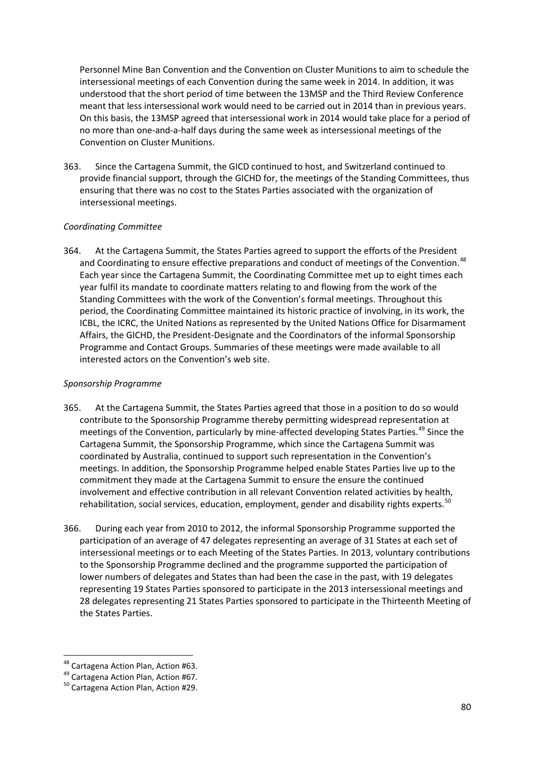Personnel Mine Ban Convention and the Convention on Cluster Munitions to aim to schedule the intersessional meetings of each Convention during the same week in 2014. In addition, it was understood that the short period of time between the 13MSP and the Third Review Conference meant that less intersessional work would need to be carried out in 2014 than in previous years. On this basis, the 13MSP agreed that intersessional work in 2014 would take place for a period of no more than one-and-a-half days during the same week as intersessional meetings of the Convention on Cluster Munitions.

363. Since the Cartagena Summit, the GICD continued to host, and Switzerland continued to provide financial support, through the GICHD for, the meetings of the Standing Committees, thus ensuring that there was no cost to the States Parties associated with the organization of intersessional meetings.

*Coordinating Committee*

364. At the Cartagena Summit, the States Parties agreed to support the efforts of the President and Coordinating to ensure effective preparations and conduct of meetings of the Convention.[48] Each year since the Cartagena Summit, the Coordinating Committee met up to eight times each year fulfil its mandate to coordinate matters relating to and flowing from the work of the Standing Committees with the work of the Convention's formal meetings. Throughout this period, the Coordinating Committee maintained its historic practice of involving, in its work, the ICBL, the ICRC, the United Nations as represented by the United Nations Office for Disarmament Affairs, the GICHD, the President-Designate and the Coordinators of the informal Sponsorship Programme and Contact Groups. Summaries of these meetings were made available to all interested actors on the Convention's web site.

*Sponsorship Programme*

365. At the Cartagena Summit, the States Parties agreed that those in a position to do so would contribute to the Sponsorship Programme thereby permitting widespread representation at meetings of the Convention, particularly by mine-affected developing States Parties.[49] Since the Cartagena Summit, the Sponsorship Programme, which since the Cartagena Summit was coordinated by Australia, continued to support such representation in the Convention's meetings. In addition, the Sponsorship Programme helped enable States Parties live up to the commitment they made at the Cartagena Summit to ensure the ensure the continued involvement and effective contribution in all relevant Convention related activities by health, rehabilitation, social services, education, employment, gender and disability rights experts.[50]

366. During each year from 2010 to 2012, the informal Sponsorship Programme supported the participation of an average of 47 delegates representing an average of 31 States at each set of intersessional meetings or to each Meeting of the States Parties. In 2013, voluntary contributions to the Sponsorship Programme declined and the programme supported the participation of lower numbers of delegates and States than had been the case in the past, with 19 delegates representing 19 States Parties sponsored to participate in the 2013 intersessional meetings and 28 delegates representing 21 States Parties sponsored to participate in the Thirteenth Meeting of the States Parties.

---

[48] Cartagena Action Plan, Action #63.

[49] Cartagena Action Plan, Action #67.

[50] Cartagena Action Plan, Action #29.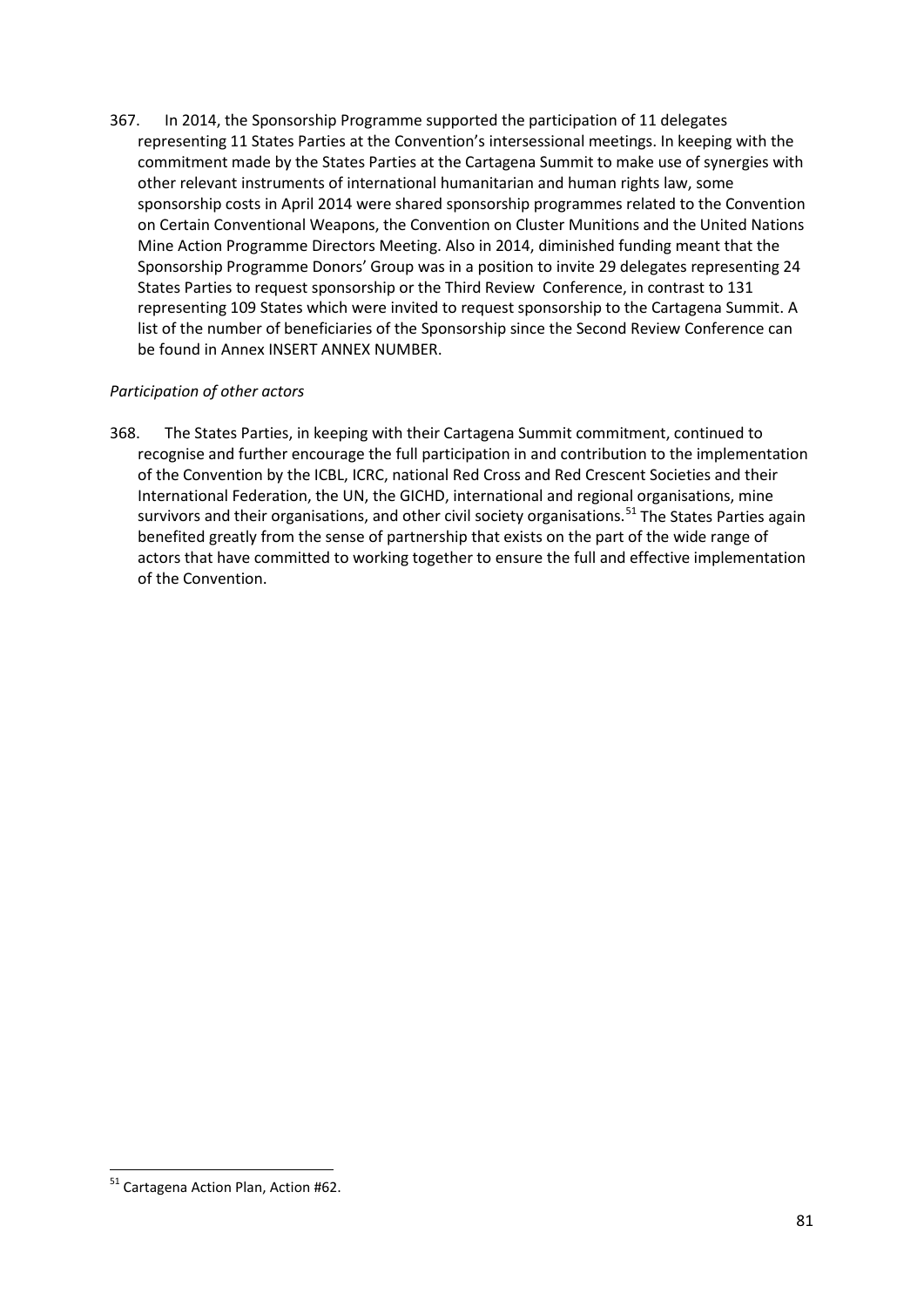367. In 2014, the Sponsorship Programme supported the participation of 11 delegates representing 11 States Parties at the Convention's intersessional meetings. In keeping with the commitment made by the States Parties at the Cartagena Summit to make use of synergies with other relevant instruments of international humanitarian and human rights law, some sponsorship costs in April 2014 were shared sponsorship programmes related to the Convention on Certain Conventional Weapons, the Convention on Cluster Munitions and the United Nations Mine Action Programme Directors Meeting. Also in 2014, diminished funding meant that the Sponsorship Programme Donors' Group was in a position to invite 29 delegates representing 24 States Parties to request sponsorship or the Third Review Conference, in contrast to 131 representing 109 States which were invited to request sponsorship to the Cartagena Summit. A list of the number of beneficiaries of the Sponsorship since the Second Review Conference can be found in Annex INSERT ANNEX NUMBER.

*Participation of other actors*

368. The States Parties, in keeping with their Cartagena Summit commitment, continued to recognise and further encourage the full participation in and contribution to the implementation of the Convention by the ICBL, ICRC, national Red Cross and Red Crescent Societies and their International Federation, the UN, the GICHD, international and regional organisations, mine survivors and their organisations, and other civil society organisations.[51] The States Parties again benefited greatly from the sense of partnership that exists on the part of the wide range of actors that have committed to working together to ensure the full and effective implementation of the Convention.

[51] Cartagena Action Plan, Action #62.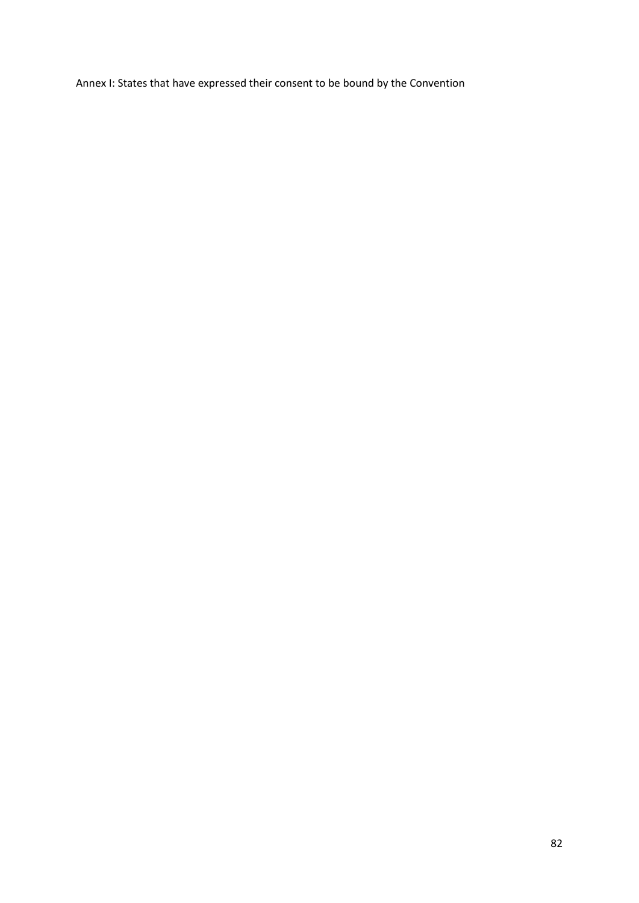Annex I: States that have expressed their consent to be bound by the Convention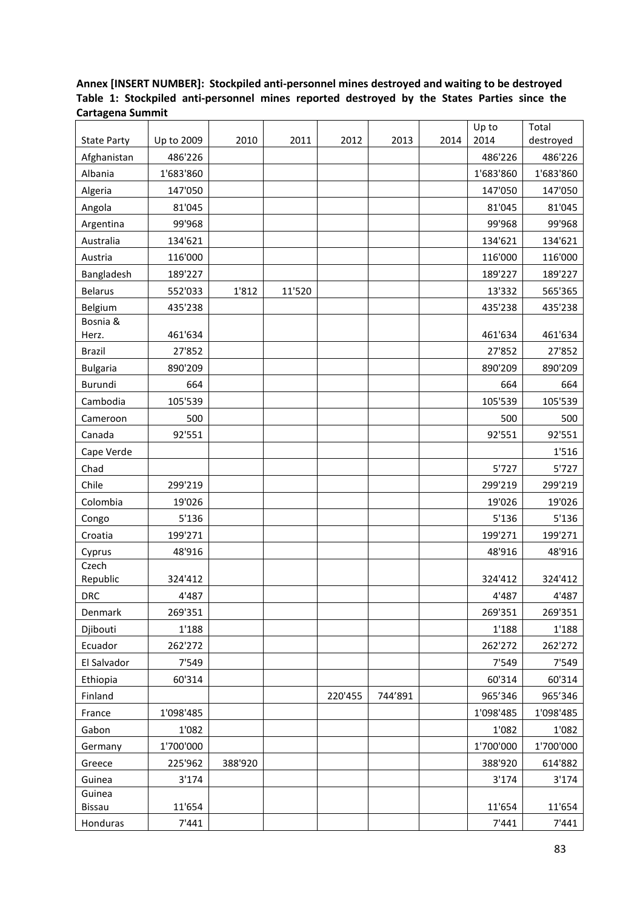**Annex [INSERT NUMBER]: Stockpiled anti-personnel mines destroyed and waiting to be destroyed**

**Table 1: Stockpiled anti-personnel mines reported destroyed by the States Parties since the Cartagena Summit**

| State Party | Up to 2009 | 2010 | 2011 | 2012 | 2013 | 2014 | Up to 2014 | Total destroyed |
|---|---|---|---|---|---|---|---|---|
| Afghanistan | 486'226 | | | | | | 486'226 | 486'226 |
| Albania | 1'683'860 | | | | | | 1'683'860 | 1'683'860 |
| Algeria | 147'050 | | | | | | 147'050 | 147'050 |
| Angola | 81'045 | | | | | | 81'045 | 81'045 |
| Argentina | 99'968 | | | | | | 99'968 | 99'968 |
| Australia | 134'621 | | | | | | 134'621 | 134'621 |
| Austria | 116'000 | | | | | | 116'000 | 116'000 |
| Bangladesh | 189'227 | | | | | | 189'227 | 189'227 |
| Belarus | 552'033 | 1'812 | 11'520 | | | | 13'332 | 565'365 |
| Belgium | 435'238 | | | | | | 435'238 | 435'238 |
| Bosnia & Herz. | 461'634 | | | | | | 461'634 | 461'634 |
| Brazil | 27'852 | | | | | | 27'852 | 27'852 |
| Bulgaria | 890'209 | | | | | | 890'209 | 890'209 |
| Burundi | 664 | | | | | | 664 | 664 |
| Cambodia | 105'539 | | | | | | 105'539 | 105'539 |
| Cameroon | 500 | | | | | | 500 | 500 |
| Canada | 92'551 | | | | | | 92'551 | 92'551 |
| Cape Verde | | | | | | | | 1'516 |
| Chad | | | | | | | 5'727 | 5'727 |
| Chile | 299'219 | | | | | | 299'219 | 299'219 |
| Colombia | 19'026 | | | | | | 19'026 | 19'026 |
| Congo | 5'136 | | | | | | 5'136 | 5'136 |
| Croatia | 199'271 | | | | | | 199'271 | 199'271 |
| Cyprus | 48'916 | | | | | | 48'916 | 48'916 |
| Czech Republic | 324'412 | | | | | | 324'412 | 324'412 |
| DRC | 4'487 | | | | | | 4'487 | 4'487 |
| Denmark | 269'351 | | | | | | 269'351 | 269'351 |
| Djibouti | 1'188 | | | | | | 1'188 | 1'188 |
| Ecuador | 262'272 | | | | | | 262'272 | 262'272 |
| El Salvador | 7'549 | | | | | | 7'549 | 7'549 |
| Ethiopia | 60'314 | | | | | | 60'314 | 60'314 |
| Finland | | | | 220'455 | 744'891 | | 965'346 | 965'346 |
| France | 1'098'485 | | | | | | 1'098'485 | 1'098'485 |
| Gabon | 1'082 | | | | | | 1'082 | 1'082 |
| Germany | 1'700'000 | | | | | | 1'700'000 | 1'700'000 |
| Greece | 225'962 | 388'920 | | | | | 388'920 | 614'882 |
| Guinea | 3'174 | | | | | | 3'174 | 3'174 |
| Guinea Bissau | 11'654 | | | | | | 11'654 | 11'654 |
| Honduras | 7'441 | | | | | | 7'441 | 7'441 |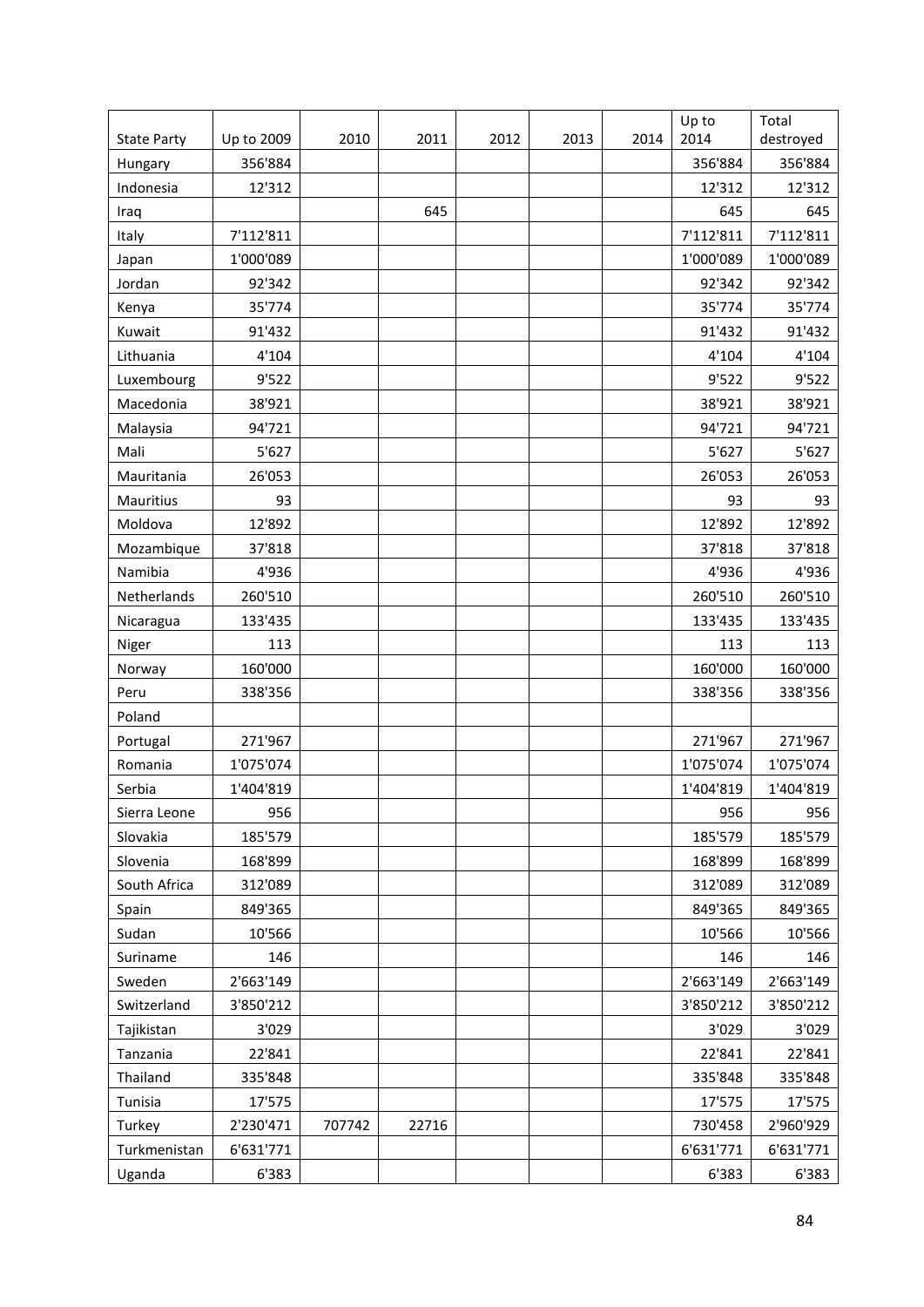| State Party | Up to 2009 | 2010 | 2011 | 2012 | 2013 | 2014 | Up to 2014 | Total destroyed |
|---|---|---|---|---|---|---|---|---|
| Hungary | 356'884 | | | | | | 356'884 | 356'884 |
| Indonesia | 12'312 | | | | | | 12'312 | 12'312 |
| Iraq | | | 645 | | | | 645 | 645 |
| Italy | 7'112'811 | | | | | | 7'112'811 | 7'112'811 |
| Japan | 1'000'089 | | | | | | 1'000'089 | 1'000'089 |
| Jordan | 92'342 | | | | | | 92'342 | 92'342 |
| Kenya | 35'774 | | | | | | 35'774 | 35'774 |
| Kuwait | 91'432 | | | | | | 91'432 | 91'432 |
| Lithuania | 4'104 | | | | | | 4'104 | 4'104 |
| Luxembourg | 9'522 | | | | | | 9'522 | 9'522 |
| Macedonia | 38'921 | | | | | | 38'921 | 38'921 |
| Malaysia | 94'721 | | | | | | 94'721 | 94'721 |
| Mali | 5'627 | | | | | | 5'627 | 5'627 |
| Mauritania | 26'053 | | | | | | 26'053 | 26'053 |
| Mauritius | 93 | | | | | | 93 | 93 |
| Moldova | 12'892 | | | | | | 12'892 | 12'892 |
| Mozambique | 37'818 | | | | | | 37'818 | 37'818 |
| Namibia | 4'936 | | | | | | 4'936 | 4'936 |
| Netherlands | 260'510 | | | | | | 260'510 | 260'510 |
| Nicaragua | 133'435 | | | | | | 133'435 | 133'435 |
| Niger | 113 | | | | | | 113 | 113 |
| Norway | 160'000 | | | | | | 160'000 | 160'000 |
| Peru | 338'356 | | | | | | 338'356 | 338'356 |
| Poland | | | | | | | | |
| Portugal | 271'967 | | | | | | 271'967 | 271'967 |
| Romania | 1'075'074 | | | | | | 1'075'074 | 1'075'074 |
| Serbia | 1'404'819 | | | | | | 1'404'819 | 1'404'819 |
| Sierra Leone | 956 | | | | | | 956 | 956 |
| Slovakia | 185'579 | | | | | | 185'579 | 185'579 |
| Slovenia | 168'899 | | | | | | 168'899 | 168'899 |
| South Africa | 312'089 | | | | | | 312'089 | 312'089 |
| Spain | 849'365 | | | | | | 849'365 | 849'365 |
| Sudan | 10'566 | | | | | | 10'566 | 10'566 |
| Suriname | 146 | | | | | | 146 | 146 |
| Sweden | 2'663'149 | | | | | | 2'663'149 | 2'663'149 |
| Switzerland | 3'850'212 | | | | | | 3'850'212 | 3'850'212 |
| Tajikistan | 3'029 | | | | | | 3'029 | 3'029 |
| Tanzania | 22'841 | | | | | | 22'841 | 22'841 |
| Thailand | 335'848 | | | | | | 335'848 | 335'848 |
| Tunisia | 17'575 | | | | | | 17'575 | 17'575 |
| Turkey | 2'230'471 | 707742 | 22716 | | | | 730'458 | 2'960'929 |
| Turkmenistan | 6'631'771 | | | | | | 6'631'771 | 6'631'771 |
| Uganda | 6'383 | | | | | | 6'383 | 6'383 |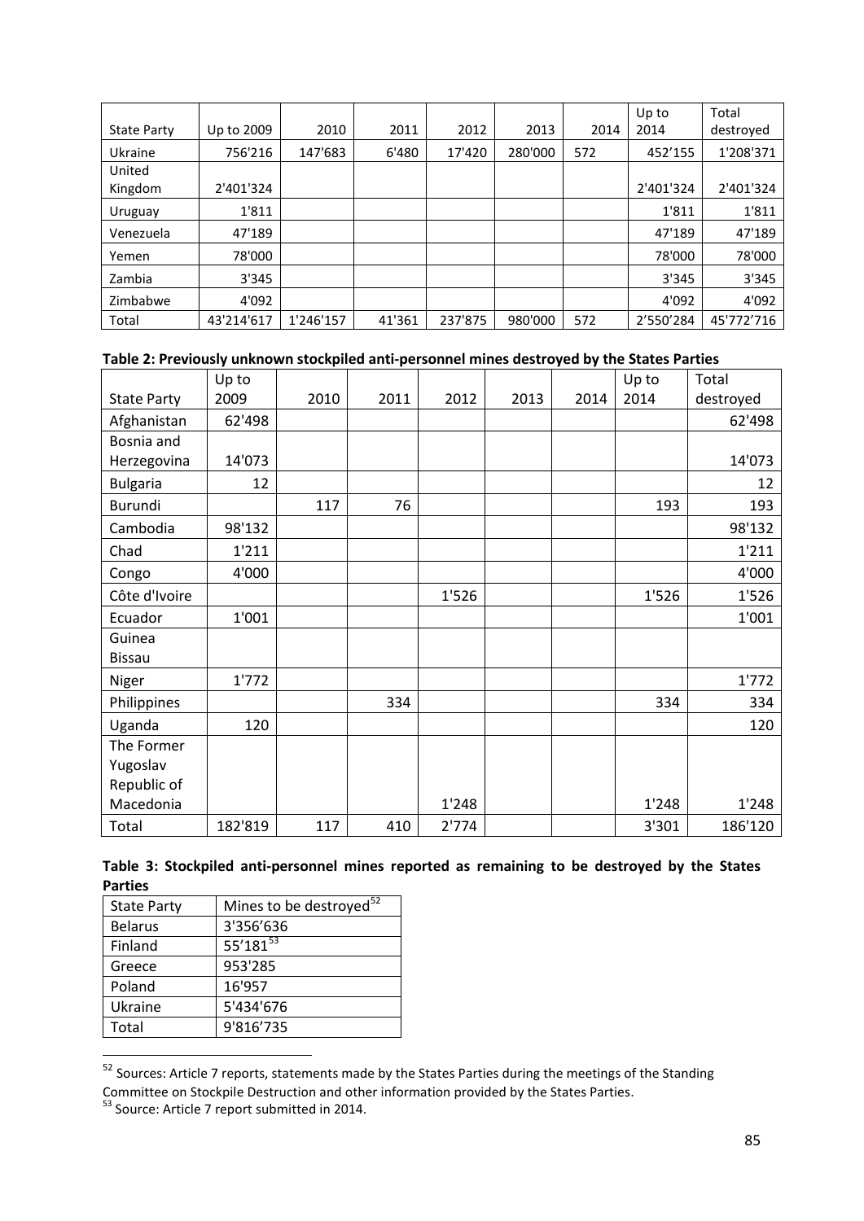| State Party | Up to 2009 | 2010 | 2011 | 2012 | 2013 | 2014 | Up to 2014 | Total destroyed |
|---|---|---|---|---|---|---|---|---|
| Ukraine | 756'216 | 147'683 | 6'480 | 17'420 | 280'000 | 572 | 452'155 | 1'208'371 |
| United Kingdom | 2'401'324 | | | | | | 2'401'324 | 2'401'324 |
| Uruguay | 1'811 | | | | | | 1'811 | 1'811 |
| Venezuela | 47'189 | | | | | | 47'189 | 47'189 |
| Yemen | 78'000 | | | | | | 78'000 | 78'000 |
| Zambia | 3'345 | | | | | | 3'345 | 3'345 |
| Zimbabwe | 4'092 | | | | | | 4'092 | 4'092 |
| Total | 43'214'617 | 1'246'157 | 41'361 | 237'875 | 980'000 | 572 | 2'550'284 | 45'772'716 |

**Table 2: Previously unknown stockpiled anti-personnel mines destroyed by the States Parties**

| State Party | Up to 2009 | 2010 | 2011 | 2012 | 2013 | 2014 | Up to 2014 | Total destroyed |
|---|---|---|---|---|---|---|---|---|
| Afghanistan | 62'498 | | | | | | | 62'498 |
| Bosnia and Herzegovina | 14'073 | | | | | | | 14'073 |
| Bulgaria | 12 | | | | | | | 12 |
| Burundi | | 117 | 76 | | | | 193 | 193 |
| Cambodia | 98'132 | | | | | | | 98'132 |
| Chad | 1'211 | | | | | | | 1'211 |
| Congo | 4'000 | | | | | | | 4'000 |
| Côte d'Ivoire | | | | 1'526 | | | 1'526 | 1'526 |
| Ecuador | 1'001 | | | | | | | 1'001 |
| Guinea Bissau | | | | | | | | |
| Niger | 1'772 | | | | | | | 1'772 |
| Philippines | | | 334 | | | | 334 | 334 |
| Uganda | 120 | | | | | | | 120 |
| The Former Yugoslav Republic of Macedonia | | | | 1'248 | | | 1'248 | 1'248 |
| Total | 182'819 | 117 | 410 | 2'774 | | | 3'301 | 186'120 |

**Table 3: Stockpiled anti-personnel mines reported as remaining to be destroyed by the States Parties**

| State Party | Mines to be destroyed[52] |
|---|---|
| Belarus | 3'356'636 |
| Finland | 55'181[53] |
| Greece | 953'285 |
| Poland | 16'957 |
| Ukraine | 5'434'676 |
| Total | 9'816'735 |

[52] Sources: Article 7 reports, statements made by the States Parties during the meetings of the Standing Committee on Stockpile Destruction and other information provided by the States Parties.

[53] Source: Article 7 report submitted in 2014.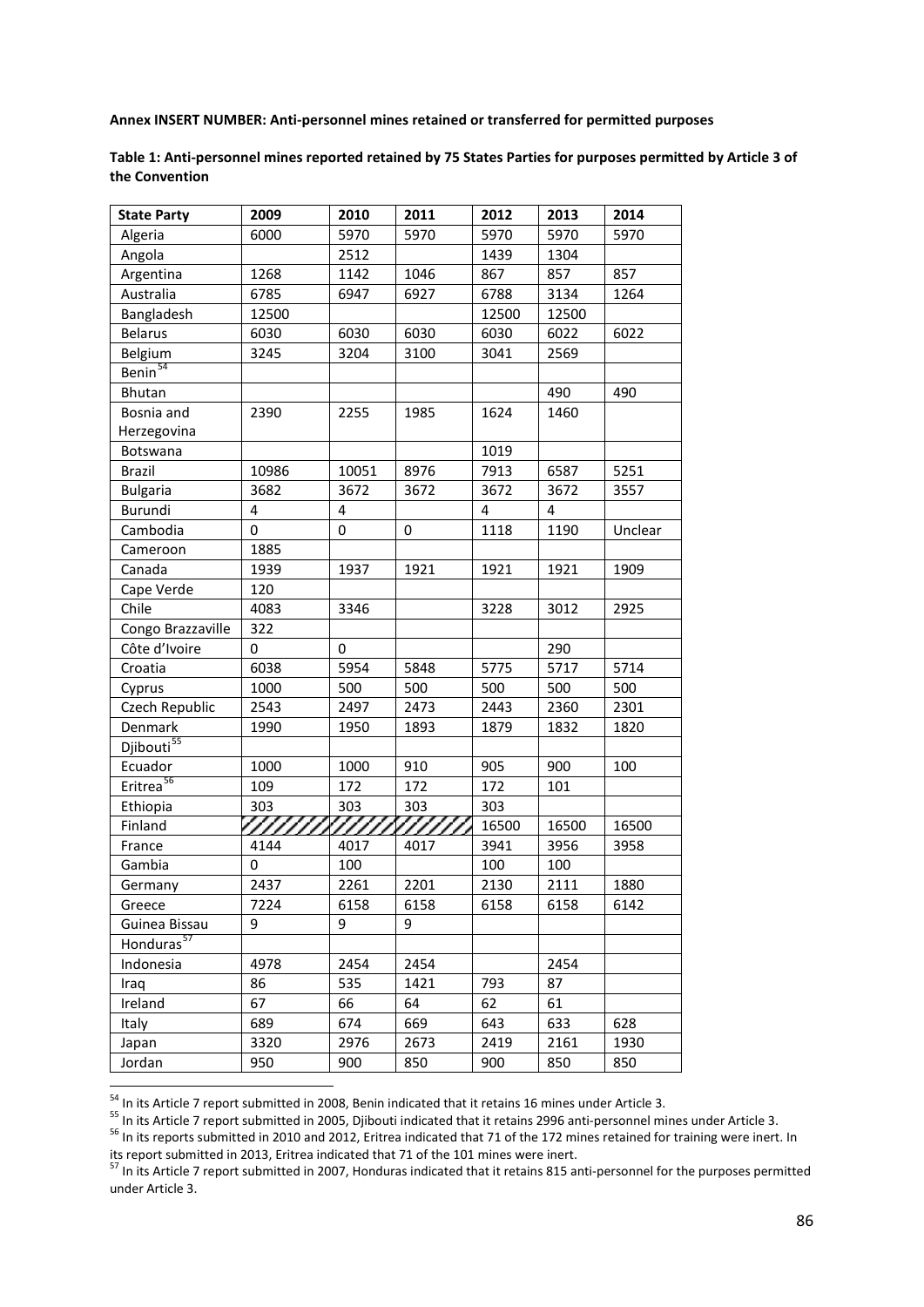**Annex INSERT NUMBER: Anti-personnel mines retained or transferred for permitted purposes**

**Table 1: Anti-personnel mines reported retained by 75 States Parties for purposes permitted by Article 3 of the Convention**

| State Party | 2009 | 2010 | 2011 | 2012 | 2013 | 2014 |
|---|---|---|---|---|---|---|
| Algeria | 6000 | 5970 | 5970 | 5970 | 5970 | 5970 |
| Angola | | 2512 | | 1439 | 1304 | |
| Argentina | 1268 | 1142 | 1046 | 867 | 857 | 857 |
| Australia | 6785 | 6947 | 6927 | 6788 | 3134 | 1264 |
| Bangladesh | 12500 | | | 12500 | 12500 | |
| Belarus | 6030 | 6030 | 6030 | 6030 | 6022 | 6022 |
| Belgium | 3245 | 3204 | 3100 | 3041 | 2569 | |
| Benin[54] | | | | | | |
| Bhutan | | | | | 490 | 490 |
| Bosnia and Herzegovina | 2390 | 2255 | 1985 | 1624 | 1460 | |
| Botswana | | | | 1019 | | |
| Brazil | 10986 | 10051 | 8976 | 7913 | 6587 | 5251 |
| Bulgaria | 3682 | 3672 | 3672 | 3672 | 3672 | 3557 |
| Burundi | 4 | 4 | | 4 | 4 | |
| Cambodia | 0 | 0 | 0 | 1118 | 1190 | Unclear |
| Cameroon | 1885 | | | | | |
| Canada | 1939 | 1937 | 1921 | 1921 | 1921 | 1909 |
| Cape Verde | 120 | | | | | |
| Chile | 4083 | 3346 | | 3228 | 3012 | 2925 |
| Congo Brazzaville | 322 | | | | | |
| Côte d'Ivoire | 0 | 0 | | | 290 | |
| Croatia | 6038 | 5954 | 5848 | 5775 | 5717 | 5714 |
| Cyprus | 1000 | 500 | 500 | 500 | 500 | 500 |
| Czech Republic | 2543 | 2497 | 2473 | 2443 | 2360 | 2301 |
| Denmark | 1990 | 1950 | 1893 | 1879 | 1832 | 1820 |
| Djibouti[55] | | | | | | |
| Ecuador | 1000 | 1000 | 910 | 905 | 900 | 100 |
| Eritrea[56] | 109 | 172 | 172 | 172 | 101 | |
| Ethiopia | 303 | 303 | 303 | 303 | | |
| Finland | | | | 16500 | 16500 | 16500 |
| France | 4144 | 4017 | 4017 | 3941 | 3956 | 3958 |
| Gambia | 0 | 100 | | 100 | 100 | |
| Germany | 2437 | 2261 | 2201 | 2130 | 2111 | 1880 |
| Greece | 7224 | 6158 | 6158 | 6158 | 6158 | 6142 |
| Guinea Bissau | 9 | 9 | 9 | | | |
| Honduras[57] | | | | | | |
| Indonesia | 4978 | 2454 | 2454 | | 2454 | |
| Iraq | 86 | 535 | 1421 | 793 | 87 | |
| Ireland | 67 | 66 | 64 | 62 | 61 | |
| Italy | 689 | 674 | 669 | 643 | 633 | 628 |
| Japan | 3320 | 2976 | 2673 | 2419 | 2161 | 1930 |
| Jordan | 950 | 900 | 850 | 900 | 850 | 850 |

[54] In its Article 7 report submitted in 2008, Benin indicated that it retains 16 mines under Article 3.

[55] In its Article 7 report submitted in 2005, Djibouti indicated that it retains 2996 anti-personnel mines under Article 3.

[56] In its reports submitted in 2010 and 2012, Eritrea indicated that 71 of the 172 mines retained for training were inert. In its report submitted in 2013, Eritrea indicated that 71 of the 101 mines were inert.

[57] In its Article 7 report submitted in 2007, Honduras indicated that it retains 815 anti-personnel for the purposes permitted under Article 3.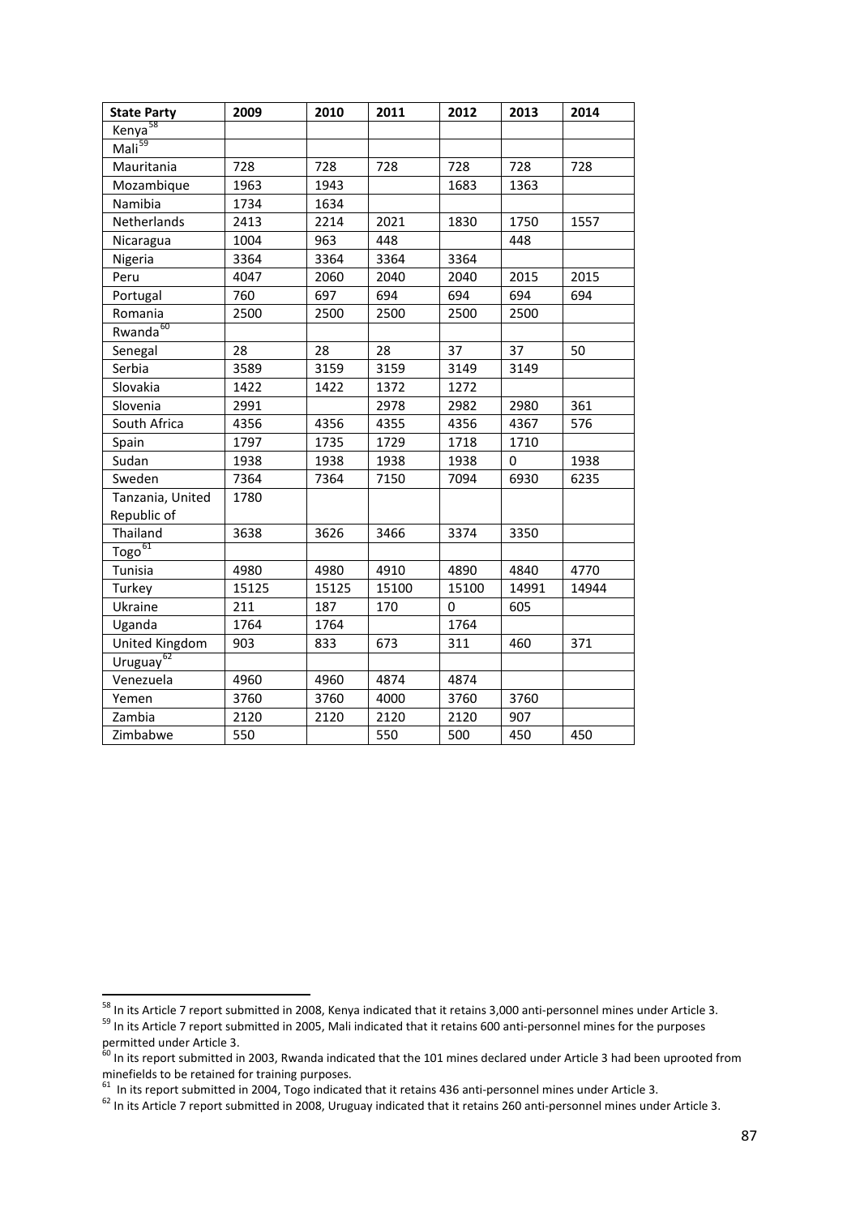| State Party | 2009 | 2010 | 2011 | 2012 | 2013 | 2014 |
|---|---|---|---|---|---|---|
| Kenya[58] | | | | | | |
| Mali[59] | | | | | | |
| Mauritania | 728 | 728 | 728 | 728 | 728 | 728 |
| Mozambique | 1963 | 1943 | | 1683 | 1363 | |
| Namibia | 1734 | 1634 | | | | |
| Netherlands | 2413 | 2214 | 2021 | 1830 | 1750 | 1557 |
| Nicaragua | 1004 | 963 | 448 | | 448 | |
| Nigeria | 3364 | 3364 | 3364 | 3364 | | |
| Peru | 4047 | 2060 | 2040 | 2040 | 2015 | 2015 |
| Portugal | 760 | 697 | 694 | 694 | 694 | 694 |
| Romania | 2500 | 2500 | 2500 | 2500 | 2500 | |
| Rwanda[60] | | | | | | |
| Senegal | 28 | 28 | 28 | 37 | 37 | 50 |
| Serbia | 3589 | 3159 | 3159 | 3149 | 3149 | |
| Slovakia | 1422 | 1422 | 1372 | 1272 | | |
| Slovenia | 2991 | | 2978 | 2982 | 2980 | 361 |
| South Africa | 4356 | 4356 | 4355 | 4356 | 4367 | 576 |
| Spain | 1797 | 1735 | 1729 | 1718 | 1710 | |
| Sudan | 1938 | 1938 | 1938 | 1938 | 0 | 1938 |
| Sweden | 7364 | 7364 | 7150 | 7094 | 6930 | 6235 |
| Tanzania, United Republic of | 1780 | | | | | |
| Thailand | 3638 | 3626 | 3466 | 3374 | 3350 | |
| Togo[61] | | | | | | |
| Tunisia | 4980 | 4980 | 4910 | 4890 | 4840 | 4770 |
| Turkey | 15125 | 15125 | 15100 | 15100 | 14991 | 14944 |
| Ukraine | 211 | 187 | 170 | 0 | 605 | |
| Uganda | 1764 | 1764 | | 1764 | | |
| United Kingdom | 903 | 833 | 673 | 311 | 460 | 371 |
| Uruguay[62] | | | | | | |
| Venezuela | 4960 | 4960 | 4874 | 4874 | | |
| Yemen | 3760 | 3760 | 4000 | 3760 | 3760 | |
| Zambia | 2120 | 2120 | 2120 | 2120 | 907 | |
| Zimbabwe | 550 | | 550 | 500 | 450 | 450 |

[58] In its Article 7 report submitted in 2008, Kenya indicated that it retains 3,000 anti-personnel mines under Article 3.

[59] In its Article 7 report submitted in 2005, Mali indicated that it retains 600 anti-personnel mines for the purposes permitted under Article 3.

[60] In its report submitted in 2003, Rwanda indicated that the 101 mines declared under Article 3 had been uprooted from minefields to be retained for training purposes.

[61] In its report submitted in 2004, Togo indicated that it retains 436 anti-personnel mines under Article 3.

[62] In its Article 7 report submitted in 2008, Uruguay indicated that it retains 260 anti-personnel mines under Article 3.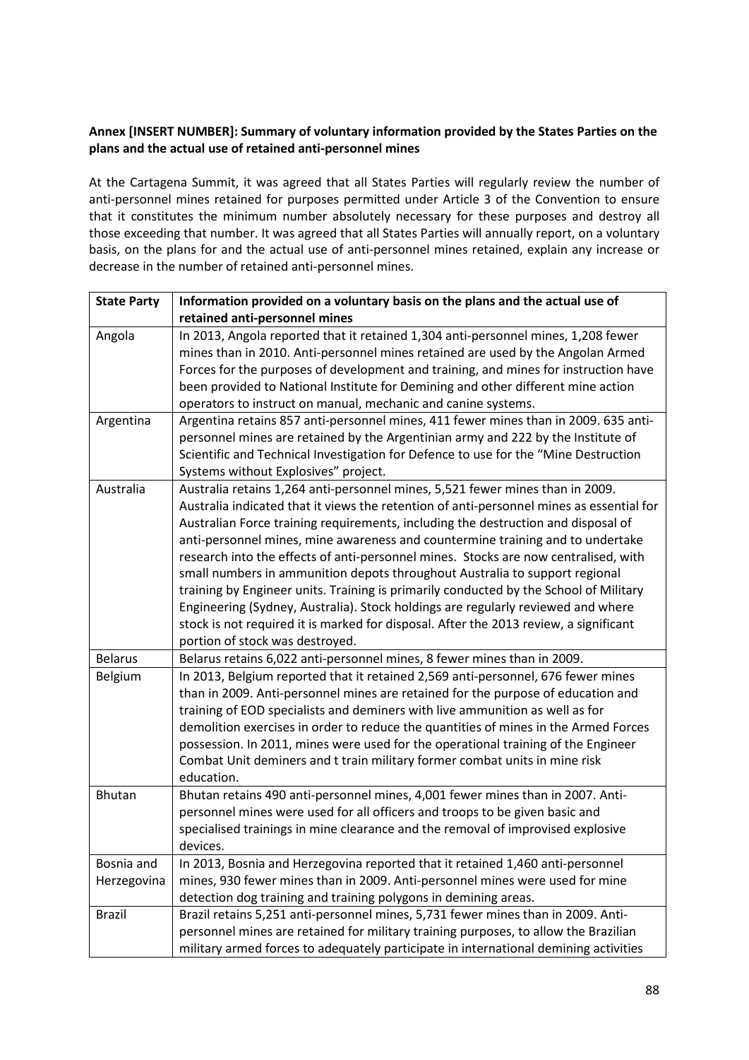**Annex [INSERT NUMBER]: Summary of voluntary information provided by the States Parties on the plans and the actual use of retained anti-personnel mines**

At the Cartagena Summit, it was agreed that all States Parties will regularly review the number of anti-personnel mines retained for purposes permitted under Article 3 of the Convention to ensure that it constitutes the minimum number absolutely necessary for these purposes and destroy all those exceeding that number. It was agreed that all States Parties will annually report, on a voluntary basis, on the plans for and the actual use of anti-personnel mines retained, explain any increase or decrease in the number of retained anti-personnel mines.

| State Party | Information provided on a voluntary basis on the plans and the actual use of retained anti-personnel mines |
|---|---|
| Angola | In 2013, Angola reported that it retained 1,304 anti-personnel mines, 1,208 fewer mines than in 2010. Anti-personnel mines retained are used by the Angolan Armed Forces for the purposes of development and training, and mines for instruction have been provided to National Institute for Demining and other different mine action operators to instruct on manual, mechanic and canine systems. |
| Argentina | Argentina retains 857 anti-personnel mines, 411 fewer mines than in 2009. 635 anti-personnel mines are retained by the Argentinian army and 222 by the Institute of Scientific and Technical Investigation for Defence to use for the "Mine Destruction Systems without Explosives" project. |
| Australia | Australia retains 1,264 anti-personnel mines, 5,521 fewer mines than in 2009. Australia indicated that it views the retention of anti-personnel mines as essential for Australian Force training requirements, including the destruction and disposal of anti-personnel mines, mine awareness and countermine training and to undertake research into the effects of anti-personnel mines. Stocks are now centralised, with small numbers in ammunition depots throughout Australia to support regional training by Engineer units. Training is primarily conducted by the School of Military Engineering (Sydney, Australia). Stock holdings are regularly reviewed and where stock is not required it is marked for disposal. After the 2013 review, a significant portion of stock was destroyed. |
| Belarus | Belarus retains 6,022 anti-personnel mines, 8 fewer mines than in 2009. |
| Belgium | In 2013, Belgium reported that it retained 2,569 anti-personnel, 676 fewer mines than in 2009. Anti-personnel mines are retained for the purpose of education and training of EOD specialists and deminers with live ammunition as well as for demolition exercises in order to reduce the quantities of mines in the Armed Forces possession. In 2011, mines were used for the operational training of the Engineer Combat Unit deminers and t train military former combat units in mine risk education. |
| Bhutan | Bhutan retains 490 anti-personnel mines, 4,001 fewer mines than in 2007. Anti-personnel mines were used for all officers and troops to be given basic and specialised trainings in mine clearance and the removal of improvised explosive devices. |
| Bosnia and Herzegovina | In 2013, Bosnia and Herzegovina reported that it retained 1,460 anti-personnel mines, 930 fewer mines than in 2009. Anti-personnel mines were used for mine detection dog training and training polygons in demining areas. |
| Brazil | Brazil retains 5,251 anti-personnel mines, 5,731 fewer mines than in 2009. Anti-personnel mines are retained for military training purposes, to allow the Brazilian military armed forces to adequately participate in international demining activities |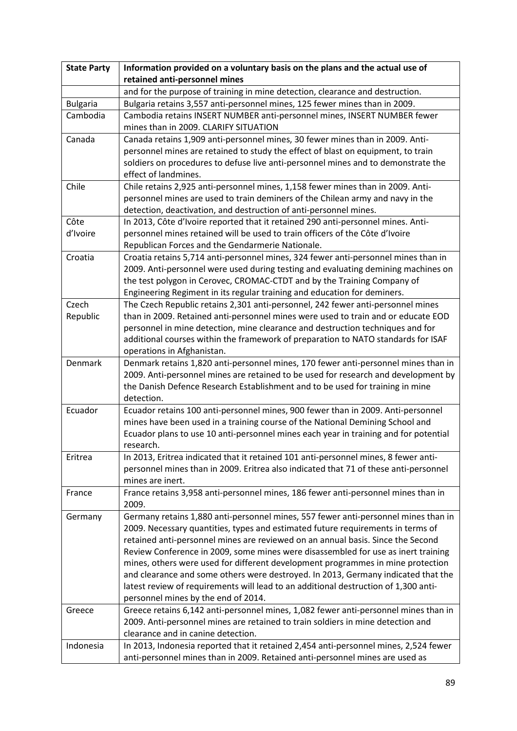| State Party | Information provided on a voluntary basis on the plans and the actual use of retained anti-personnel mines |
|---|---|
| | and for the purpose of training in mine detection, clearance and destruction. |
| Bulgaria | Bulgaria retains 3,557 anti-personnel mines, 125 fewer mines than in 2009. |
| Cambodia | Cambodia retains INSERT NUMBER anti-personnel mines, INSERT NUMBER fewer mines than in 2009. CLARIFY SITUATION |
| Canada | Canada retains 1,909 anti-personnel mines, 30 fewer mines than in 2009. Anti-personnel mines are retained to study the effect of blast on equipment, to train soldiers on procedures to defuse live anti-personnel mines and to demonstrate the effect of landmines. |
| Chile | Chile retains 2,925 anti-personnel mines, 1,158 fewer mines than in 2009. Anti-personnel mines are used to train deminers of the Chilean army and navy in the detection, deactivation, and destruction of anti-personnel mines. |
| Côte d'Ivoire | In 2013, Côte d'Ivoire reported that it retained 290 anti-personnel mines. Anti-personnel mines retained will be used to train officers of the Côte d'Ivoire Republican Forces and the Gendarmerie Nationale. |
| Croatia | Croatia retains 5,714 anti-personnel mines, 324 fewer anti-personnel mines than in 2009. Anti-personnel were used during testing and evaluating demining machines on the test polygon in Cerovec, CROMAC-CTDT and by the Training Company of Engineering Regiment in its regular training and education for deminers. |
| Czech Republic | The Czech Republic retains 2,301 anti-personnel, 242 fewer anti-personnel mines than in 2009. Retained anti-personnel mines were used to train and or educate EOD personnel in mine detection, mine clearance and destruction techniques and for additional courses within the framework of preparation to NATO standards for ISAF operations in Afghanistan. |
| Denmark | Denmark retains 1,820 anti-personnel mines, 170 fewer anti-personnel mines than in 2009. Anti-personnel mines are retained to be used for research and development by the Danish Defence Research Establishment and to be used for training in mine detection. |
| Ecuador | Ecuador retains 100 anti-personnel mines, 900 fewer than in 2009. Anti-personnel mines have been used in a training course of the National Demining School and Ecuador plans to use 10 anti-personnel mines each year in training and for potential research. |
| Eritrea | In 2013, Eritrea indicated that it retained 101 anti-personnel mines, 8 fewer anti-personnel mines than in 2009. Eritrea also indicated that 71 of these anti-personnel mines are inert. |
| France | France retains 3,958 anti-personnel mines, 186 fewer anti-personnel mines than in 2009. |
| Germany | Germany retains 1,880 anti-personnel mines, 557 fewer anti-personnel mines than in 2009. Necessary quantities, types and estimated future requirements in terms of retained anti-personnel mines are reviewed on an annual basis. Since the Second Review Conference in 2009, some mines were disassembled for use as inert training mines, others were used for different development programmes in mine protection and clearance and some others were destroyed. In 2013, Germany indicated that the latest review of requirements will lead to an additional destruction of 1,300 anti-personnel mines by the end of 2014. |
| Greece | Greece retains 6,142 anti-personnel mines, 1,082 fewer anti-personnel mines than in 2009. Anti-personnel mines are retained to train soldiers in mine detection and clearance and in canine detection. |
| Indonesia | In 2013, Indonesia reported that it retained 2,454 anti-personnel mines, 2,524 fewer anti-personnel mines than in 2009. Retained anti-personnel mines are used as |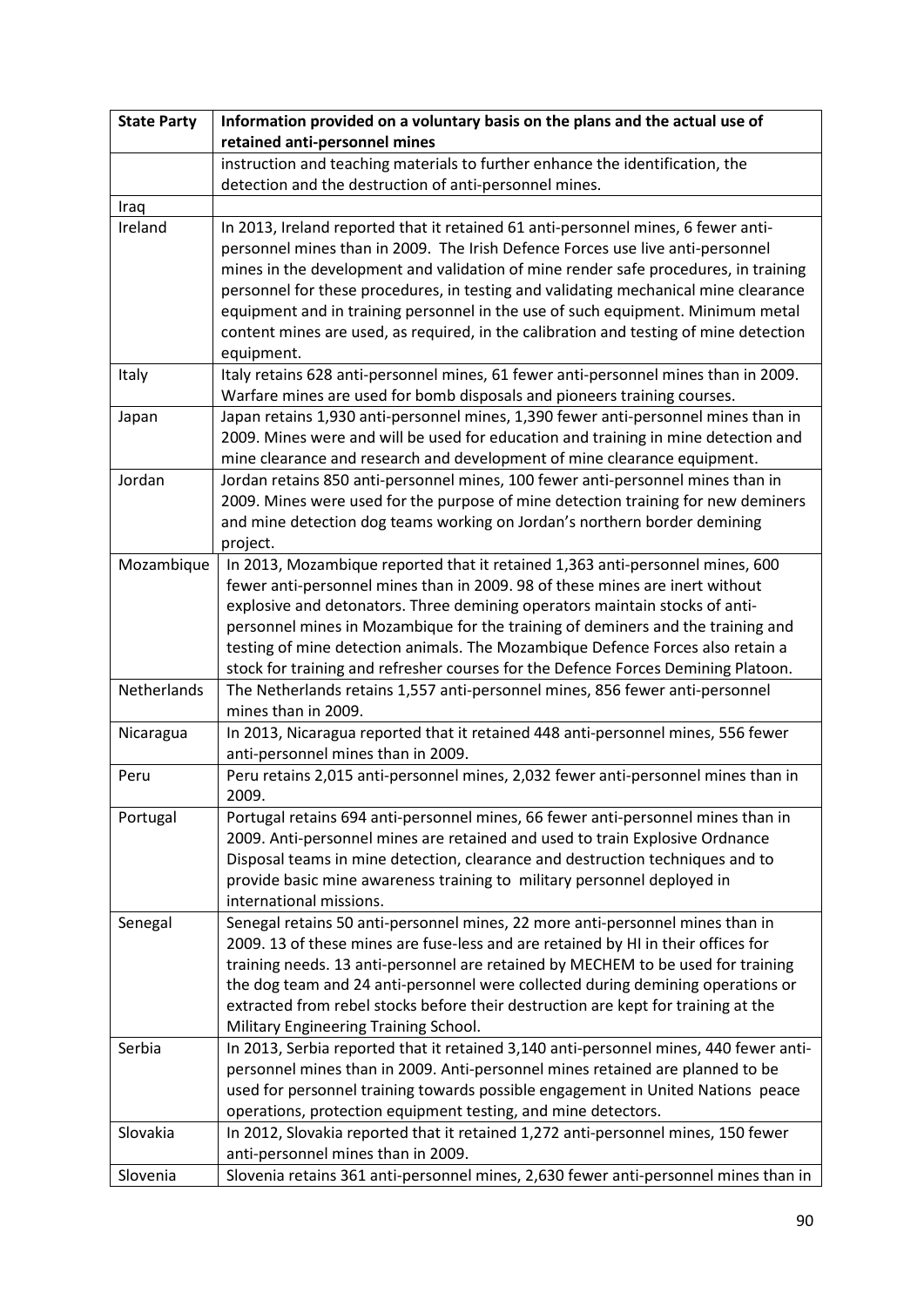| State Party | Information provided on a voluntary basis on the plans and the actual use of retained anti-personnel mines |
|---|---|
| | instruction and teaching materials to further enhance the identification, the detection and the destruction of anti-personnel mines. |
| Iraq | |
| Ireland | In 2013, Ireland reported that it retained 61 anti-personnel mines, 6 fewer anti-personnel mines than in 2009. The Irish Defence Forces use live anti-personnel mines in the development and validation of mine render safe procedures, in training personnel for these procedures, in testing and validating mechanical mine clearance equipment and in training personnel in the use of such equipment. Minimum metal content mines are used, as required, in the calibration and testing of mine detection equipment. |
| Italy | Italy retains 628 anti-personnel mines, 61 fewer anti-personnel mines than in 2009. Warfare mines are used for bomb disposals and pioneers training courses. |
| Japan | Japan retains 1,930 anti-personnel mines, 1,390 fewer anti-personnel mines than in 2009. Mines were and will be used for education and training in mine detection and mine clearance and research and development of mine clearance equipment. |
| Jordan | Jordan retains 850 anti-personnel mines, 100 fewer anti-personnel mines than in 2009. Mines were used for the purpose of mine detection training for new deminers and mine detection dog teams working on Jordan's northern border demining project. |
| Mozambique | In 2013, Mozambique reported that it retained 1,363 anti-personnel mines, 600 fewer anti-personnel mines than in 2009. 98 of these mines are inert without explosive and detonators. Three demining operators maintain stocks of anti-personnel mines in Mozambique for the training of deminers and the training and testing of mine detection animals. The Mozambique Defence Forces also retain a stock for training and refresher courses for the Defence Forces Demining Platoon. |
| Netherlands | The Netherlands retains 1,557 anti-personnel mines, 856 fewer anti-personnel mines than in 2009. |
| Nicaragua | In 2013, Nicaragua reported that it retained 448 anti-personnel mines, 556 fewer anti-personnel mines than in 2009. |
| Peru | Peru retains 2,015 anti-personnel mines, 2,032 fewer anti-personnel mines than in 2009. |
| Portugal | Portugal retains 694 anti-personnel mines, 66 fewer anti-personnel mines than in 2009. Anti-personnel mines are retained and used to train Explosive Ordnance Disposal teams in mine detection, clearance and destruction techniques and to provide basic mine awareness training to military personnel deployed in international missions. |
| Senegal | Senegal retains 50 anti-personnel mines, 22 more anti-personnel mines than in 2009. 13 of these mines are fuse-less and are retained by HI in their offices for training needs. 13 anti-personnel are retained by MECHEM to be used for training the dog team and 24 anti-personnel were collected during demining operations or extracted from rebel stocks before their destruction are kept for training at the Military Engineering Training School. |
| Serbia | In 2013, Serbia reported that it retained 3,140 anti-personnel mines, 440 fewer anti-personnel mines than in 2009. Anti-personnel mines retained are planned to be used for personnel training towards possible engagement in United Nations peace operations, protection equipment testing, and mine detectors. |
| Slovakia | In 2012, Slovakia reported that it retained 1,272 anti-personnel mines, 150 fewer anti-personnel mines than in 2009. |
| Slovenia | Slovenia retains 361 anti-personnel mines, 2,630 fewer anti-personnel mines than in |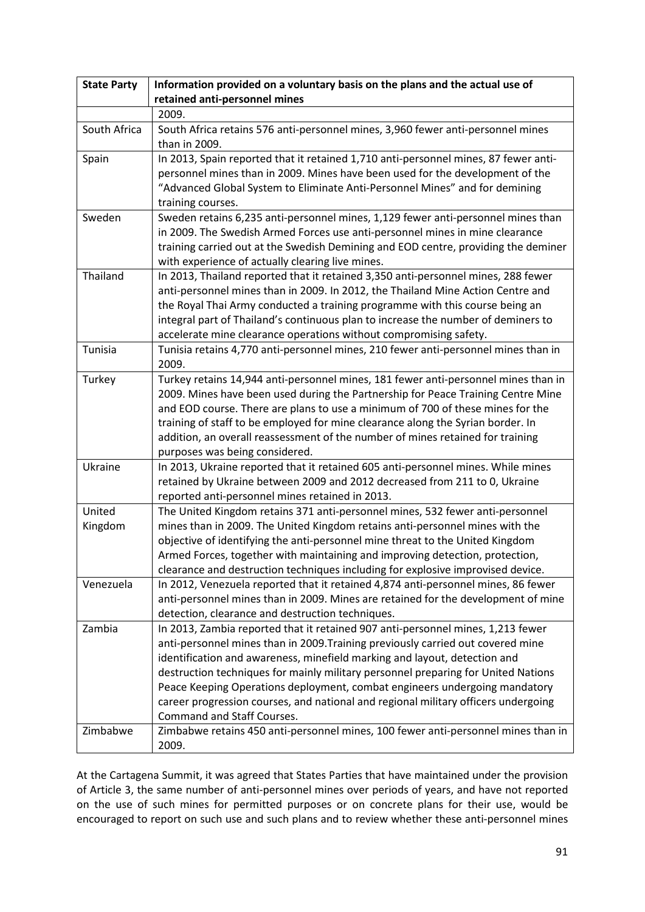| State Party | Information provided on a voluntary basis on the plans and the actual use of retained anti-personnel mines |
|---|---|
| | 2009. |
| South Africa | South Africa retains 576 anti-personnel mines, 3,960 fewer anti-personnel mines than in 2009. |
| Spain | In 2013, Spain reported that it retained 1,710 anti-personnel mines, 87 fewer anti-personnel mines than in 2009. Mines have been used for the development of the "Advanced Global System to Eliminate Anti-Personnel Mines" and for demining training courses. |
| Sweden | Sweden retains 6,235 anti-personnel mines, 1,129 fewer anti-personnel mines than in 2009. The Swedish Armed Forces use anti-personnel mines in mine clearance training carried out at the Swedish Demining and EOD centre, providing the deminer with experience of actually clearing live mines. |
| Thailand | In 2013, Thailand reported that it retained 3,350 anti-personnel mines, 288 fewer anti-personnel mines than in 2009. In 2012, the Thailand Mine Action Centre and the Royal Thai Army conducted a training programme with this course being an integral part of Thailand's continuous plan to increase the number of deminers to accelerate mine clearance operations without compromising safety. |
| Tunisia | Tunisia retains 4,770 anti-personnel mines, 210 fewer anti-personnel mines than in 2009. |
| Turkey | Turkey retains 14,944 anti-personnel mines, 181 fewer anti-personnel mines than in 2009. Mines have been used during the Partnership for Peace Training Centre Mine and EOD course. There are plans to use a minimum of 700 of these mines for the training of staff to be employed for mine clearance along the Syrian border. In addition, an overall reassessment of the number of mines retained for training purposes was being considered. |
| Ukraine | In 2013, Ukraine reported that it retained 605 anti-personnel mines. While mines retained by Ukraine between 2009 and 2012 decreased from 211 to 0, Ukraine reported anti-personnel mines retained in 2013. |
| United Kingdom | The United Kingdom retains 371 anti-personnel mines, 532 fewer anti-personnel mines than in 2009. The United Kingdom retains anti-personnel mines with the objective of identifying the anti-personnel mine threat to the United Kingdom Armed Forces, together with maintaining and improving detection, protection, clearance and destruction techniques including for explosive improvised device. |
| Venezuela | In 2012, Venezuela reported that it retained 4,874 anti-personnel mines, 86 fewer anti-personnel mines than in 2009. Mines are retained for the development of mine detection, clearance and destruction techniques. |
| Zambia | In 2013, Zambia reported that it retained 907 anti-personnel mines, 1,213 fewer anti-personnel mines than in 2009.Training previously carried out covered mine identification and awareness, minefield marking and layout, detection and destruction techniques for mainly military personnel preparing for United Nations Peace Keeping Operations deployment, combat engineers undergoing mandatory career progression courses, and national and regional military officers undergoing Command and Staff Courses. |
| Zimbabwe | Zimbabwe retains 450 anti-personnel mines, 100 fewer anti-personnel mines than in 2009. |

At the Cartagena Summit, it was agreed that States Parties that have maintained under the provision of Article 3, the same number of anti-personnel mines over periods of years, and have not reported on the use of such mines for permitted purposes or on concrete plans for their use, would be encouraged to report on such use and such plans and to review whether these anti-personnel mines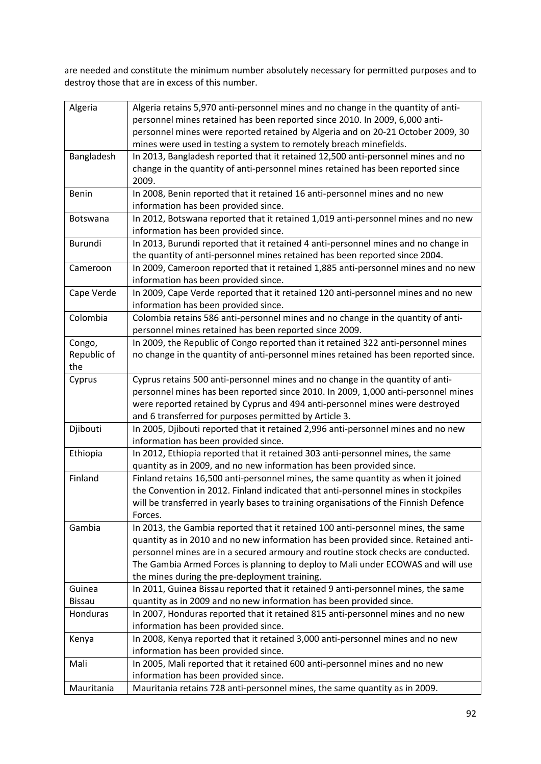are needed and constitute the minimum number absolutely necessary for permitted purposes and to destroy those that are in excess of this number.

| | |
|---|---|
| Algeria | Algeria retains 5,970 anti-personnel mines and no change in the quantity of anti-personnel mines retained has been reported since 2010. In 2009, 6,000 anti-personnel mines were reported retained by Algeria and on 20-21 October 2009, 30 mines were used in testing a system to remotely breach minefields. |
| Bangladesh | In 2013, Bangladesh reported that it retained 12,500 anti-personnel mines and no change in the quantity of anti-personnel mines retained has been reported since 2009. |
| Benin | In 2008, Benin reported that it retained 16 anti-personnel mines and no new information has been provided since. |
| Botswana | In 2012, Botswana reported that it retained 1,019 anti-personnel mines and no new information has been provided since. |
| Burundi | In 2013, Burundi reported that it retained 4 anti-personnel mines and no change in the quantity of anti-personnel mines retained has been reported since 2004. |
| Cameroon | In 2009, Cameroon reported that it retained 1,885 anti-personnel mines and no new information has been provided since. |
| Cape Verde | In 2009, Cape Verde reported that it retained 120 anti-personnel mines and no new information has been provided since. |
| Colombia | Colombia retains 586 anti-personnel mines and no change in the quantity of anti-personnel mines retained has been reported since 2009. |
| Congo, Republic of the | In 2009, the Republic of Congo reported than it retained 322 anti-personnel mines no change in the quantity of anti-personnel mines retained has been reported since. |
| Cyprus | Cyprus retains 500 anti-personnel mines and no change in the quantity of anti-personnel mines has been reported since 2010. In 2009, 1,000 anti-personnel mines were reported retained by Cyprus and 494 anti-personnel mines were destroyed and 6 transferred for purposes permitted by Article 3. |
| Djibouti | In 2005, Djibouti reported that it retained 2,996 anti-personnel mines and no new information has been provided since. |
| Ethiopia | In 2012, Ethiopia reported that it retained 303 anti-personnel mines, the same quantity as in 2009, and no new information has been provided since. |
| Finland | Finland retains 16,500 anti-personnel mines, the same quantity as when it joined the Convention in 2012. Finland indicated that anti-personnel mines in stockpiles will be transferred in yearly bases to training organisations of the Finnish Defence Forces. |
| Gambia | In 2013, the Gambia reported that it retained 100 anti-personnel mines, the same quantity as in 2010 and no new information has been provided since. Retained anti-personnel mines are in a secured armoury and routine stock checks are conducted. The Gambia Armed Forces is planning to deploy to Mali under ECOWAS and will use the mines during the pre-deployment training. |
| Guinea Bissau | In 2011, Guinea Bissau reported that it retained 9 anti-personnel mines, the same quantity as in 2009 and no new information has been provided since. |
| Honduras | In 2007, Honduras reported that it retained 815 anti-personnel mines and no new information has been provided since. |
| Kenya | In 2008, Kenya reported that it retained 3,000 anti-personnel mines and no new information has been provided since. |
| Mali | In 2005, Mali reported that it retained 600 anti-personnel mines and no new information has been provided since. |
| Mauritania | Mauritania retains 728 anti-personnel mines, the same quantity as in 2009. |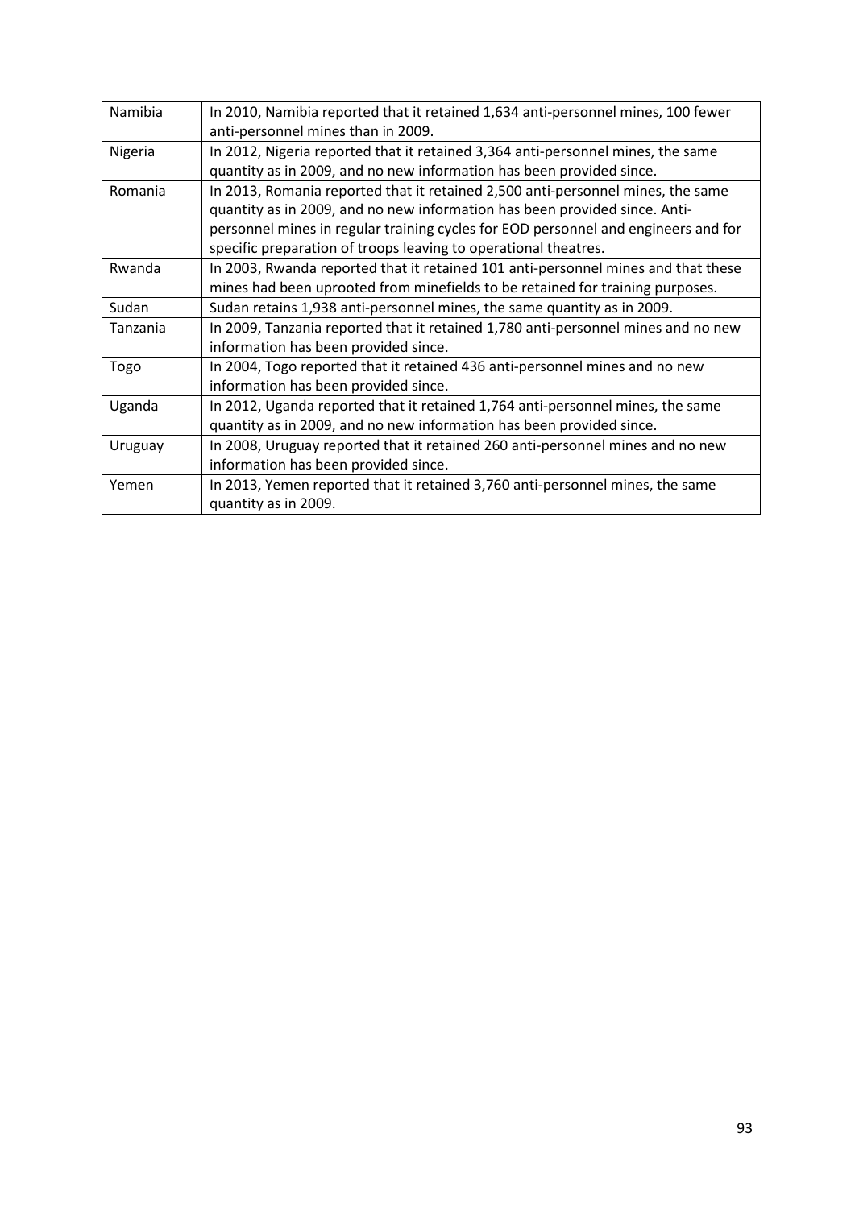| | |
|---|---|
| Namibia | In 2010, Namibia reported that it retained 1,634 anti-personnel mines, 100 fewer anti-personnel mines than in 2009. |
| Nigeria | In 2012, Nigeria reported that it retained 3,364 anti-personnel mines, the same quantity as in 2009, and no new information has been provided since. |
| Romania | In 2013, Romania reported that it retained 2,500 anti-personnel mines, the same quantity as in 2009, and no new information has been provided since. Anti-personnel mines in regular training cycles for EOD personnel and engineers and for specific preparation of troops leaving to operational theatres. |
| Rwanda | In 2003, Rwanda reported that it retained 101 anti-personnel mines and that these mines had been uprooted from minefields to be retained for training purposes. |
| Sudan | Sudan retains 1,938 anti-personnel mines, the same quantity as in 2009. |
| Tanzania | In 2009, Tanzania reported that it retained 1,780 anti-personnel mines and no new information has been provided since. |
| Togo | In 2004, Togo reported that it retained 436 anti-personnel mines and no new information has been provided since. |
| Uganda | In 2012, Uganda reported that it retained 1,764 anti-personnel mines, the same quantity as in 2009, and no new information has been provided since. |
| Uruguay | In 2008, Uruguay reported that it retained 260 anti-personnel mines and no new information has been provided since. |
| Yemen | In 2013, Yemen reported that it retained 3,760 anti-personnel mines, the same quantity as in 2009. |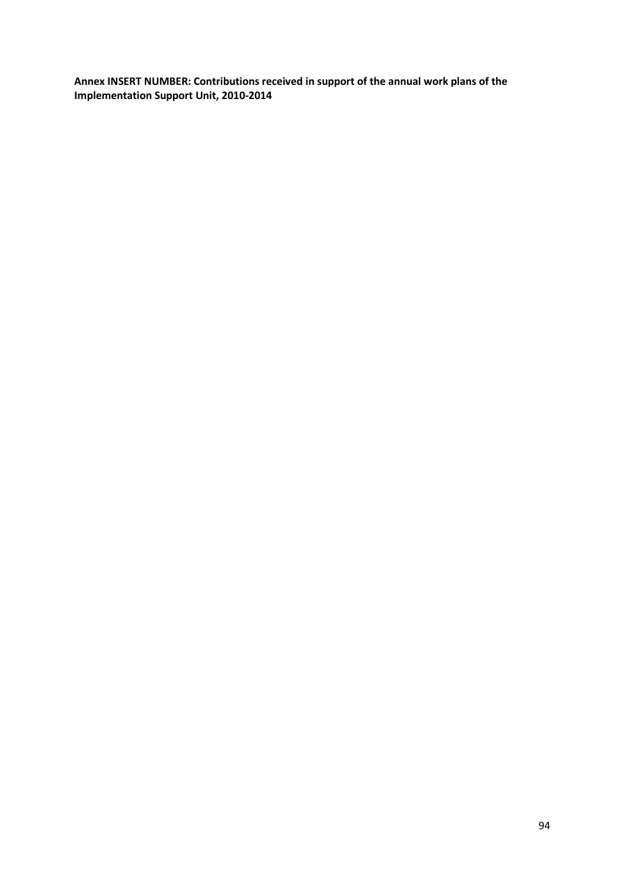**Annex INSERT NUMBER: Contributions received in support of the annual work plans of the Implementation Support Unit, 2010-2014**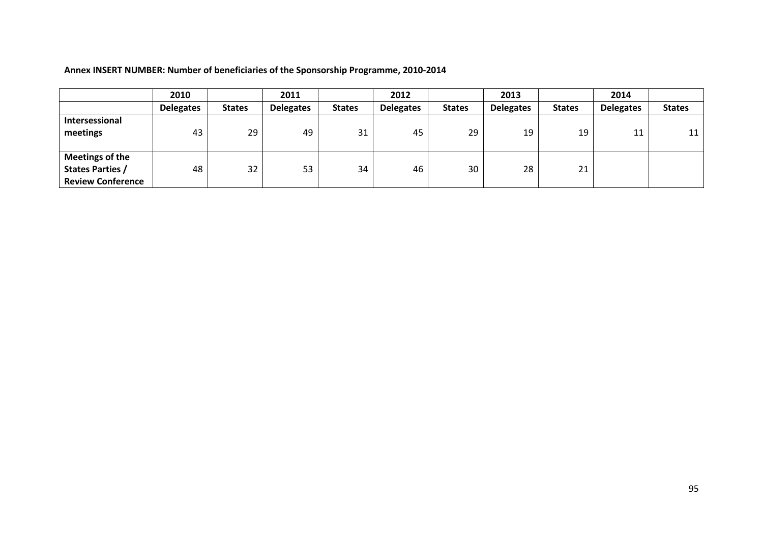**Annex INSERT NUMBER: Number of beneficiaries of the Sponsorship Programme, 2010-2014**

| | 2010 | | 2011 | | 2012 | | 2013 | | 2014 | |
|---|---|---|---|---|---|---|---|---|---|---|
| | **Delegates** | **States** | **Delegates** | **States** | **Delegates** | **States** | **Delegates** | **States** | **Delegates** | **States** |
| **Intersessional meetings** | 43 | 29 | 49 | 31 | 45 | 29 | 19 | 19 | 11 | 11 |
| **Meetings of the States Parties / Review Conference** | 48 | 32 | 53 | 34 | 46 | 30 | 28 | 21 | | |